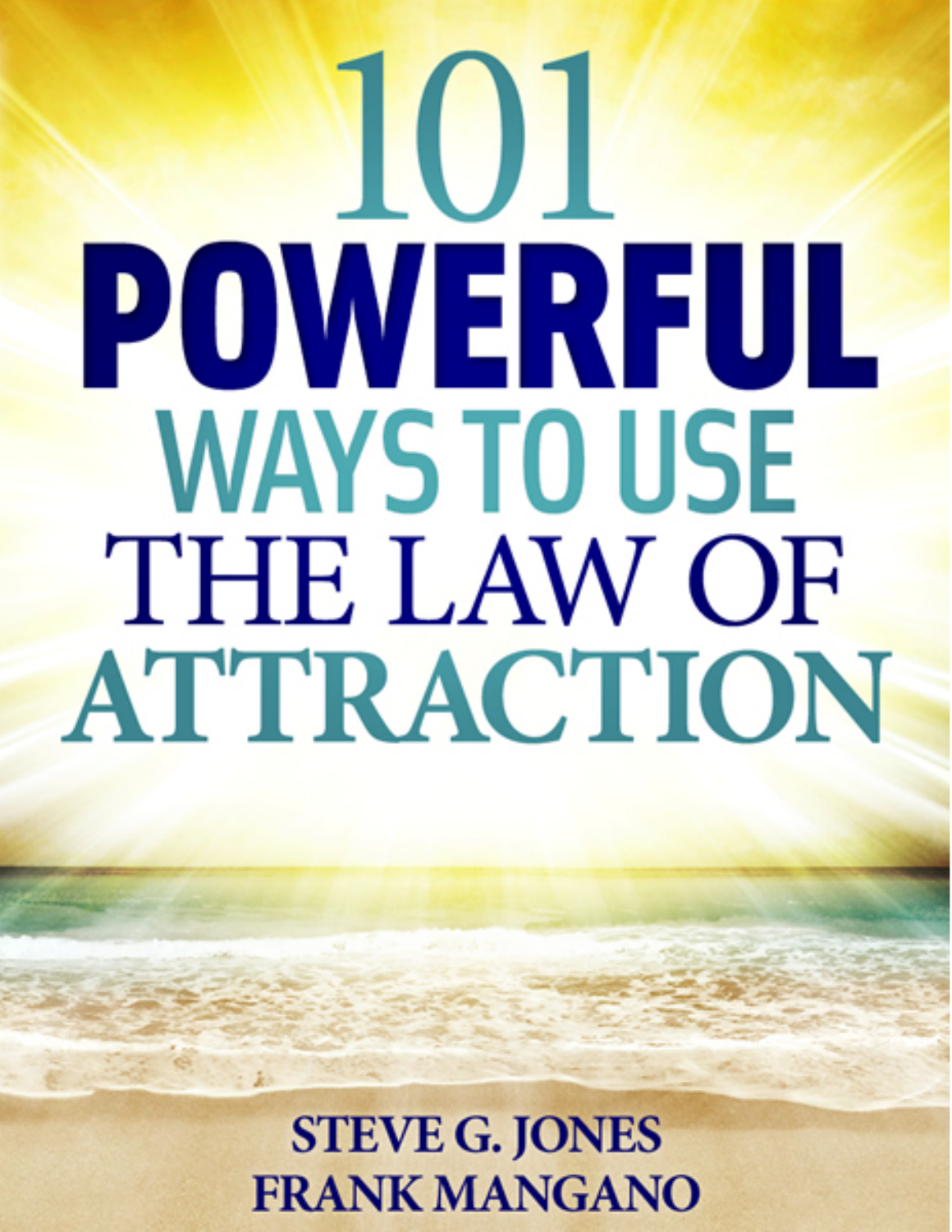# 101 POWERFUL WAYS TO USE THE LAW OF ATTRACTION

**STEVE G. JONES**
**FRANK MANGANO**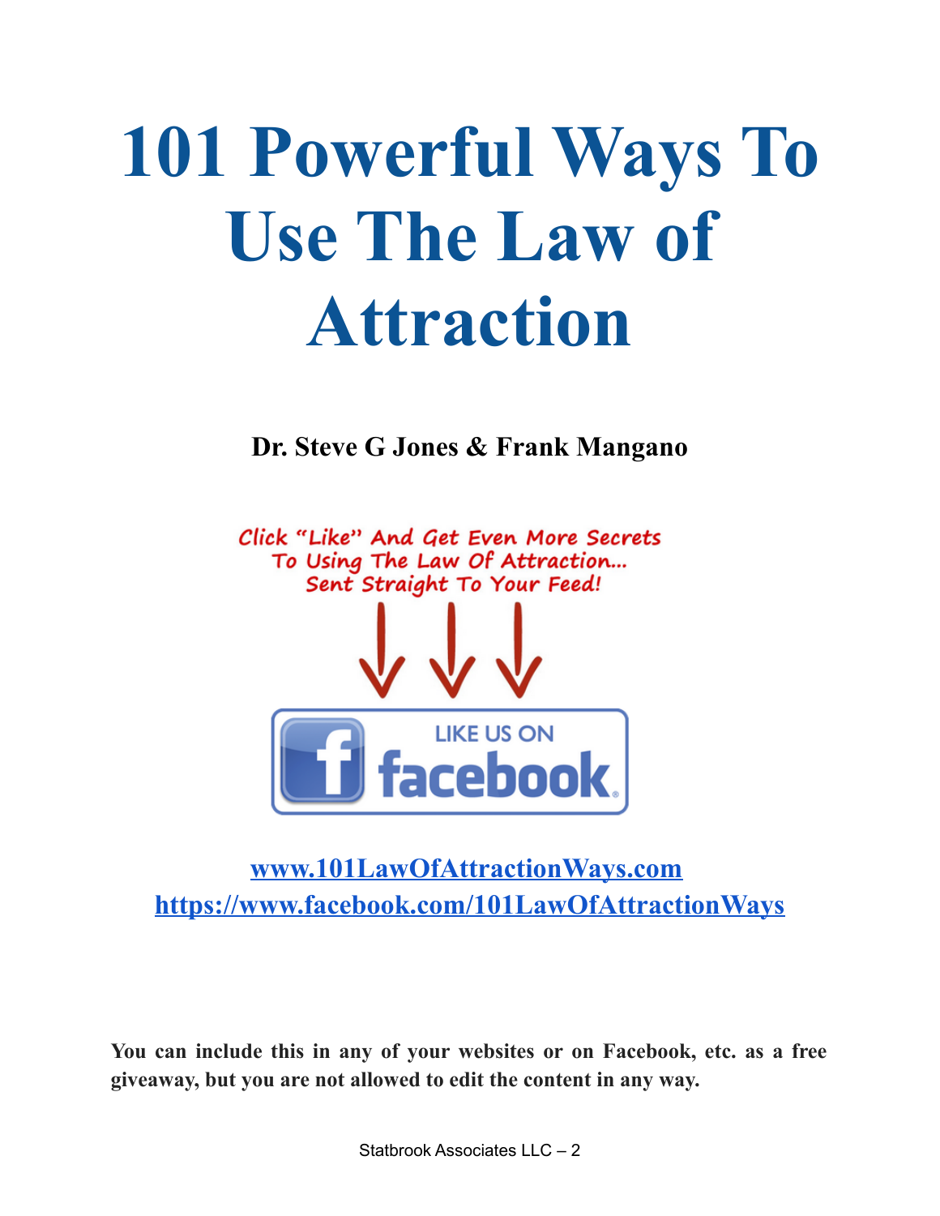# 101 Powerful Ways To Use The Law of Attraction

**Dr. Steve G Jones & Frank Mangano**

Click "Like" And Get Even More Secrets To Using The Law Of Attraction... Sent Straight To Your Feed!

LIKE US ON facebook

[www.101LawOfAttractionWays.com](http://www.101LawOfAttractionWays.com)
[https://www.facebook.com/101LawOfAttractionWays](https://www.facebook.com/101LawOfAttractionWays)

**You can include this in any of your websites or on Facebook, etc. as a free giveaway, but you are not allowed to edit the content in any way.**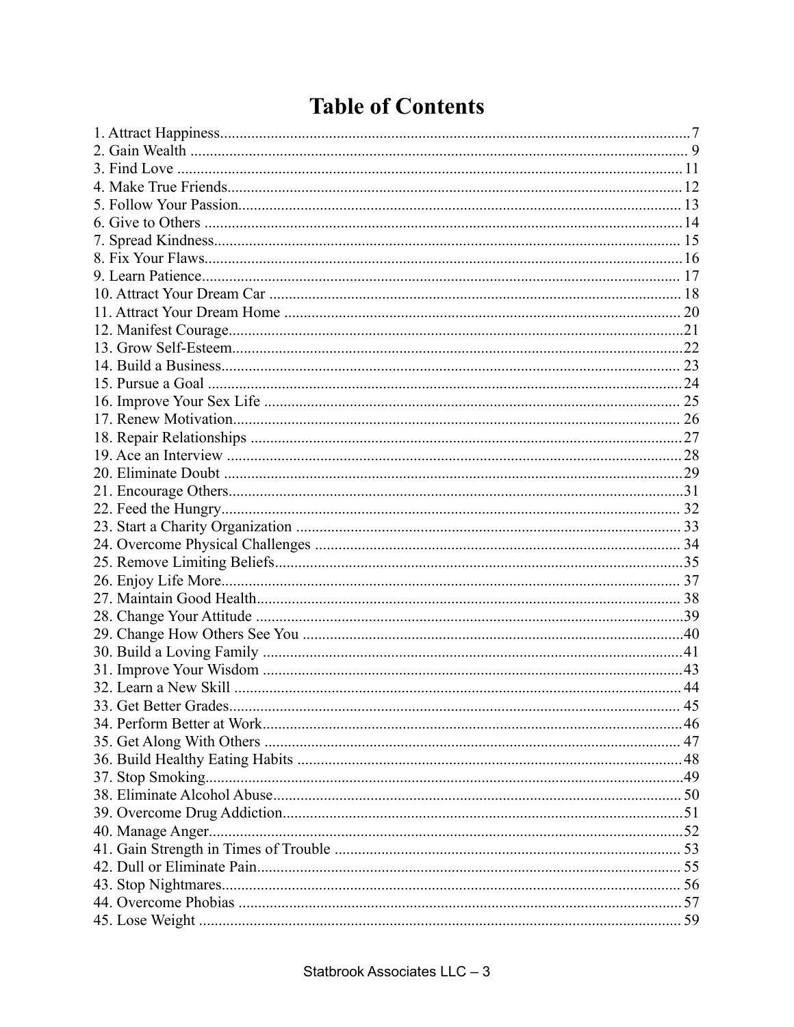# Table of Contents

1. Attract Happiness......7
2. Gain Wealth......9
3. Find Love......11
4. Make True Friends......12
5. Follow Your Passion......13
6. Give to Others......14
7. Spread Kindness......15
8. Fix Your Flaws......16
9. Learn Patience......17
10. Attract Your Dream Car......18
11. Attract Your Dream Home......20
12. Manifest Courage......21
13. Grow Self-Esteem......22
14. Build a Business......23
15. Pursue a Goal......24
16. Improve Your Sex Life......25
17. Renew Motivation......26
18. Repair Relationships......27
19. Ace an Interview......28
20. Eliminate Doubt......29
21. Encourage Others......31
22. Feed the Hungry......32
23. Start a Charity Organization......33
24. Overcome Physical Challenges......34
25. Remove Limiting Beliefs......35
26. Enjoy Life More......37
27. Maintain Good Health......38
28. Change Your Attitude......39
29. Change How Others See You......40
30. Build a Loving Family......41
31. Improve Your Wisdom......43
32. Learn a New Skill......44
33. Get Better Grades......45
34. Perform Better at Work......46
35. Get Along With Others......47
36. Build Healthy Eating Habits......48
37. Stop Smoking......49
38. Eliminate Alcohol Abuse......50
39. Overcome Drug Addiction......51
40. Manage Anger......52
41. Gain Strength in Times of Trouble......53
42. Dull or Eliminate Pain......55
43. Stop Nightmares......56
44. Overcome Phobias......57
45. Lose Weight......59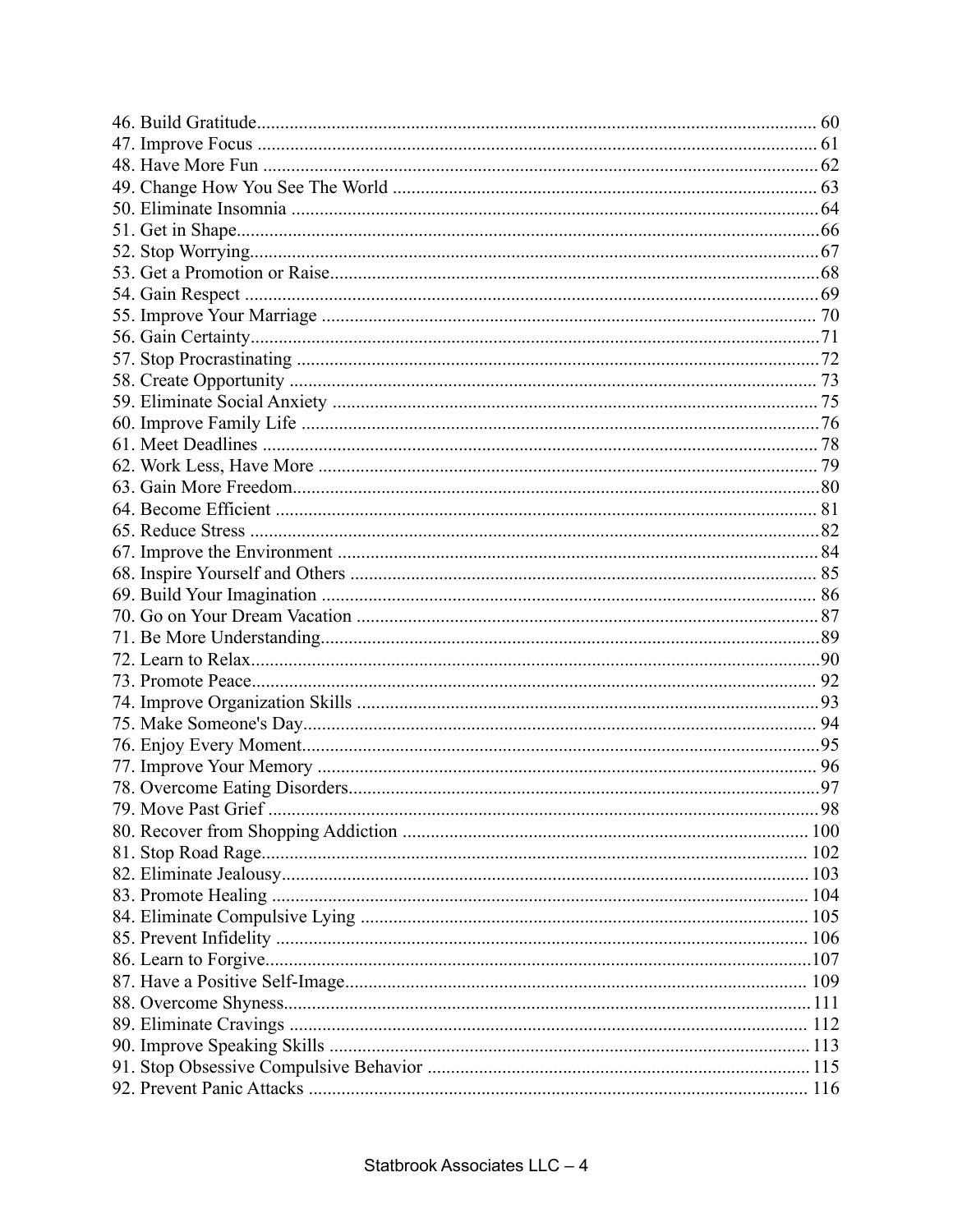46. Build Gratitude........................................................................................................ 60
47. Improve Focus ........................................................................................................ 61
48. Have More Fun ....................................................................................................... 62
49. Change How You See The World ........................................................................... 63
50. Eliminate Insomnia ................................................................................................. 64
51. Get in Shape............................................................................................................ 66
52. Stop Worrying.......................................................................................................... 67
53. Get a Promotion or Raise......................................................................................... 68
54. Gain Respect ........................................................................................................... 69
55. Improve Your Marriage ........................................................................................... 70
56. Gain Certainty.......................................................................................................... 71
57. Stop Procrastinating ................................................................................................ 72
58. Create Opportunity .................................................................................................. 73
59. Eliminate Social Anxiety ......................................................................................... 75
60. Improve Family Life ............................................................................................... 76
61. Meet Deadlines ........................................................................................................ 78
62. Work Less, Have More ........................................................................................... 79
63. Gain More Freedom................................................................................................. 80
64. Become Efficient ..................................................................................................... 81
65. Reduce Stress .......................................................................................................... 82
67. Improve the Environment ....................................................................................... 84
68. Inspire Yourself and Others .................................................................................... 85
69. Build Your Imagination ........................................................................................... 86
70. Go on Your Dream Vacation ................................................................................... 87
71. Be More Understanding........................................................................................... 89
72. Learn to Relax.......................................................................................................... 90
73. Promote Peace.......................................................................................................... 92
74. Improve Organization Skills ................................................................................... 93
75. Make Someone's Day............................................................................................... 94
76. Enjoy Every Moment............................................................................................... 95
77. Improve Your Memory ........................................................................................... 96
78. Overcome Eating Disorders..................................................................................... 97
79. Move Past Grief ...................................................................................................... 98
80. Recover from Shopping Addiction ....................................................................... 100
81. Stop Road Rage..................................................................................................... 102
82. Eliminate Jealousy................................................................................................. 103
83. Promote Healing .................................................................................................... 104
84. Eliminate Compulsive Lying ................................................................................ 105
85. Prevent Infidelity ................................................................................................... 106
86. Learn to Forgive.................................................................................................... 107
87. Have a Positive Self-Image................................................................................... 109
88. Overcome Shyness................................................................................................. 111
89. Eliminate Cravings ............................................................................................... 112
90. Improve Speaking Skills ....................................................................................... 113
91. Stop Obsessive Compulsive Behavior .................................................................. 115
92. Prevent Panic Attacks ........................................................................................... 116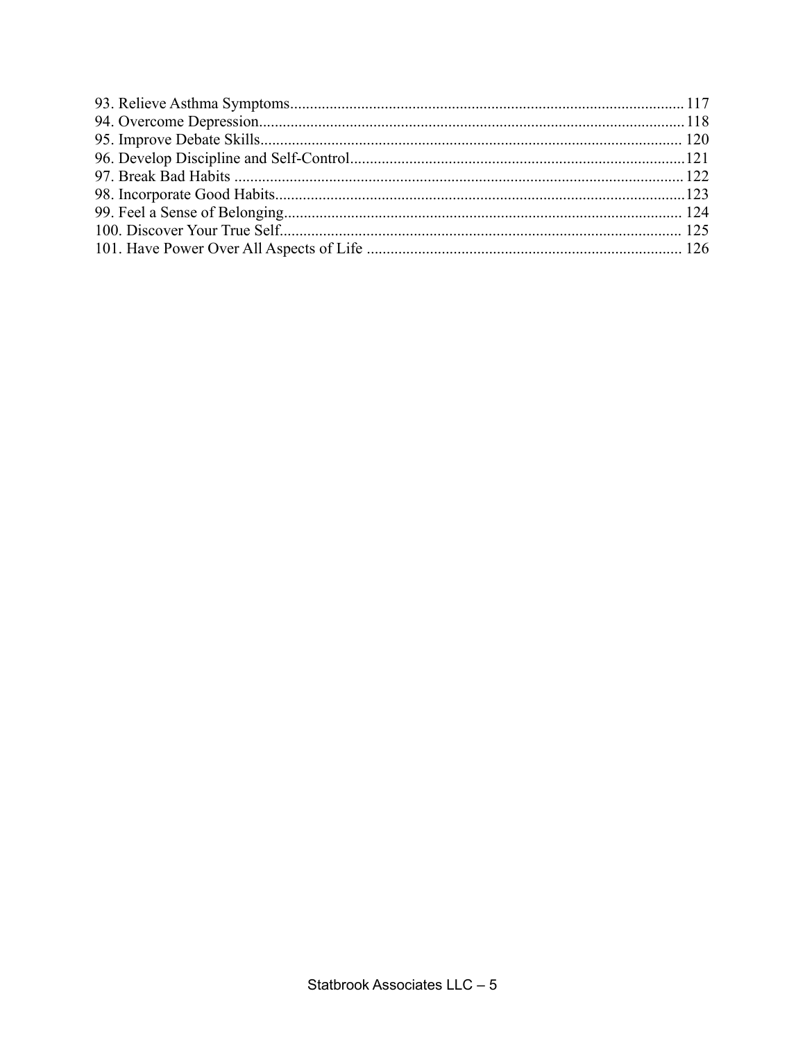93. Relieve Asthma Symptoms.................................................................................................... 117
94. Overcome Depression.......................................................................................................... 118
95. Improve Debate Skills.......................................................................................................... 120
96. Develop Discipline and Self-Control................................................................................... 121
97. Break Bad Habits ................................................................................................................. 122
98. Incorporate Good Habits...................................................................................................... 123
99. Feel a Sense of Belonging.................................................................................................... 124
100. Discover Your True Self..................................................................................................... 125
101. Have Power Over All Aspects of Life ............................................................................... 126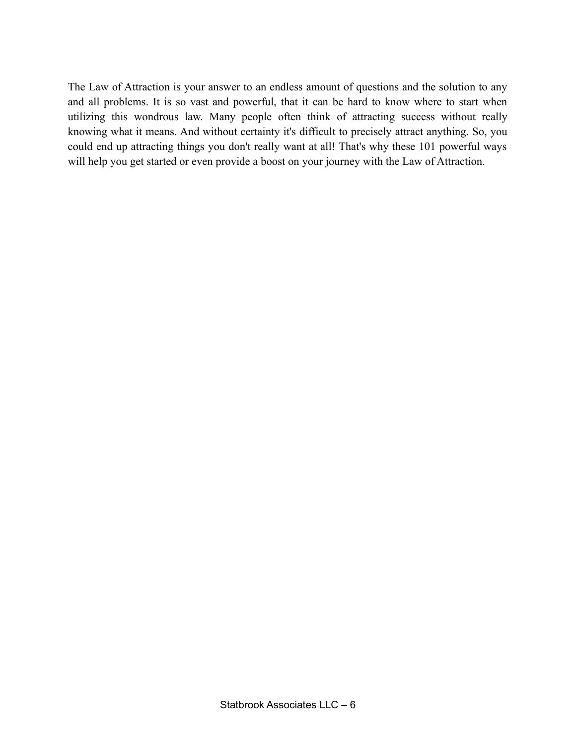The Law of Attraction is your answer to an endless amount of questions and the solution to any and all problems. It is so vast and powerful, that it can be hard to know where to start when utilizing this wondrous law. Many people often think of attracting success without really knowing what it means. And without certainty it's difficult to precisely attract anything. So, you could end up attracting things you don't really want at all! That's why these 101 powerful ways will help you get started or even provide a boost on your journey with the Law of Attraction.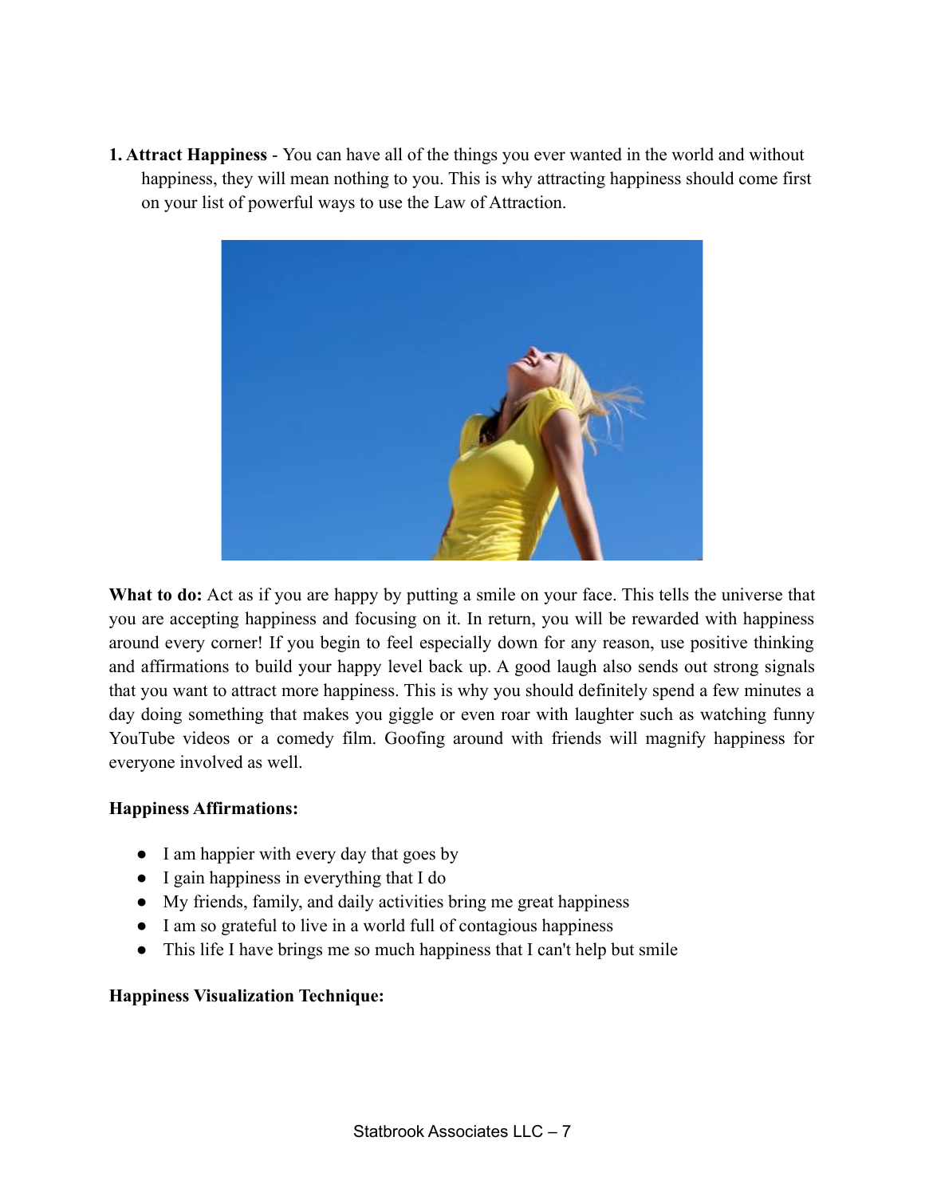1. **Attract Happiness** - You can have all of the things you ever wanted in the world and without happiness, they will mean nothing to you. This is why attracting happiness should come first on your list of powerful ways to use the Law of Attraction.

**What to do:** Act as if you are happy by putting a smile on your face. This tells the universe that you are accepting happiness and focusing on it. In return, you will be rewarded with happiness around every corner! If you begin to feel especially down for any reason, use positive thinking and affirmations to build your happy level back up. A good laugh also sends out strong signals that you want to attract more happiness. This is why you should definitely spend a few minutes a day doing something that makes you giggle or even roar with laughter such as watching funny YouTube videos or a comedy film. Goofing around with friends will magnify happiness for everyone involved as well.

**Happiness Affirmations:**

- I am happier with every day that goes by
- I gain happiness in everything that I do
- My friends, family, and daily activities bring me great happiness
- I am so grateful to live in a world full of contagious happiness
- This life I have brings me so much happiness that I can't help but smile

**Happiness Visualization Technique:**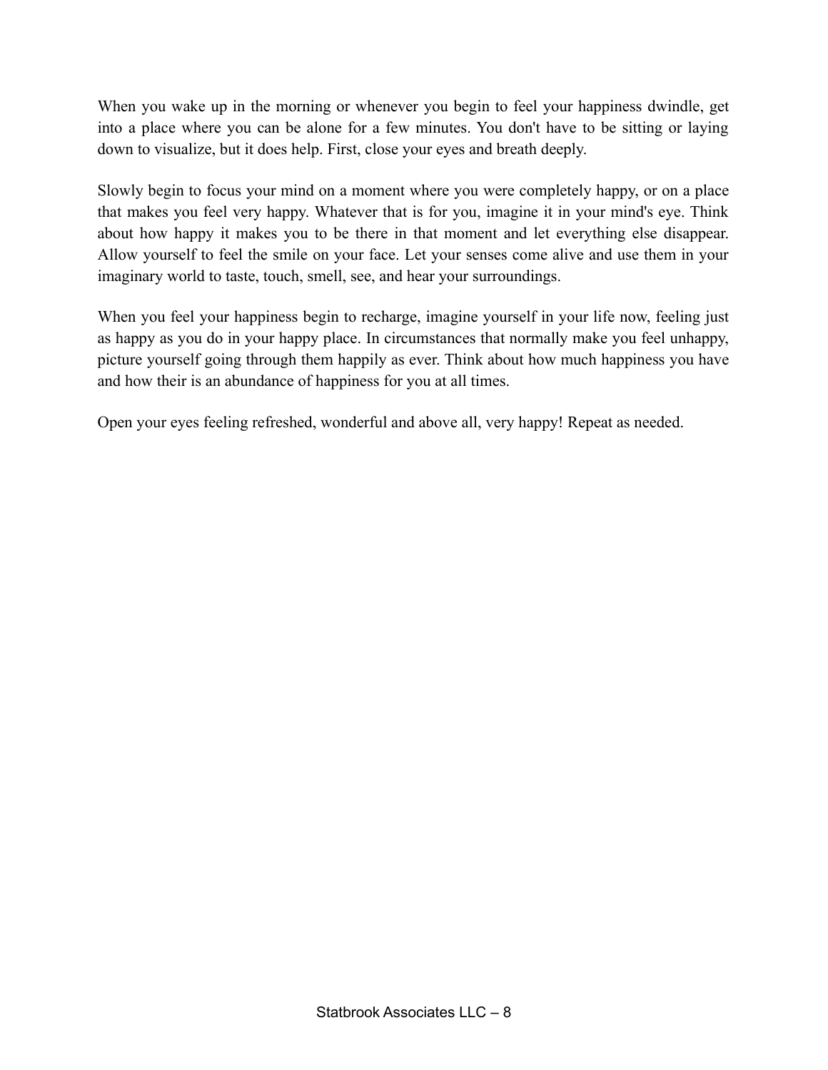When you wake up in the morning or whenever you begin to feel your happiness dwindle, get into a place where you can be alone for a few minutes. You don't have to be sitting or laying down to visualize, but it does help. First, close your eyes and breath deeply.

Slowly begin to focus your mind on a moment where you were completely happy, or on a place that makes you feel very happy. Whatever that is for you, imagine it in your mind's eye. Think about how happy it makes you to be there in that moment and let everything else disappear. Allow yourself to feel the smile on your face. Let your senses come alive and use them in your imaginary world to taste, touch, smell, see, and hear your surroundings.

When you feel your happiness begin to recharge, imagine yourself in your life now, feeling just as happy as you do in your happy place. In circumstances that normally make you feel unhappy, picture yourself going through them happily as ever. Think about how much happiness you have and how their is an abundance of happiness for you at all times.

Open your eyes feeling refreshed, wonderful and above all, very happy! Repeat as needed.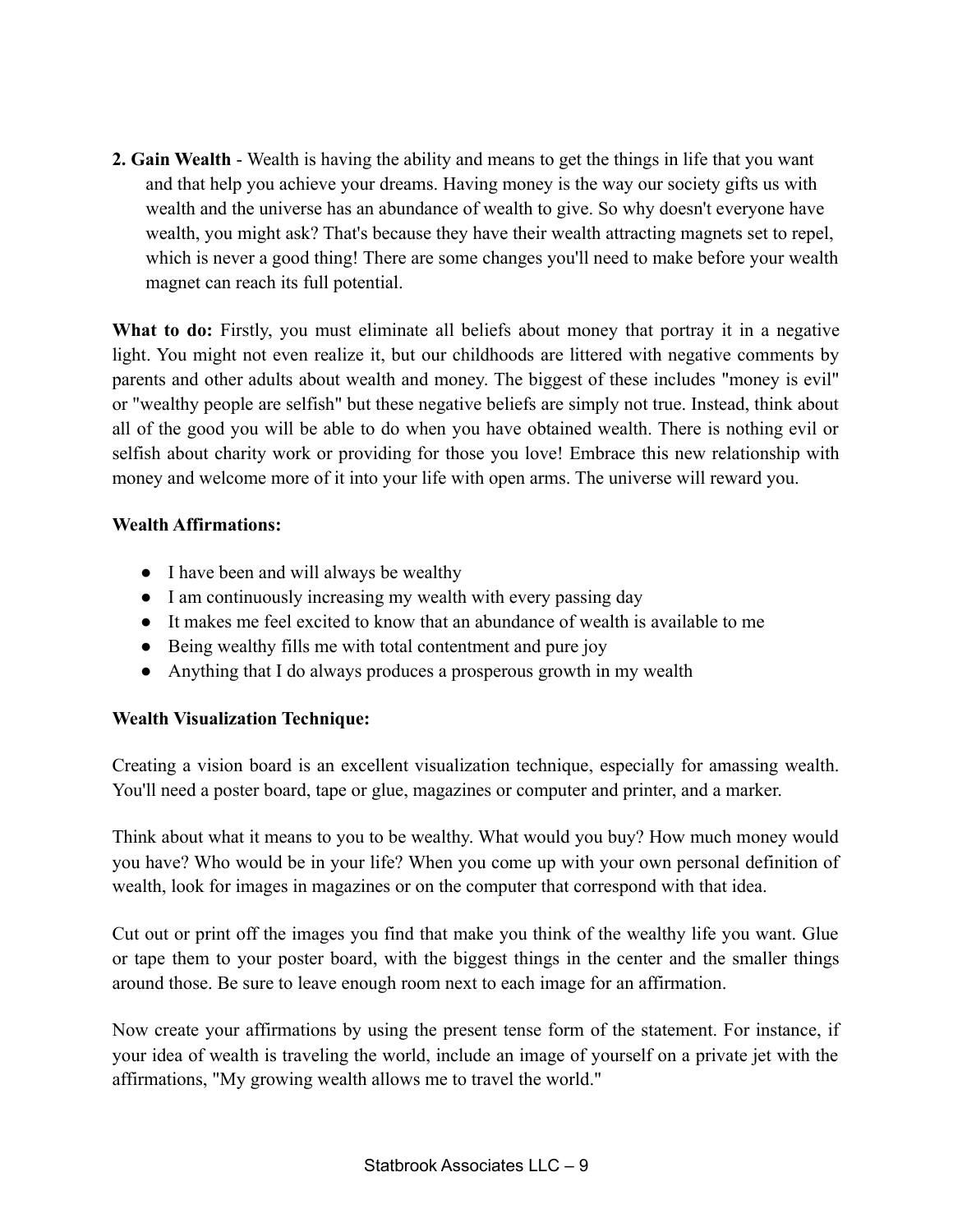**2. Gain Wealth** - Wealth is having the ability and means to get the things in life that you want and that help you achieve your dreams. Having money is the way our society gifts us with wealth and the universe has an abundance of wealth to give. So why doesn't everyone have wealth, you might ask? That's because they have their wealth attracting magnets set to repel, which is never a good thing! There are some changes you'll need to make before your wealth magnet can reach its full potential.

**What to do:** Firstly, you must eliminate all beliefs about money that portray it in a negative light. You might not even realize it, but our childhoods are littered with negative comments by parents and other adults about wealth and money. The biggest of these includes "money is evil" or "wealthy people are selfish" but these negative beliefs are simply not true. Instead, think about all of the good you will be able to do when you have obtained wealth. There is nothing evil or selfish about charity work or providing for those you love! Embrace this new relationship with money and welcome more of it into your life with open arms. The universe will reward you.

**Wealth Affirmations:**

- I have been and will always be wealthy
- I am continuously increasing my wealth with every passing day
- It makes me feel excited to know that an abundance of wealth is available to me
- Being wealthy fills me with total contentment and pure joy
- Anything that I do always produces a prosperous growth in my wealth

**Wealth Visualization Technique:**

Creating a vision board is an excellent visualization technique, especially for amassing wealth. You'll need a poster board, tape or glue, magazines or computer and printer, and a marker.

Think about what it means to you to be wealthy. What would you buy? How much money would you have? Who would be in your life? When you come up with your own personal definition of wealth, look for images in magazines or on the computer that correspond with that idea.

Cut out or print off the images you find that make you think of the wealthy life you want. Glue or tape them to your poster board, with the biggest things in the center and the smaller things around those. Be sure to leave enough room next to each image for an affirmation.

Now create your affirmations by using the present tense form of the statement. For instance, if your idea of wealth is traveling the world, include an image of yourself on a private jet with the affirmations, "My growing wealth allows me to travel the world."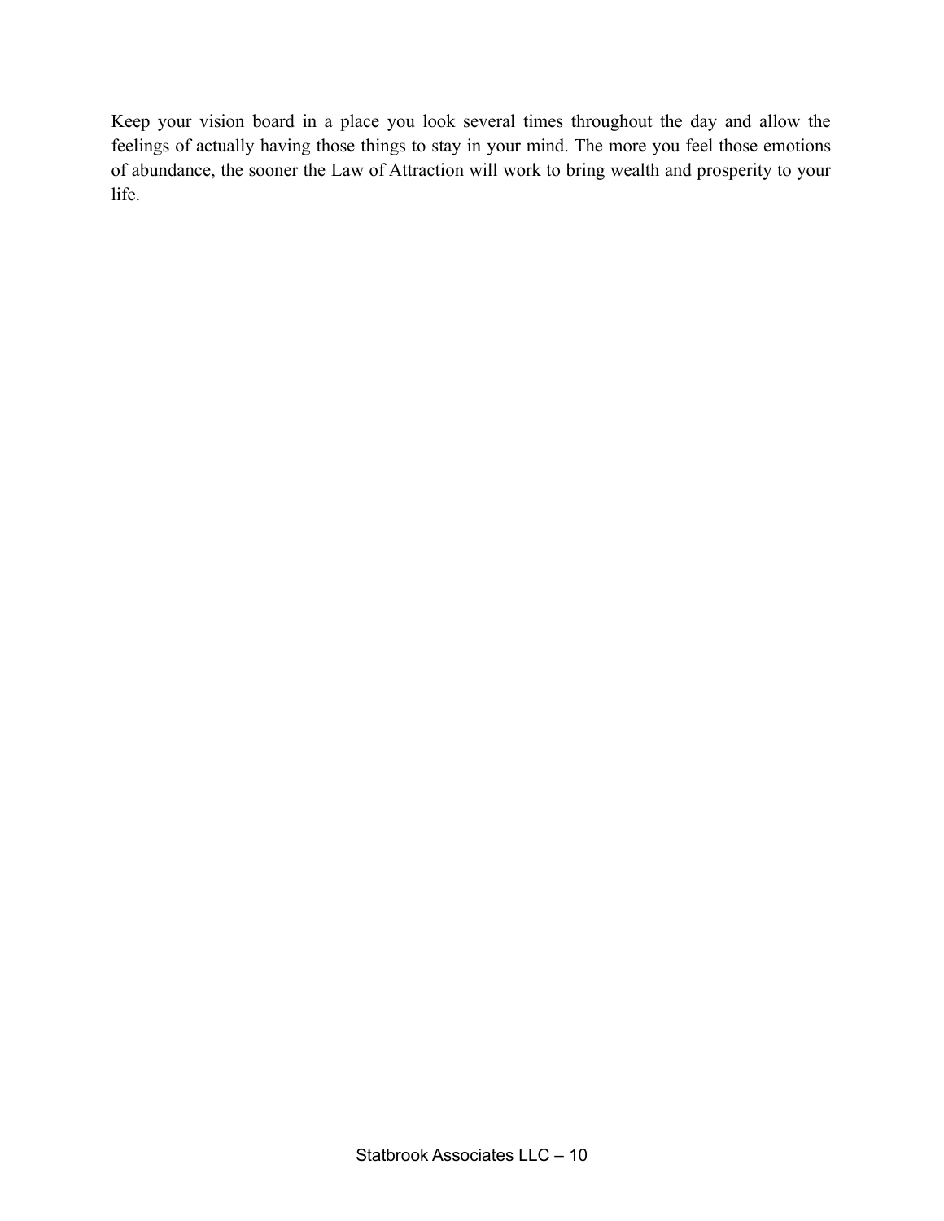Keep your vision board in a place you look several times throughout the day and allow the feelings of actually having those things to stay in your mind. The more you feel those emotions of abundance, the sooner the Law of Attraction will work to bring wealth and prosperity to your life.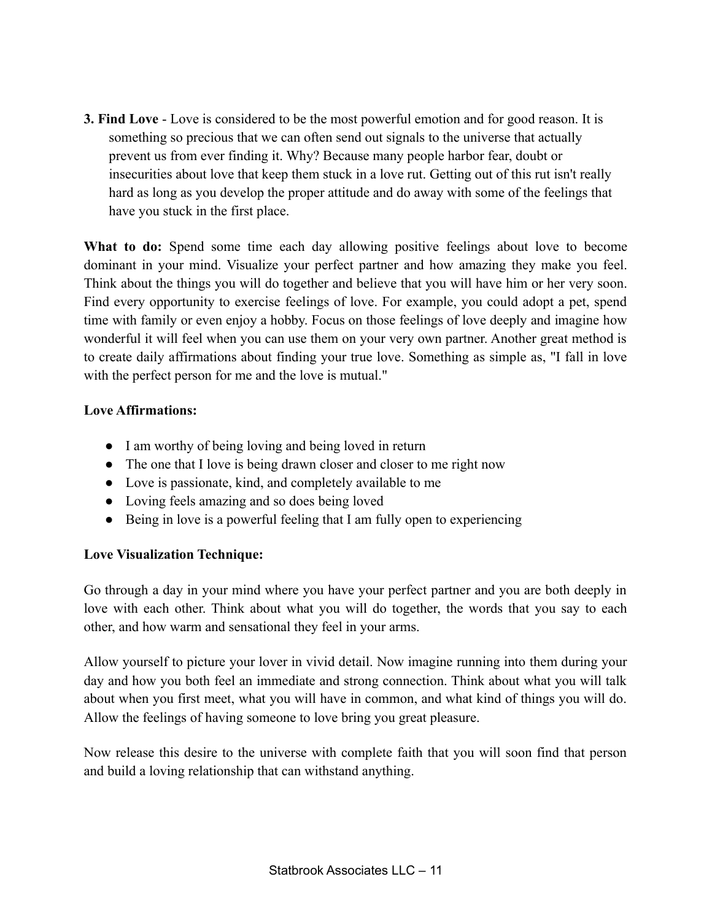**3. Find Love** - Love is considered to be the most powerful emotion and for good reason. It is something so precious that we can often send out signals to the universe that actually prevent us from ever finding it. Why? Because many people harbor fear, doubt or insecurities about love that keep them stuck in a love rut. Getting out of this rut isn't really hard as long as you develop the proper attitude and do away with some of the feelings that have you stuck in the first place.

**What to do:** Spend some time each day allowing positive feelings about love to become dominant in your mind. Visualize your perfect partner and how amazing they make you feel. Think about the things you will do together and believe that you will have him or her very soon. Find every opportunity to exercise feelings of love. For example, you could adopt a pet, spend time with family or even enjoy a hobby. Focus on those feelings of love deeply and imagine how wonderful it will feel when you can use them on your very own partner. Another great method is to create daily affirmations about finding your true love. Something as simple as, "I fall in love with the perfect person for me and the love is mutual."

**Love Affirmations:**

- I am worthy of being loving and being loved in return
- The one that I love is being drawn closer and closer to me right now
- Love is passionate, kind, and completely available to me
- Loving feels amazing and so does being loved
- Being in love is a powerful feeling that I am fully open to experiencing

**Love Visualization Technique:**

Go through a day in your mind where you have your perfect partner and you are both deeply in love with each other. Think about what you will do together, the words that you say to each other, and how warm and sensational they feel in your arms.

Allow yourself to picture your lover in vivid detail. Now imagine running into them during your day and how you both feel an immediate and strong connection. Think about what you will talk about when you first meet, what you will have in common, and what kind of things you will do. Allow the feelings of having someone to love bring you great pleasure.

Now release this desire to the universe with complete faith that you will soon find that person and build a loving relationship that can withstand anything.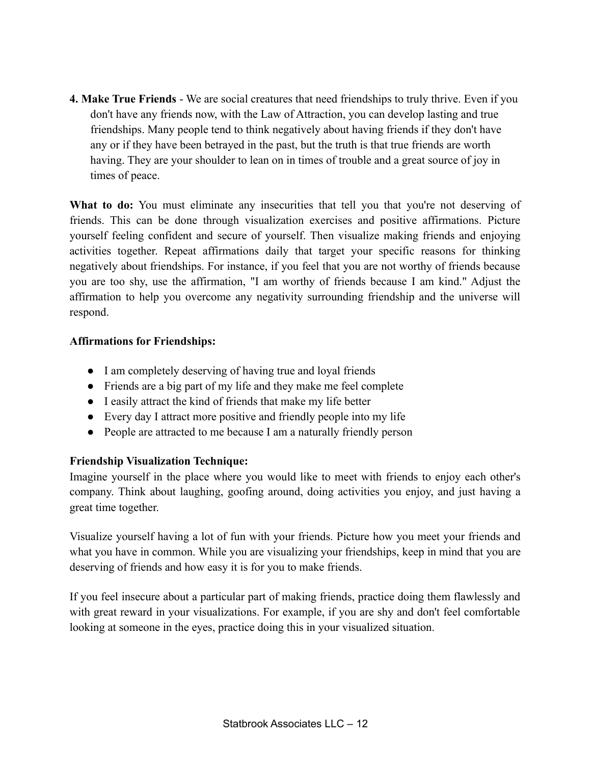**4. Make True Friends** - We are social creatures that need friendships to truly thrive. Even if you don't have any friends now, with the Law of Attraction, you can develop lasting and true friendships. Many people tend to think negatively about having friends if they don't have any or if they have been betrayed in the past, but the truth is that true friends are worth having. They are your shoulder to lean on in times of trouble and a great source of joy in times of peace.

**What to do:** You must eliminate any insecurities that tell you that you're not deserving of friends. This can be done through visualization exercises and positive affirmations. Picture yourself feeling confident and secure of yourself. Then visualize making friends and enjoying activities together. Repeat affirmations daily that target your specific reasons for thinking negatively about friendships. For instance, if you feel that you are not worthy of friends because you are too shy, use the affirmation, "I am worthy of friends because I am kind." Adjust the affirmation to help you overcome any negativity surrounding friendship and the universe will respond.

**Affirmations for Friendships:**

- I am completely deserving of having true and loyal friends
- Friends are a big part of my life and they make me feel complete
- I easily attract the kind of friends that make my life better
- Every day I attract more positive and friendly people into my life
- People are attracted to me because I am a naturally friendly person

**Friendship Visualization Technique:**

Imagine yourself in the place where you would like to meet with friends to enjoy each other's company. Think about laughing, goofing around, doing activities you enjoy, and just having a great time together.

Visualize yourself having a lot of fun with your friends. Picture how you meet your friends and what you have in common. While you are visualizing your friendships, keep in mind that you are deserving of friends and how easy it is for you to make friends.

If you feel insecure about a particular part of making friends, practice doing them flawlessly and with great reward in your visualizations. For example, if you are shy and don't feel comfortable looking at someone in the eyes, practice doing this in your visualized situation.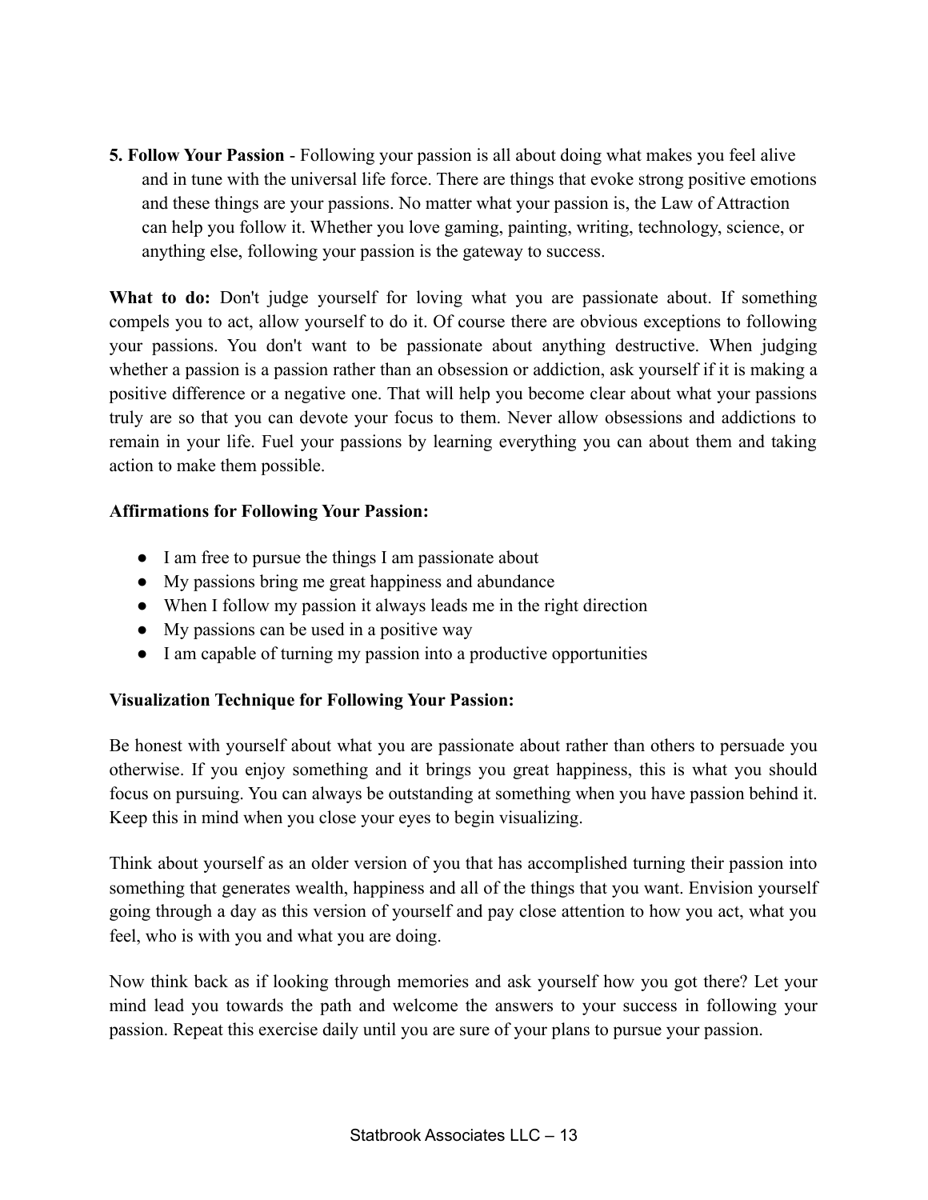**5. Follow Your Passion** - Following your passion is all about doing what makes you feel alive and in tune with the universal life force. There are things that evoke strong positive emotions and these things are your passions. No matter what your passion is, the Law of Attraction can help you follow it. Whether you love gaming, painting, writing, technology, science, or anything else, following your passion is the gateway to success.

**What to do:** Don't judge yourself for loving what you are passionate about. If something compels you to act, allow yourself to do it. Of course there are obvious exceptions to following your passions. You don't want to be passionate about anything destructive. When judging whether a passion is a passion rather than an obsession or addiction, ask yourself if it is making a positive difference or a negative one. That will help you become clear about what your passions truly are so that you can devote your focus to them. Never allow obsessions and addictions to remain in your life. Fuel your passions by learning everything you can about them and taking action to make them possible.

**Affirmations for Following Your Passion:**

- I am free to pursue the things I am passionate about
- My passions bring me great happiness and abundance
- When I follow my passion it always leads me in the right direction
- My passions can be used in a positive way
- I am capable of turning my passion into a productive opportunities

**Visualization Technique for Following Your Passion:**

Be honest with yourself about what you are passionate about rather than others to persuade you otherwise. If you enjoy something and it brings you great happiness, this is what you should focus on pursuing. You can always be outstanding at something when you have passion behind it. Keep this in mind when you close your eyes to begin visualizing.

Think about yourself as an older version of you that has accomplished turning their passion into something that generates wealth, happiness and all of the things that you want. Envision yourself going through a day as this version of yourself and pay close attention to how you act, what you feel, who is with you and what you are doing.

Now think back as if looking through memories and ask yourself how you got there? Let your mind lead you towards the path and welcome the answers to your success in following your passion. Repeat this exercise daily until you are sure of your plans to pursue your passion.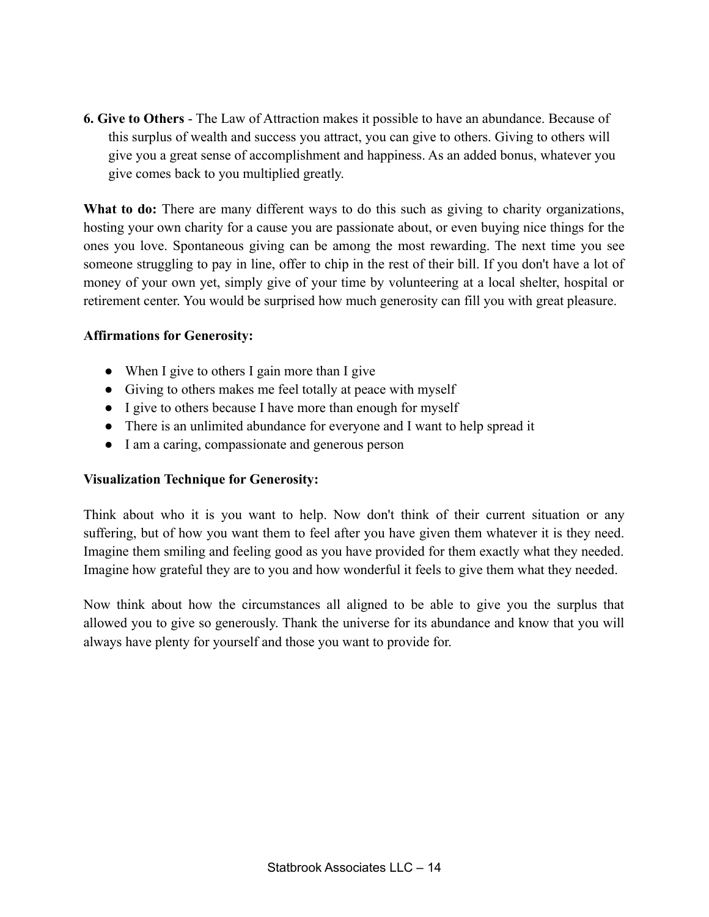**6. Give to Others** - The Law of Attraction makes it possible to have an abundance. Because of this surplus of wealth and success you attract, you can give to others. Giving to others will give you a great sense of accomplishment and happiness. As an added bonus, whatever you give comes back to you multiplied greatly.

**What to do:** There are many different ways to do this such as giving to charity organizations, hosting your own charity for a cause you are passionate about, or even buying nice things for the ones you love. Spontaneous giving can be among the most rewarding. The next time you see someone struggling to pay in line, offer to chip in the rest of their bill. If you don't have a lot of money of your own yet, simply give of your time by volunteering at a local shelter, hospital or retirement center. You would be surprised how much generosity can fill you with great pleasure.

**Affirmations for Generosity:**

- When I give to others I gain more than I give
- Giving to others makes me feel totally at peace with myself
- I give to others because I have more than enough for myself
- There is an unlimited abundance for everyone and I want to help spread it
- I am a caring, compassionate and generous person

**Visualization Technique for Generosity:**

Think about who it is you want to help. Now don't think of their current situation or any suffering, but of how you want them to feel after you have given them whatever it is they need. Imagine them smiling and feeling good as you have provided for them exactly what they needed. Imagine how grateful they are to you and how wonderful it feels to give them what they needed.

Now think about how the circumstances all aligned to be able to give you the surplus that allowed you to give so generously. Thank the universe for its abundance and know that you will always have plenty for yourself and those you want to provide for.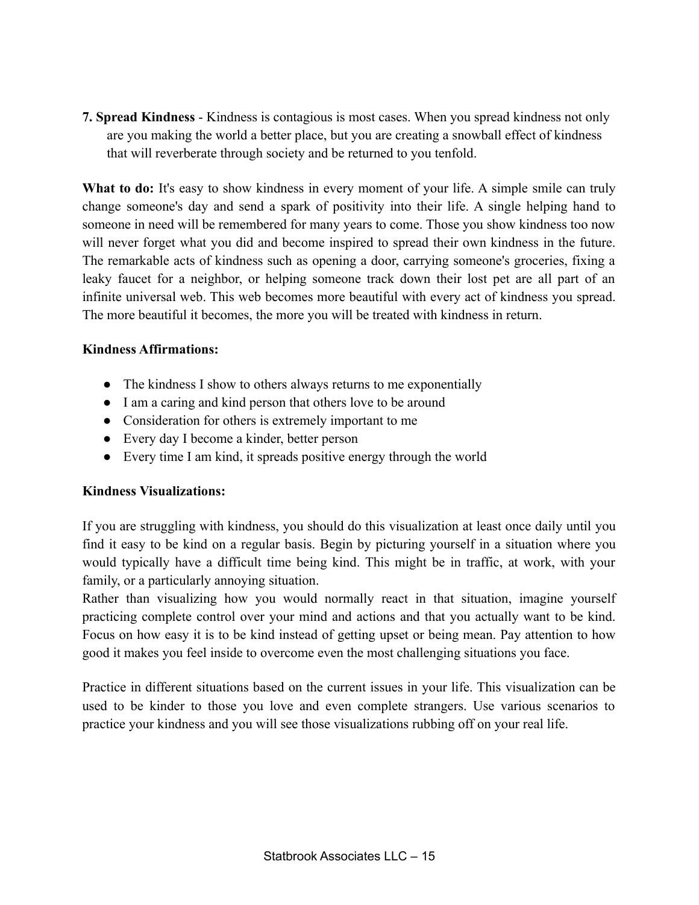**7. Spread Kindness** - Kindness is contagious is most cases. When you spread kindness not only are you making the world a better place, but you are creating a snowball effect of kindness that will reverberate through society and be returned to you tenfold.

**What to do:** It's easy to show kindness in every moment of your life. A simple smile can truly change someone's day and send a spark of positivity into their life. A single helping hand to someone in need will be remembered for many years to come. Those you show kindness too now will never forget what you did and become inspired to spread their own kindness in the future. The remarkable acts of kindness such as opening a door, carrying someone's groceries, fixing a leaky faucet for a neighbor, or helping someone track down their lost pet are all part of an infinite universal web. This web becomes more beautiful with every act of kindness you spread. The more beautiful it becomes, the more you will be treated with kindness in return.

**Kindness Affirmations:**

- The kindness I show to others always returns to me exponentially
- I am a caring and kind person that others love to be around
- Consideration for others is extremely important to me
- Every day I become a kinder, better person
- Every time I am kind, it spreads positive energy through the world

**Kindness Visualizations:**

If you are struggling with kindness, you should do this visualization at least once daily until you find it easy to be kind on a regular basis. Begin by picturing yourself in a situation where you would typically have a difficult time being kind. This might be in traffic, at work, with your family, or a particularly annoying situation.
Rather than visualizing how you would normally react in that situation, imagine yourself practicing complete control over your mind and actions and that you actually want to be kind. Focus on how easy it is to be kind instead of getting upset or being mean. Pay attention to how good it makes you feel inside to overcome even the most challenging situations you face.

Practice in different situations based on the current issues in your life. This visualization can be used to be kinder to those you love and even complete strangers. Use various scenarios to practice your kindness and you will see those visualizations rubbing off on your real life.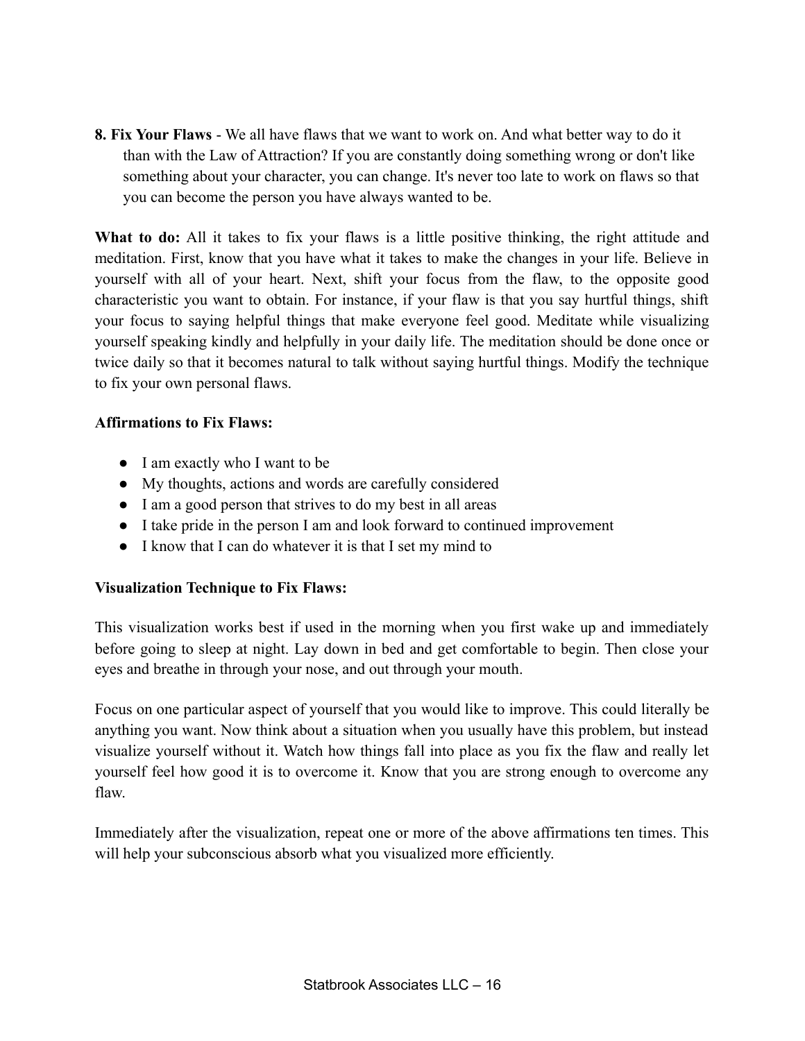**8. Fix Your Flaws** - We all have flaws that we want to work on. And what better way to do it than with the Law of Attraction? If you are constantly doing something wrong or don't like something about your character, you can change. It's never too late to work on flaws so that you can become the person you have always wanted to be.

**What to do:** All it takes to fix your flaws is a little positive thinking, the right attitude and meditation. First, know that you have what it takes to make the changes in your life. Believe in yourself with all of your heart. Next, shift your focus from the flaw, to the opposite good characteristic you want to obtain. For instance, if your flaw is that you say hurtful things, shift your focus to saying helpful things that make everyone feel good. Meditate while visualizing yourself speaking kindly and helpfully in your daily life. The meditation should be done once or twice daily so that it becomes natural to talk without saying hurtful things. Modify the technique to fix your own personal flaws.

**Affirmations to Fix Flaws:**

- I am exactly who I want to be
- My thoughts, actions and words are carefully considered
- I am a good person that strives to do my best in all areas
- I take pride in the person I am and look forward to continued improvement
- I know that I can do whatever it is that I set my mind to

**Visualization Technique to Fix Flaws:**

This visualization works best if used in the morning when you first wake up and immediately before going to sleep at night. Lay down in bed and get comfortable to begin. Then close your eyes and breathe in through your nose, and out through your mouth.

Focus on one particular aspect of yourself that you would like to improve. This could literally be anything you want. Now think about a situation when you usually have this problem, but instead visualize yourself without it. Watch how things fall into place as you fix the flaw and really let yourself feel how good it is to overcome it. Know that you are strong enough to overcome any flaw.

Immediately after the visualization, repeat one or more of the above affirmations ten times. This will help your subconscious absorb what you visualized more efficiently.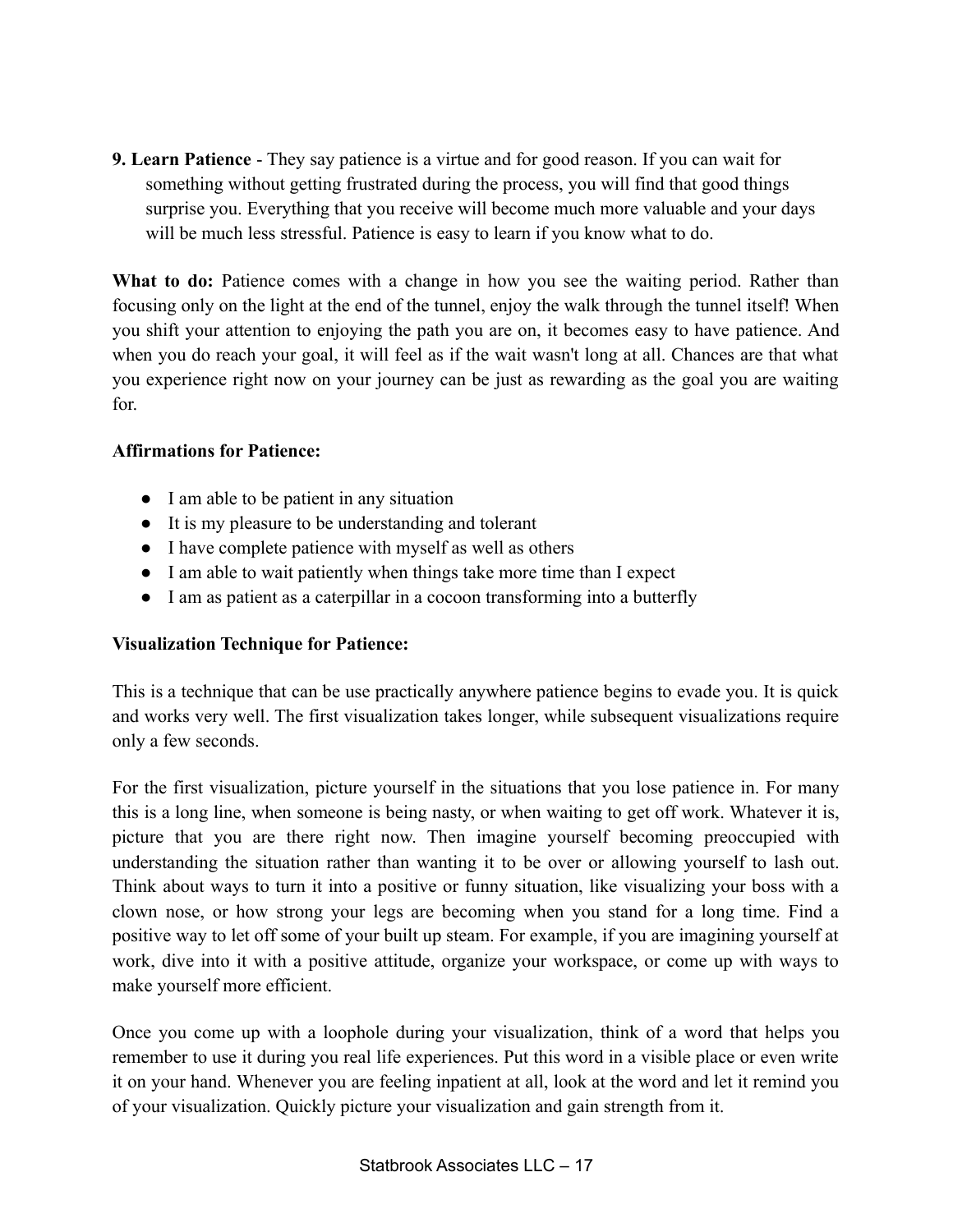**9. Learn Patience** - They say patience is a virtue and for good reason. If you can wait for something without getting frustrated during the process, you will find that good things surprise you. Everything that you receive will become much more valuable and your days will be much less stressful. Patience is easy to learn if you know what to do.

**What to do:** Patience comes with a change in how you see the waiting period. Rather than focusing only on the light at the end of the tunnel, enjoy the walk through the tunnel itself! When you shift your attention to enjoying the path you are on, it becomes easy to have patience. And when you do reach your goal, it will feel as if the wait wasn't long at all. Chances are that what you experience right now on your journey can be just as rewarding as the goal you are waiting for.

**Affirmations for Patience:**

- I am able to be patient in any situation
- It is my pleasure to be understanding and tolerant
- I have complete patience with myself as well as others
- I am able to wait patiently when things take more time than I expect
- I am as patient as a caterpillar in a cocoon transforming into a butterfly

**Visualization Technique for Patience:**

This is a technique that can be use practically anywhere patience begins to evade you. It is quick and works very well. The first visualization takes longer, while subsequent visualizations require only a few seconds.

For the first visualization, picture yourself in the situations that you lose patience in. For many this is a long line, when someone is being nasty, or when waiting to get off work. Whatever it is, picture that you are there right now. Then imagine yourself becoming preoccupied with understanding the situation rather than wanting it to be over or allowing yourself to lash out. Think about ways to turn it into a positive or funny situation, like visualizing your boss with a clown nose, or how strong your legs are becoming when you stand for a long time. Find a positive way to let off some of your built up steam. For example, if you are imagining yourself at work, dive into it with a positive attitude, organize your workspace, or come up with ways to make yourself more efficient.

Once you come up with a loophole during your visualization, think of a word that helps you remember to use it during you real life experiences. Put this word in a visible place or even write it on your hand. Whenever you are feeling inpatient at all, look at the word and let it remind you of your visualization. Quickly picture your visualization and gain strength from it.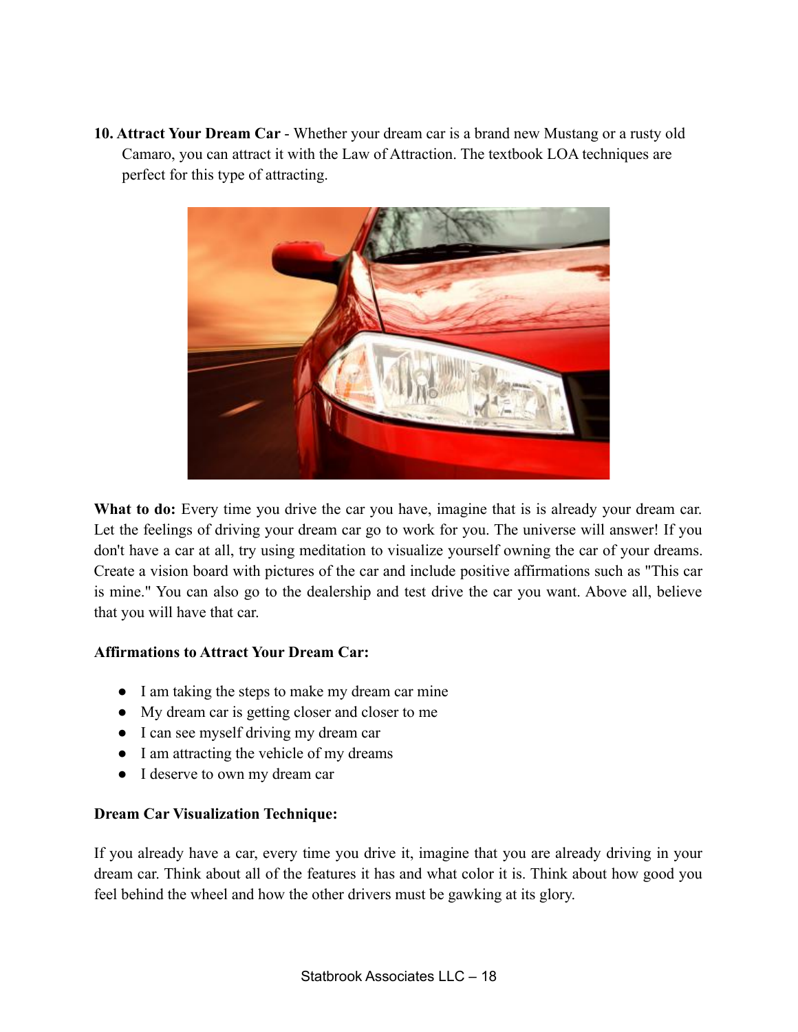**10. Attract Your Dream Car** - Whether your dream car is a brand new Mustang or a rusty old Camaro, you can attract it with the Law of Attraction. The textbook LOA techniques are perfect for this type of attracting.

**What to do:** Every time you drive the car you have, imagine that is is already your dream car. Let the feelings of driving your dream car go to work for you. The universe will answer! If you don't have a car at all, try using meditation to visualize yourself owning the car of your dreams. Create a vision board with pictures of the car and include positive affirmations such as "This car is mine." You can also go to the dealership and test drive the car you want. Above all, believe that you will have that car.

**Affirmations to Attract Your Dream Car:**

- I am taking the steps to make my dream car mine
- My dream car is getting closer and closer to me
- I can see myself driving my dream car
- I am attracting the vehicle of my dreams
- I deserve to own my dream car

**Dream Car Visualization Technique:**

If you already have a car, every time you drive it, imagine that you are already driving in your dream car. Think about all of the features it has and what color it is. Think about how good you feel behind the wheel and how the other drivers must be gawking at its glory.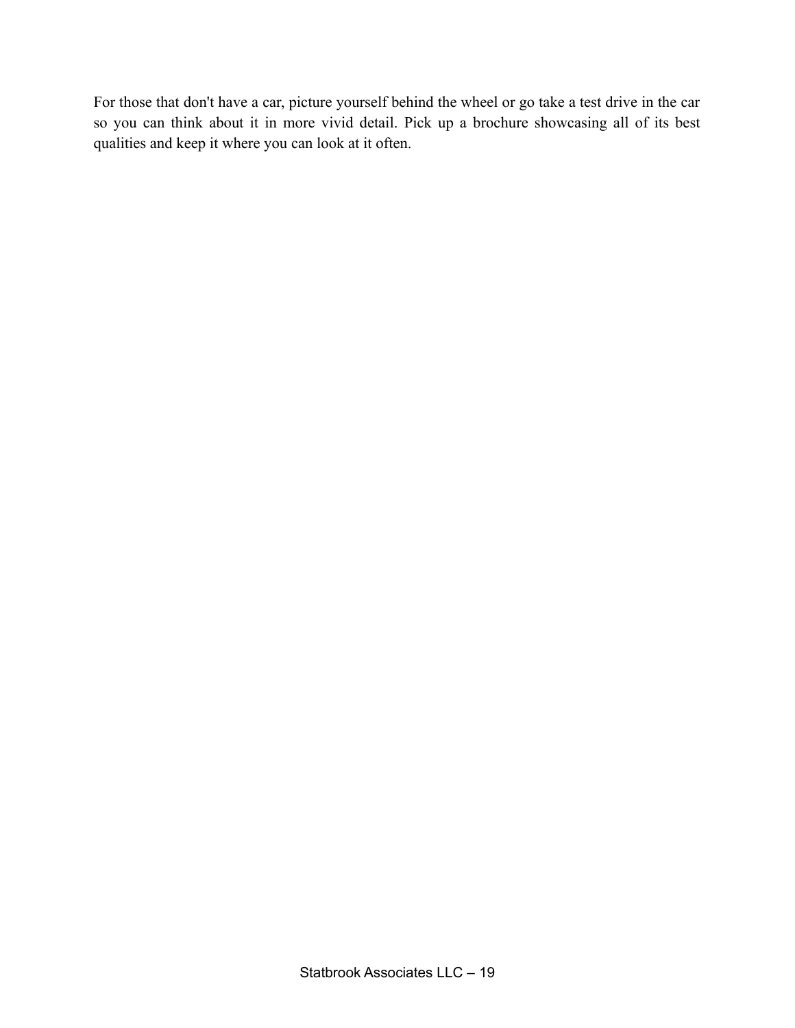For those that don't have a car, picture yourself behind the wheel or go take a test drive in the car so you can think about it in more vivid detail. Pick up a brochure showcasing all of its best qualities and keep it where you can look at it often.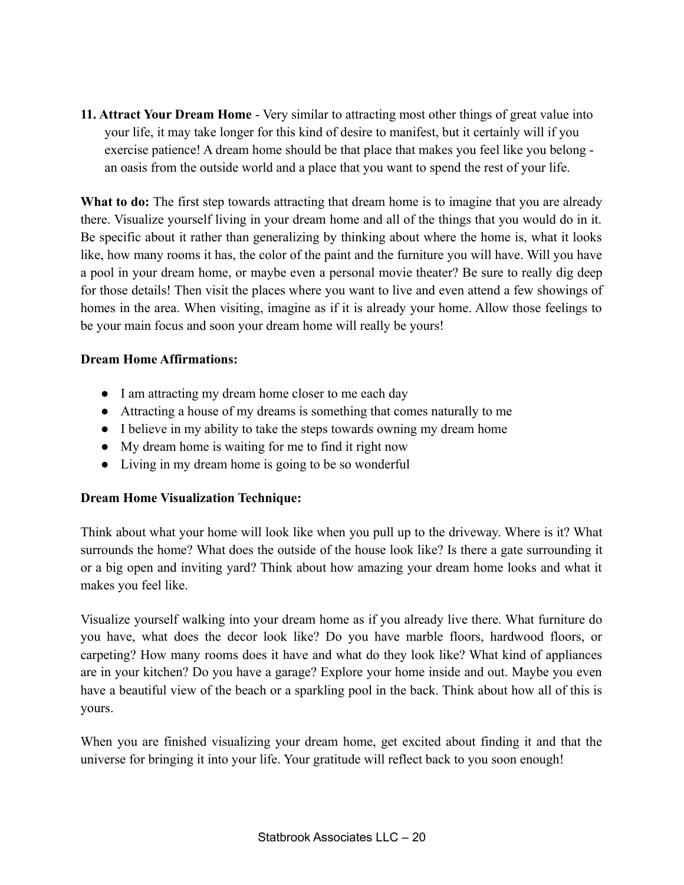**11. Attract Your Dream Home** - Very similar to attracting most other things of great value into your life, it may take longer for this kind of desire to manifest, but it certainly will if you exercise patience! A dream home should be that place that makes you feel like you belong - an oasis from the outside world and a place that you want to spend the rest of your life.

**What to do:** The first step towards attracting that dream home is to imagine that you are already there. Visualize yourself living in your dream home and all of the things that you would do in it. Be specific about it rather than generalizing by thinking about where the home is, what it looks like, how many rooms it has, the color of the paint and the furniture you will have. Will you have a pool in your dream home, or maybe even a personal movie theater? Be sure to really dig deep for those details! Then visit the places where you want to live and even attend a few showings of homes in the area. When visiting, imagine as if it is already your home. Allow those feelings to be your main focus and soon your dream home will really be yours!

**Dream Home Affirmations:**

- I am attracting my dream home closer to me each day
- Attracting a house of my dreams is something that comes naturally to me
- I believe in my ability to take the steps towards owning my dream home
- My dream home is waiting for me to find it right now
- Living in my dream home is going to be so wonderful

**Dream Home Visualization Technique:**

Think about what your home will look like when you pull up to the driveway. Where is it? What surrounds the home? What does the outside of the house look like? Is there a gate surrounding it or a big open and inviting yard? Think about how amazing your dream home looks and what it makes you feel like.

Visualize yourself walking into your dream home as if you already live there. What furniture do you have, what does the decor look like? Do you have marble floors, hardwood floors, or carpeting? How many rooms does it have and what do they look like? What kind of appliances are in your kitchen? Do you have a garage? Explore your home inside and out. Maybe you even have a beautiful view of the beach or a sparkling pool in the back. Think about how all of this is yours.

When you are finished visualizing your dream home, get excited about finding it and that the universe for bringing it into your life. Your gratitude will reflect back to you soon enough!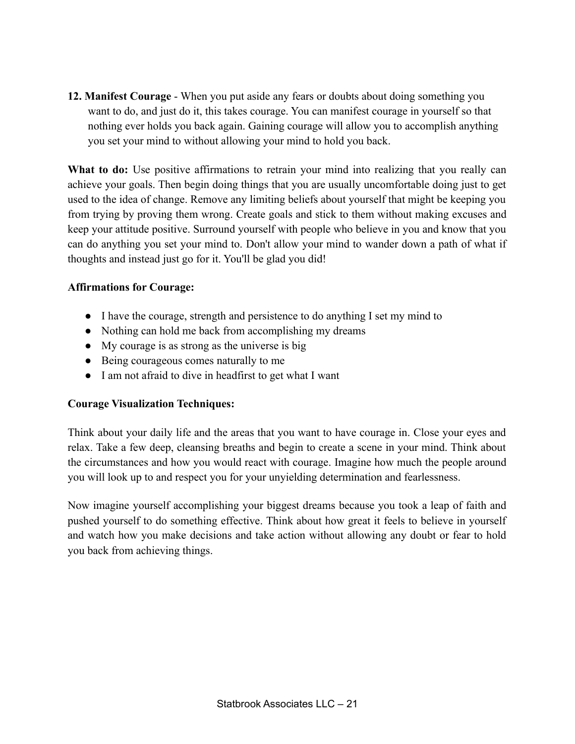**12. Manifest Courage** - When you put aside any fears or doubts about doing something you want to do, and just do it, this takes courage. You can manifest courage in yourself so that nothing ever holds you back again. Gaining courage will allow you to accomplish anything you set your mind to without allowing your mind to hold you back.

**What to do:** Use positive affirmations to retrain your mind into realizing that you really can achieve your goals. Then begin doing things that you are usually uncomfortable doing just to get used to the idea of change. Remove any limiting beliefs about yourself that might be keeping you from trying by proving them wrong. Create goals and stick to them without making excuses and keep your attitude positive. Surround yourself with people who believe in you and know that you can do anything you set your mind to. Don't allow your mind to wander down a path of what if thoughts and instead just go for it. You'll be glad you did!

**Affirmations for Courage:**

- I have the courage, strength and persistence to do anything I set my mind to
- Nothing can hold me back from accomplishing my dreams
- My courage is as strong as the universe is big
- Being courageous comes naturally to me
- I am not afraid to dive in headfirst to get what I want

**Courage Visualization Techniques:**

Think about your daily life and the areas that you want to have courage in. Close your eyes and relax. Take a few deep, cleansing breaths and begin to create a scene in your mind. Think about the circumstances and how you would react with courage. Imagine how much the people around you will look up to and respect you for your unyielding determination and fearlessness.

Now imagine yourself accomplishing your biggest dreams because you took a leap of faith and pushed yourself to do something effective. Think about how great it feels to believe in yourself and watch how you make decisions and take action without allowing any doubt or fear to hold you back from achieving things.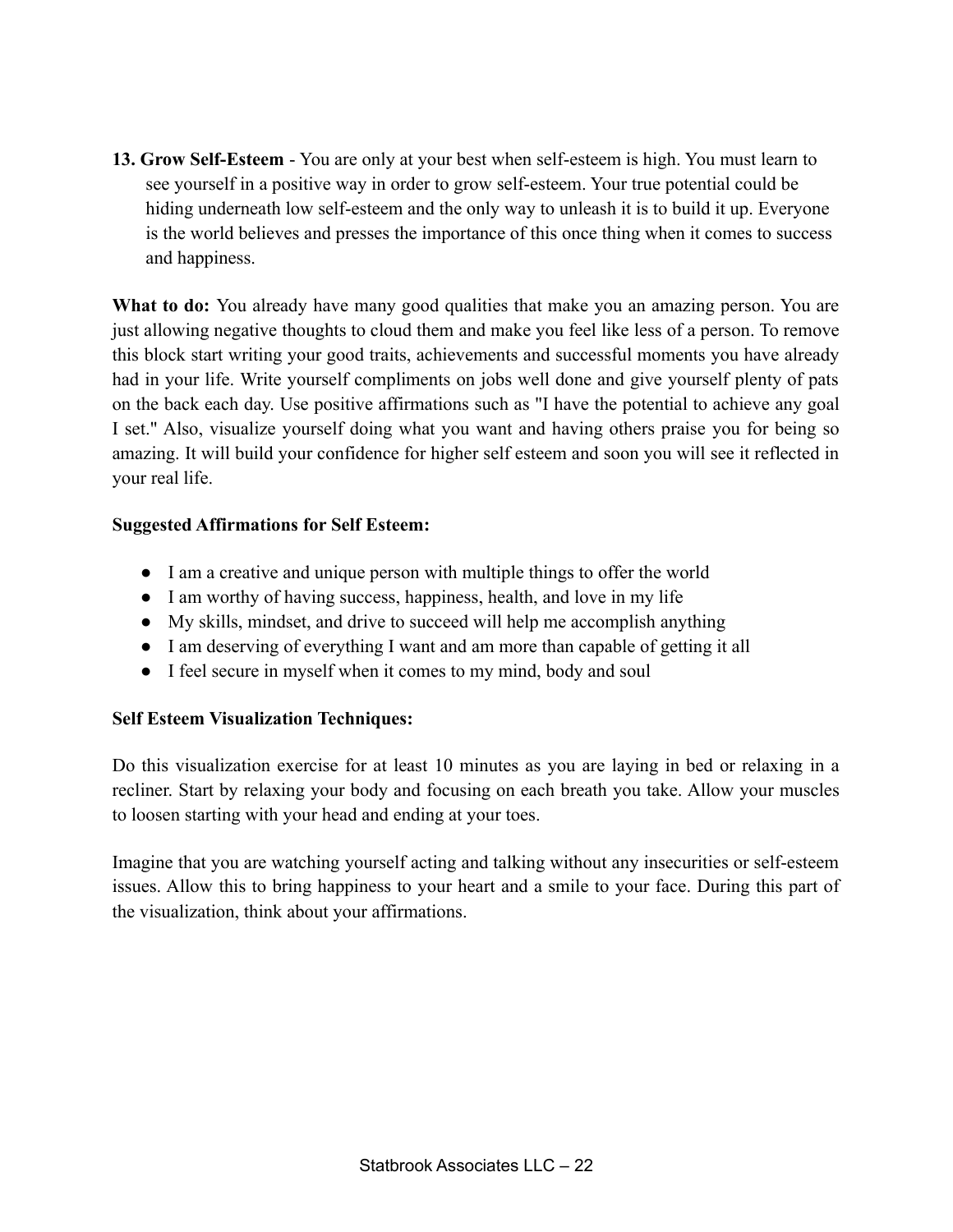**13. Grow Self-Esteem** - You are only at your best when self-esteem is high. You must learn to see yourself in a positive way in order to grow self-esteem. Your true potential could be hiding underneath low self-esteem and the only way to unleash it is to build it up. Everyone is the world believes and presses the importance of this once thing when it comes to success and happiness.

**What to do:** You already have many good qualities that make you an amazing person. You are just allowing negative thoughts to cloud them and make you feel like less of a person. To remove this block start writing your good traits, achievements and successful moments you have already had in your life. Write yourself compliments on jobs well done and give yourself plenty of pats on the back each day. Use positive affirmations such as "I have the potential to achieve any goal I set." Also, visualize yourself doing what you want and having others praise you for being so amazing. It will build your confidence for higher self esteem and soon you will see it reflected in your real life.

**Suggested Affirmations for Self Esteem:**

- I am a creative and unique person with multiple things to offer the world
- I am worthy of having success, happiness, health, and love in my life
- My skills, mindset, and drive to succeed will help me accomplish anything
- I am deserving of everything I want and am more than capable of getting it all
- I feel secure in myself when it comes to my mind, body and soul

**Self Esteem Visualization Techniques:**

Do this visualization exercise for at least 10 minutes as you are laying in bed or relaxing in a recliner. Start by relaxing your body and focusing on each breath you take. Allow your muscles to loosen starting with your head and ending at your toes.

Imagine that you are watching yourself acting and talking without any insecurities or self-esteem issues. Allow this to bring happiness to your heart and a smile to your face. During this part of the visualization, think about your affirmations.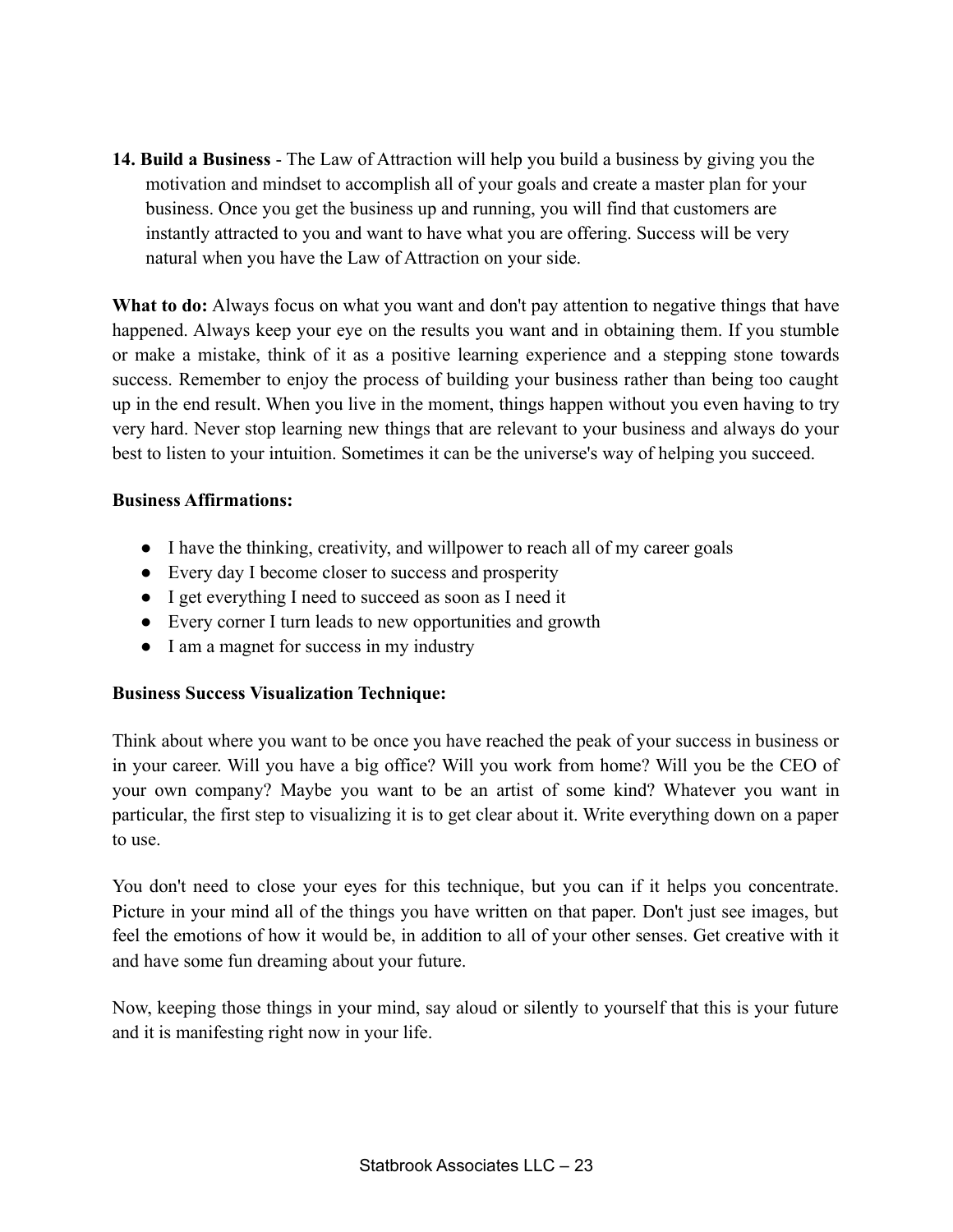**14. Build a Business** - The Law of Attraction will help you build a business by giving you the motivation and mindset to accomplish all of your goals and create a master plan for your business. Once you get the business up and running, you will find that customers are instantly attracted to you and want to have what you are offering. Success will be very natural when you have the Law of Attraction on your side.

**What to do:** Always focus on what you want and don't pay attention to negative things that have happened. Always keep your eye on the results you want and in obtaining them. If you stumble or make a mistake, think of it as a positive learning experience and a stepping stone towards success. Remember to enjoy the process of building your business rather than being too caught up in the end result. When you live in the moment, things happen without you even having to try very hard. Never stop learning new things that are relevant to your business and always do your best to listen to your intuition. Sometimes it can be the universe's way of helping you succeed.

**Business Affirmations:**

- I have the thinking, creativity, and willpower to reach all of my career goals
- Every day I become closer to success and prosperity
- I get everything I need to succeed as soon as I need it
- Every corner I turn leads to new opportunities and growth
- I am a magnet for success in my industry

**Business Success Visualization Technique:**

Think about where you want to be once you have reached the peak of your success in business or in your career. Will you have a big office? Will you work from home? Will you be the CEO of your own company? Maybe you want to be an artist of some kind? Whatever you want in particular, the first step to visualizing it is to get clear about it. Write everything down on a paper to use.

You don't need to close your eyes for this technique, but you can if it helps you concentrate. Picture in your mind all of the things you have written on that paper. Don't just see images, but feel the emotions of how it would be, in addition to all of your other senses. Get creative with it and have some fun dreaming about your future.

Now, keeping those things in your mind, say aloud or silently to yourself that this is your future and it is manifesting right now in your life.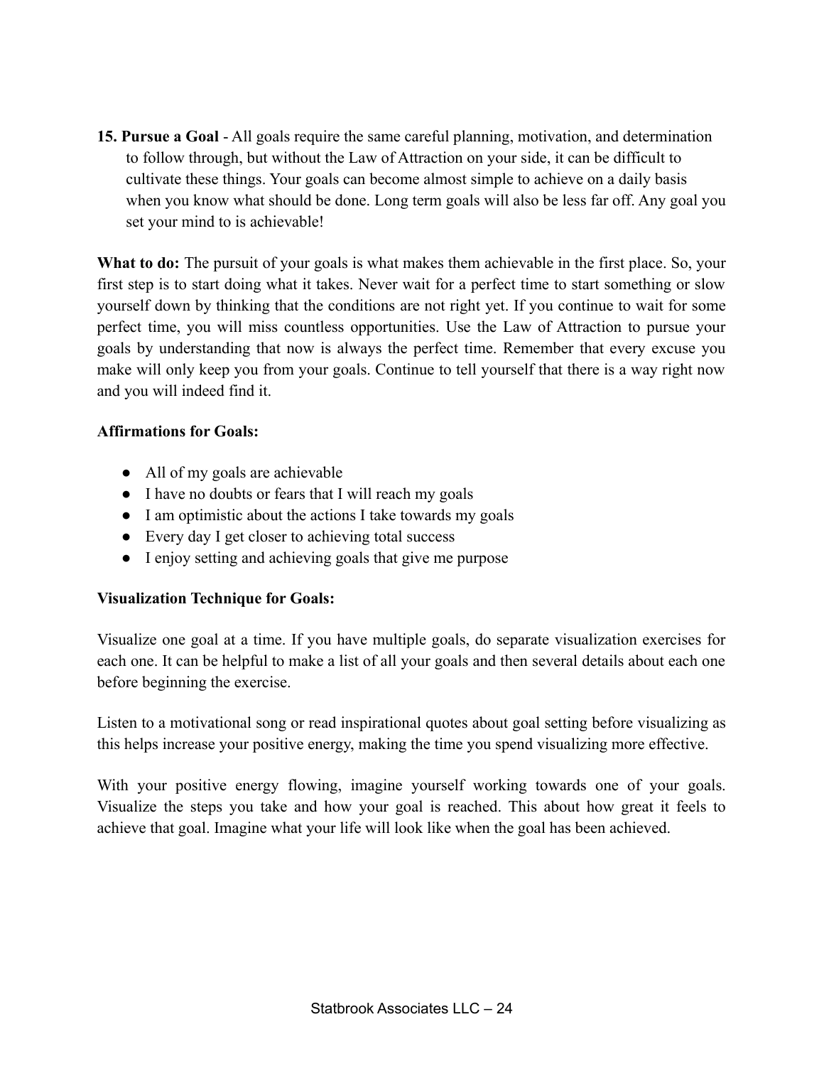**15. Pursue a Goal** - All goals require the same careful planning, motivation, and determination to follow through, but without the Law of Attraction on your side, it can be difficult to cultivate these things. Your goals can become almost simple to achieve on a daily basis when you know what should be done. Long term goals will also be less far off. Any goal you set your mind to is achievable!

**What to do:** The pursuit of your goals is what makes them achievable in the first place. So, your first step is to start doing what it takes. Never wait for a perfect time to start something or slow yourself down by thinking that the conditions are not right yet. If you continue to wait for some perfect time, you will miss countless opportunities. Use the Law of Attraction to pursue your goals by understanding that now is always the perfect time. Remember that every excuse you make will only keep you from your goals. Continue to tell yourself that there is a way right now and you will indeed find it.

**Affirmations for Goals:**

- All of my goals are achievable
- I have no doubts or fears that I will reach my goals
- I am optimistic about the actions I take towards my goals
- Every day I get closer to achieving total success
- I enjoy setting and achieving goals that give me purpose

**Visualization Technique for Goals:**

Visualize one goal at a time. If you have multiple goals, do separate visualization exercises for each one. It can be helpful to make a list of all your goals and then several details about each one before beginning the exercise.

Listen to a motivational song or read inspirational quotes about goal setting before visualizing as this helps increase your positive energy, making the time you spend visualizing more effective.

With your positive energy flowing, imagine yourself working towards one of your goals. Visualize the steps you take and how your goal is reached. This about how great it feels to achieve that goal. Imagine what your life will look like when the goal has been achieved.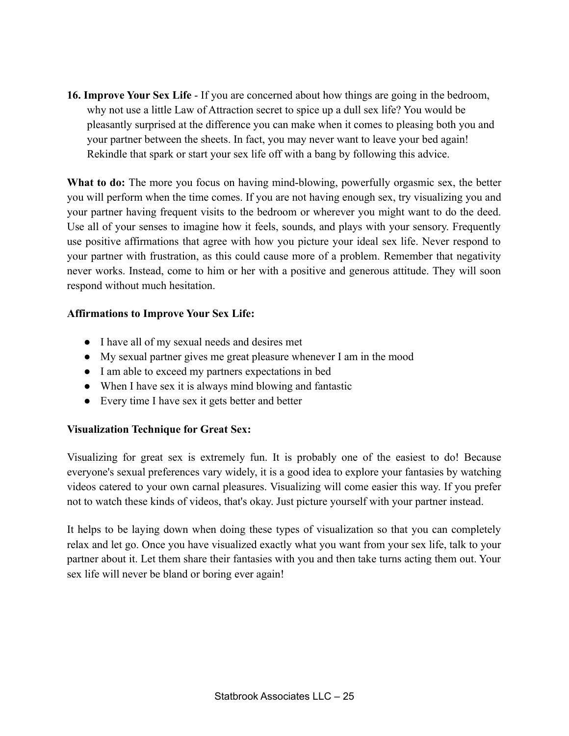**16. Improve Your Sex Life** - If you are concerned about how things are going in the bedroom, why not use a little Law of Attraction secret to spice up a dull sex life? You would be pleasantly surprised at the difference you can make when it comes to pleasing both you and your partner between the sheets. In fact, you may never want to leave your bed again! Rekindle that spark or start your sex life off with a bang by following this advice.

**What to do:** The more you focus on having mind-blowing, powerfully orgasmic sex, the better you will perform when the time comes. If you are not having enough sex, try visualizing you and your partner having frequent visits to the bedroom or wherever you might want to do the deed. Use all of your senses to imagine how it feels, sounds, and plays with your sensory. Frequently use positive affirmations that agree with how you picture your ideal sex life. Never respond to your partner with frustration, as this could cause more of a problem. Remember that negativity never works. Instead, come to him or her with a positive and generous attitude. They will soon respond without much hesitation.

**Affirmations to Improve Your Sex Life:**

- I have all of my sexual needs and desires met
- My sexual partner gives me great pleasure whenever I am in the mood
- I am able to exceed my partners expectations in bed
- When I have sex it is always mind blowing and fantastic
- Every time I have sex it gets better and better

**Visualization Technique for Great Sex:**

Visualizing for great sex is extremely fun. It is probably one of the easiest to do! Because everyone's sexual preferences vary widely, it is a good idea to explore your fantasies by watching videos catered to your own carnal pleasures. Visualizing will come easier this way. If you prefer not to watch these kinds of videos, that's okay. Just picture yourself with your partner instead.

It helps to be laying down when doing these types of visualization so that you can completely relax and let go. Once you have visualized exactly what you want from your sex life, talk to your partner about it. Let them share their fantasies with you and then take turns acting them out. Your sex life will never be bland or boring ever again!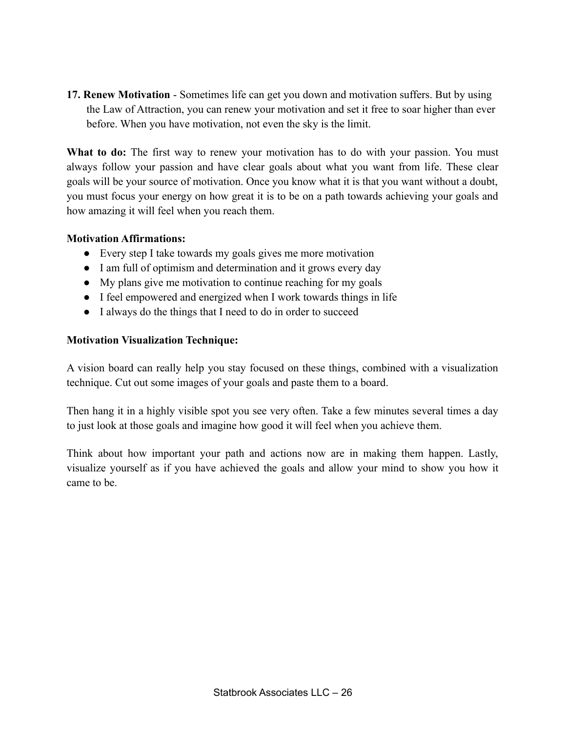**17. Renew Motivation** - Sometimes life can get you down and motivation suffers. But by using the Law of Attraction, you can renew your motivation and set it free to soar higher than ever before. When you have motivation, not even the sky is the limit.

**What to do:** The first way to renew your motivation has to do with your passion. You must always follow your passion and have clear goals about what you want from life. These clear goals will be your source of motivation. Once you know what it is that you want without a doubt, you must focus your energy on how great it is to be on a path towards achieving your goals and how amazing it will feel when you reach them.

**Motivation Affirmations:**

- Every step I take towards my goals gives me more motivation
- I am full of optimism and determination and it grows every day
- My plans give me motivation to continue reaching for my goals
- I feel empowered and energized when I work towards things in life
- I always do the things that I need to do in order to succeed

**Motivation Visualization Technique:**

A vision board can really help you stay focused on these things, combined with a visualization technique. Cut out some images of your goals and paste them to a board.

Then hang it in a highly visible spot you see very often. Take a few minutes several times a day to just look at those goals and imagine how good it will feel when you achieve them.

Think about how important your path and actions now are in making them happen. Lastly, visualize yourself as if you have achieved the goals and allow your mind to show you how it came to be.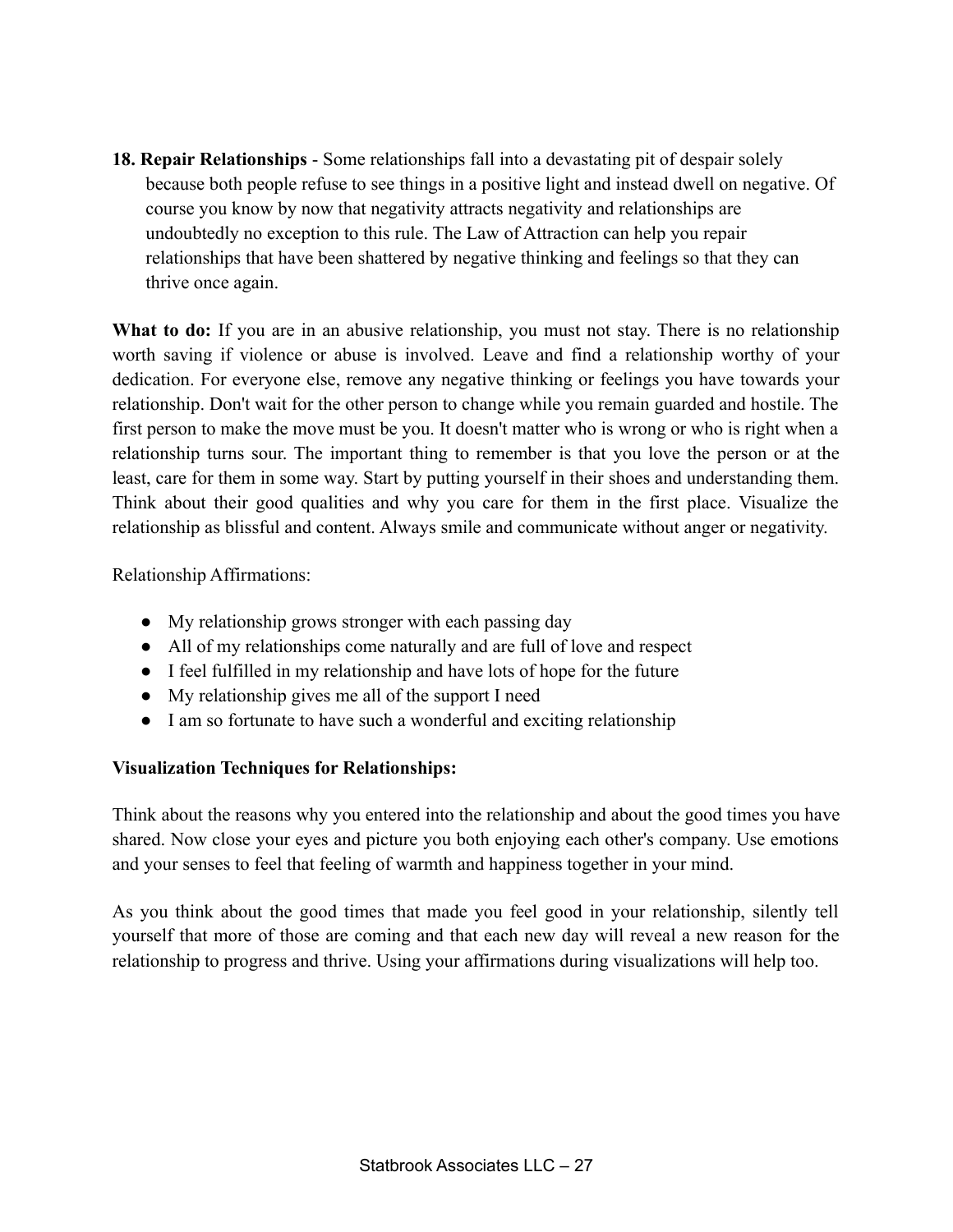**18. Repair Relationships** - Some relationships fall into a devastating pit of despair solely because both people refuse to see things in a positive light and instead dwell on negative. Of course you know by now that negativity attracts negativity and relationships are undoubtedly no exception to this rule. The Law of Attraction can help you repair relationships that have been shattered by negative thinking and feelings so that they can thrive once again.

**What to do:** If you are in an abusive relationship, you must not stay. There is no relationship worth saving if violence or abuse is involved. Leave and find a relationship worthy of your dedication. For everyone else, remove any negative thinking or feelings you have towards your relationship. Don't wait for the other person to change while you remain guarded and hostile. The first person to make the move must be you. It doesn't matter who is wrong or who is right when a relationship turns sour. The important thing to remember is that you love the person or at the least, care for them in some way. Start by putting yourself in their shoes and understanding them. Think about their good qualities and why you care for them in the first place. Visualize the relationship as blissful and content. Always smile and communicate without anger or negativity.

Relationship Affirmations:

- My relationship grows stronger with each passing day
- All of my relationships come naturally and are full of love and respect
- I feel fulfilled in my relationship and have lots of hope for the future
- My relationship gives me all of the support I need
- I am so fortunate to have such a wonderful and exciting relationship

**Visualization Techniques for Relationships:**

Think about the reasons why you entered into the relationship and about the good times you have shared. Now close your eyes and picture you both enjoying each other's company. Use emotions and your senses to feel that feeling of warmth and happiness together in your mind.

As you think about the good times that made you feel good in your relationship, silently tell yourself that more of those are coming and that each new day will reveal a new reason for the relationship to progress and thrive. Using your affirmations during visualizations will help too.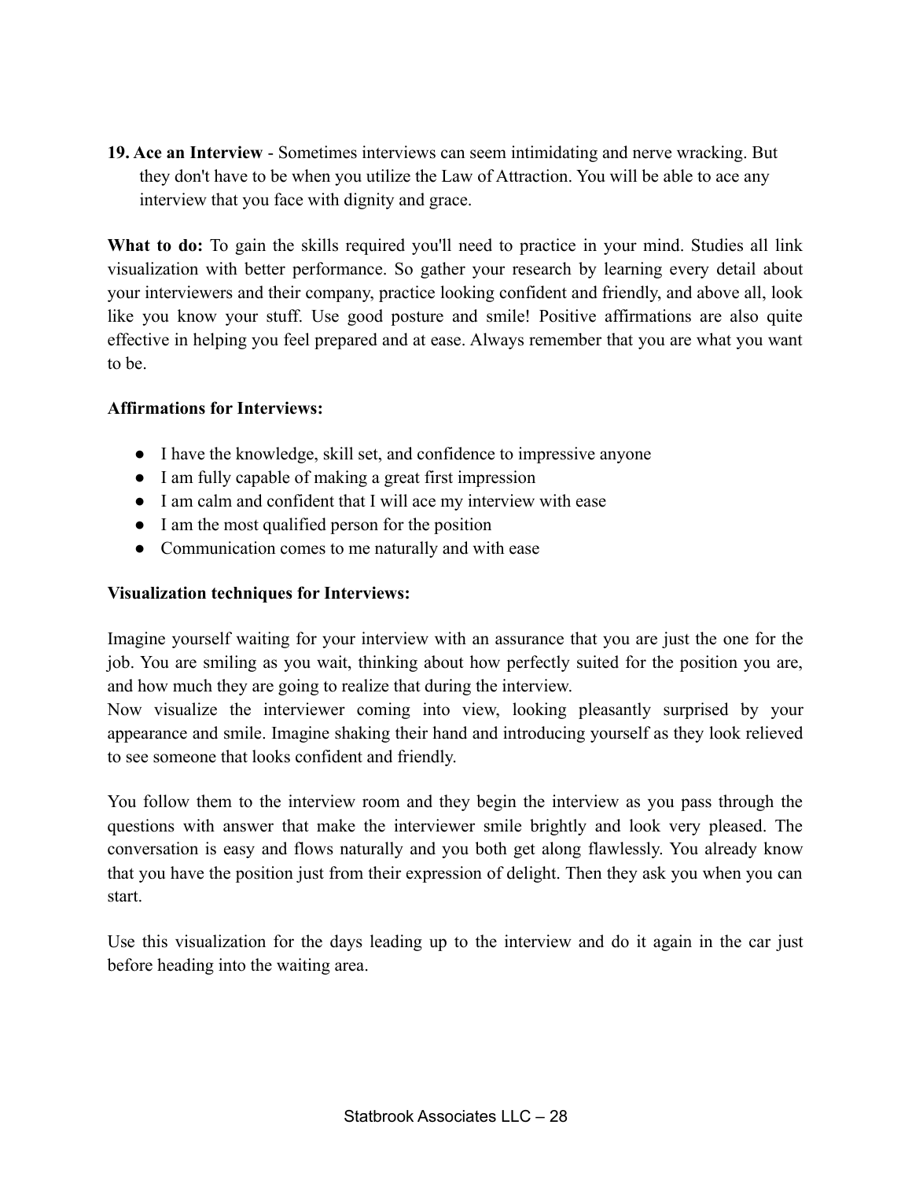**19. Ace an Interview** - Sometimes interviews can seem intimidating and nerve wracking. But they don't have to be when you utilize the Law of Attraction. You will be able to ace any interview that you face with dignity and grace.

**What to do:** To gain the skills required you'll need to practice in your mind. Studies all link visualization with better performance. So gather your research by learning every detail about your interviewers and their company, practice looking confident and friendly, and above all, look like you know your stuff. Use good posture and smile! Positive affirmations are also quite effective in helping you feel prepared and at ease. Always remember that you are what you want to be.

**Affirmations for Interviews:**

- I have the knowledge, skill set, and confidence to impressive anyone
- I am fully capable of making a great first impression
- I am calm and confident that I will ace my interview with ease
- I am the most qualified person for the position
- Communication comes to me naturally and with ease

**Visualization techniques for Interviews:**

Imagine yourself waiting for your interview with an assurance that you are just the one for the job. You are smiling as you wait, thinking about how perfectly suited for the position you are, and how much they are going to realize that during the interview.
Now visualize the interviewer coming into view, looking pleasantly surprised by your appearance and smile. Imagine shaking their hand and introducing yourself as they look relieved to see someone that looks confident and friendly.

You follow them to the interview room and they begin the interview as you pass through the questions with answer that make the interviewer smile brightly and look very pleased. The conversation is easy and flows naturally and you both get along flawlessly. You already know that you have the position just from their expression of delight. Then they ask you when you can start.

Use this visualization for the days leading up to the interview and do it again in the car just before heading into the waiting area.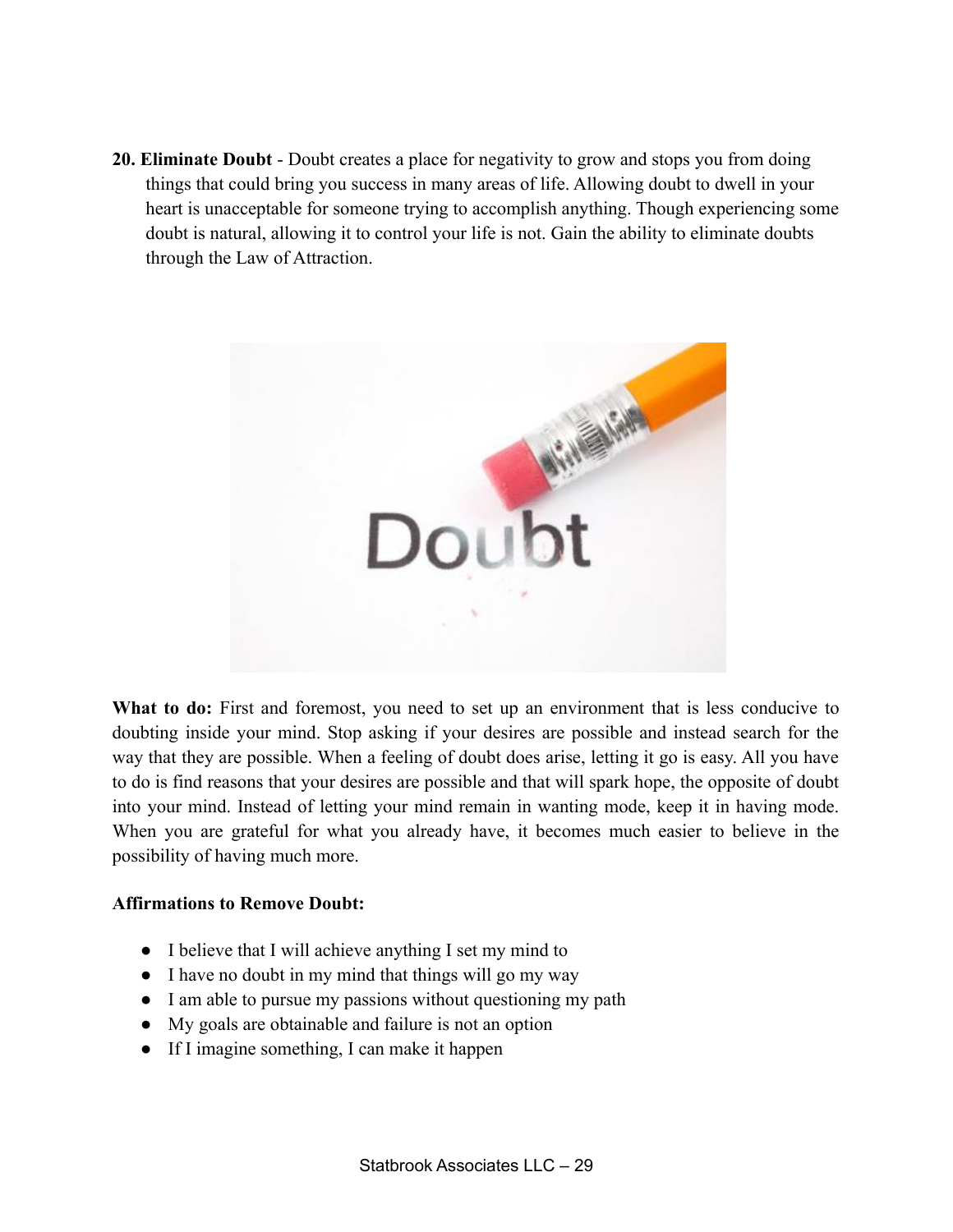**20. Eliminate Doubt** - Doubt creates a place for negativity to grow and stops you from doing things that could bring you success in many areas of life. Allowing doubt to dwell in your heart is unacceptable for someone trying to accomplish anything. Though experiencing some doubt is natural, allowing it to control your life is not. Gain the ability to eliminate doubts through the Law of Attraction.

**What to do:** First and foremost, you need to set up an environment that is less conducive to doubting inside your mind. Stop asking if your desires are possible and instead search for the way that they are possible. When a feeling of doubt does arise, letting it go is easy. All you have to do is find reasons that your desires are possible and that will spark hope, the opposite of doubt into your mind. Instead of letting your mind remain in wanting mode, keep it in having mode. When you are grateful for what you already have, it becomes much easier to believe in the possibility of having much more.

**Affirmations to Remove Doubt:**

- I believe that I will achieve anything I set my mind to
- I have no doubt in my mind that things will go my way
- I am able to pursue my passions without questioning my path
- My goals are obtainable and failure is not an option
- If I imagine something, I can make it happen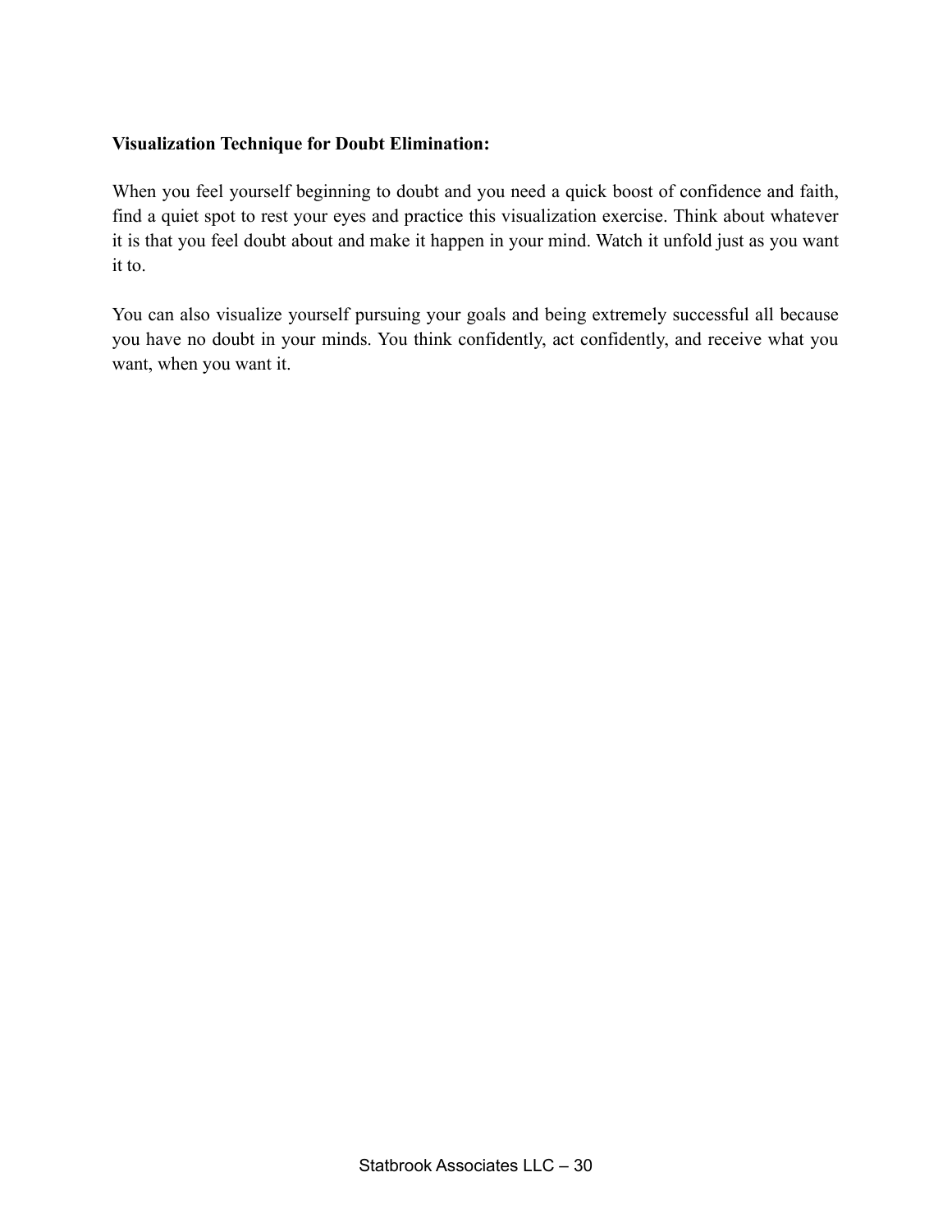**Visualization Technique for Doubt Elimination:**

When you feel yourself beginning to doubt and you need a quick boost of confidence and faith, find a quiet spot to rest your eyes and practice this visualization exercise. Think about whatever it is that you feel doubt about and make it happen in your mind. Watch it unfold just as you want it to.

You can also visualize yourself pursuing your goals and being extremely successful all because you have no doubt in your minds. You think confidently, act confidently, and receive what you want, when you want it.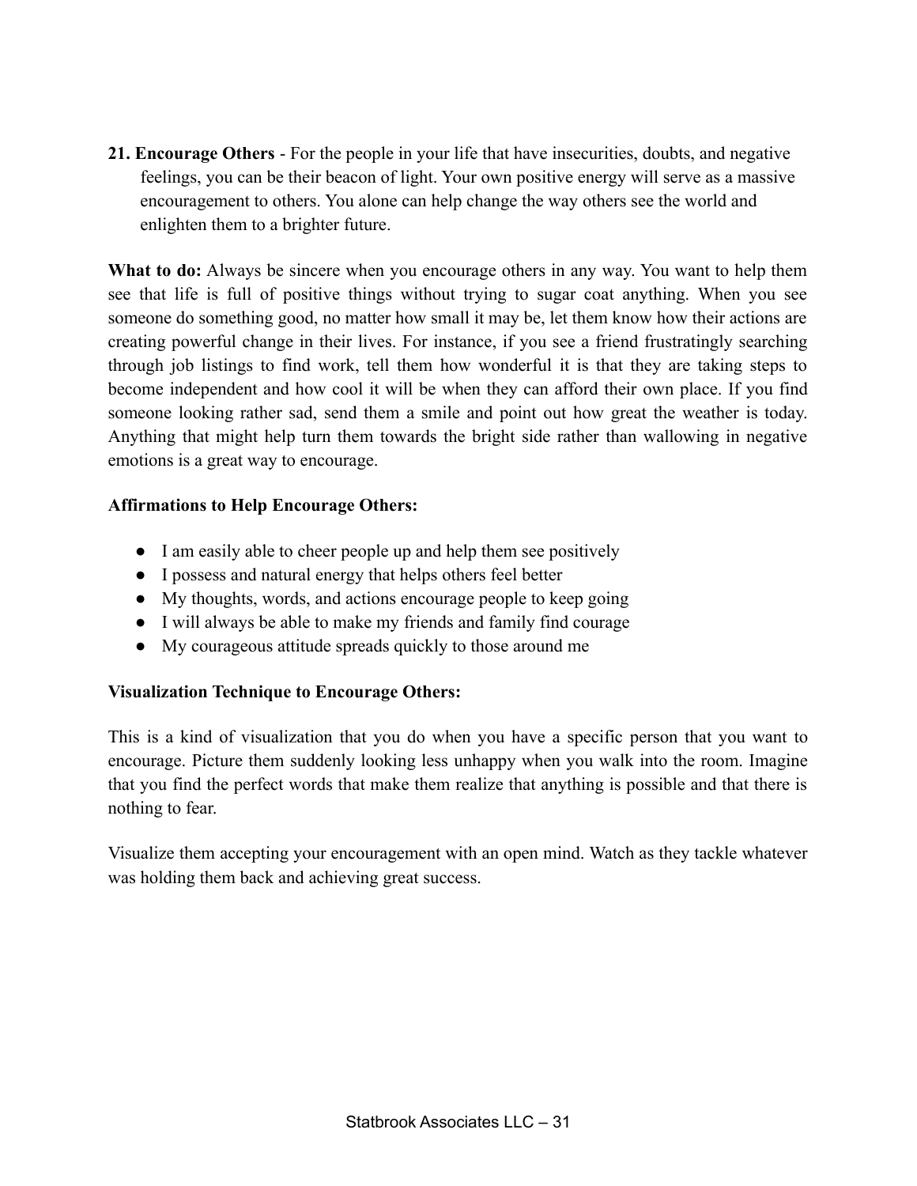**21. Encourage Others** - For the people in your life that have insecurities, doubts, and negative feelings, you can be their beacon of light. Your own positive energy will serve as a massive encouragement to others. You alone can help change the way others see the world and enlighten them to a brighter future.

**What to do:** Always be sincere when you encourage others in any way. You want to help them see that life is full of positive things without trying to sugar coat anything. When you see someone do something good, no matter how small it may be, let them know how their actions are creating powerful change in their lives. For instance, if you see a friend frustratingly searching through job listings to find work, tell them how wonderful it is that they are taking steps to become independent and how cool it will be when they can afford their own place. If you find someone looking rather sad, send them a smile and point out how great the weather is today. Anything that might help turn them towards the bright side rather than wallowing in negative emotions is a great way to encourage.

**Affirmations to Help Encourage Others:**

- I am easily able to cheer people up and help them see positively
- I possess and natural energy that helps others feel better
- My thoughts, words, and actions encourage people to keep going
- I will always be able to make my friends and family find courage
- My courageous attitude spreads quickly to those around me

**Visualization Technique to Encourage Others:**

This is a kind of visualization that you do when you have a specific person that you want to encourage. Picture them suddenly looking less unhappy when you walk into the room. Imagine that you find the perfect words that make them realize that anything is possible and that there is nothing to fear.

Visualize them accepting your encouragement with an open mind. Watch as they tackle whatever was holding them back and achieving great success.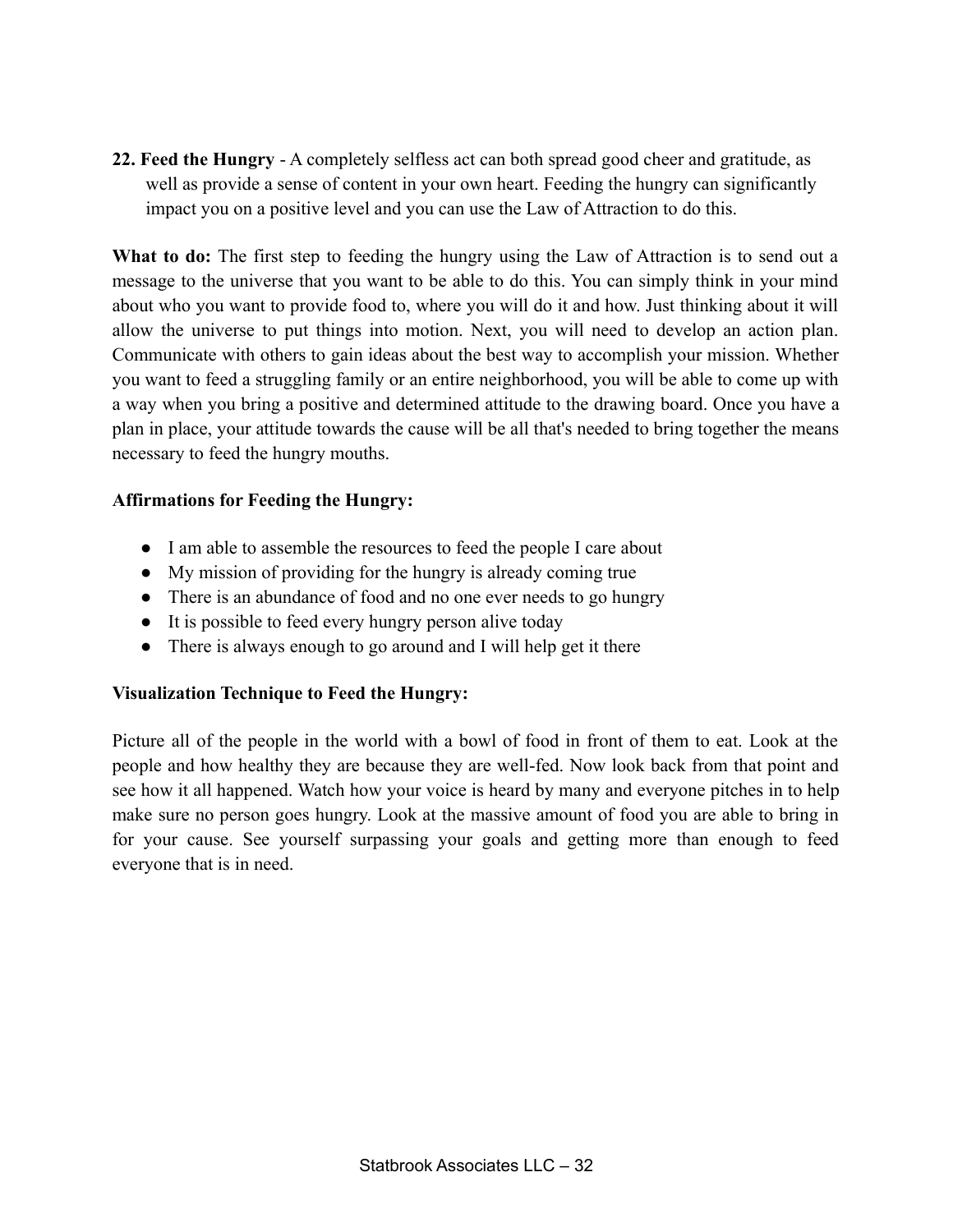**22. Feed the Hungry** - A completely selfless act can both spread good cheer and gratitude, as well as provide a sense of content in your own heart. Feeding the hungry can significantly impact you on a positive level and you can use the Law of Attraction to do this.

**What to do:** The first step to feeding the hungry using the Law of Attraction is to send out a message to the universe that you want to be able to do this. You can simply think in your mind about who you want to provide food to, where you will do it and how. Just thinking about it will allow the universe to put things into motion. Next, you will need to develop an action plan. Communicate with others to gain ideas about the best way to accomplish your mission. Whether you want to feed a struggling family or an entire neighborhood, you will be able to come up with a way when you bring a positive and determined attitude to the drawing board. Once you have a plan in place, your attitude towards the cause will be all that's needed to bring together the means necessary to feed the hungry mouths.

**Affirmations for Feeding the Hungry:**

- I am able to assemble the resources to feed the people I care about
- My mission of providing for the hungry is already coming true
- There is an abundance of food and no one ever needs to go hungry
- It is possible to feed every hungry person alive today
- There is always enough to go around and I will help get it there

**Visualization Technique to Feed the Hungry:**

Picture all of the people in the world with a bowl of food in front of them to eat. Look at the people and how healthy they are because they are well-fed. Now look back from that point and see how it all happened. Watch how your voice is heard by many and everyone pitches in to help make sure no person goes hungry. Look at the massive amount of food you are able to bring in for your cause. See yourself surpassing your goals and getting more than enough to feed everyone that is in need.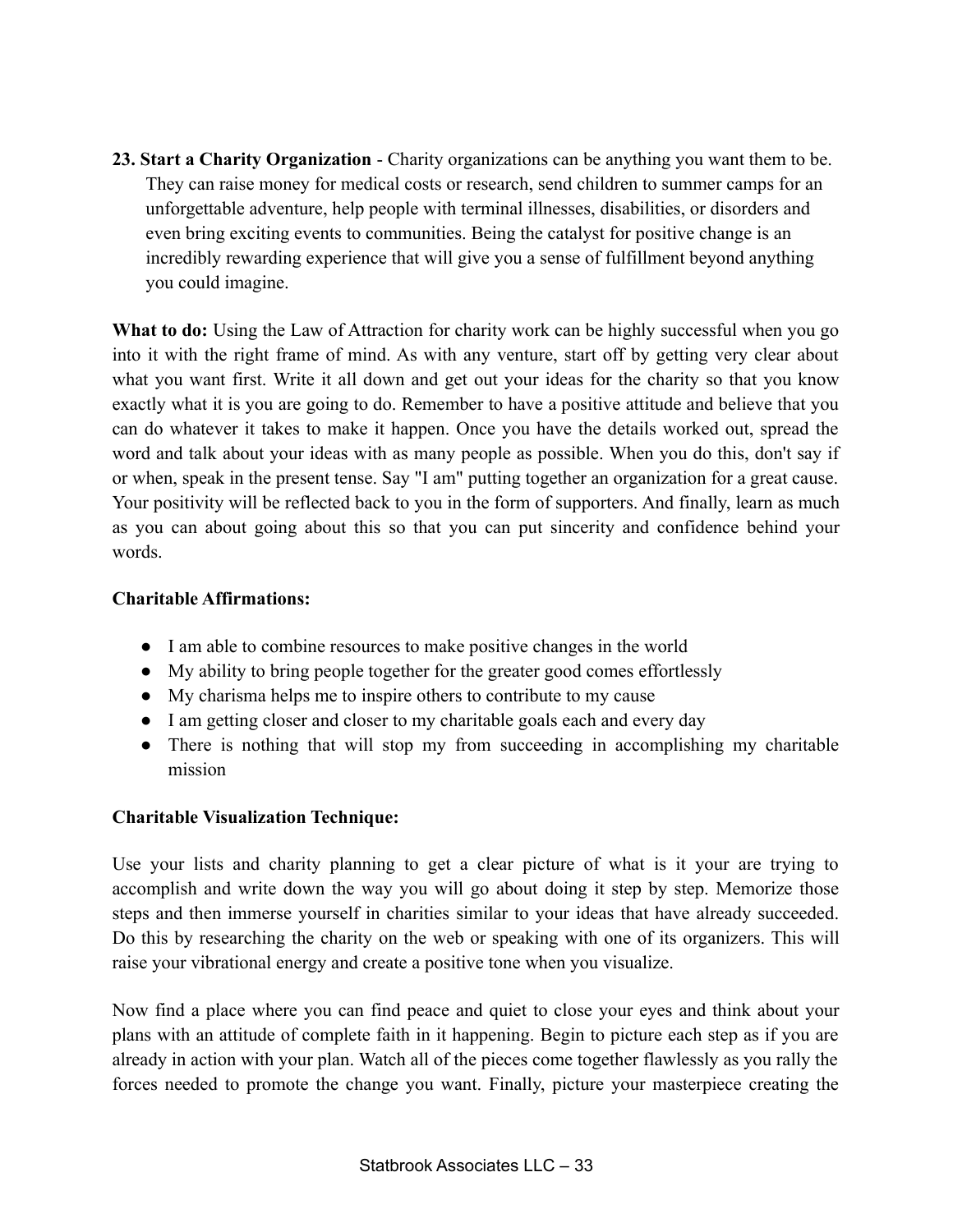**23. Start a Charity Organization** - Charity organizations can be anything you want them to be. They can raise money for medical costs or research, send children to summer camps for an unforgettable adventure, help people with terminal illnesses, disabilities, or disorders and even bring exciting events to communities. Being the catalyst for positive change is an incredibly rewarding experience that will give you a sense of fulfillment beyond anything you could imagine.

**What to do:** Using the Law of Attraction for charity work can be highly successful when you go into it with the right frame of mind. As with any venture, start off by getting very clear about what you want first. Write it all down and get out your ideas for the charity so that you know exactly what it is you are going to do. Remember to have a positive attitude and believe that you can do whatever it takes to make it happen. Once you have the details worked out, spread the word and talk about your ideas with as many people as possible. When you do this, don't say if or when, speak in the present tense. Say "I am" putting together an organization for a great cause. Your positivity will be reflected back to you in the form of supporters. And finally, learn as much as you can about going about this so that you can put sincerity and confidence behind your words.

**Charitable Affirmations:**

- I am able to combine resources to make positive changes in the world
- My ability to bring people together for the greater good comes effortlessly
- My charisma helps me to inspire others to contribute to my cause
- I am getting closer and closer to my charitable goals each and every day
- There is nothing that will stop my from succeeding in accomplishing my charitable mission

**Charitable Visualization Technique:**

Use your lists and charity planning to get a clear picture of what is it your are trying to accomplish and write down the way you will go about doing it step by step. Memorize those steps and then immerse yourself in charities similar to your ideas that have already succeeded. Do this by researching the charity on the web or speaking with one of its organizers. This will raise your vibrational energy and create a positive tone when you visualize.

Now find a place where you can find peace and quiet to close your eyes and think about your plans with an attitude of complete faith in it happening. Begin to picture each step as if you are already in action with your plan. Watch all of the pieces come together flawlessly as you rally the forces needed to promote the change you want. Finally, picture your masterpiece creating the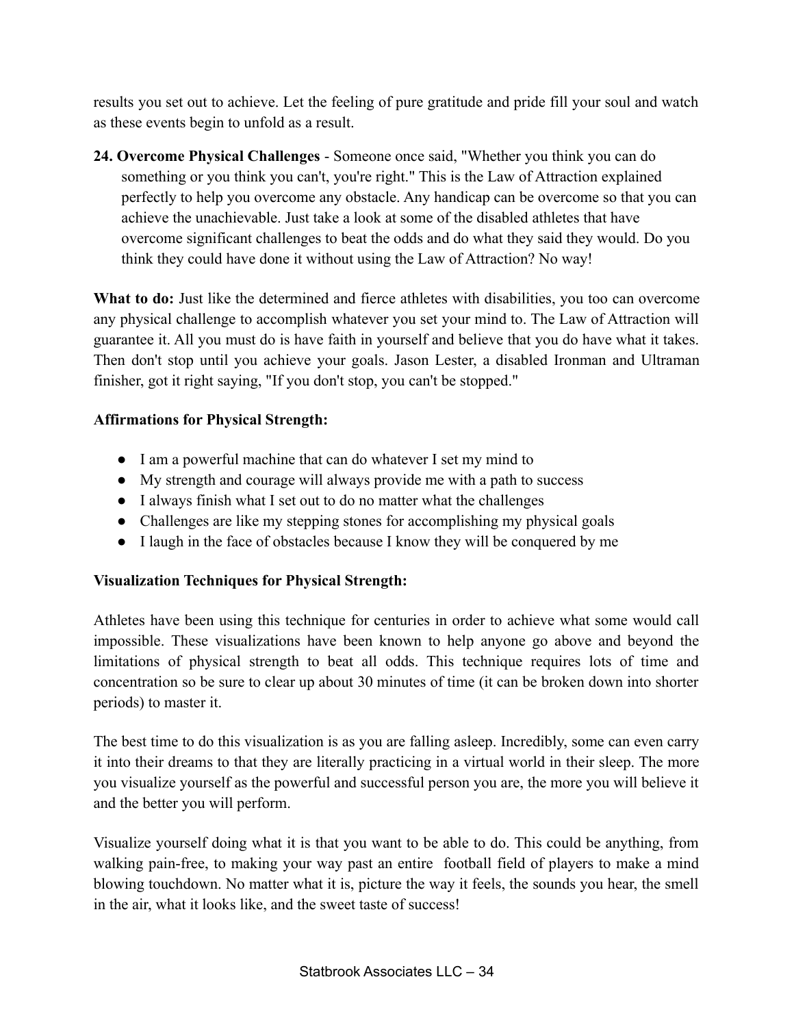results you set out to achieve. Let the feeling of pure gratitude and pride fill your soul and watch as these events begin to unfold as a result.

**24. Overcome Physical Challenges** - Someone once said, "Whether you think you can do something or you think you can't, you're right." This is the Law of Attraction explained perfectly to help you overcome any obstacle. Any handicap can be overcome so that you can achieve the unachievable. Just take a look at some of the disabled athletes that have overcome significant challenges to beat the odds and do what they said they would. Do you think they could have done it without using the Law of Attraction? No way!

**What to do:** Just like the determined and fierce athletes with disabilities, you too can overcome any physical challenge to accomplish whatever you set your mind to. The Law of Attraction will guarantee it. All you must do is have faith in yourself and believe that you do have what it takes. Then don't stop until you achieve your goals. Jason Lester, a disabled Ironman and Ultraman finisher, got it right saying, "If you don't stop, you can't be stopped."

**Affirmations for Physical Strength:**

- I am a powerful machine that can do whatever I set my mind to
- My strength and courage will always provide me with a path to success
- I always finish what I set out to do no matter what the challenges
- Challenges are like my stepping stones for accomplishing my physical goals
- I laugh in the face of obstacles because I know they will be conquered by me

**Visualization Techniques for Physical Strength:**

Athletes have been using this technique for centuries in order to achieve what some would call impossible. These visualizations have been known to help anyone go above and beyond the limitations of physical strength to beat all odds. This technique requires lots of time and concentration so be sure to clear up about 30 minutes of time (it can be broken down into shorter periods) to master it.

The best time to do this visualization is as you are falling asleep. Incredibly, some can even carry it into their dreams to that they are literally practicing in a virtual world in their sleep. The more you visualize yourself as the powerful and successful person you are, the more you will believe it and the better you will perform.

Visualize yourself doing what it is that you want to be able to do. This could be anything, from walking pain-free, to making your way past an entire football field of players to make a mind blowing touchdown. No matter what it is, picture the way it feels, the sounds you hear, the smell in the air, what it looks like, and the sweet taste of success!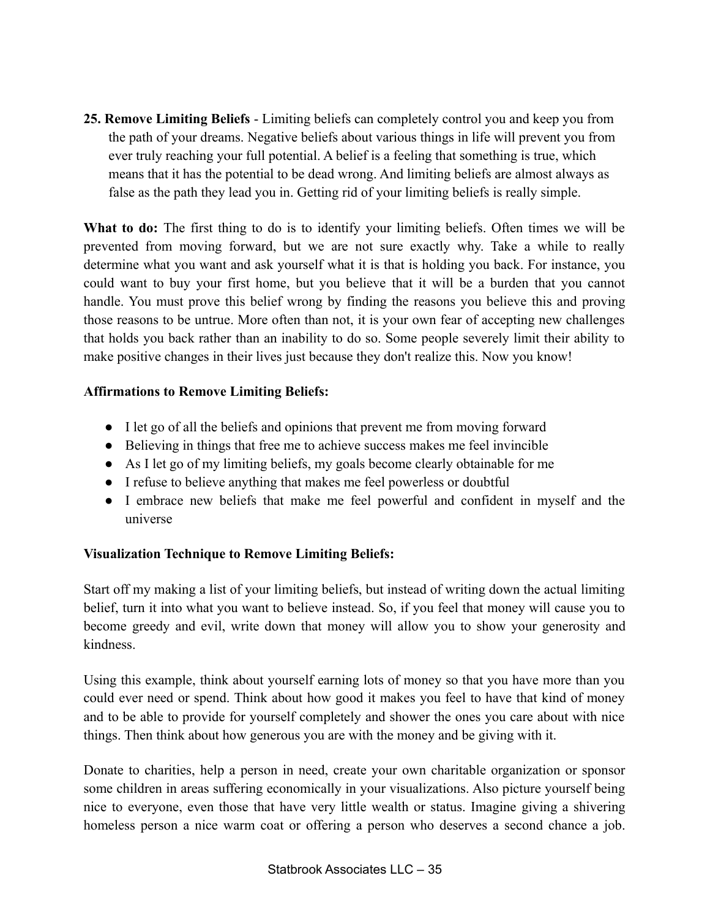**25. Remove Limiting Beliefs** - Limiting beliefs can completely control you and keep you from the path of your dreams. Negative beliefs about various things in life will prevent you from ever truly reaching your full potential. A belief is a feeling that something is true, which means that it has the potential to be dead wrong. And limiting beliefs are almost always as false as the path they lead you in. Getting rid of your limiting beliefs is really simple.

**What to do:** The first thing to do is to identify your limiting beliefs. Often times we will be prevented from moving forward, but we are not sure exactly why. Take a while to really determine what you want and ask yourself what it is that is holding you back. For instance, you could want to buy your first home, but you believe that it will be a burden that you cannot handle. You must prove this belief wrong by finding the reasons you believe this and proving those reasons to be untrue. More often than not, it is your own fear of accepting new challenges that holds you back rather than an inability to do so. Some people severely limit their ability to make positive changes in their lives just because they don't realize this. Now you know!

**Affirmations to Remove Limiting Beliefs:**

- I let go of all the beliefs and opinions that prevent me from moving forward
- Believing in things that free me to achieve success makes me feel invincible
- As I let go of my limiting beliefs, my goals become clearly obtainable for me
- I refuse to believe anything that makes me feel powerless or doubtful
- I embrace new beliefs that make me feel powerful and confident in myself and the universe

**Visualization Technique to Remove Limiting Beliefs:**

Start off my making a list of your limiting beliefs, but instead of writing down the actual limiting belief, turn it into what you want to believe instead. So, if you feel that money will cause you to become greedy and evil, write down that money will allow you to show your generosity and kindness.

Using this example, think about yourself earning lots of money so that you have more than you could ever need or spend. Think about how good it makes you feel to have that kind of money and to be able to provide for yourself completely and shower the ones you care about with nice things. Then think about how generous you are with the money and be giving with it.

Donate to charities, help a person in need, create your own charitable organization or sponsor some children in areas suffering economically in your visualizations. Also picture yourself being nice to everyone, even those that have very little wealth or status. Imagine giving a shivering homeless person a nice warm coat or offering a person who deserves a second chance a job.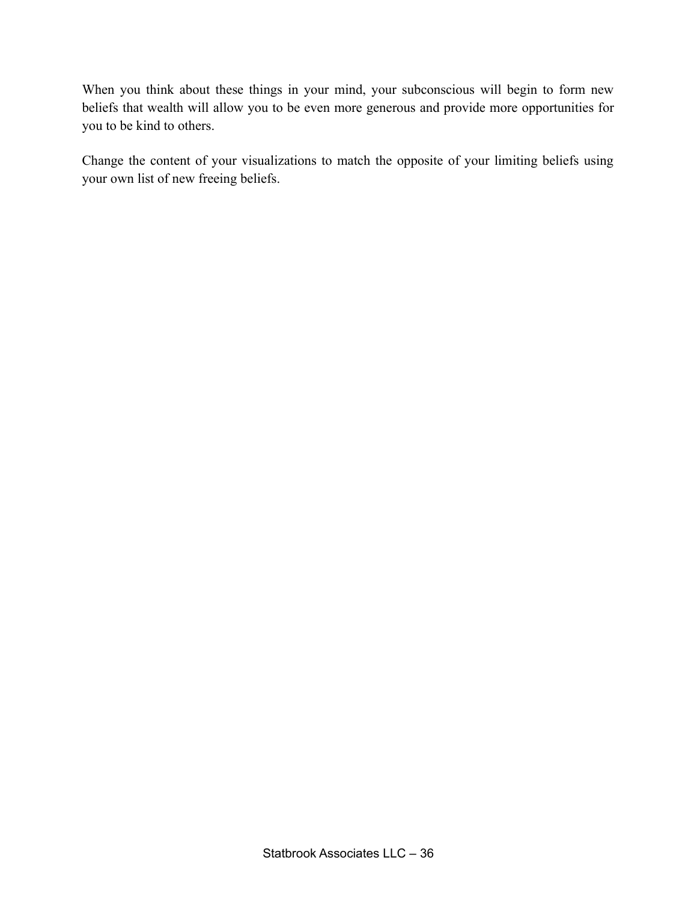When you think about these things in your mind, your subconscious will begin to form new beliefs that wealth will allow you to be even more generous and provide more opportunities for you to be kind to others.

Change the content of your visualizations to match the opposite of your limiting beliefs using your own list of new freeing beliefs.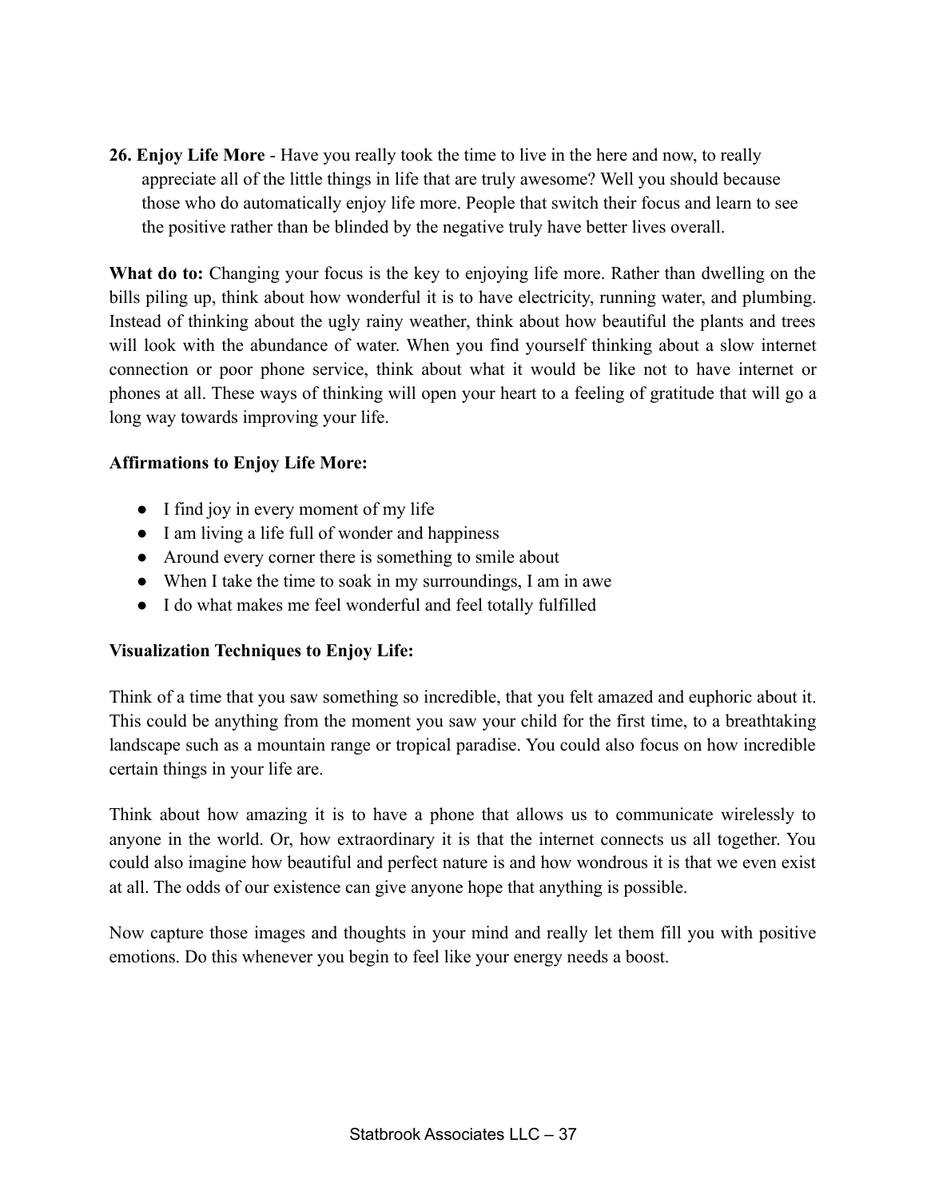**26. Enjoy Life More** - Have you really took the time to live in the here and now, to really appreciate all of the little things in life that are truly awesome? Well you should because those who do automatically enjoy life more. People that switch their focus and learn to see the positive rather than be blinded by the negative truly have better lives overall.

**What do to:** Changing your focus is the key to enjoying life more. Rather than dwelling on the bills piling up, think about how wonderful it is to have electricity, running water, and plumbing. Instead of thinking about the ugly rainy weather, think about how beautiful the plants and trees will look with the abundance of water. When you find yourself thinking about a slow internet connection or poor phone service, think about what it would be like not to have internet or phones at all. These ways of thinking will open your heart to a feeling of gratitude that will go a long way towards improving your life.

**Affirmations to Enjoy Life More:**

- I find joy in every moment of my life
- I am living a life full of wonder and happiness
- Around every corner there is something to smile about
- When I take the time to soak in my surroundings, I am in awe
- I do what makes me feel wonderful and feel totally fulfilled

**Visualization Techniques to Enjoy Life:**

Think of a time that you saw something so incredible, that you felt amazed and euphoric about it. This could be anything from the moment you saw your child for the first time, to a breathtaking landscape such as a mountain range or tropical paradise. You could also focus on how incredible certain things in your life are.

Think about how amazing it is to have a phone that allows us to communicate wirelessly to anyone in the world. Or, how extraordinary it is that the internet connects us all together. You could also imagine how beautiful and perfect nature is and how wondrous it is that we even exist at all. The odds of our existence can give anyone hope that anything is possible.

Now capture those images and thoughts in your mind and really let them fill you with positive emotions. Do this whenever you begin to feel like your energy needs a boost.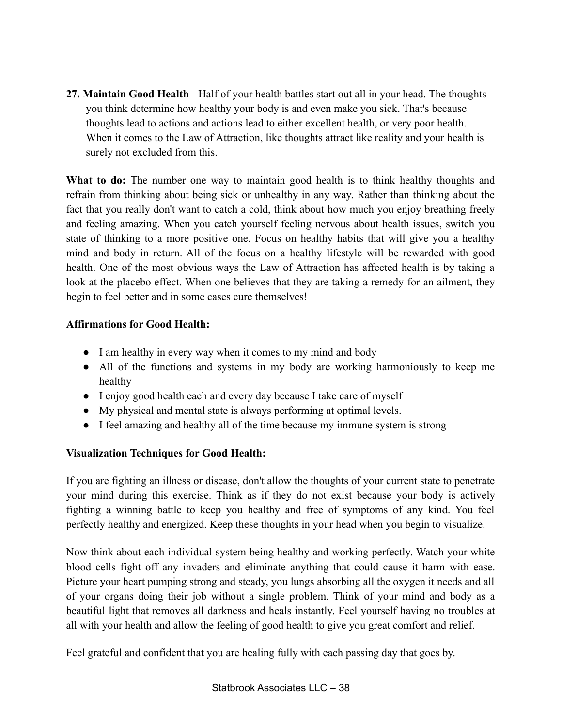**27. Maintain Good Health** - Half of your health battles start out all in your head. The thoughts you think determine how healthy your body is and even make you sick. That's because thoughts lead to actions and actions lead to either excellent health, or very poor health. When it comes to the Law of Attraction, like thoughts attract like reality and your health is surely not excluded from this.

**What to do:** The number one way to maintain good health is to think healthy thoughts and refrain from thinking about being sick or unhealthy in any way. Rather than thinking about the fact that you really don't want to catch a cold, think about how much you enjoy breathing freely and feeling amazing. When you catch yourself feeling nervous about health issues, switch you state of thinking to a more positive one. Focus on healthy habits that will give you a healthy mind and body in return. All of the focus on a healthy lifestyle will be rewarded with good health. One of the most obvious ways the Law of Attraction has affected health is by taking a look at the placebo effect. When one believes that they are taking a remedy for an ailment, they begin to feel better and in some cases cure themselves!

**Affirmations for Good Health:**

- I am healthy in every way when it comes to my mind and body
- All of the functions and systems in my body are working harmoniously to keep me healthy
- I enjoy good health each and every day because I take care of myself
- My physical and mental state is always performing at optimal levels.
- I feel amazing and healthy all of the time because my immune system is strong

**Visualization Techniques for Good Health:**

If you are fighting an illness or disease, don't allow the thoughts of your current state to penetrate your mind during this exercise. Think as if they do not exist because your body is actively fighting a winning battle to keep you healthy and free of symptoms of any kind. You feel perfectly healthy and energized. Keep these thoughts in your head when you begin to visualize.

Now think about each individual system being healthy and working perfectly. Watch your white blood cells fight off any invaders and eliminate anything that could cause it harm with ease. Picture your heart pumping strong and steady, you lungs absorbing all the oxygen it needs and all of your organs doing their job without a single problem. Think of your mind and body as a beautiful light that removes all darkness and heals instantly. Feel yourself having no troubles at all with your health and allow the feeling of good health to give you great comfort and relief.

Feel grateful and confident that you are healing fully with each passing day that goes by.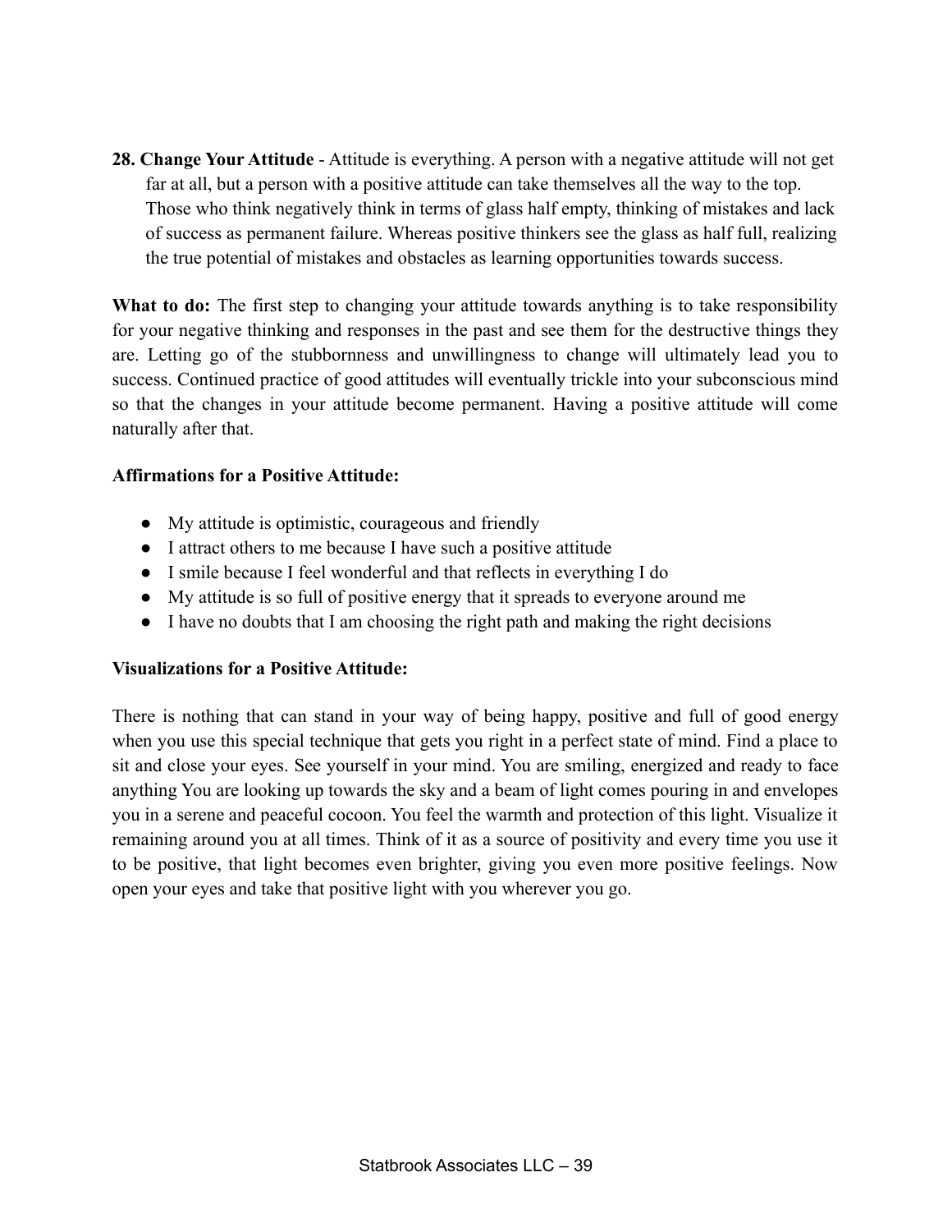**28. Change Your Attitude** - Attitude is everything. A person with a negative attitude will not get far at all, but a person with a positive attitude can take themselves all the way to the top. Those who think negatively think in terms of glass half empty, thinking of mistakes and lack of success as permanent failure. Whereas positive thinkers see the glass as half full, realizing the true potential of mistakes and obstacles as learning opportunities towards success.

**What to do:** The first step to changing your attitude towards anything is to take responsibility for your negative thinking and responses in the past and see them for the destructive things they are. Letting go of the stubbornness and unwillingness to change will ultimately lead you to success. Continued practice of good attitudes will eventually trickle into your subconscious mind so that the changes in your attitude become permanent. Having a positive attitude will come naturally after that.

**Affirmations for a Positive Attitude:**

- My attitude is optimistic, courageous and friendly
- I attract others to me because I have such a positive attitude
- I smile because I feel wonderful and that reflects in everything I do
- My attitude is so full of positive energy that it spreads to everyone around me
- I have no doubts that I am choosing the right path and making the right decisions

**Visualizations for a Positive Attitude:**

There is nothing that can stand in your way of being happy, positive and full of good energy when you use this special technique that gets you right in a perfect state of mind. Find a place to sit and close your eyes. See yourself in your mind. You are smiling, energized and ready to face anything You are looking up towards the sky and a beam of light comes pouring in and envelopes you in a serene and peaceful cocoon. You feel the warmth and protection of this light. Visualize it remaining around you at all times. Think of it as a source of positivity and every time you use it to be positive, that light becomes even brighter, giving you even more positive feelings. Now open your eyes and take that positive light with you wherever you go.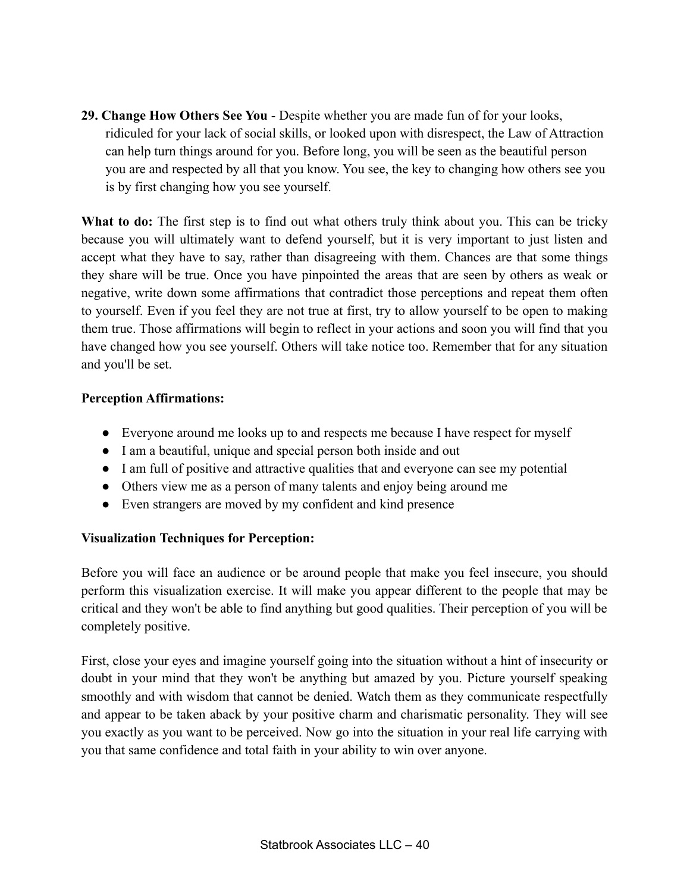**29. Change How Others See You** - Despite whether you are made fun of for your looks, ridiculed for your lack of social skills, or looked upon with disrespect, the Law of Attraction can help turn things around for you. Before long, you will be seen as the beautiful person you are and respected by all that you know. You see, the key to changing how others see you is by first changing how you see yourself.

**What to do:** The first step is to find out what others truly think about you. This can be tricky because you will ultimately want to defend yourself, but it is very important to just listen and accept what they have to say, rather than disagreeing with them. Chances are that some things they share will be true. Once you have pinpointed the areas that are seen by others as weak or negative, write down some affirmations that contradict those perceptions and repeat them often to yourself. Even if you feel they are not true at first, try to allow yourself to be open to making them true. Those affirmations will begin to reflect in your actions and soon you will find that you have changed how you see yourself. Others will take notice too. Remember that for any situation and you'll be set.

**Perception Affirmations:**

- Everyone around me looks up to and respects me because I have respect for myself
- I am a beautiful, unique and special person both inside and out
- I am full of positive and attractive qualities that and everyone can see my potential
- Others view me as a person of many talents and enjoy being around me
- Even strangers are moved by my confident and kind presence

**Visualization Techniques for Perception:**

Before you will face an audience or be around people that make you feel insecure, you should perform this visualization exercise. It will make you appear different to the people that may be critical and they won't be able to find anything but good qualities. Their perception of you will be completely positive.

First, close your eyes and imagine yourself going into the situation without a hint of insecurity or doubt in your mind that they won't be anything but amazed by you. Picture yourself speaking smoothly and with wisdom that cannot be denied. Watch them as they communicate respectfully and appear to be taken aback by your positive charm and charismatic personality. They will see you exactly as you want to be perceived. Now go into the situation in your real life carrying with you that same confidence and total faith in your ability to win over anyone.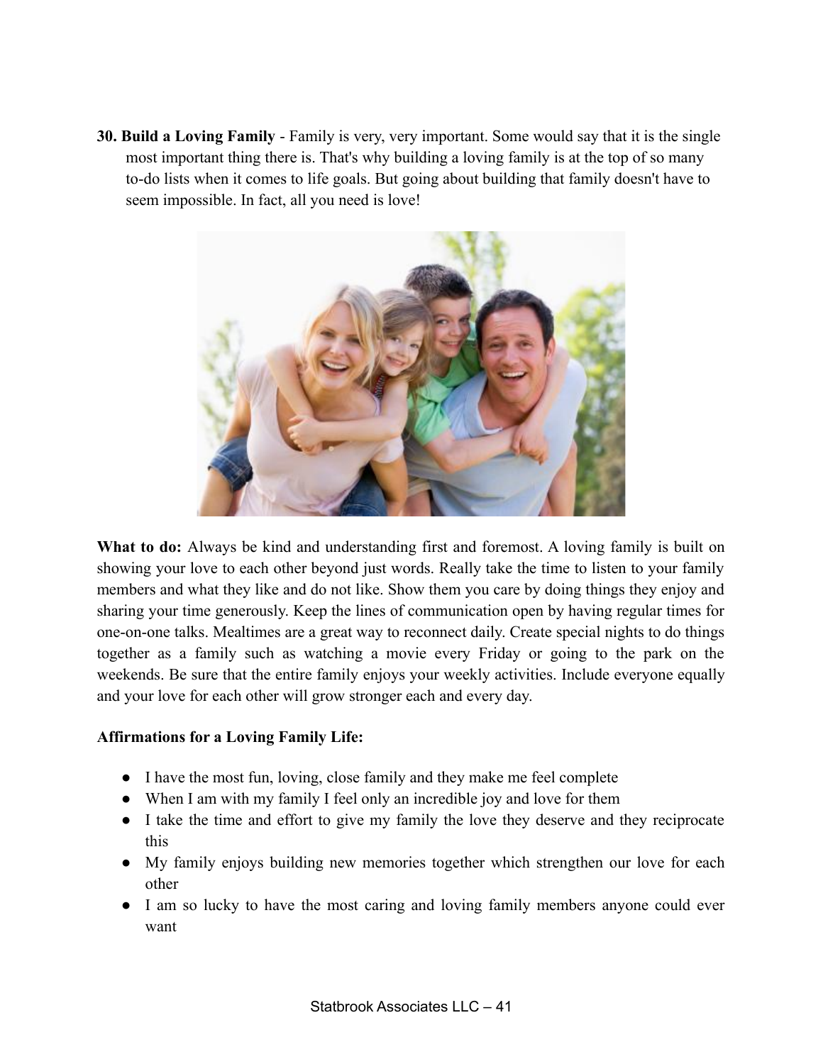**30. Build a Loving Family** - Family is very, very important. Some would say that it is the single most important thing there is. That's why building a loving family is at the top of so many to-do lists when it comes to life goals. But going about building that family doesn't have to seem impossible. In fact, all you need is love!

**What to do:** Always be kind and understanding first and foremost. A loving family is built on showing your love to each other beyond just words. Really take the time to listen to your family members and what they like and do not like. Show them you care by doing things they enjoy and sharing your time generously. Keep the lines of communication open by having regular times for one-on-one talks. Mealtimes are a great way to reconnect daily. Create special nights to do things together as a family such as watching a movie every Friday or going to the park on the weekends. Be sure that the entire family enjoys your weekly activities. Include everyone equally and your love for each other will grow stronger each and every day.

**Affirmations for a Loving Family Life:**

- I have the most fun, loving, close family and they make me feel complete
- When I am with my family I feel only an incredible joy and love for them
- I take the time and effort to give my family the love they deserve and they reciprocate this
- My family enjoys building new memories together which strengthen our love for each other
- I am so lucky to have the most caring and loving family members anyone could ever want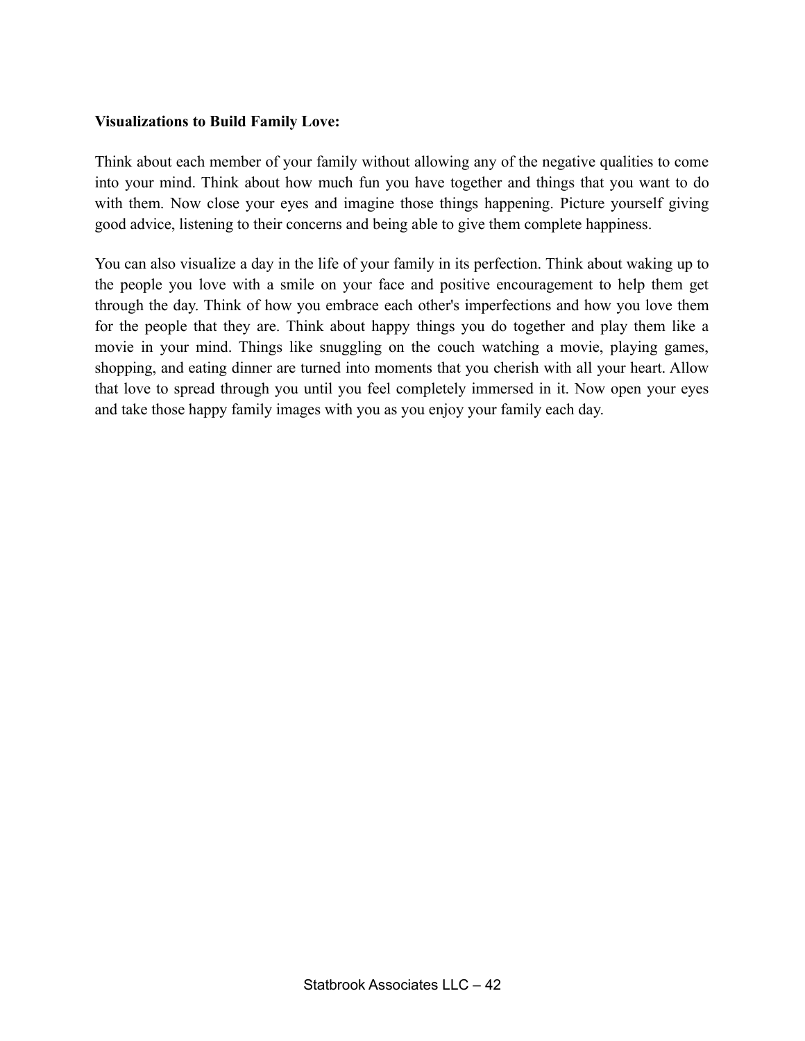**Visualizations to Build Family Love:**

Think about each member of your family without allowing any of the negative qualities to come into your mind. Think about how much fun you have together and things that you want to do with them. Now close your eyes and imagine those things happening. Picture yourself giving good advice, listening to their concerns and being able to give them complete happiness.

You can also visualize a day in the life of your family in its perfection. Think about waking up to the people you love with a smile on your face and positive encouragement to help them get through the day. Think of how you embrace each other's imperfections and how you love them for the people that they are. Think about happy things you do together and play them like a movie in your mind. Things like snuggling on the couch watching a movie, playing games, shopping, and eating dinner are turned into moments that you cherish with all your heart. Allow that love to spread through you until you feel completely immersed in it. Now open your eyes and take those happy family images with you as you enjoy your family each day.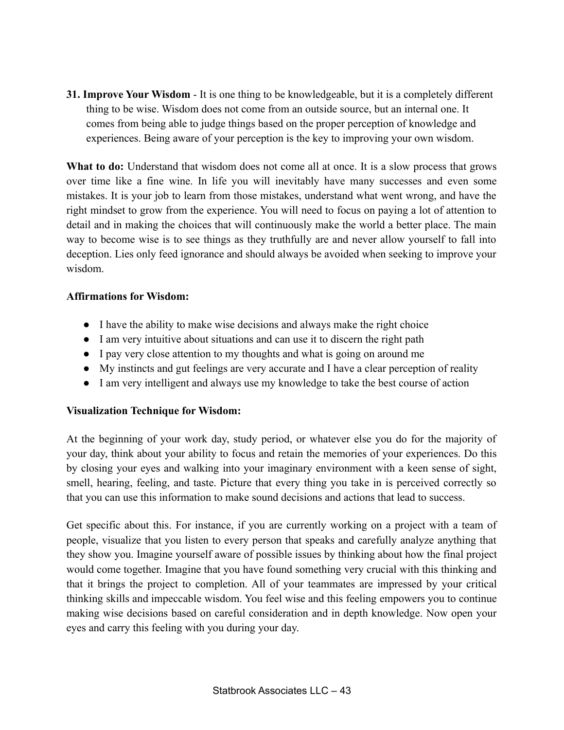**31. Improve Your Wisdom** - It is one thing to be knowledgeable, but it is a completely different thing to be wise. Wisdom does not come from an outside source, but an internal one. It comes from being able to judge things based on the proper perception of knowledge and experiences. Being aware of your perception is the key to improving your own wisdom.

**What to do:** Understand that wisdom does not come all at once. It is a slow process that grows over time like a fine wine. In life you will inevitably have many successes and even some mistakes. It is your job to learn from those mistakes, understand what went wrong, and have the right mindset to grow from the experience. You will need to focus on paying a lot of attention to detail and in making the choices that will continuously make the world a better place. The main way to become wise is to see things as they truthfully are and never allow yourself to fall into deception. Lies only feed ignorance and should always be avoided when seeking to improve your wisdom.

**Affirmations for Wisdom:**

- I have the ability to make wise decisions and always make the right choice
- I am very intuitive about situations and can use it to discern the right path
- I pay very close attention to my thoughts and what is going on around me
- My instincts and gut feelings are very accurate and I have a clear perception of reality
- I am very intelligent and always use my knowledge to take the best course of action

**Visualization Technique for Wisdom:**

At the beginning of your work day, study period, or whatever else you do for the majority of your day, think about your ability to focus and retain the memories of your experiences. Do this by closing your eyes and walking into your imaginary environment with a keen sense of sight, smell, hearing, feeling, and taste. Picture that every thing you take in is perceived correctly so that you can use this information to make sound decisions and actions that lead to success.

Get specific about this. For instance, if you are currently working on a project with a team of people, visualize that you listen to every person that speaks and carefully analyze anything that they show you. Imagine yourself aware of possible issues by thinking about how the final project would come together. Imagine that you have found something very crucial with this thinking and that it brings the project to completion. All of your teammates are impressed by your critical thinking skills and impeccable wisdom. You feel wise and this feeling empowers you to continue making wise decisions based on careful consideration and in depth knowledge. Now open your eyes and carry this feeling with you during your day.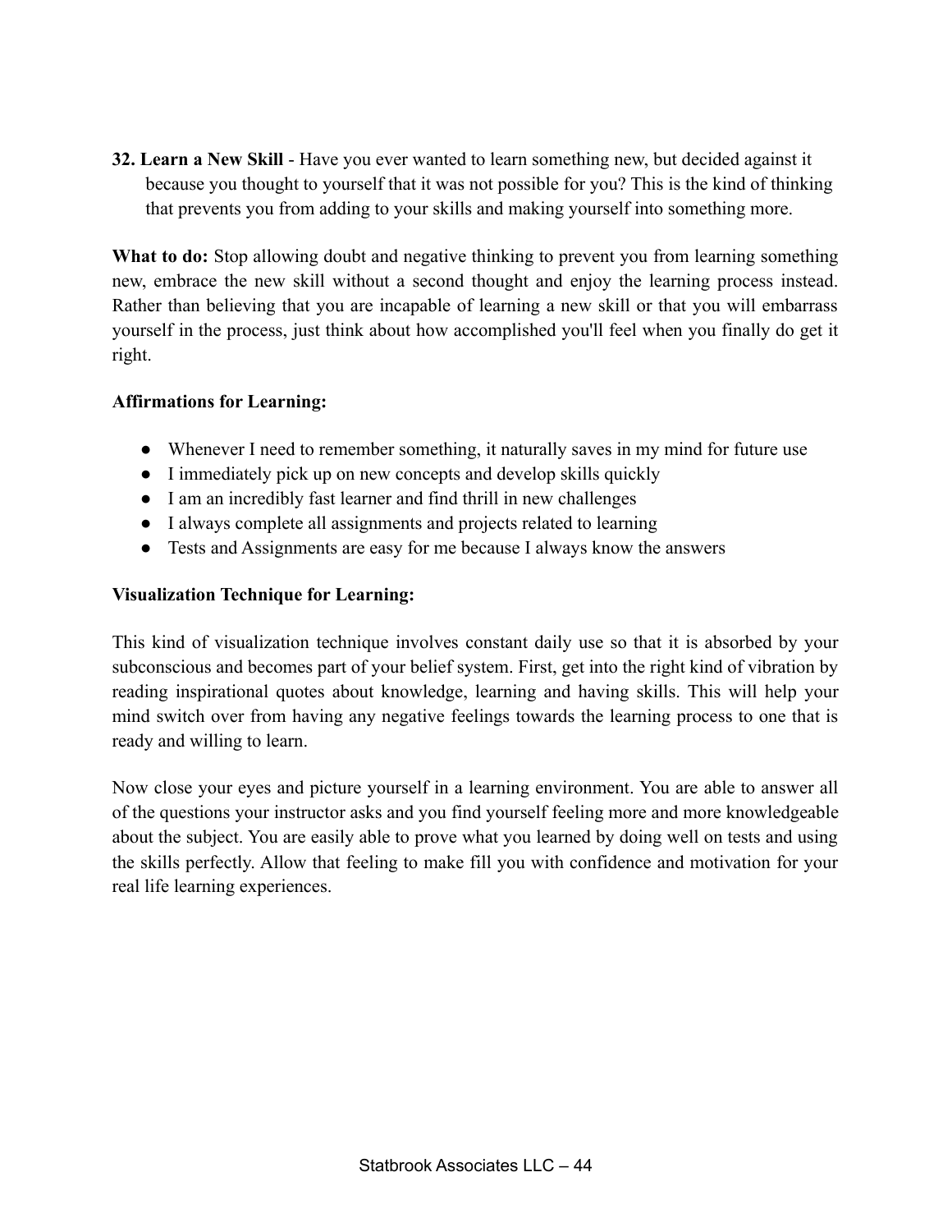**32. Learn a New Skill** - Have you ever wanted to learn something new, but decided against it because you thought to yourself that it was not possible for you? This is the kind of thinking that prevents you from adding to your skills and making yourself into something more.

**What to do:** Stop allowing doubt and negative thinking to prevent you from learning something new, embrace the new skill without a second thought and enjoy the learning process instead. Rather than believing that you are incapable of learning a new skill or that you will embarrass yourself in the process, just think about how accomplished you'll feel when you finally do get it right.

**Affirmations for Learning:**

- Whenever I need to remember something, it naturally saves in my mind for future use
- I immediately pick up on new concepts and develop skills quickly
- I am an incredibly fast learner and find thrill in new challenges
- I always complete all assignments and projects related to learning
- Tests and Assignments are easy for me because I always know the answers

**Visualization Technique for Learning:**

This kind of visualization technique involves constant daily use so that it is absorbed by your subconscious and becomes part of your belief system. First, get into the right kind of vibration by reading inspirational quotes about knowledge, learning and having skills. This will help your mind switch over from having any negative feelings towards the learning process to one that is ready and willing to learn.

Now close your eyes and picture yourself in a learning environment. You are able to answer all of the questions your instructor asks and you find yourself feeling more and more knowledgeable about the subject. You are easily able to prove what you learned by doing well on tests and using the skills perfectly. Allow that feeling to make fill you with confidence and motivation for your real life learning experiences.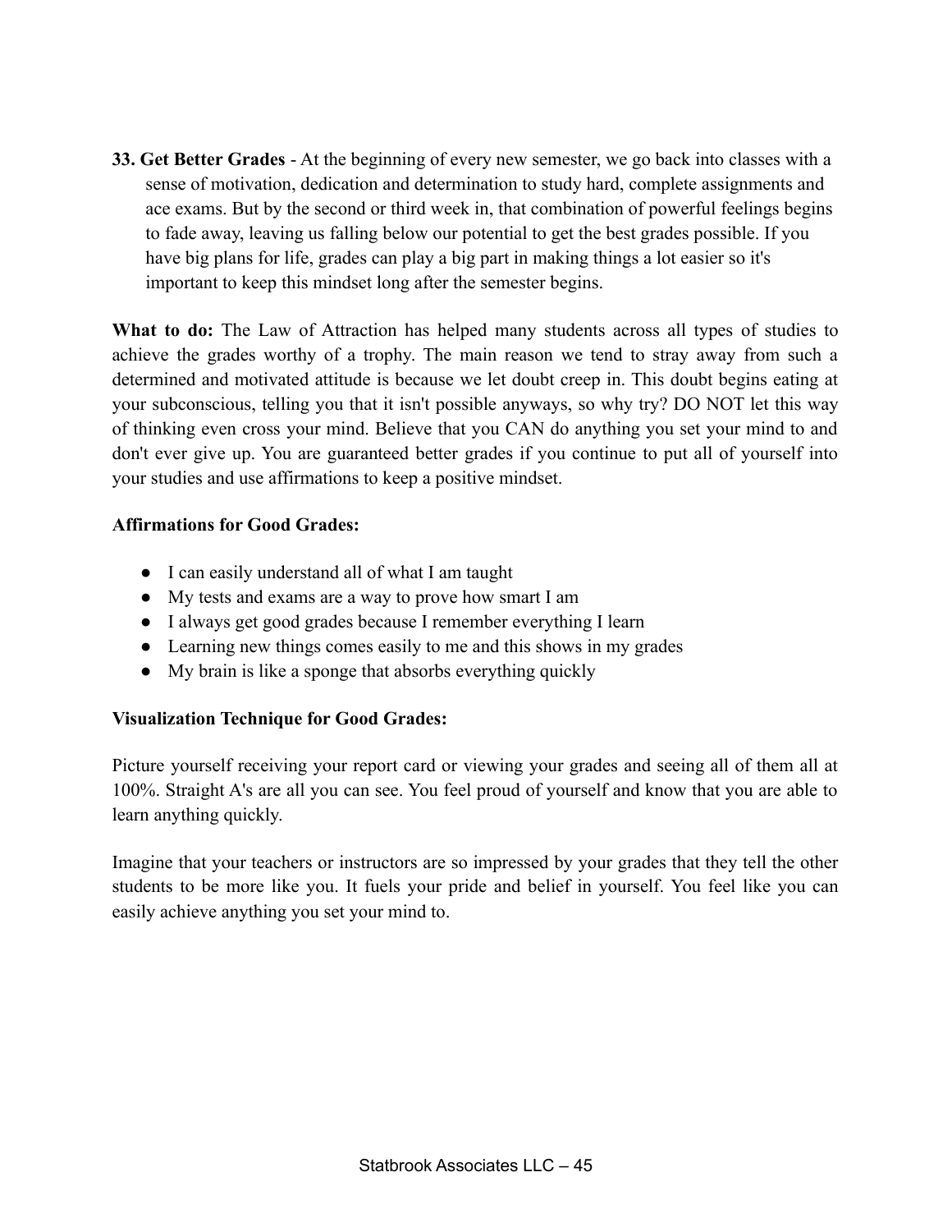**33. Get Better Grades** - At the beginning of every new semester, we go back into classes with a sense of motivation, dedication and determination to study hard, complete assignments and ace exams. But by the second or third week in, that combination of powerful feelings begins to fade away, leaving us falling below our potential to get the best grades possible. If you have big plans for life, grades can play a big part in making things a lot easier so it's important to keep this mindset long after the semester begins.

**What to do:** The Law of Attraction has helped many students across all types of studies to achieve the grades worthy of a trophy. The main reason we tend to stray away from such a determined and motivated attitude is because we let doubt creep in. This doubt begins eating at your subconscious, telling you that it isn't possible anyways, so why try? DO NOT let this way of thinking even cross your mind. Believe that you CAN do anything you set your mind to and don't ever give up. You are guaranteed better grades if you continue to put all of yourself into your studies and use affirmations to keep a positive mindset.

**Affirmations for Good Grades:**

- I can easily understand all of what I am taught
- My tests and exams are a way to prove how smart I am
- I always get good grades because I remember everything I learn
- Learning new things comes easily to me and this shows in my grades
- My brain is like a sponge that absorbs everything quickly

**Visualization Technique for Good Grades:**

Picture yourself receiving your report card or viewing your grades and seeing all of them all at 100%. Straight A's are all you can see. You feel proud of yourself and know that you are able to learn anything quickly.

Imagine that your teachers or instructors are so impressed by your grades that they tell the other students to be more like you. It fuels your pride and belief in yourself. You feel like you can easily achieve anything you set your mind to.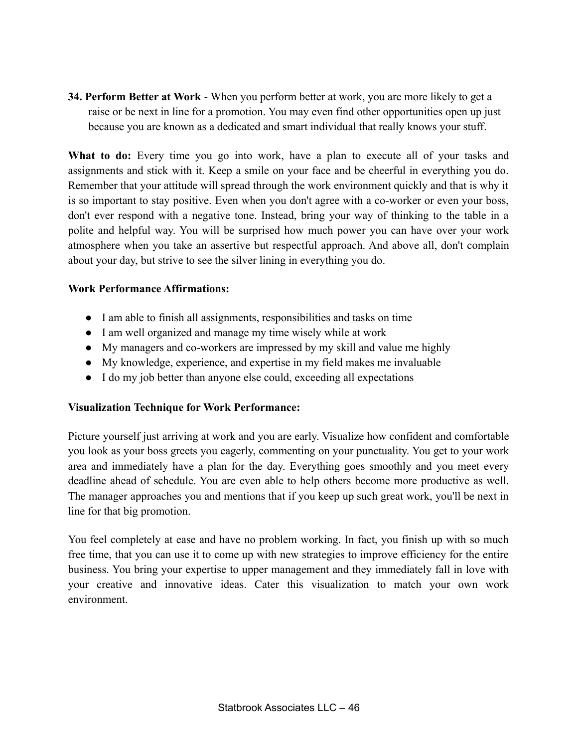**34. Perform Better at Work** - When you perform better at work, you are more likely to get a raise or be next in line for a promotion. You may even find other opportunities open up just because you are known as a dedicated and smart individual that really knows your stuff.

**What to do:** Every time you go into work, have a plan to execute all of your tasks and assignments and stick with it. Keep a smile on your face and be cheerful in everything you do. Remember that your attitude will spread through the work environment quickly and that is why it is so important to stay positive. Even when you don't agree with a co-worker or even your boss, don't ever respond with a negative tone. Instead, bring your way of thinking to the table in a polite and helpful way. You will be surprised how much power you can have over your work atmosphere when you take an assertive but respectful approach. And above all, don't complain about your day, but strive to see the silver lining in everything you do.

**Work Performance Affirmations:**

- I am able to finish all assignments, responsibilities and tasks on time
- I am well organized and manage my time wisely while at work
- My managers and co-workers are impressed by my skill and value me highly
- My knowledge, experience, and expertise in my field makes me invaluable
- I do my job better than anyone else could, exceeding all expectations

**Visualization Technique for Work Performance:**

Picture yourself just arriving at work and you are early. Visualize how confident and comfortable you look as your boss greets you eagerly, commenting on your punctuality. You get to your work area and immediately have a plan for the day. Everything goes smoothly and you meet every deadline ahead of schedule. You are even able to help others become more productive as well. The manager approaches you and mentions that if you keep up such great work, you'll be next in line for that big promotion.

You feel completely at ease and have no problem working. In fact, you finish up with so much free time, that you can use it to come up with new strategies to improve efficiency for the entire business. You bring your expertise to upper management and they immediately fall in love with your creative and innovative ideas. Cater this visualization to match your own work environment.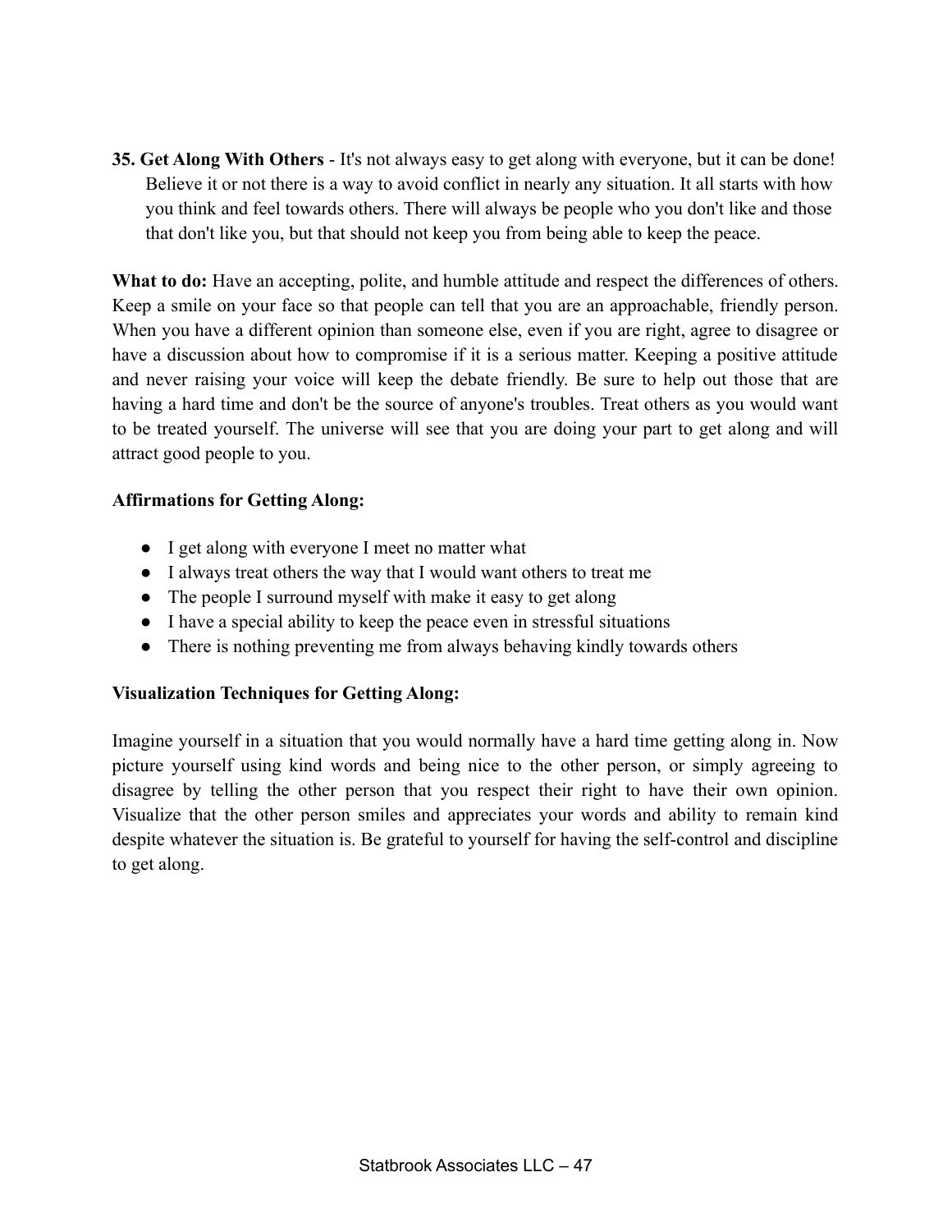**35. Get Along With Others** - It's not always easy to get along with everyone, but it can be done! Believe it or not there is a way to avoid conflict in nearly any situation. It all starts with how you think and feel towards others. There will always be people who you don't like and those that don't like you, but that should not keep you from being able to keep the peace.

**What to do:** Have an accepting, polite, and humble attitude and respect the differences of others. Keep a smile on your face so that people can tell that you are an approachable, friendly person. When you have a different opinion than someone else, even if you are right, agree to disagree or have a discussion about how to compromise if it is a serious matter. Keeping a positive attitude and never raising your voice will keep the debate friendly. Be sure to help out those that are having a hard time and don't be the source of anyone's troubles. Treat others as you would want to be treated yourself. The universe will see that you are doing your part to get along and will attract good people to you.

**Affirmations for Getting Along:**

- I get along with everyone I meet no matter what
- I always treat others the way that I would want others to treat me
- The people I surround myself with make it easy to get along
- I have a special ability to keep the peace even in stressful situations
- There is nothing preventing me from always behaving kindly towards others

**Visualization Techniques for Getting Along:**

Imagine yourself in a situation that you would normally have a hard time getting along in. Now picture yourself using kind words and being nice to the other person, or simply agreeing to disagree by telling the other person that you respect their right to have their own opinion. Visualize that the other person smiles and appreciates your words and ability to remain kind despite whatever the situation is. Be grateful to yourself for having the self-control and discipline to get along.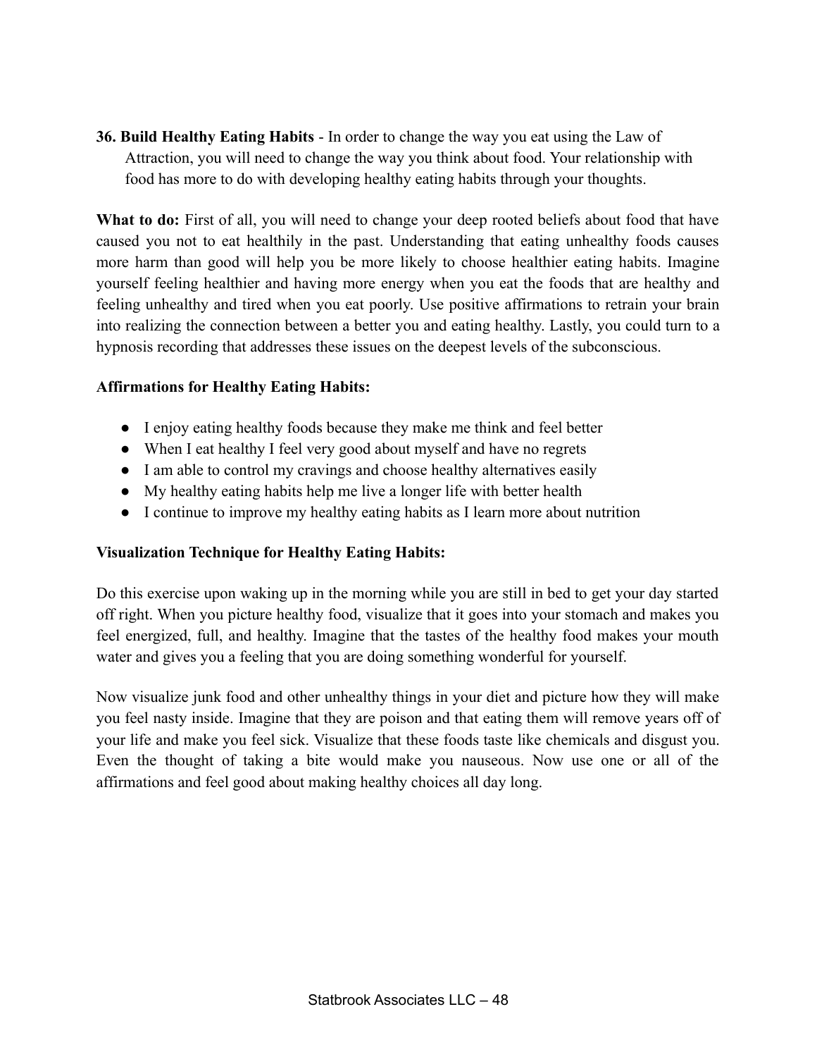**36. Build Healthy Eating Habits** - In order to change the way you eat using the Law of Attraction, you will need to change the way you think about food. Your relationship with food has more to do with developing healthy eating habits through your thoughts.

**What to do:** First of all, you will need to change your deep rooted beliefs about food that have caused you not to eat healthily in the past. Understanding that eating unhealthy foods causes more harm than good will help you be more likely to choose healthier eating habits. Imagine yourself feeling healthier and having more energy when you eat the foods that are healthy and feeling unhealthy and tired when you eat poorly. Use positive affirmations to retrain your brain into realizing the connection between a better you and eating healthy. Lastly, you could turn to a hypnosis recording that addresses these issues on the deepest levels of the subconscious.

**Affirmations for Healthy Eating Habits:**

- I enjoy eating healthy foods because they make me think and feel better
- When I eat healthy I feel very good about myself and have no regrets
- I am able to control my cravings and choose healthy alternatives easily
- My healthy eating habits help me live a longer life with better health
- I continue to improve my healthy eating habits as I learn more about nutrition

**Visualization Technique for Healthy Eating Habits:**

Do this exercise upon waking up in the morning while you are still in bed to get your day started off right. When you picture healthy food, visualize that it goes into your stomach and makes you feel energized, full, and healthy. Imagine that the tastes of the healthy food makes your mouth water and gives you a feeling that you are doing something wonderful for yourself.

Now visualize junk food and other unhealthy things in your diet and picture how they will make you feel nasty inside. Imagine that they are poison and that eating them will remove years off of your life and make you feel sick. Visualize that these foods taste like chemicals and disgust you. Even the thought of taking a bite would make you nauseous. Now use one or all of the affirmations and feel good about making healthy choices all day long.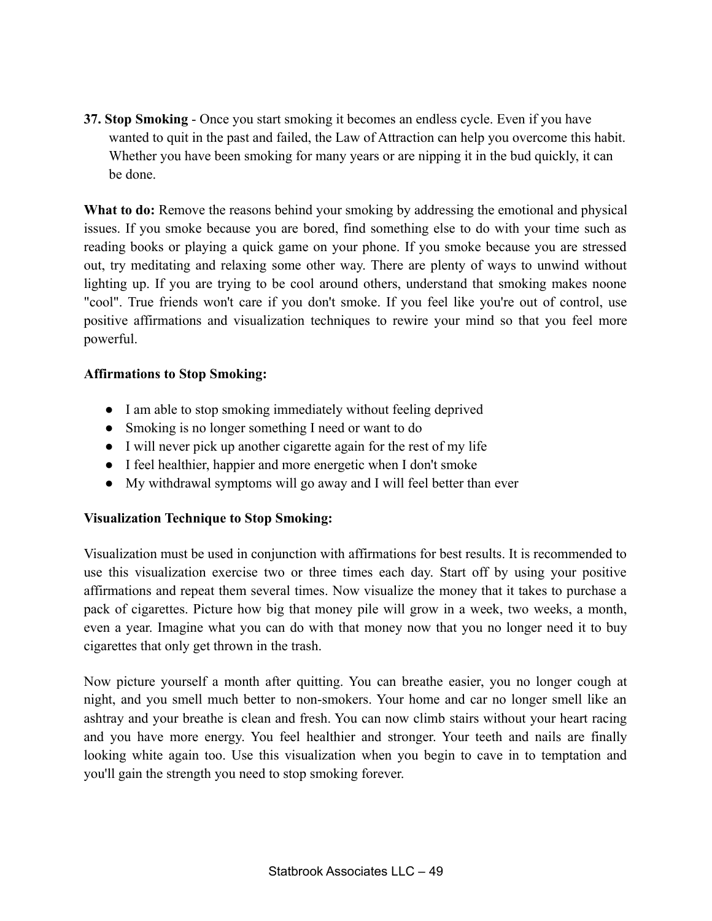**37. Stop Smoking** - Once you start smoking it becomes an endless cycle. Even if you have wanted to quit in the past and failed, the Law of Attraction can help you overcome this habit. Whether you have been smoking for many years or are nipping it in the bud quickly, it can be done.

**What to do:** Remove the reasons behind your smoking by addressing the emotional and physical issues. If you smoke because you are bored, find something else to do with your time such as reading books or playing a quick game on your phone. If you smoke because you are stressed out, try meditating and relaxing some other way. There are plenty of ways to unwind without lighting up. If you are trying to be cool around others, understand that smoking makes noone "cool". True friends won't care if you don't smoke. If you feel like you're out of control, use positive affirmations and visualization techniques to rewire your mind so that you feel more powerful.

**Affirmations to Stop Smoking:**

- I am able to stop smoking immediately without feeling deprived
- Smoking is no longer something I need or want to do
- I will never pick up another cigarette again for the rest of my life
- I feel healthier, happier and more energetic when I don't smoke
- My withdrawal symptoms will go away and I will feel better than ever

**Visualization Technique to Stop Smoking:**

Visualization must be used in conjunction with affirmations for best results. It is recommended to use this visualization exercise two or three times each day. Start off by using your positive affirmations and repeat them several times. Now visualize the money that it takes to purchase a pack of cigarettes. Picture how big that money pile will grow in a week, two weeks, a month, even a year. Imagine what you can do with that money now that you no longer need it to buy cigarettes that only get thrown in the trash.

Now picture yourself a month after quitting. You can breathe easier, you no longer cough at night, and you smell much better to non-smokers. Your home and car no longer smell like an ashtray and your breathe is clean and fresh. You can now climb stairs without your heart racing and you have more energy. You feel healthier and stronger. Your teeth and nails are finally looking white again too. Use this visualization when you begin to cave in to temptation and you'll gain the strength you need to stop smoking forever.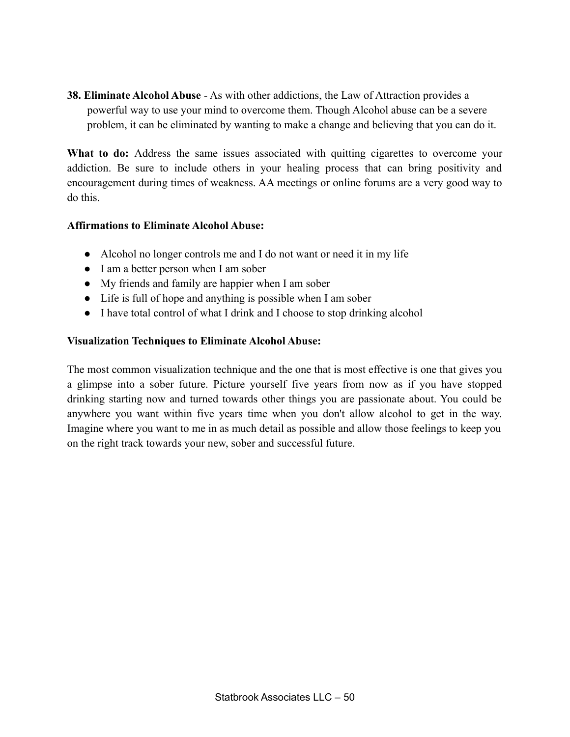**38. Eliminate Alcohol Abuse** - As with other addictions, the Law of Attraction provides a powerful way to use your mind to overcome them. Though Alcohol abuse can be a severe problem, it can be eliminated by wanting to make a change and believing that you can do it.

**What to do:** Address the same issues associated with quitting cigarettes to overcome your addiction. Be sure to include others in your healing process that can bring positivity and encouragement during times of weakness. AA meetings or online forums are a very good way to do this.

**Affirmations to Eliminate Alcohol Abuse:**

- Alcohol no longer controls me and I do not want or need it in my life
- I am a better person when I am sober
- My friends and family are happier when I am sober
- Life is full of hope and anything is possible when I am sober
- I have total control of what I drink and I choose to stop drinking alcohol

**Visualization Techniques to Eliminate Alcohol Abuse:**

The most common visualization technique and the one that is most effective is one that gives you a glimpse into a sober future. Picture yourself five years from now as if you have stopped drinking starting now and turned towards other things you are passionate about. You could be anywhere you want within five years time when you don't allow alcohol to get in the way. Imagine where you want to me in as much detail as possible and allow those feelings to keep you on the right track towards your new, sober and successful future.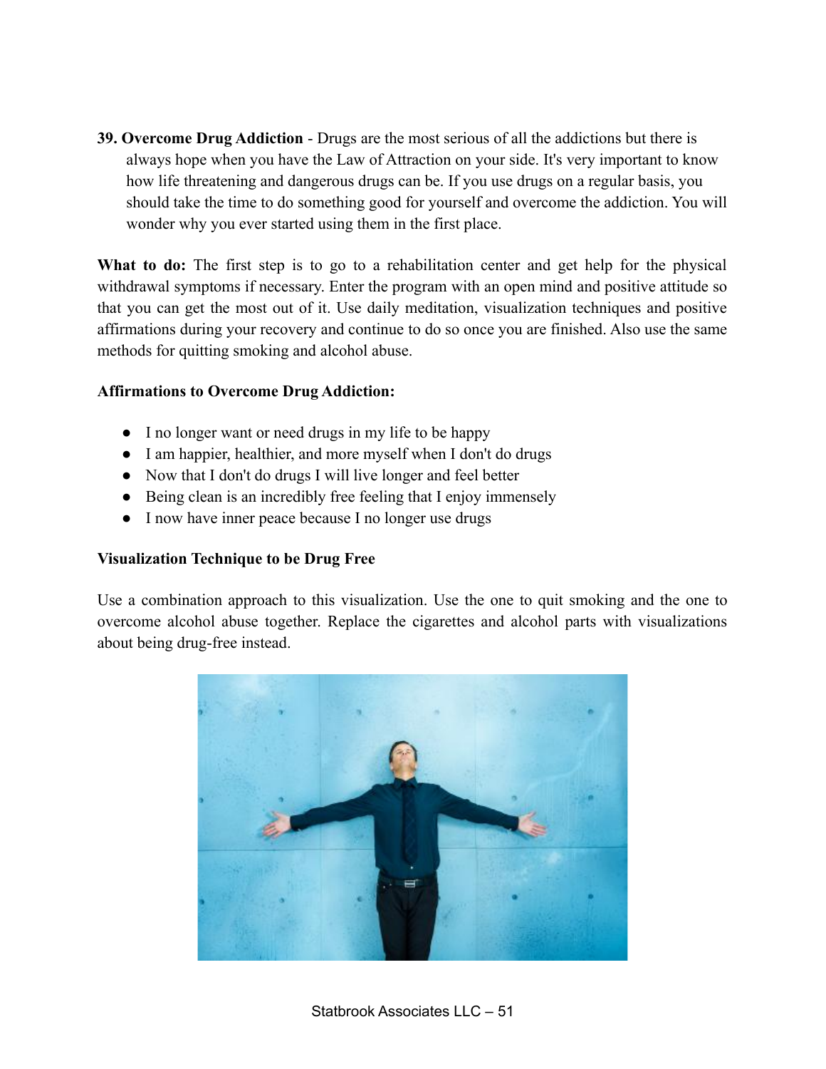**39. Overcome Drug Addiction** - Drugs are the most serious of all the addictions but there is always hope when you have the Law of Attraction on your side. It's very important to know how life threatening and dangerous drugs can be. If you use drugs on a regular basis, you should take the time to do something good for yourself and overcome the addiction. You will wonder why you ever started using them in the first place.

**What to do:** The first step is to go to a rehabilitation center and get help for the physical withdrawal symptoms if necessary. Enter the program with an open mind and positive attitude so that you can get the most out of it. Use daily meditation, visualization techniques and positive affirmations during your recovery and continue to do so once you are finished. Also use the same methods for quitting smoking and alcohol abuse.

**Affirmations to Overcome Drug Addiction:**

- I no longer want or need drugs in my life to be happy
- I am happier, healthier, and more myself when I don't do drugs
- Now that I don't do drugs I will live longer and feel better
- Being clean is an incredibly free feeling that I enjoy immensely
- I now have inner peace because I no longer use drugs

**Visualization Technique to be Drug Free**

Use a combination approach to this visualization. Use the one to quit smoking and the one to overcome alcohol abuse together. Replace the cigarettes and alcohol parts with visualizations about being drug-free instead.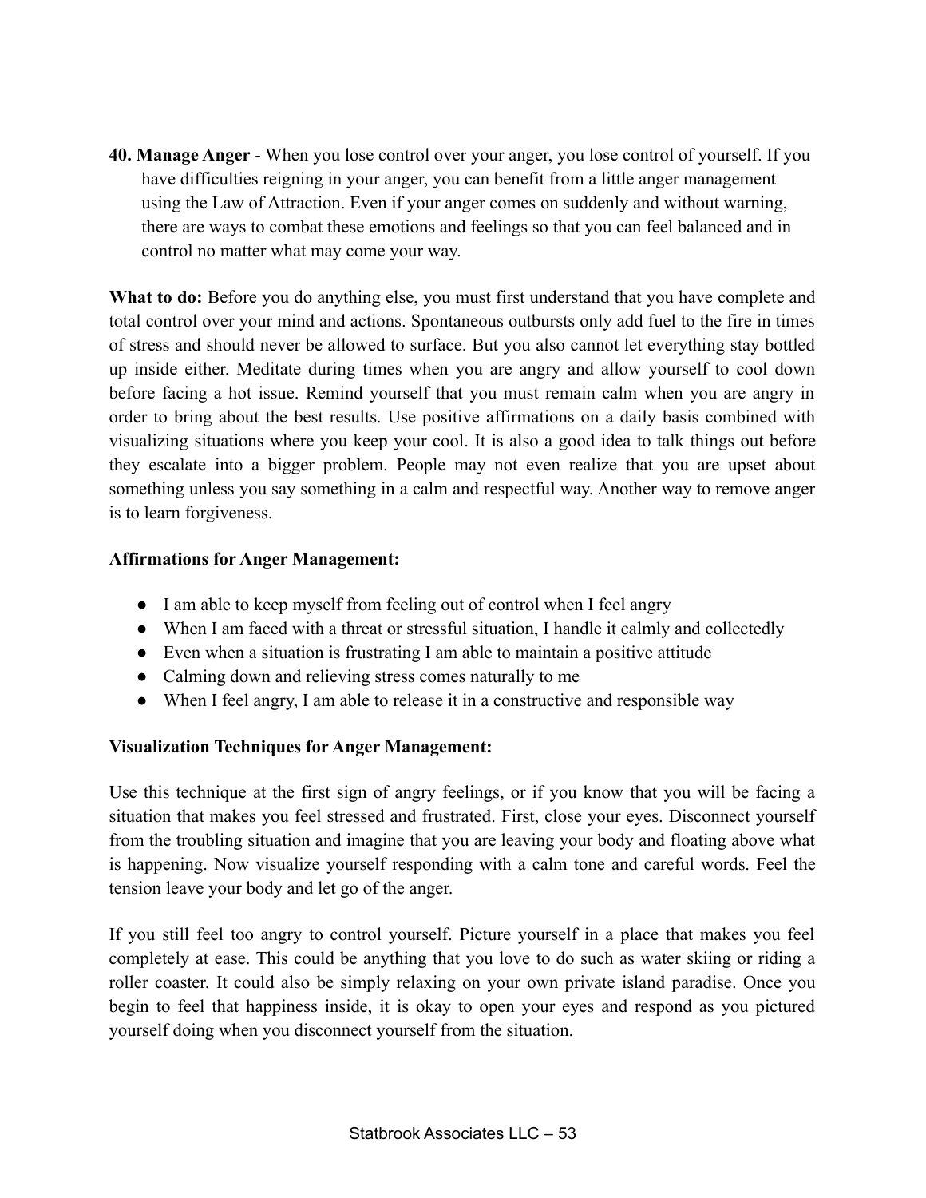**40. Manage Anger** - When you lose control over your anger, you lose control of yourself. If you have difficulties reigning in your anger, you can benefit from a little anger management using the Law of Attraction. Even if your anger comes on suddenly and without warning, there are ways to combat these emotions and feelings so that you can feel balanced and in control no matter what may come your way.

**What to do:** Before you do anything else, you must first understand that you have complete and total control over your mind and actions. Spontaneous outbursts only add fuel to the fire in times of stress and should never be allowed to surface. But you also cannot let everything stay bottled up inside either. Meditate during times when you are angry and allow yourself to cool down before facing a hot issue. Remind yourself that you must remain calm when you are angry in order to bring about the best results. Use positive affirmations on a daily basis combined with visualizing situations where you keep your cool. It is also a good idea to talk things out before they escalate into a bigger problem. People may not even realize that you are upset about something unless you say something in a calm and respectful way. Another way to remove anger is to learn forgiveness.

**Affirmations for Anger Management:**

- I am able to keep myself from feeling out of control when I feel angry
- When I am faced with a threat or stressful situation, I handle it calmly and collectedly
- Even when a situation is frustrating I am able to maintain a positive attitude
- Calming down and relieving stress comes naturally to me
- When I feel angry, I am able to release it in a constructive and responsible way

**Visualization Techniques for Anger Management:**

Use this technique at the first sign of angry feelings, or if you know that you will be facing a situation that makes you feel stressed and frustrated. First, close your eyes. Disconnect yourself from the troubling situation and imagine that you are leaving your body and floating above what is happening. Now visualize yourself responding with a calm tone and careful words. Feel the tension leave your body and let go of the anger.

If you still feel too angry to control yourself. Picture yourself in a place that makes you feel completely at ease. This could be anything that you love to do such as water skiing or riding a roller coaster. It could also be simply relaxing on your own private island paradise. Once you begin to feel that happiness inside, it is okay to open your eyes and respond as you pictured yourself doing when you disconnect yourself from the situation.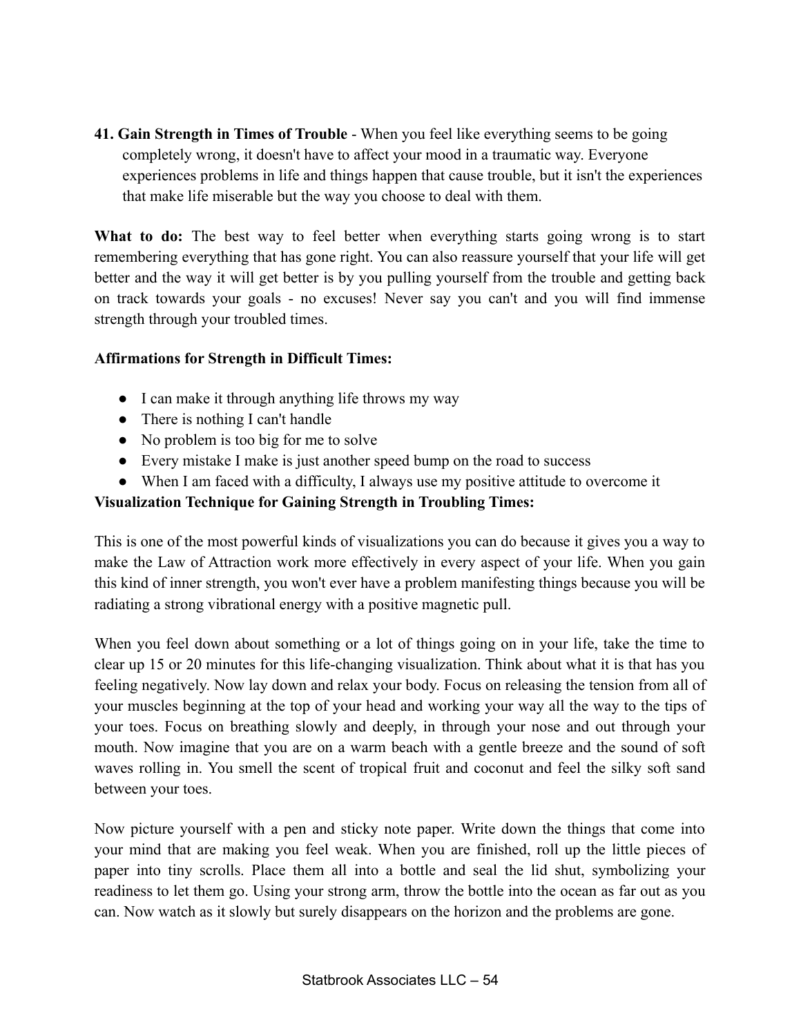**41. Gain Strength in Times of Trouble** - When you feel like everything seems to be going completely wrong, it doesn't have to affect your mood in a traumatic way. Everyone experiences problems in life and things happen that cause trouble, but it isn't the experiences that make life miserable but the way you choose to deal with them.

**What to do:** The best way to feel better when everything starts going wrong is to start remembering everything that has gone right. You can also reassure yourself that your life will get better and the way it will get better is by you pulling yourself from the trouble and getting back on track towards your goals - no excuses! Never say you can't and you will find immense strength through your troubled times.

**Affirmations for Strength in Difficult Times:**

- I can make it through anything life throws my way
- There is nothing I can't handle
- No problem is too big for me to solve
- Every mistake I make is just another speed bump on the road to success
- When I am faced with a difficulty, I always use my positive attitude to overcome it

**Visualization Technique for Gaining Strength in Troubling Times:**

This is one of the most powerful kinds of visualizations you can do because it gives you a way to make the Law of Attraction work more effectively in every aspect of your life. When you gain this kind of inner strength, you won't ever have a problem manifesting things because you will be radiating a strong vibrational energy with a positive magnetic pull.

When you feel down about something or a lot of things going on in your life, take the time to clear up 15 or 20 minutes for this life-changing visualization. Think about what it is that has you feeling negatively. Now lay down and relax your body. Focus on releasing the tension from all of your muscles beginning at the top of your head and working your way all the way to the tips of your toes. Focus on breathing slowly and deeply, in through your nose and out through your mouth. Now imagine that you are on a warm beach with a gentle breeze and the sound of soft waves rolling in. You smell the scent of tropical fruit and coconut and feel the silky soft sand between your toes.

Now picture yourself with a pen and sticky note paper. Write down the things that come into your mind that are making you feel weak. When you are finished, roll up the little pieces of paper into tiny scrolls. Place them all into a bottle and seal the lid shut, symbolizing your readiness to let them go. Using your strong arm, throw the bottle into the ocean as far out as you can. Now watch as it slowly but surely disappears on the horizon and the problems are gone.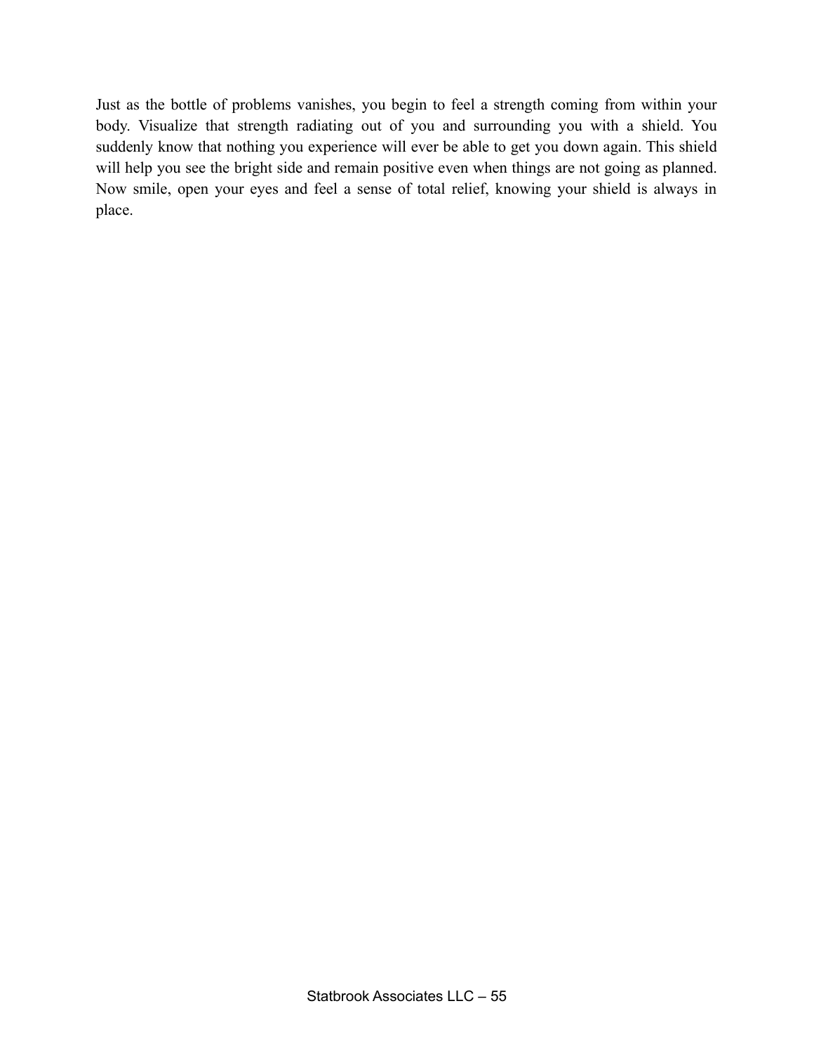Just as the bottle of problems vanishes, you begin to feel a strength coming from within your body. Visualize that strength radiating out of you and surrounding you with a shield. You suddenly know that nothing you experience will ever be able to get you down again. This shield will help you see the bright side and remain positive even when things are not going as planned. Now smile, open your eyes and feel a sense of total relief, knowing your shield is always in place.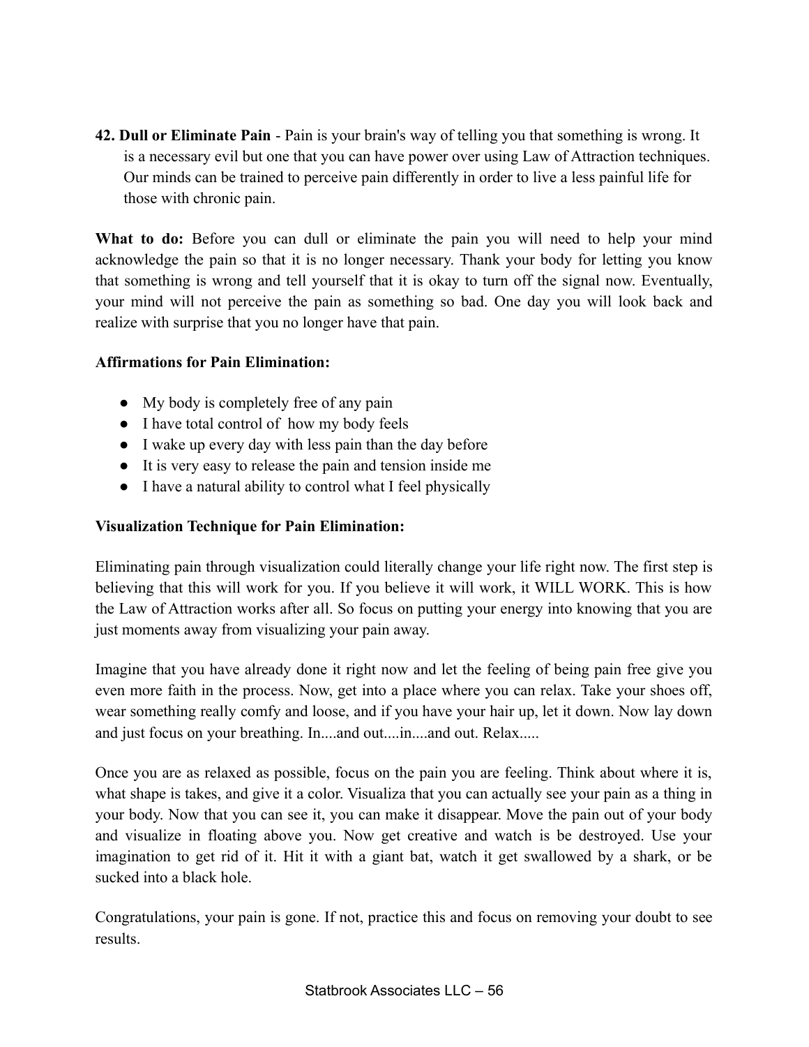**42. Dull or Eliminate Pain** - Pain is your brain's way of telling you that something is wrong. It is a necessary evil but one that you can have power over using Law of Attraction techniques. Our minds can be trained to perceive pain differently in order to live a less painful life for those with chronic pain.

**What to do:** Before you can dull or eliminate the pain you will need to help your mind acknowledge the pain so that it is no longer necessary. Thank your body for letting you know that something is wrong and tell yourself that it is okay to turn off the signal now. Eventually, your mind will not perceive the pain as something so bad. One day you will look back and realize with surprise that you no longer have that pain.

**Affirmations for Pain Elimination:**

- My body is completely free of any pain
- I have total control of how my body feels
- I wake up every day with less pain than the day before
- It is very easy to release the pain and tension inside me
- I have a natural ability to control what I feel physically

**Visualization Technique for Pain Elimination:**

Eliminating pain through visualization could literally change your life right now. The first step is believing that this will work for you. If you believe it will work, it WILL WORK. This is how the Law of Attraction works after all. So focus on putting your energy into knowing that you are just moments away from visualizing your pain away.

Imagine that you have already done it right now and let the feeling of being pain free give you even more faith in the process. Now, get into a place where you can relax. Take your shoes off, wear something really comfy and loose, and if you have your hair up, let it down. Now lay down and just focus on your breathing. In....and out....in....and out. Relax.....

Once you are as relaxed as possible, focus on the pain you are feeling. Think about where it is, what shape is takes, and give it a color. Visualiza that you can actually see your pain as a thing in your body. Now that you can see it, you can make it disappear. Move the pain out of your body and visualize in floating above you. Now get creative and watch is be destroyed. Use your imagination to get rid of it. Hit it with a giant bat, watch it get swallowed by a shark, or be sucked into a black hole.

Congratulations, your pain is gone. If not, practice this and focus on removing your doubt to see results.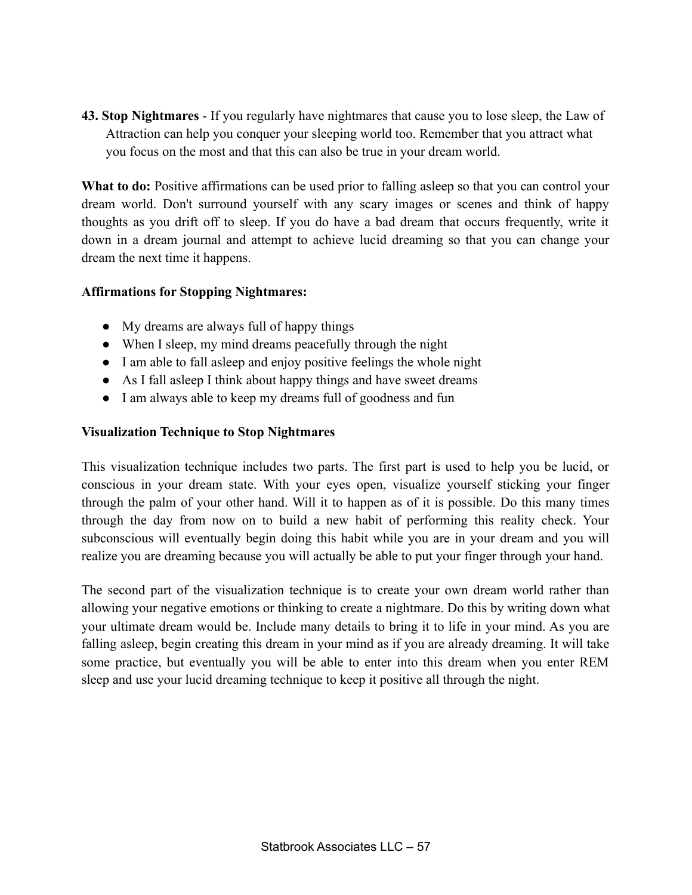**43. Stop Nightmares** - If you regularly have nightmares that cause you to lose sleep, the Law of Attraction can help you conquer your sleeping world too. Remember that you attract what you focus on the most and that this can also be true in your dream world.

**What to do:** Positive affirmations can be used prior to falling asleep so that you can control your dream world. Don't surround yourself with any scary images or scenes and think of happy thoughts as you drift off to sleep. If you do have a bad dream that occurs frequently, write it down in a dream journal and attempt to achieve lucid dreaming so that you can change your dream the next time it happens.

**Affirmations for Stopping Nightmares:**

- My dreams are always full of happy things
- When I sleep, my mind dreams peacefully through the night
- I am able to fall asleep and enjoy positive feelings the whole night
- As I fall asleep I think about happy things and have sweet dreams
- I am always able to keep my dreams full of goodness and fun

**Visualization Technique to Stop Nightmares**

This visualization technique includes two parts. The first part is used to help you be lucid, or conscious in your dream state. With your eyes open, visualize yourself sticking your finger through the palm of your other hand. Will it to happen as of it is possible. Do this many times through the day from now on to build a new habit of performing this reality check. Your subconscious will eventually begin doing this habit while you are in your dream and you will realize you are dreaming because you will actually be able to put your finger through your hand.

The second part of the visualization technique is to create your own dream world rather than allowing your negative emotions or thinking to create a nightmare. Do this by writing down what your ultimate dream would be. Include many details to bring it to life in your mind. As you are falling asleep, begin creating this dream in your mind as if you are already dreaming. It will take some practice, but eventually you will be able to enter into this dream when you enter REM sleep and use your lucid dreaming technique to keep it positive all through the night.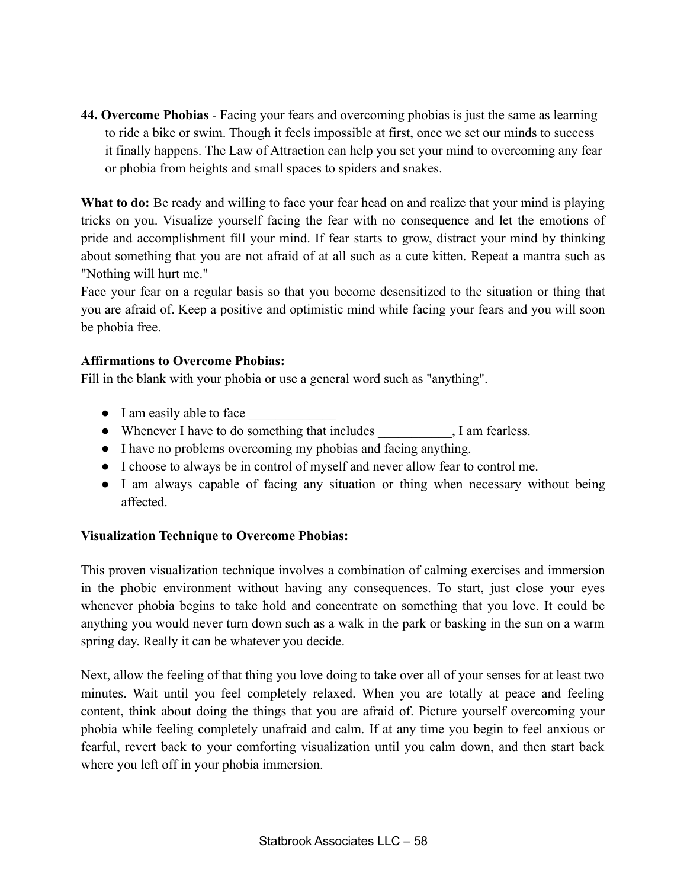**44. Overcome Phobias** - Facing your fears and overcoming phobias is just the same as learning to ride a bike or swim. Though it feels impossible at first, once we set our minds to success it finally happens. The Law of Attraction can help you set your mind to overcoming any fear or phobia from heights and small spaces to spiders and snakes.

**What to do:** Be ready and willing to face your fear head on and realize that your mind is playing tricks on you. Visualize yourself facing the fear with no consequence and let the emotions of pride and accomplishment fill your mind. If fear starts to grow, distract your mind by thinking about something that you are not afraid of at all such as a cute kitten. Repeat a mantra such as "Nothing will hurt me."

Face your fear on a regular basis so that you become desensitized to the situation or thing that you are afraid of. Keep a positive and optimistic mind while facing your fears and you will soon be phobia free.

**Affirmations to Overcome Phobias:**

Fill in the blank with your phobia or use a general word such as "anything".

- I am easily able to face _____________
- Whenever I have to do something that includes ___________, I am fearless.
- I have no problems overcoming my phobias and facing anything.
- I choose to always be in control of myself and never allow fear to control me.
- I am always capable of facing any situation or thing when necessary without being affected.

**Visualization Technique to Overcome Phobias:**

This proven visualization technique involves a combination of calming exercises and immersion in the phobic environment without having any consequences. To start, just close your eyes whenever phobia begins to take hold and concentrate on something that you love. It could be anything you would never turn down such as a walk in the park or basking in the sun on a warm spring day. Really it can be whatever you decide.

Next, allow the feeling of that thing you love doing to take over all of your senses for at least two minutes. Wait until you feel completely relaxed. When you are totally at peace and feeling content, think about doing the things that you are afraid of. Picture yourself overcoming your phobia while feeling completely unafraid and calm. If at any time you begin to feel anxious or fearful, revert back to your comforting visualization until you calm down, and then start back where you left off in your phobia immersion.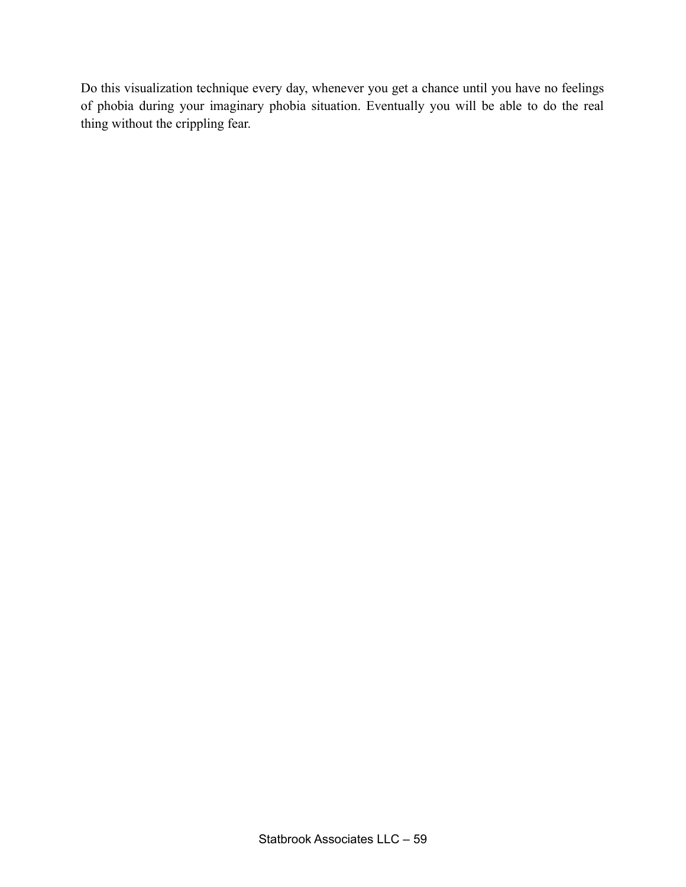Do this visualization technique every day, whenever you get a chance until you have no feelings of phobia during your imaginary phobia situation. Eventually you will be able to do the real thing without the crippling fear.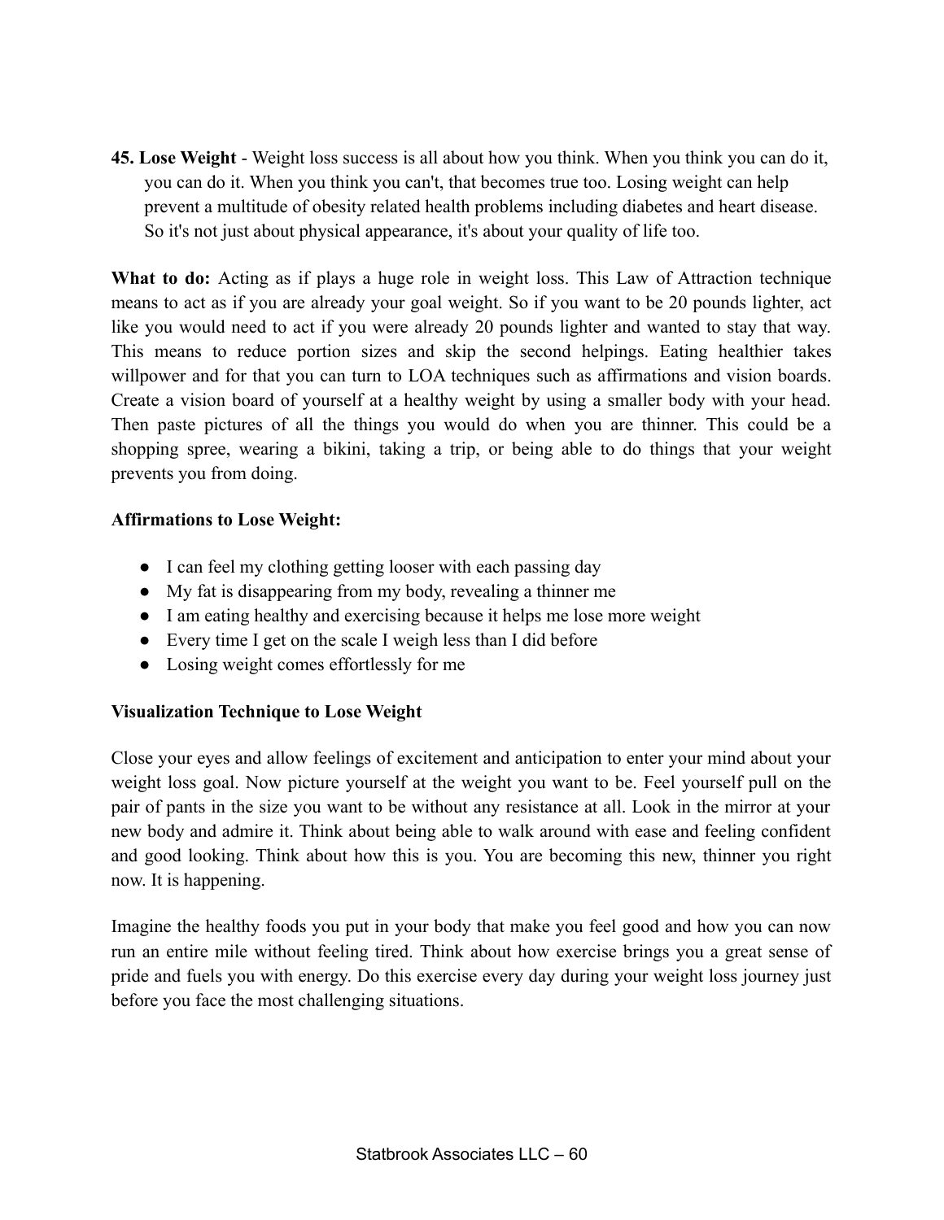**45. Lose Weight** - Weight loss success is all about how you think. When you think you can do it, you can do it. When you think you can't, that becomes true too. Losing weight can help prevent a multitude of obesity related health problems including diabetes and heart disease. So it's not just about physical appearance, it's about your quality of life too.

**What to do:** Acting as if plays a huge role in weight loss. This Law of Attraction technique means to act as if you are already your goal weight. So if you want to be 20 pounds lighter, act like you would need to act if you were already 20 pounds lighter and wanted to stay that way. This means to reduce portion sizes and skip the second helpings. Eating healthier takes willpower and for that you can turn to LOA techniques such as affirmations and vision boards. Create a vision board of yourself at a healthy weight by using a smaller body with your head. Then paste pictures of all the things you would do when you are thinner. This could be a shopping spree, wearing a bikini, taking a trip, or being able to do things that your weight prevents you from doing.

**Affirmations to Lose Weight:**

- I can feel my clothing getting looser with each passing day
- My fat is disappearing from my body, revealing a thinner me
- I am eating healthy and exercising because it helps me lose more weight
- Every time I get on the scale I weigh less than I did before
- Losing weight comes effortlessly for me

**Visualization Technique to Lose Weight**

Close your eyes and allow feelings of excitement and anticipation to enter your mind about your weight loss goal. Now picture yourself at the weight you want to be. Feel yourself pull on the pair of pants in the size you want to be without any resistance at all. Look in the mirror at your new body and admire it. Think about being able to walk around with ease and feeling confident and good looking. Think about how this is you. You are becoming this new, thinner you right now. It is happening.

Imagine the healthy foods you put in your body that make you feel good and how you can now run an entire mile without feeling tired. Think about how exercise brings you a great sense of pride and fuels you with energy. Do this exercise every day during your weight loss journey just before you face the most challenging situations.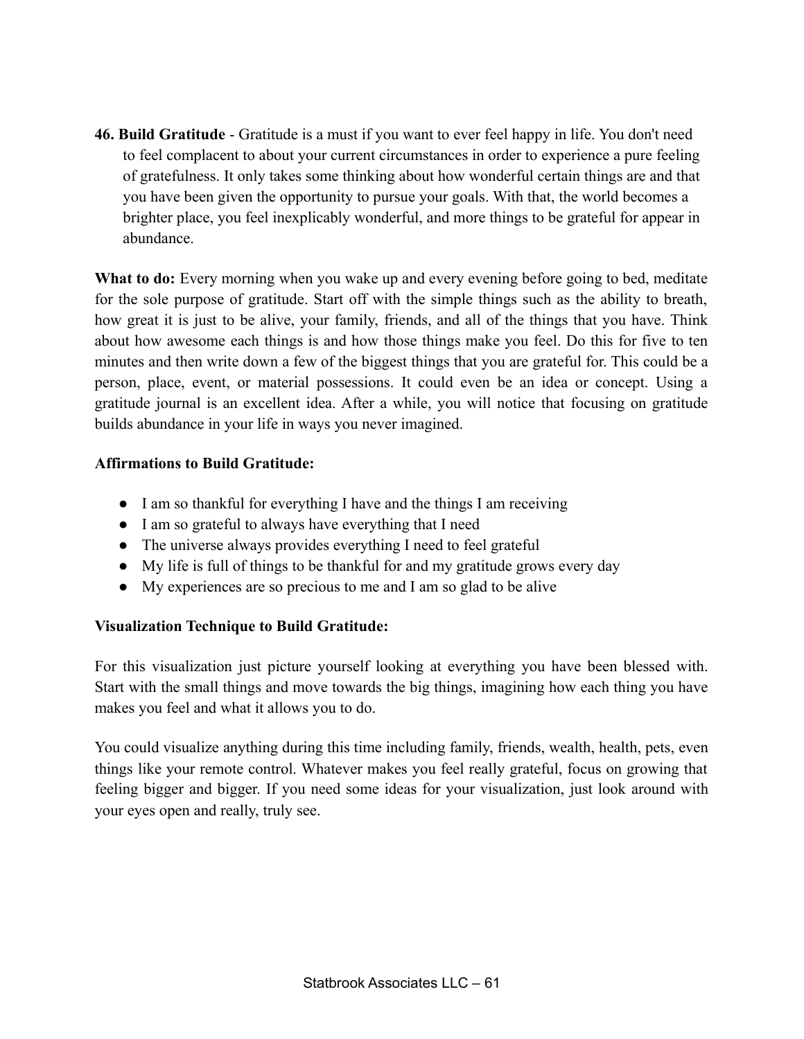**46. Build Gratitude** - Gratitude is a must if you want to ever feel happy in life. You don't need to feel complacent to about your current circumstances in order to experience a pure feeling of gratefulness. It only takes some thinking about how wonderful certain things are and that you have been given the opportunity to pursue your goals. With that, the world becomes a brighter place, you feel inexplicably wonderful, and more things to be grateful for appear in abundance.

**What to do:** Every morning when you wake up and every evening before going to bed, meditate for the sole purpose of gratitude. Start off with the simple things such as the ability to breath, how great it is just to be alive, your family, friends, and all of the things that you have. Think about how awesome each things is and how those things make you feel. Do this for five to ten minutes and then write down a few of the biggest things that you are grateful for. This could be a person, place, event, or material possessions. It could even be an idea or concept. Using a gratitude journal is an excellent idea. After a while, you will notice that focusing on gratitude builds abundance in your life in ways you never imagined.

**Affirmations to Build Gratitude:**

- I am so thankful for everything I have and the things I am receiving
- I am so grateful to always have everything that I need
- The universe always provides everything I need to feel grateful
- My life is full of things to be thankful for and my gratitude grows every day
- My experiences are so precious to me and I am so glad to be alive

**Visualization Technique to Build Gratitude:**

For this visualization just picture yourself looking at everything you have been blessed with. Start with the small things and move towards the big things, imagining how each thing you have makes you feel and what it allows you to do.

You could visualize anything during this time including family, friends, wealth, health, pets, even things like your remote control. Whatever makes you feel really grateful, focus on growing that feeling bigger and bigger. If you need some ideas for your visualization, just look around with your eyes open and really, truly see.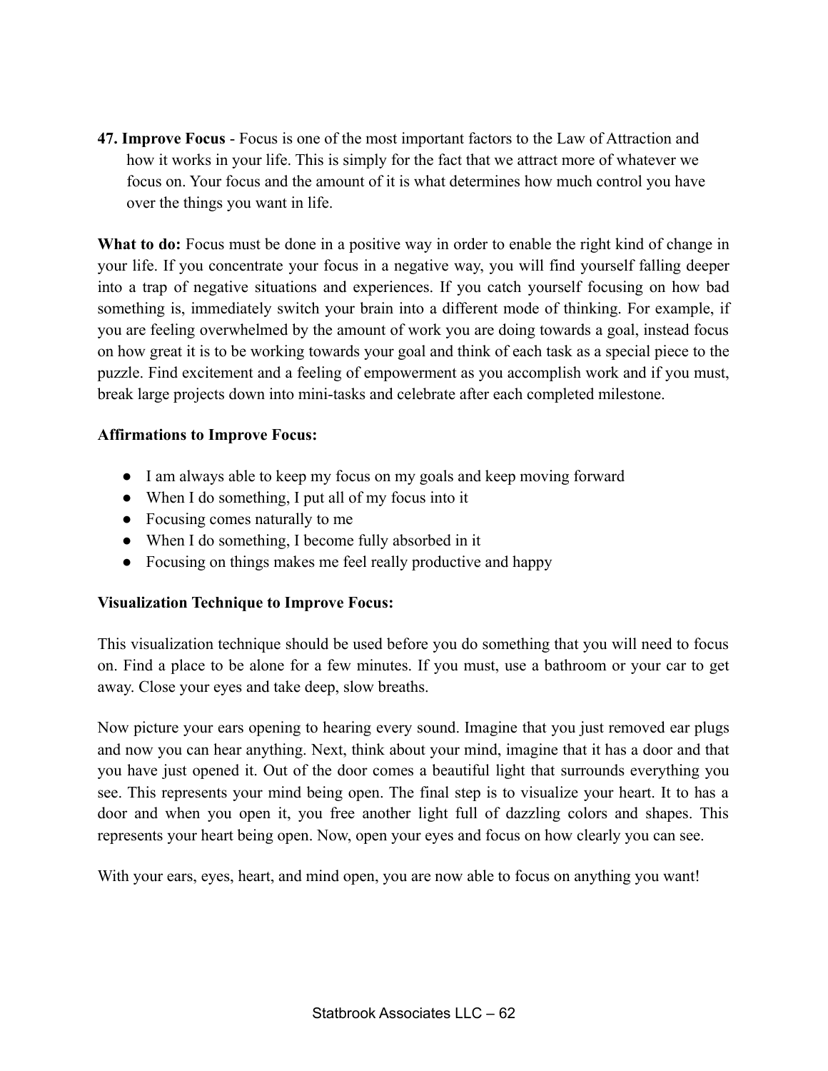**47. Improve Focus** - Focus is one of the most important factors to the Law of Attraction and how it works in your life. This is simply for the fact that we attract more of whatever we focus on. Your focus and the amount of it is what determines how much control you have over the things you want in life.

**What to do:** Focus must be done in a positive way in order to enable the right kind of change in your life. If you concentrate your focus in a negative way, you will find yourself falling deeper into a trap of negative situations and experiences. If you catch yourself focusing on how bad something is, immediately switch your brain into a different mode of thinking. For example, if you are feeling overwhelmed by the amount of work you are doing towards a goal, instead focus on how great it is to be working towards your goal and think of each task as a special piece to the puzzle. Find excitement and a feeling of empowerment as you accomplish work and if you must, break large projects down into mini-tasks and celebrate after each completed milestone.

**Affirmations to Improve Focus:**

- I am always able to keep my focus on my goals and keep moving forward
- When I do something, I put all of my focus into it
- Focusing comes naturally to me
- When I do something, I become fully absorbed in it
- Focusing on things makes me feel really productive and happy

**Visualization Technique to Improve Focus:**

This visualization technique should be used before you do something that you will need to focus on. Find a place to be alone for a few minutes. If you must, use a bathroom or your car to get away. Close your eyes and take deep, slow breaths.

Now picture your ears opening to hearing every sound. Imagine that you just removed ear plugs and now you can hear anything. Next, think about your mind, imagine that it has a door and that you have just opened it. Out of the door comes a beautiful light that surrounds everything you see. This represents your mind being open. The final step is to visualize your heart. It to has a door and when you open it, you free another light full of dazzling colors and shapes. This represents your heart being open. Now, open your eyes and focus on how clearly you can see.

With your ears, eyes, heart, and mind open, you are now able to focus on anything you want!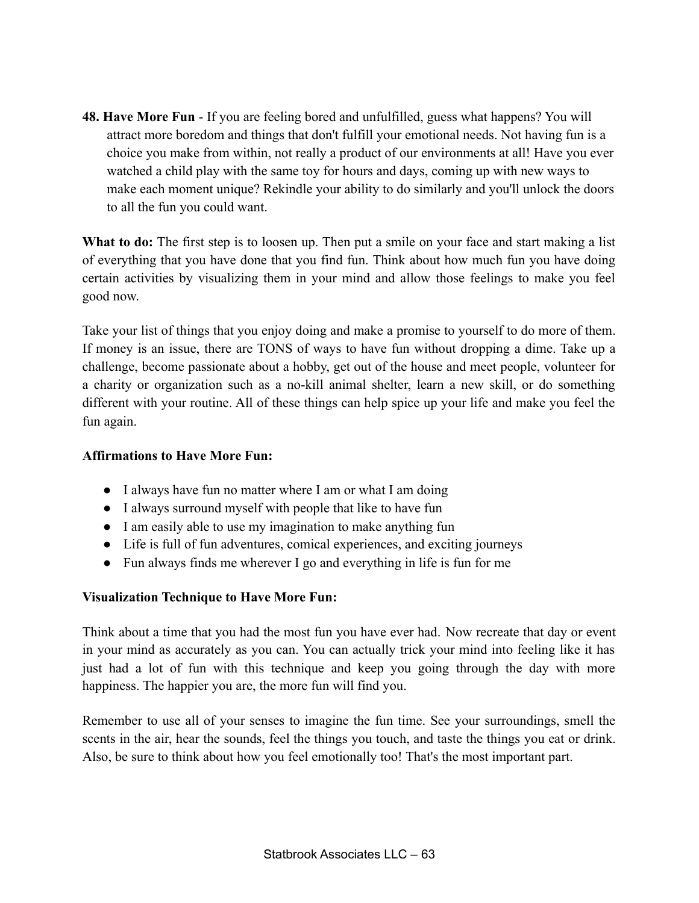**48. Have More Fun** - If you are feeling bored and unfulfilled, guess what happens? You will attract more boredom and things that don't fulfill your emotional needs. Not having fun is a choice you make from within, not really a product of our environments at all! Have you ever watched a child play with the same toy for hours and days, coming up with new ways to make each moment unique? Rekindle your ability to do similarly and you'll unlock the doors to all the fun you could want.

**What to do:** The first step is to loosen up. Then put a smile on your face and start making a list of everything that you have done that you find fun. Think about how much fun you have doing certain activities by visualizing them in your mind and allow those feelings to make you feel good now.

Take your list of things that you enjoy doing and make a promise to yourself to do more of them. If money is an issue, there are TONS of ways to have fun without dropping a dime. Take up a challenge, become passionate about a hobby, get out of the house and meet people, volunteer for a charity or organization such as a no-kill animal shelter, learn a new skill, or do something different with your routine. All of these things can help spice up your life and make you feel the fun again.

**Affirmations to Have More Fun:**

- I always have fun no matter where I am or what I am doing
- I always surround myself with people that like to have fun
- I am easily able to use my imagination to make anything fun
- Life is full of fun adventures, comical experiences, and exciting journeys
- Fun always finds me wherever I go and everything in life is fun for me

**Visualization Technique to Have More Fun:**

Think about a time that you had the most fun you have ever had. Now recreate that day or event in your mind as accurately as you can. You can actually trick your mind into feeling like it has just had a lot of fun with this technique and keep you going through the day with more happiness. The happier you are, the more fun will find you.

Remember to use all of your senses to imagine the fun time. See your surroundings, smell the scents in the air, hear the sounds, feel the things you touch, and taste the things you eat or drink. Also, be sure to think about how you feel emotionally too! That's the most important part.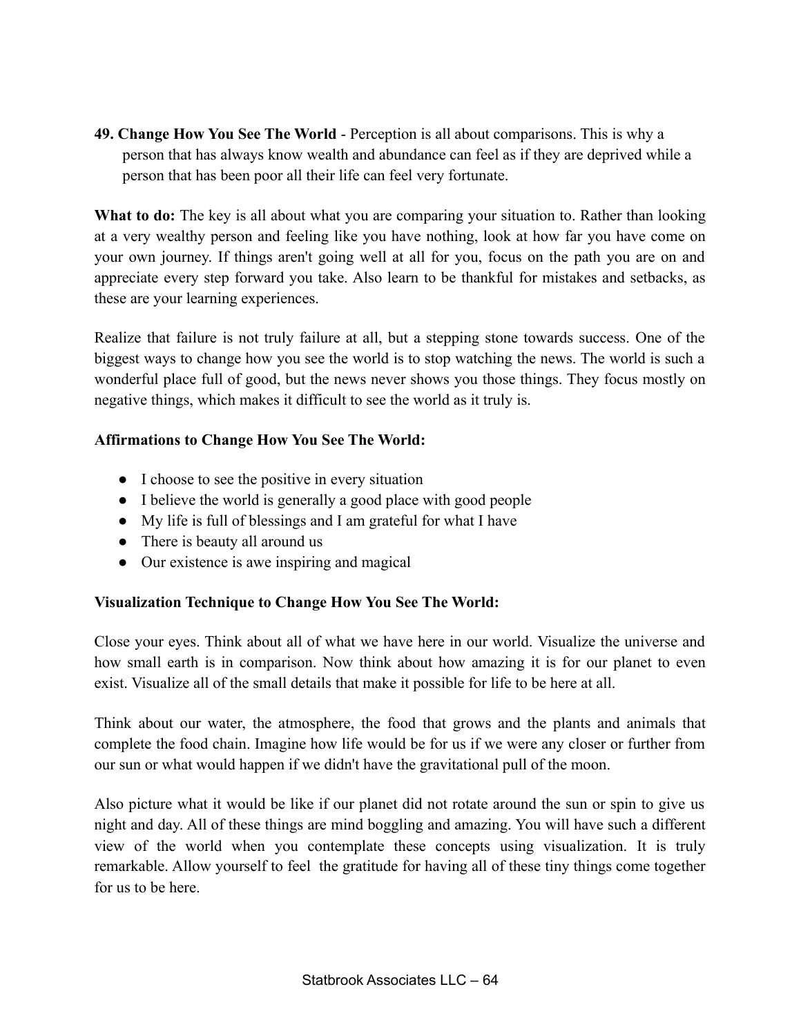**49. Change How You See The World** - Perception is all about comparisons. This is why a person that has always know wealth and abundance can feel as if they are deprived while a person that has been poor all their life can feel very fortunate.

**What to do:** The key is all about what you are comparing your situation to. Rather than looking at a very wealthy person and feeling like you have nothing, look at how far you have come on your own journey. If things aren't going well at all for you, focus on the path you are on and appreciate every step forward you take. Also learn to be thankful for mistakes and setbacks, as these are your learning experiences.

Realize that failure is not truly failure at all, but a stepping stone towards success. One of the biggest ways to change how you see the world is to stop watching the news. The world is such a wonderful place full of good, but the news never shows you those things. They focus mostly on negative things, which makes it difficult to see the world as it truly is.

**Affirmations to Change How You See The World:**

- I choose to see the positive in every situation
- I believe the world is generally a good place with good people
- My life is full of blessings and I am grateful for what I have
- There is beauty all around us
- Our existence is awe inspiring and magical

**Visualization Technique to Change How You See The World:**

Close your eyes. Think about all of what we have here in our world. Visualize the universe and how small earth is in comparison. Now think about how amazing it is for our planet to even exist. Visualize all of the small details that make it possible for life to be here at all.

Think about our water, the atmosphere, the food that grows and the plants and animals that complete the food chain. Imagine how life would be for us if we were any closer or further from our sun or what would happen if we didn't have the gravitational pull of the moon.

Also picture what it would be like if our planet did not rotate around the sun or spin to give us night and day. All of these things are mind boggling and amazing. You will have such a different view of the world when you contemplate these concepts using visualization. It is truly remarkable. Allow yourself to feel the gratitude for having all of these tiny things come together for us to be here.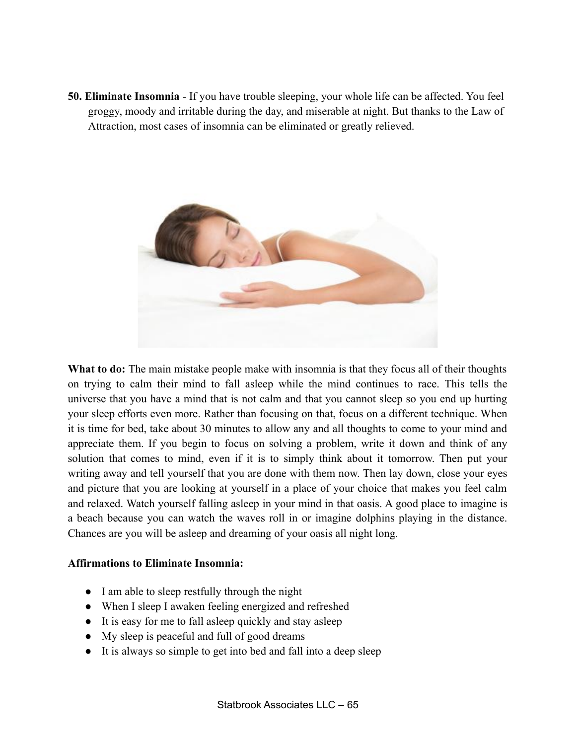**50. Eliminate Insomnia** - If you have trouble sleeping, your whole life can be affected. You feel groggy, moody and irritable during the day, and miserable at night. But thanks to the Law of Attraction, most cases of insomnia can be eliminated or greatly relieved.

**What to do:** The main mistake people make with insomnia is that they focus all of their thoughts on trying to calm their mind to fall asleep while the mind continues to race. This tells the universe that you have a mind that is not calm and that you cannot sleep so you end up hurting your sleep efforts even more. Rather than focusing on that, focus on a different technique. When it is time for bed, take about 30 minutes to allow any and all thoughts to come to your mind and appreciate them. If you begin to focus on solving a problem, write it down and think of any solution that comes to mind, even if it is to simply think about it tomorrow. Then put your writing away and tell yourself that you are done with them now. Then lay down, close your eyes and picture that you are looking at yourself in a place of your choice that makes you feel calm and relaxed. Watch yourself falling asleep in your mind in that oasis. A good place to imagine is a beach because you can watch the waves roll in or imagine dolphins playing in the distance. Chances are you will be asleep and dreaming of your oasis all night long.

**Affirmations to Eliminate Insomnia:**

- I am able to sleep restfully through the night
- When I sleep I awaken feeling energized and refreshed
- It is easy for me to fall asleep quickly and stay asleep
- My sleep is peaceful and full of good dreams
- It is always so simple to get into bed and fall into a deep sleep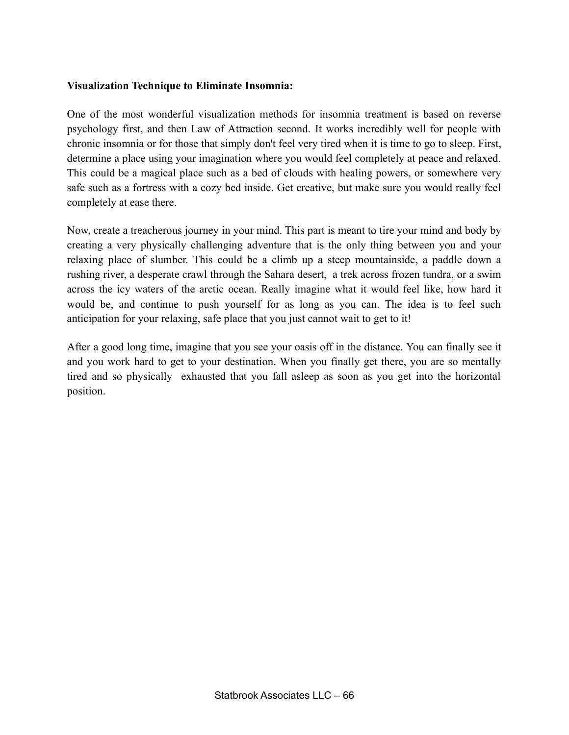**Visualization Technique to Eliminate Insomnia:**

One of the most wonderful visualization methods for insomnia treatment is based on reverse psychology first, and then Law of Attraction second. It works incredibly well for people with chronic insomnia or for those that simply don't feel very tired when it is time to go to sleep. First, determine a place using your imagination where you would feel completely at peace and relaxed. This could be a magical place such as a bed of clouds with healing powers, or somewhere very safe such as a fortress with a cozy bed inside. Get creative, but make sure you would really feel completely at ease there.

Now, create a treacherous journey in your mind. This part is meant to tire your mind and body by creating a very physically challenging adventure that is the only thing between you and your relaxing place of slumber. This could be a climb up a steep mountainside, a paddle down a rushing river, a desperate crawl through the Sahara desert, a trek across frozen tundra, or a swim across the icy waters of the arctic ocean. Really imagine what it would feel like, how hard it would be, and continue to push yourself for as long as you can. The idea is to feel such anticipation for your relaxing, safe place that you just cannot wait to get to it!

After a good long time, imagine that you see your oasis off in the distance. You can finally see it and you work hard to get to your destination. When you finally get there, you are so mentally tired and so physically exhausted that you fall asleep as soon as you get into the horizontal position.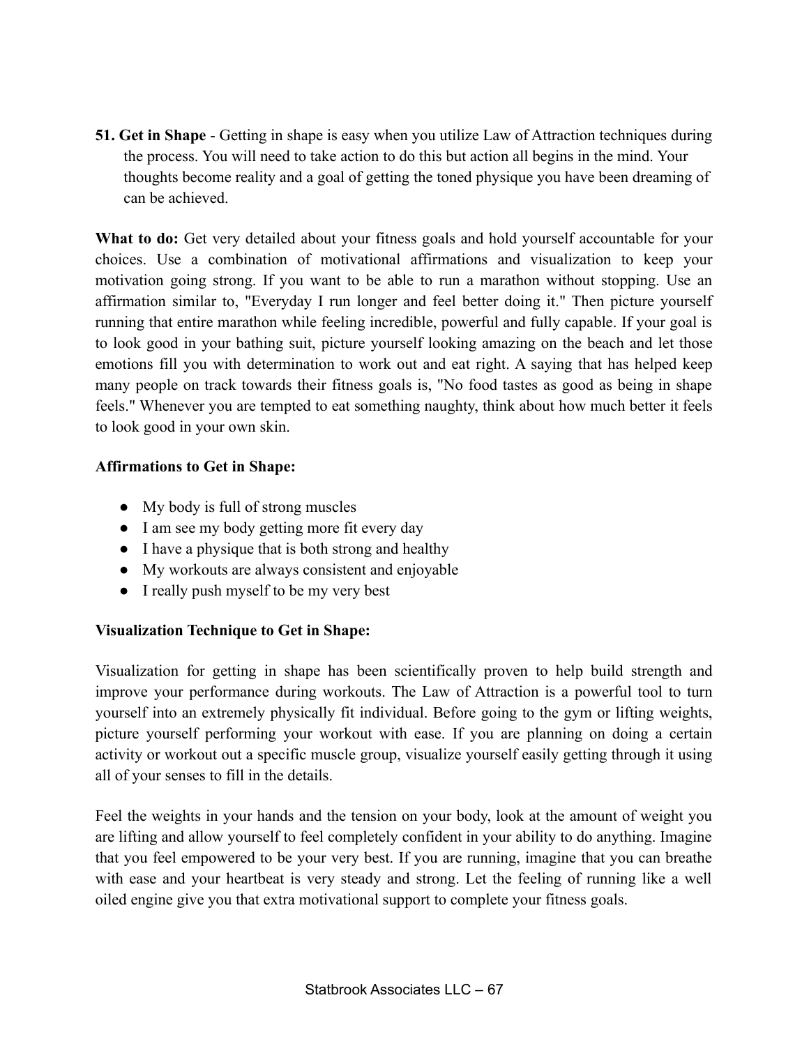**51. Get in Shape** - Getting in shape is easy when you utilize Law of Attraction techniques during the process. You will need to take action to do this but action all begins in the mind. Your thoughts become reality and a goal of getting the toned physique you have been dreaming of can be achieved.

**What to do:** Get very detailed about your fitness goals and hold yourself accountable for your choices. Use a combination of motivational affirmations and visualization to keep your motivation going strong. If you want to be able to run a marathon without stopping. Use an affirmation similar to, "Everyday I run longer and feel better doing it." Then picture yourself running that entire marathon while feeling incredible, powerful and fully capable. If your goal is to look good in your bathing suit, picture yourself looking amazing on the beach and let those emotions fill you with determination to work out and eat right. A saying that has helped keep many people on track towards their fitness goals is, "No food tastes as good as being in shape feels." Whenever you are tempted to eat something naughty, think about how much better it feels to look good in your own skin.

**Affirmations to Get in Shape:**

- My body is full of strong muscles
- I am see my body getting more fit every day
- I have a physique that is both strong and healthy
- My workouts are always consistent and enjoyable
- I really push myself to be my very best

**Visualization Technique to Get in Shape:**

Visualization for getting in shape has been scientifically proven to help build strength and improve your performance during workouts. The Law of Attraction is a powerful tool to turn yourself into an extremely physically fit individual. Before going to the gym or lifting weights, picture yourself performing your workout with ease. If you are planning on doing a certain activity or workout out a specific muscle group, visualize yourself easily getting through it using all of your senses to fill in the details.

Feel the weights in your hands and the tension on your body, look at the amount of weight you are lifting and allow yourself to feel completely confident in your ability to do anything. Imagine that you feel empowered to be your very best. If you are running, imagine that you can breathe with ease and your heartbeat is very steady and strong. Let the feeling of running like a well oiled engine give you that extra motivational support to complete your fitness goals.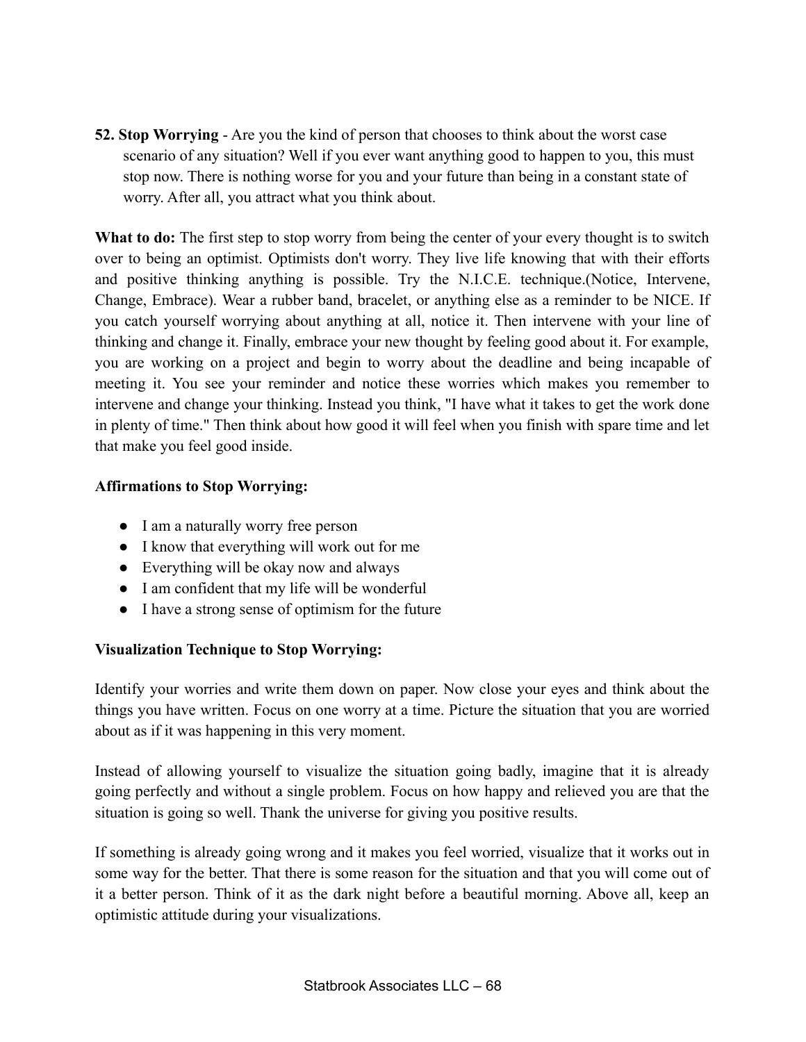**52. Stop Worrying** - Are you the kind of person that chooses to think about the worst case scenario of any situation? Well if you ever want anything good to happen to you, this must stop now. There is nothing worse for you and your future than being in a constant state of worry. After all, you attract what you think about.

**What to do:** The first step to stop worry from being the center of your every thought is to switch over to being an optimist. Optimists don't worry. They live life knowing that with their efforts and positive thinking anything is possible. Try the N.I.C.E. technique.(Notice, Intervene, Change, Embrace). Wear a rubber band, bracelet, or anything else as a reminder to be NICE. If you catch yourself worrying about anything at all, notice it. Then intervene with your line of thinking and change it. Finally, embrace your new thought by feeling good about it. For example, you are working on a project and begin to worry about the deadline and being incapable of meeting it. You see your reminder and notice these worries which makes you remember to intervene and change your thinking. Instead you think, "I have what it takes to get the work done in plenty of time." Then think about how good it will feel when you finish with spare time and let that make you feel good inside.

**Affirmations to Stop Worrying:**

- I am a naturally worry free person
- I know that everything will work out for me
- Everything will be okay now and always
- I am confident that my life will be wonderful
- I have a strong sense of optimism for the future

**Visualization Technique to Stop Worrying:**

Identify your worries and write them down on paper. Now close your eyes and think about the things you have written. Focus on one worry at a time. Picture the situation that you are worried about as if it was happening in this very moment.

Instead of allowing yourself to visualize the situation going badly, imagine that it is already going perfectly and without a single problem. Focus on how happy and relieved you are that the situation is going so well. Thank the universe for giving you positive results.

If something is already going wrong and it makes you feel worried, visualize that it works out in some way for the better. That there is some reason for the situation and that you will come out of it a better person. Think of it as the dark night before a beautiful morning. Above all, keep an optimistic attitude during your visualizations.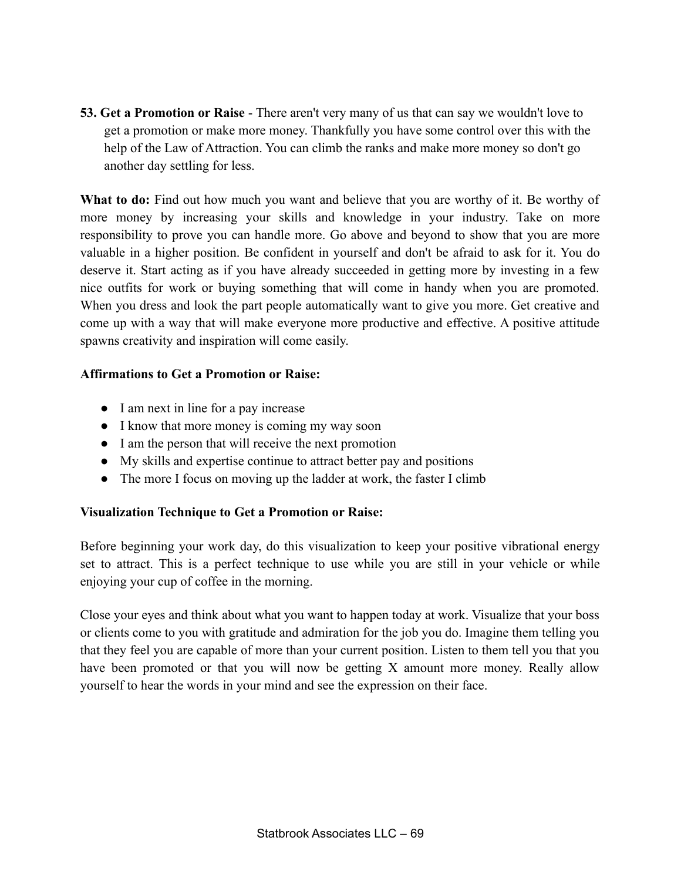**53. Get a Promotion or Raise** - There aren't very many of us that can say we wouldn't love to get a promotion or make more money. Thankfully you have some control over this with the help of the Law of Attraction. You can climb the ranks and make more money so don't go another day settling for less.

**What to do:** Find out how much you want and believe that you are worthy of it. Be worthy of more money by increasing your skills and knowledge in your industry. Take on more responsibility to prove you can handle more. Go above and beyond to show that you are more valuable in a higher position. Be confident in yourself and don't be afraid to ask for it. You do deserve it. Start acting as if you have already succeeded in getting more by investing in a few nice outfits for work or buying something that will come in handy when you are promoted. When you dress and look the part people automatically want to give you more. Get creative and come up with a way that will make everyone more productive and effective. A positive attitude spawns creativity and inspiration will come easily.

**Affirmations to Get a Promotion or Raise:**

- I am next in line for a pay increase
- I know that more money is coming my way soon
- I am the person that will receive the next promotion
- My skills and expertise continue to attract better pay and positions
- The more I focus on moving up the ladder at work, the faster I climb

**Visualization Technique to Get a Promotion or Raise:**

Before beginning your work day, do this visualization to keep your positive vibrational energy set to attract. This is a perfect technique to use while you are still in your vehicle or while enjoying your cup of coffee in the morning.

Close your eyes and think about what you want to happen today at work. Visualize that your boss or clients come to you with gratitude and admiration for the job you do. Imagine them telling you that they feel you are capable of more than your current position. Listen to them tell you that you have been promoted or that you will now be getting X amount more money. Really allow yourself to hear the words in your mind and see the expression on their face.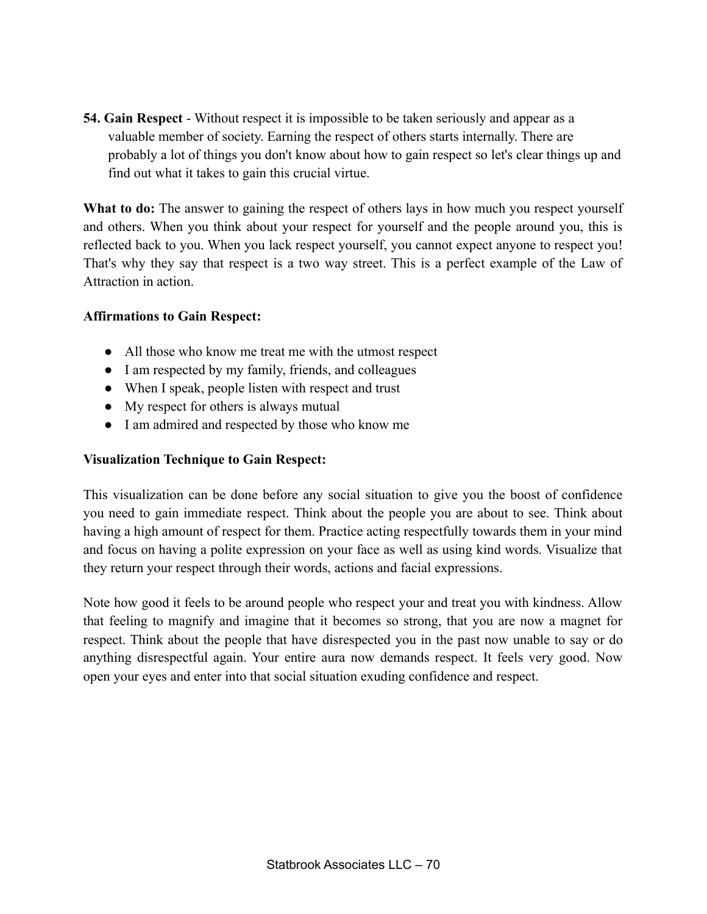**54. Gain Respect** - Without respect it is impossible to be taken seriously and appear as a valuable member of society. Earning the respect of others starts internally. There are probably a lot of things you don't know about how to gain respect so let's clear things up and find out what it takes to gain this crucial virtue.

**What to do:** The answer to gaining the respect of others lays in how much you respect yourself and others. When you think about your respect for yourself and the people around you, this is reflected back to you. When you lack respect yourself, you cannot expect anyone to respect you! That's why they say that respect is a two way street. This is a perfect example of the Law of Attraction in action.

**Affirmations to Gain Respect:**

- All those who know me treat me with the utmost respect
- I am respected by my family, friends, and colleagues
- When I speak, people listen with respect and trust
- My respect for others is always mutual
- I am admired and respected by those who know me

**Visualization Technique to Gain Respect:**

This visualization can be done before any social situation to give you the boost of confidence you need to gain immediate respect. Think about the people you are about to see. Think about having a high amount of respect for them. Practice acting respectfully towards them in your mind and focus on having a polite expression on your face as well as using kind words. Visualize that they return your respect through their words, actions and facial expressions.

Note how good it feels to be around people who respect your and treat you with kindness. Allow that feeling to magnify and imagine that it becomes so strong, that you are now a magnet for respect. Think about the people that have disrespected you in the past now unable to say or do anything disrespectful again. Your entire aura now demands respect. It feels very good. Now open your eyes and enter into that social situation exuding confidence and respect.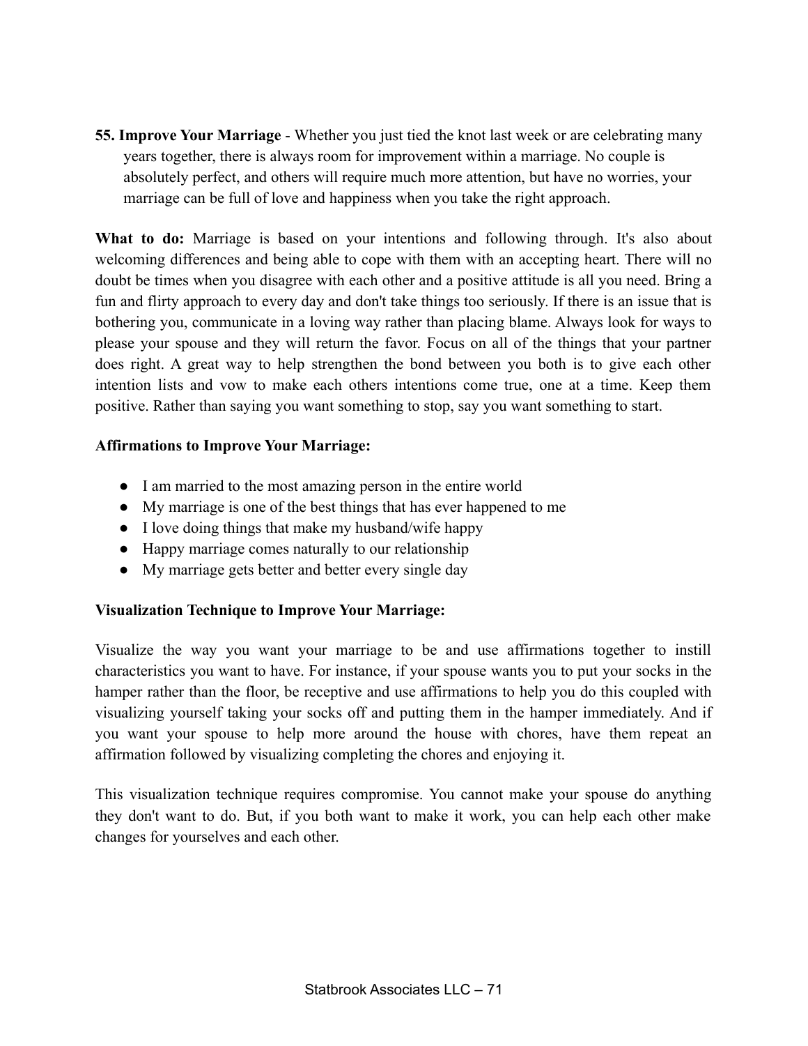**55. Improve Your Marriage** - Whether you just tied the knot last week or are celebrating many years together, there is always room for improvement within a marriage. No couple is absolutely perfect, and others will require much more attention, but have no worries, your marriage can be full of love and happiness when you take the right approach.

**What to do:** Marriage is based on your intentions and following through. It's also about welcoming differences and being able to cope with them with an accepting heart. There will no doubt be times when you disagree with each other and a positive attitude is all you need. Bring a fun and flirty approach to every day and don't take things too seriously. If there is an issue that is bothering you, communicate in a loving way rather than placing blame. Always look for ways to please your spouse and they will return the favor. Focus on all of the things that your partner does right. A great way to help strengthen the bond between you both is to give each other intention lists and vow to make each others intentions come true, one at a time. Keep them positive. Rather than saying you want something to stop, say you want something to start.

**Affirmations to Improve Your Marriage:**

- I am married to the most amazing person in the entire world
- My marriage is one of the best things that has ever happened to me
- I love doing things that make my husband/wife happy
- Happy marriage comes naturally to our relationship
- My marriage gets better and better every single day

**Visualization Technique to Improve Your Marriage:**

Visualize the way you want your marriage to be and use affirmations together to instill characteristics you want to have. For instance, if your spouse wants you to put your socks in the hamper rather than the floor, be receptive and use affirmations to help you do this coupled with visualizing yourself taking your socks off and putting them in the hamper immediately. And if you want your spouse to help more around the house with chores, have them repeat an affirmation followed by visualizing completing the chores and enjoying it.

This visualization technique requires compromise. You cannot make your spouse do anything they don't want to do. But, if you both want to make it work, you can help each other make changes for yourselves and each other.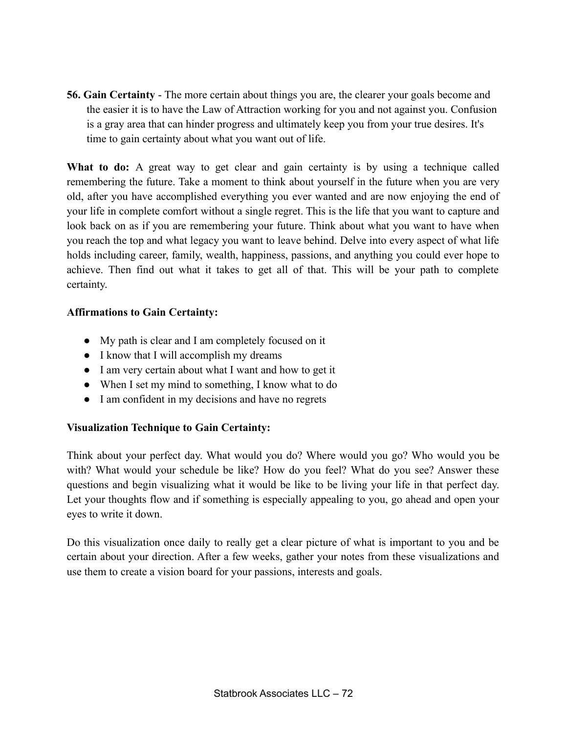**56. Gain Certainty** - The more certain about things you are, the clearer your goals become and the easier it is to have the Law of Attraction working for you and not against you. Confusion is a gray area that can hinder progress and ultimately keep you from your true desires. It's time to gain certainty about what you want out of life.

**What to do:** A great way to get clear and gain certainty is by using a technique called remembering the future. Take a moment to think about yourself in the future when you are very old, after you have accomplished everything you ever wanted and are now enjoying the end of your life in complete comfort without a single regret. This is the life that you want to capture and look back on as if you are remembering your future. Think about what you want to have when you reach the top and what legacy you want to leave behind. Delve into every aspect of what life holds including career, family, wealth, happiness, passions, and anything you could ever hope to achieve. Then find out what it takes to get all of that. This will be your path to complete certainty.

**Affirmations to Gain Certainty:**

- My path is clear and I am completely focused on it
- I know that I will accomplish my dreams
- I am very certain about what I want and how to get it
- When I set my mind to something, I know what to do
- I am confident in my decisions and have no regrets

**Visualization Technique to Gain Certainty:**

Think about your perfect day. What would you do? Where would you go? Who would you be with? What would your schedule be like? How do you feel? What do you see? Answer these questions and begin visualizing what it would be like to be living your life in that perfect day. Let your thoughts flow and if something is especially appealing to you, go ahead and open your eyes to write it down.

Do this visualization once daily to really get a clear picture of what is important to you and be certain about your direction. After a few weeks, gather your notes from these visualizations and use them to create a vision board for your passions, interests and goals.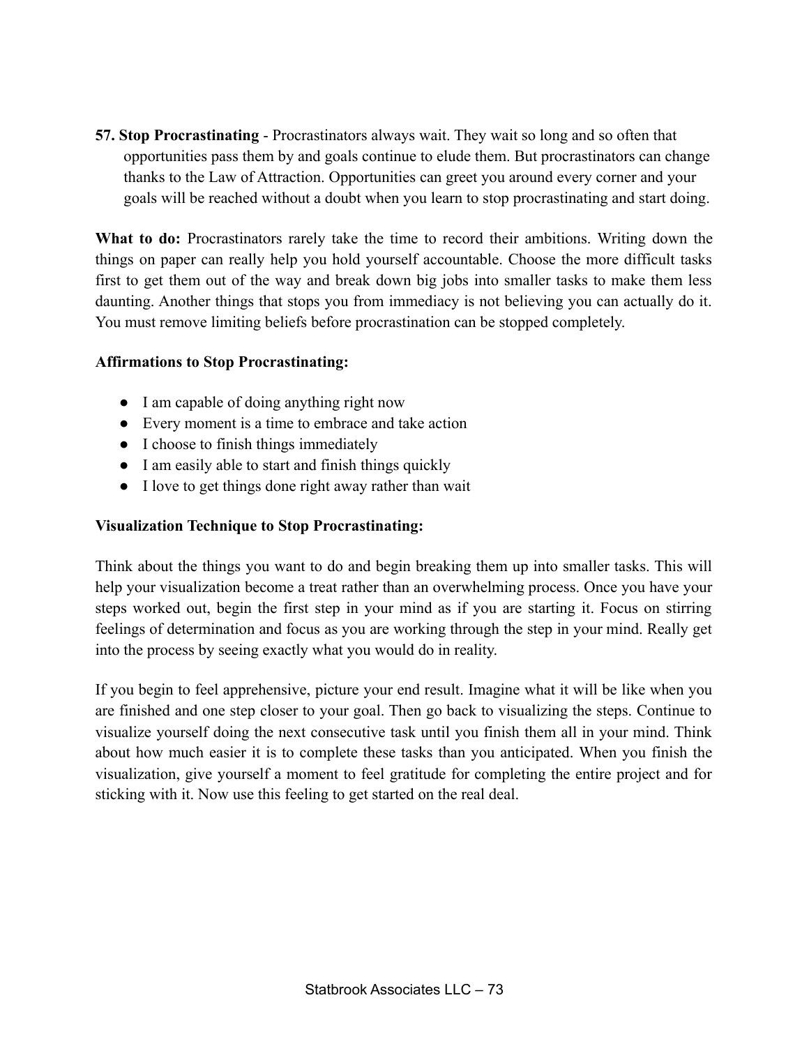**57. Stop Procrastinating** - Procrastinators always wait. They wait so long and so often that opportunities pass them by and goals continue to elude them. But procrastinators can change thanks to the Law of Attraction. Opportunities can greet you around every corner and your goals will be reached without a doubt when you learn to stop procrastinating and start doing.

**What to do:** Procrastinators rarely take the time to record their ambitions. Writing down the things on paper can really help you hold yourself accountable. Choose the more difficult tasks first to get them out of the way and break down big jobs into smaller tasks to make them less daunting. Another things that stops you from immediacy is not believing you can actually do it. You must remove limiting beliefs before procrastination can be stopped completely.

**Affirmations to Stop Procrastinating:**

- I am capable of doing anything right now
- Every moment is a time to embrace and take action
- I choose to finish things immediately
- I am easily able to start and finish things quickly
- I love to get things done right away rather than wait

**Visualization Technique to Stop Procrastinating:**

Think about the things you want to do and begin breaking them up into smaller tasks. This will help your visualization become a treat rather than an overwhelming process. Once you have your steps worked out, begin the first step in your mind as if you are starting it. Focus on stirring feelings of determination and focus as you are working through the step in your mind. Really get into the process by seeing exactly what you would do in reality.

If you begin to feel apprehensive, picture your end result. Imagine what it will be like when you are finished and one step closer to your goal. Then go back to visualizing the steps. Continue to visualize yourself doing the next consecutive task until you finish them all in your mind. Think about how much easier it is to complete these tasks than you anticipated. When you finish the visualization, give yourself a moment to feel gratitude for completing the entire project and for sticking with it. Now use this feeling to get started on the real deal.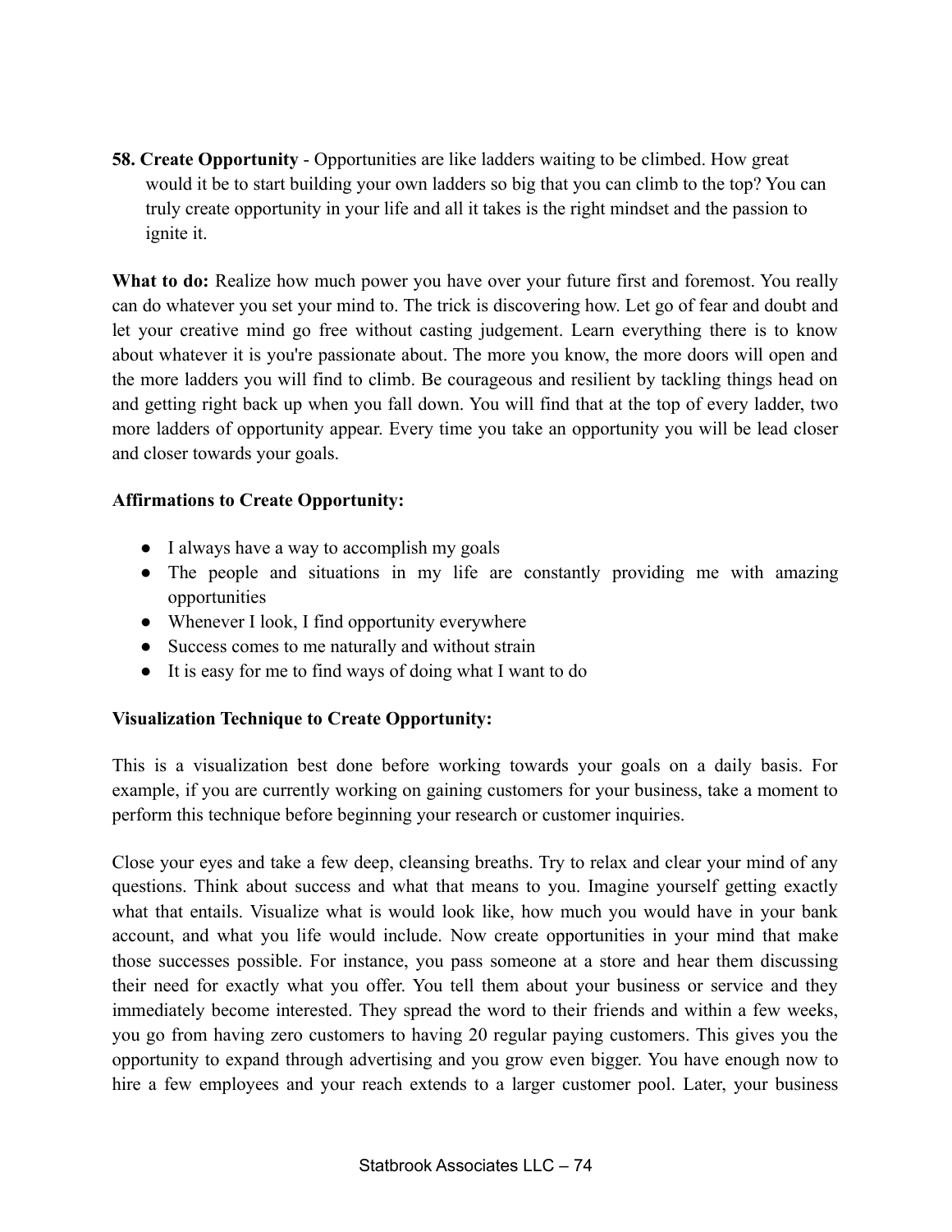**58. Create Opportunity** - Opportunities are like ladders waiting to be climbed. How great would it be to start building your own ladders so big that you can climb to the top? You can truly create opportunity in your life and all it takes is the right mindset and the passion to ignite it.

**What to do:** Realize how much power you have over your future first and foremost. You really can do whatever you set your mind to. The trick is discovering how. Let go of fear and doubt and let your creative mind go free without casting judgement. Learn everything there is to know about whatever it is you're passionate about. The more you know, the more doors will open and the more ladders you will find to climb. Be courageous and resilient by tackling things head on and getting right back up when you fall down. You will find that at the top of every ladder, two more ladders of opportunity appear. Every time you take an opportunity you will be lead closer and closer towards your goals.

**Affirmations to Create Opportunity:**

- I always have a way to accomplish my goals
- The people and situations in my life are constantly providing me with amazing opportunities
- Whenever I look, I find opportunity everywhere
- Success comes to me naturally and without strain
- It is easy for me to find ways of doing what I want to do

**Visualization Technique to Create Opportunity:**

This is a visualization best done before working towards your goals on a daily basis. For example, if you are currently working on gaining customers for your business, take a moment to perform this technique before beginning your research or customer inquiries.

Close your eyes and take a few deep, cleansing breaths. Try to relax and clear your mind of any questions. Think about success and what that means to you. Imagine yourself getting exactly what that entails. Visualize what is would look like, how much you would have in your bank account, and what you life would include. Now create opportunities in your mind that make those successes possible. For instance, you pass someone at a store and hear them discussing their need for exactly what you offer. You tell them about your business or service and they immediately become interested. They spread the word to their friends and within a few weeks, you go from having zero customers to having 20 regular paying customers. This gives you the opportunity to expand through advertising and you grow even bigger. You have enough now to hire a few employees and your reach extends to a larger customer pool. Later, your business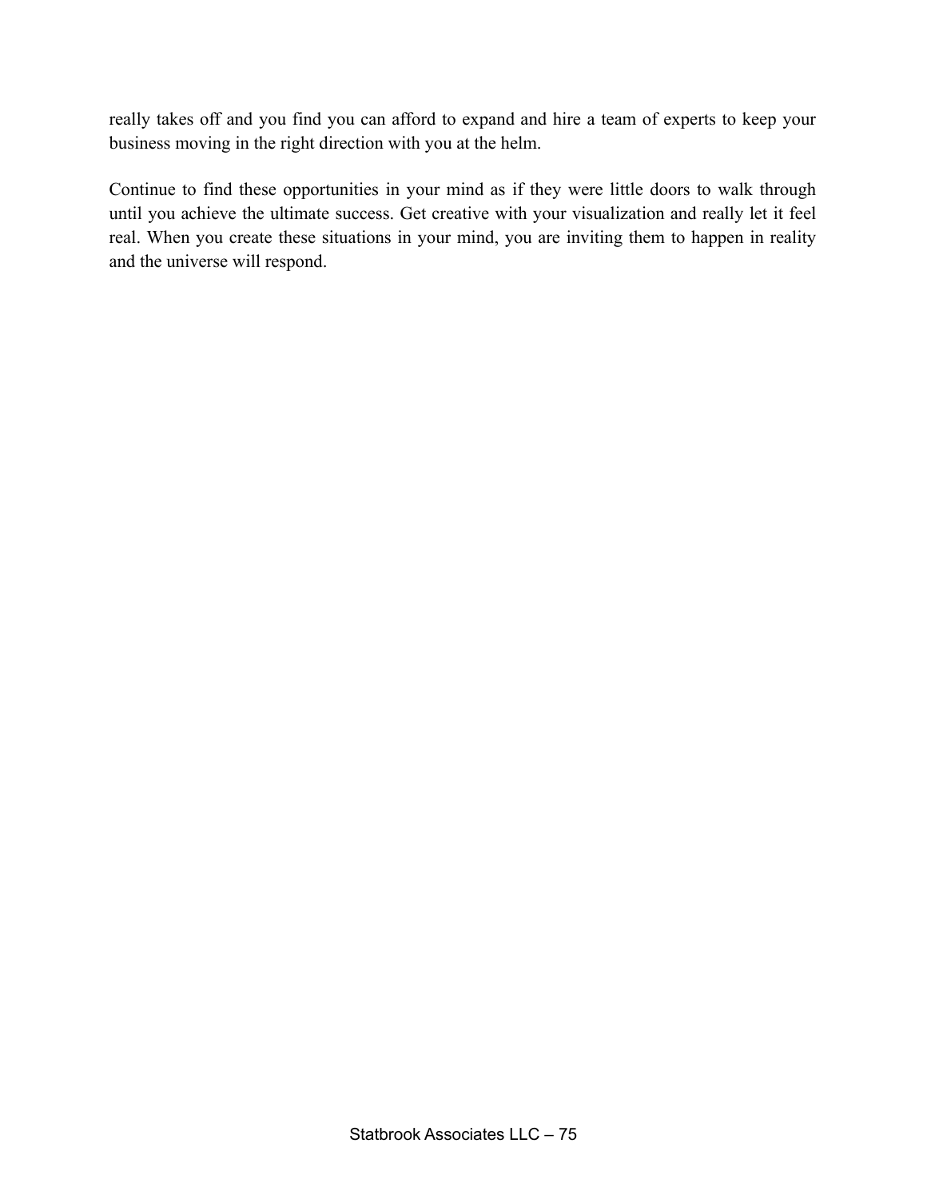really takes off and you find you can afford to expand and hire a team of experts to keep your business moving in the right direction with you at the helm.

Continue to find these opportunities in your mind as if they were little doors to walk through until you achieve the ultimate success. Get creative with your visualization and really let it feel real. When you create these situations in your mind, you are inviting them to happen in reality and the universe will respond.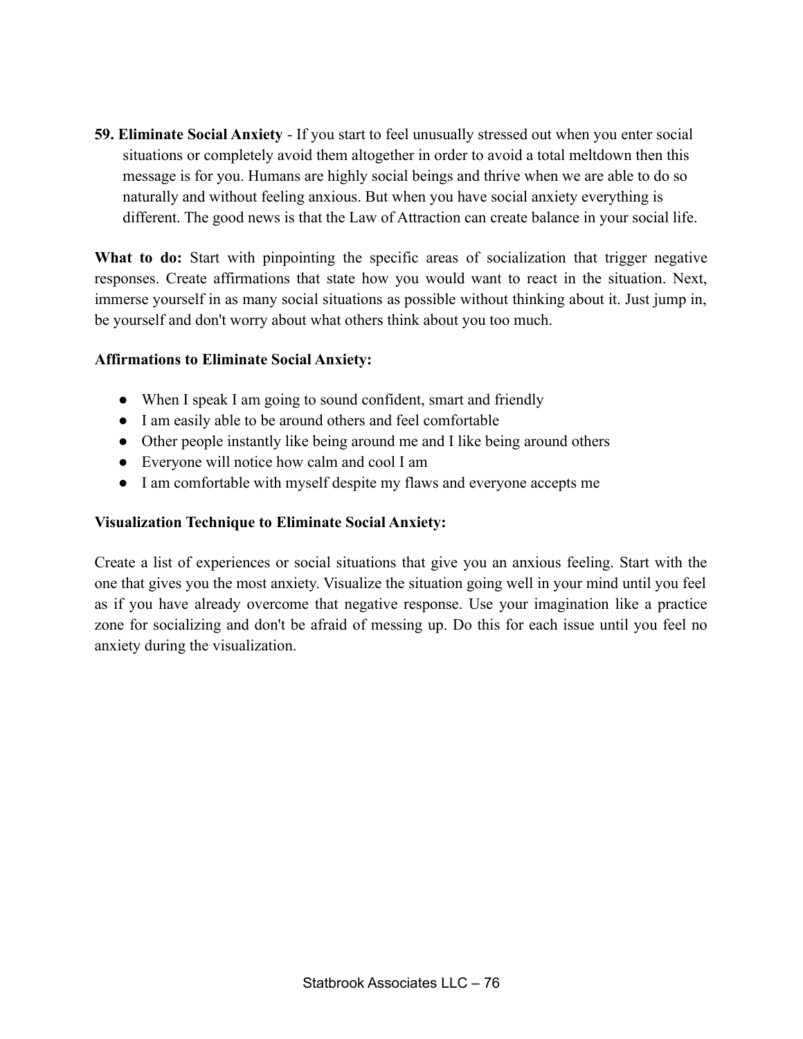**59. Eliminate Social Anxiety** - If you start to feel unusually stressed out when you enter social situations or completely avoid them altogether in order to avoid a total meltdown then this message is for you. Humans are highly social beings and thrive when we are able to do so naturally and without feeling anxious. But when you have social anxiety everything is different. The good news is that the Law of Attraction can create balance in your social life.

**What to do:** Start with pinpointing the specific areas of socialization that trigger negative responses. Create affirmations that state how you would want to react in the situation. Next, immerse yourself in as many social situations as possible without thinking about it. Just jump in, be yourself and don't worry about what others think about you too much.

**Affirmations to Eliminate Social Anxiety:**

- When I speak I am going to sound confident, smart and friendly
- I am easily able to be around others and feel comfortable
- Other people instantly like being around me and I like being around others
- Everyone will notice how calm and cool I am
- I am comfortable with myself despite my flaws and everyone accepts me

**Visualization Technique to Eliminate Social Anxiety:**

Create a list of experiences or social situations that give you an anxious feeling. Start with the one that gives you the most anxiety. Visualize the situation going well in your mind until you feel as if you have already overcome that negative response. Use your imagination like a practice zone for socializing and don't be afraid of messing up. Do this for each issue until you feel no anxiety during the visualization.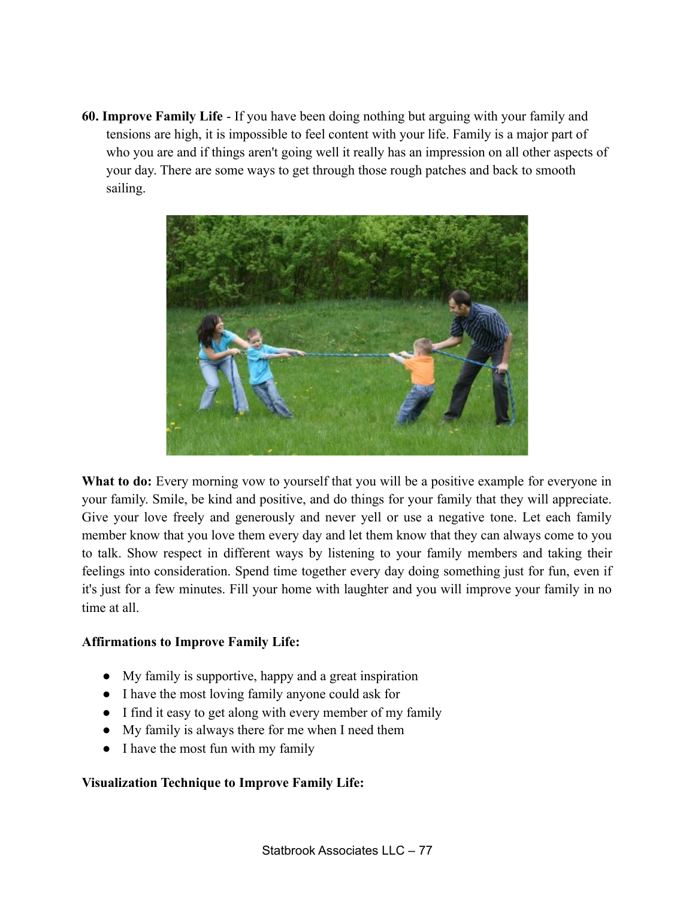**60. Improve Family Life** - If you have been doing nothing but arguing with your family and tensions are high, it is impossible to feel content with your life. Family is a major part of who you are and if things aren't going well it really has an impression on all other aspects of your day. There are some ways to get through those rough patches and back to smooth sailing.

**What to do:** Every morning vow to yourself that you will be a positive example for everyone in your family. Smile, be kind and positive, and do things for your family that they will appreciate. Give your love freely and generously and never yell or use a negative tone. Let each family member know that you love them every day and let them know that they can always come to you to talk. Show respect in different ways by listening to your family members and taking their feelings into consideration. Spend time together every day doing something just for fun, even if it's just for a few minutes. Fill your home with laughter and you will improve your family in no time at all.

**Affirmations to Improve Family Life:**

- My family is supportive, happy and a great inspiration
- I have the most loving family anyone could ask for
- I find it easy to get along with every member of my family
- My family is always there for me when I need them
- I have the most fun with my family

**Visualization Technique to Improve Family Life:**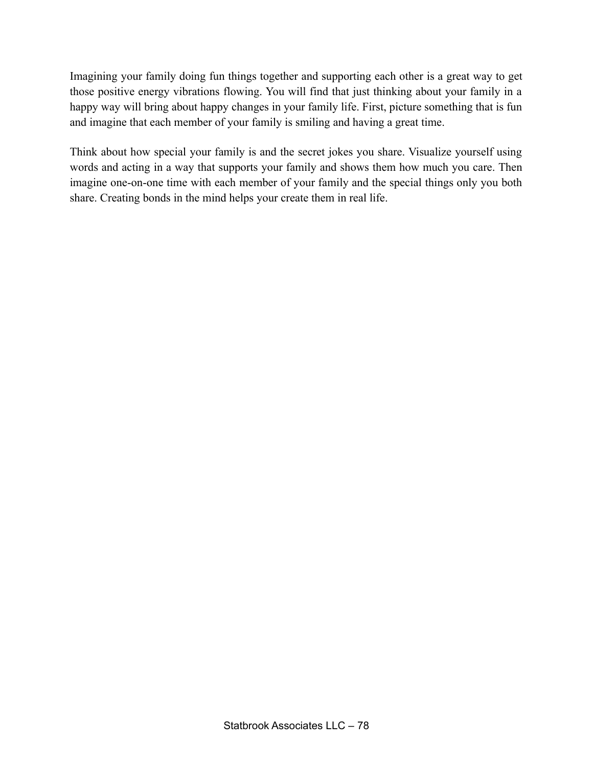Imagining your family doing fun things together and supporting each other is a great way to get those positive energy vibrations flowing. You will find that just thinking about your family in a happy way will bring about happy changes in your family life. First, picture something that is fun and imagine that each member of your family is smiling and having a great time.

Think about how special your family is and the secret jokes you share. Visualize yourself using words and acting in a way that supports your family and shows them how much you care. Then imagine one-on-one time with each member of your family and the special things only you both share. Creating bonds in the mind helps your create them in real life.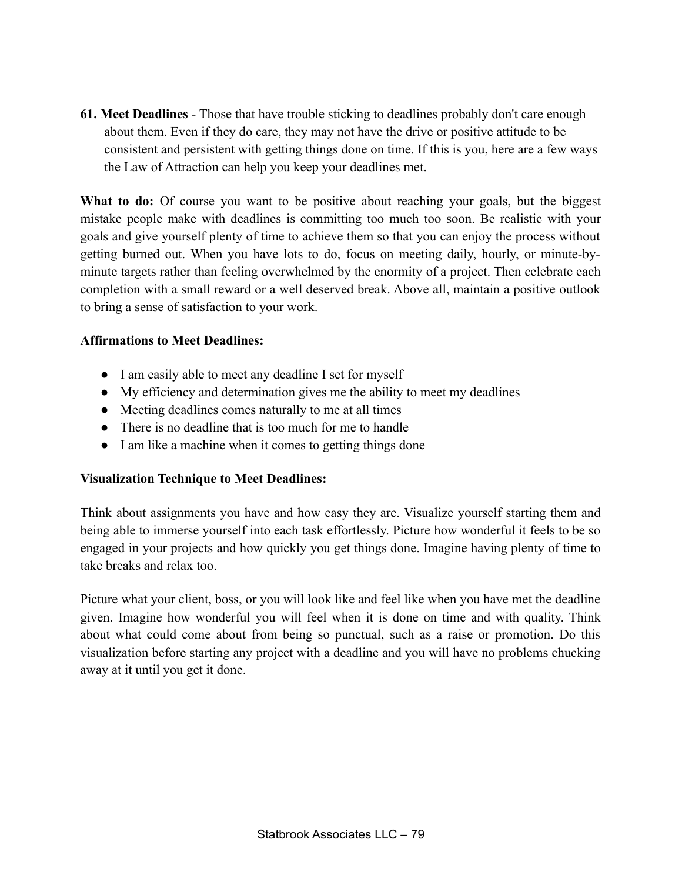**61. Meet Deadlines** - Those that have trouble sticking to deadlines probably don't care enough about them. Even if they do care, they may not have the drive or positive attitude to be consistent and persistent with getting things done on time. If this is you, here are a few ways the Law of Attraction can help you keep your deadlines met.

**What to do:** Of course you want to be positive about reaching your goals, but the biggest mistake people make with deadlines is committing too much too soon. Be realistic with your goals and give yourself plenty of time to achieve them so that you can enjoy the process without getting burned out. When you have lots to do, focus on meeting daily, hourly, or minute-by-minute targets rather than feeling overwhelmed by the enormity of a project. Then celebrate each completion with a small reward or a well deserved break. Above all, maintain a positive outlook to bring a sense of satisfaction to your work.

**Affirmations to Meet Deadlines:**

- I am easily able to meet any deadline I set for myself
- My efficiency and determination gives me the ability to meet my deadlines
- Meeting deadlines comes naturally to me at all times
- There is no deadline that is too much for me to handle
- I am like a machine when it comes to getting things done

**Visualization Technique to Meet Deadlines:**

Think about assignments you have and how easy they are. Visualize yourself starting them and being able to immerse yourself into each task effortlessly. Picture how wonderful it feels to be so engaged in your projects and how quickly you get things done. Imagine having plenty of time to take breaks and relax too.

Picture what your client, boss, or you will look like and feel like when you have met the deadline given. Imagine how wonderful you will feel when it is done on time and with quality. Think about what could come about from being so punctual, such as a raise or promotion. Do this visualization before starting any project with a deadline and you will have no problems chucking away at it until you get it done.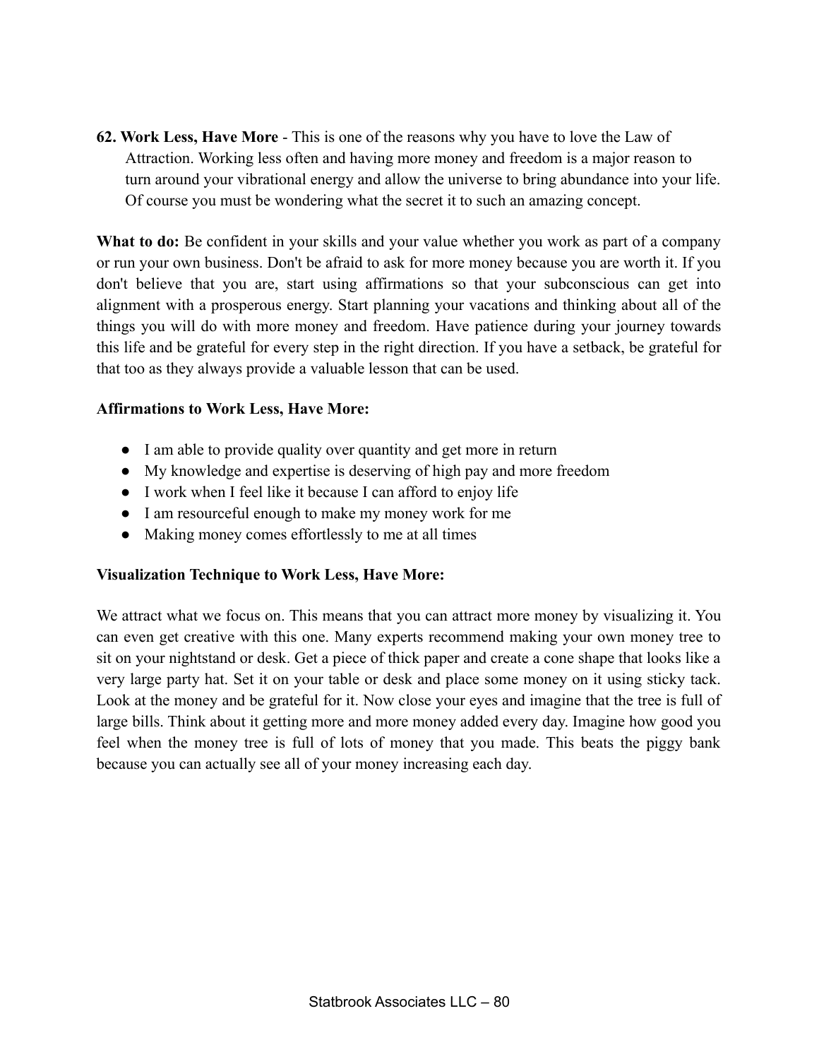**62. Work Less, Have More** - This is one of the reasons why you have to love the Law of Attraction. Working less often and having more money and freedom is a major reason to turn around your vibrational energy and allow the universe to bring abundance into your life. Of course you must be wondering what the secret it to such an amazing concept.

**What to do:** Be confident in your skills and your value whether you work as part of a company or run your own business. Don't be afraid to ask for more money because you are worth it. If you don't believe that you are, start using affirmations so that your subconscious can get into alignment with a prosperous energy. Start planning your vacations and thinking about all of the things you will do with more money and freedom. Have patience during your journey towards this life and be grateful for every step in the right direction. If you have a setback, be grateful for that too as they always provide a valuable lesson that can be used.

**Affirmations to Work Less, Have More:**

- I am able to provide quality over quantity and get more in return
- My knowledge and expertise is deserving of high pay and more freedom
- I work when I feel like it because I can afford to enjoy life
- I am resourceful enough to make my money work for me
- Making money comes effortlessly to me at all times

**Visualization Technique to Work Less, Have More:**

We attract what we focus on. This means that you can attract more money by visualizing it. You can even get creative with this one. Many experts recommend making your own money tree to sit on your nightstand or desk. Get a piece of thick paper and create a cone shape that looks like a very large party hat. Set it on your table or desk and place some money on it using sticky tack. Look at the money and be grateful for it. Now close your eyes and imagine that the tree is full of large bills. Think about it getting more and more money added every day. Imagine how good you feel when the money tree is full of lots of money that you made. This beats the piggy bank because you can actually see all of your money increasing each day.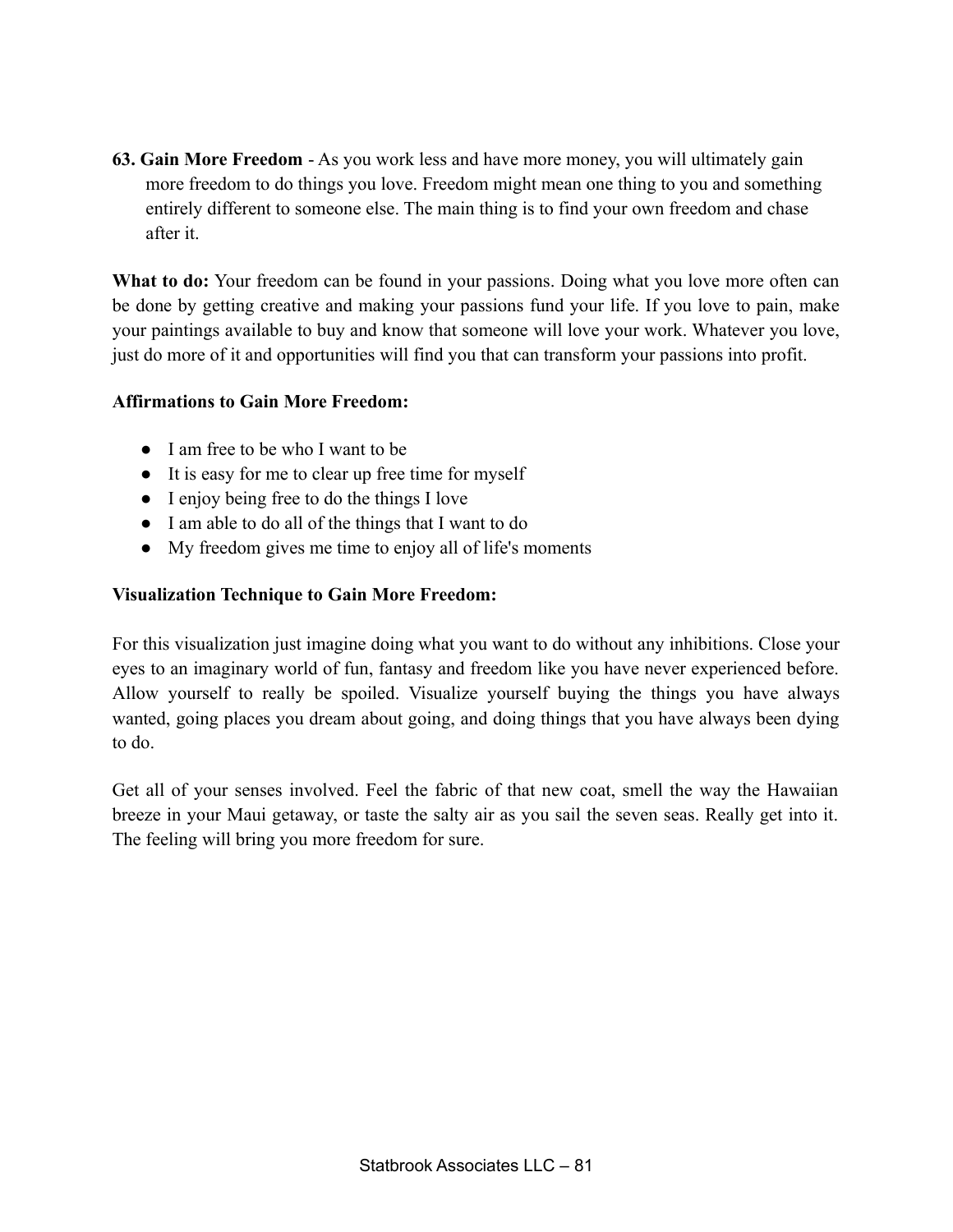**63. Gain More Freedom** - As you work less and have more money, you will ultimately gain more freedom to do things you love. Freedom might mean one thing to you and something entirely different to someone else. The main thing is to find your own freedom and chase after it.

**What to do:** Your freedom can be found in your passions. Doing what you love more often can be done by getting creative and making your passions fund your life. If you love to pain, make your paintings available to buy and know that someone will love your work. Whatever you love, just do more of it and opportunities will find you that can transform your passions into profit.

**Affirmations to Gain More Freedom:**

- I am free to be who I want to be
- It is easy for me to clear up free time for myself
- I enjoy being free to do the things I love
- I am able to do all of the things that I want to do
- My freedom gives me time to enjoy all of life's moments

**Visualization Technique to Gain More Freedom:**

For this visualization just imagine doing what you want to do without any inhibitions. Close your eyes to an imaginary world of fun, fantasy and freedom like you have never experienced before. Allow yourself to really be spoiled. Visualize yourself buying the things you have always wanted, going places you dream about going, and doing things that you have always been dying to do.

Get all of your senses involved. Feel the fabric of that new coat, smell the way the Hawaiian breeze in your Maui getaway, or taste the salty air as you sail the seven seas. Really get into it. The feeling will bring you more freedom for sure.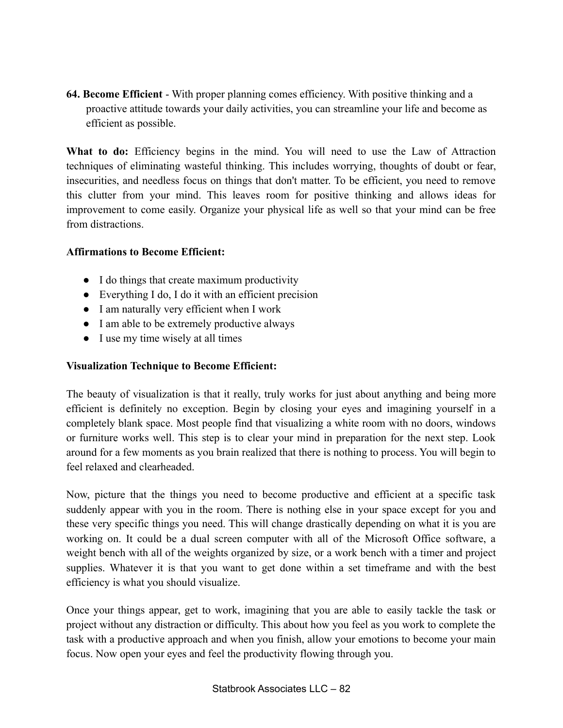**64. Become Efficient** - With proper planning comes efficiency. With positive thinking and a proactive attitude towards your daily activities, you can streamline your life and become as efficient as possible.

**What to do:** Efficiency begins in the mind. You will need to use the Law of Attraction techniques of eliminating wasteful thinking. This includes worrying, thoughts of doubt or fear, insecurities, and needless focus on things that don't matter. To be efficient, you need to remove this clutter from your mind. This leaves room for positive thinking and allows ideas for improvement to come easily. Organize your physical life as well so that your mind can be free from distractions.

**Affirmations to Become Efficient:**

- I do things that create maximum productivity
- Everything I do, I do it with an efficient precision
- I am naturally very efficient when I work
- I am able to be extremely productive always
- I use my time wisely at all times

**Visualization Technique to Become Efficient:**

The beauty of visualization is that it really, truly works for just about anything and being more efficient is definitely no exception. Begin by closing your eyes and imagining yourself in a completely blank space. Most people find that visualizing a white room with no doors, windows or furniture works well. This step is to clear your mind in preparation for the next step. Look around for a few moments as you brain realized that there is nothing to process. You will begin to feel relaxed and clearheaded.

Now, picture that the things you need to become productive and efficient at a specific task suddenly appear with you in the room. There is nothing else in your space except for you and these very specific things you need. This will change drastically depending on what it is you are working on. It could be a dual screen computer with all of the Microsoft Office software, a weight bench with all of the weights organized by size, or a work bench with a timer and project supplies. Whatever it is that you want to get done within a set timeframe and with the best efficiency is what you should visualize.

Once your things appear, get to work, imagining that you are able to easily tackle the task or project without any distraction or difficulty. This about how you feel as you work to complete the task with a productive approach and when you finish, allow your emotions to become your main focus. Now open your eyes and feel the productivity flowing through you.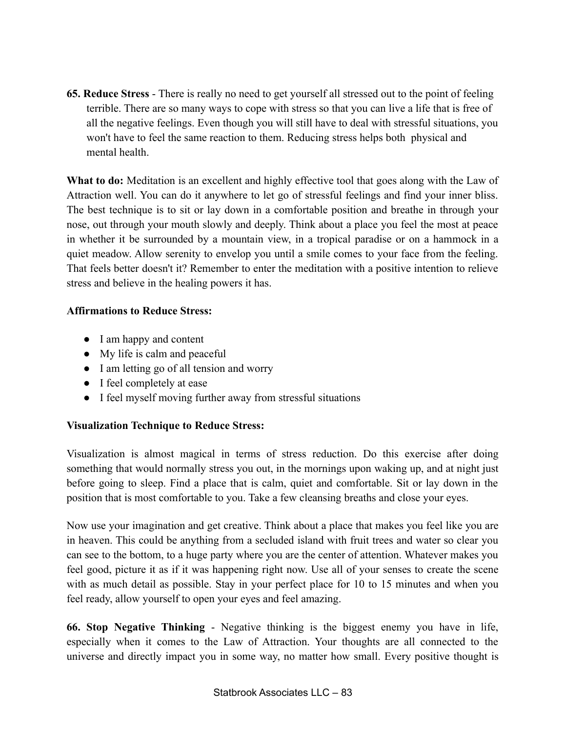**65. Reduce Stress** - There is really no need to get yourself all stressed out to the point of feeling terrible. There are so many ways to cope with stress so that you can live a life that is free of all the negative feelings. Even though you will still have to deal with stressful situations, you won't have to feel the same reaction to them. Reducing stress helps both physical and mental health.

**What to do:** Meditation is an excellent and highly effective tool that goes along with the Law of Attraction well. You can do it anywhere to let go of stressful feelings and find your inner bliss. The best technique is to sit or lay down in a comfortable position and breathe in through your nose, out through your mouth slowly and deeply. Think about a place you feel the most at peace in whether it be surrounded by a mountain view, in a tropical paradise or on a hammock in a quiet meadow. Allow serenity to envelop you until a smile comes to your face from the feeling. That feels better doesn't it? Remember to enter the meditation with a positive intention to relieve stress and believe in the healing powers it has.

**Affirmations to Reduce Stress:**

- I am happy and content
- My life is calm and peaceful
- I am letting go of all tension and worry
- I feel completely at ease
- I feel myself moving further away from stressful situations

**Visualization Technique to Reduce Stress:**

Visualization is almost magical in terms of stress reduction. Do this exercise after doing something that would normally stress you out, in the mornings upon waking up, and at night just before going to sleep. Find a place that is calm, quiet and comfortable. Sit or lay down in the position that is most comfortable to you. Take a few cleansing breaths and close your eyes.

Now use your imagination and get creative. Think about a place that makes you feel like you are in heaven. This could be anything from a secluded island with fruit trees and water so clear you can see to the bottom, to a huge party where you are the center of attention. Whatever makes you feel good, picture it as if it was happening right now. Use all of your senses to create the scene with as much detail as possible. Stay in your perfect place for 10 to 15 minutes and when you feel ready, allow yourself to open your eyes and feel amazing.

**66. Stop Negative Thinking** - Negative thinking is the biggest enemy you have in life, especially when it comes to the Law of Attraction. Your thoughts are all connected to the universe and directly impact you in some way, no matter how small. Every positive thought is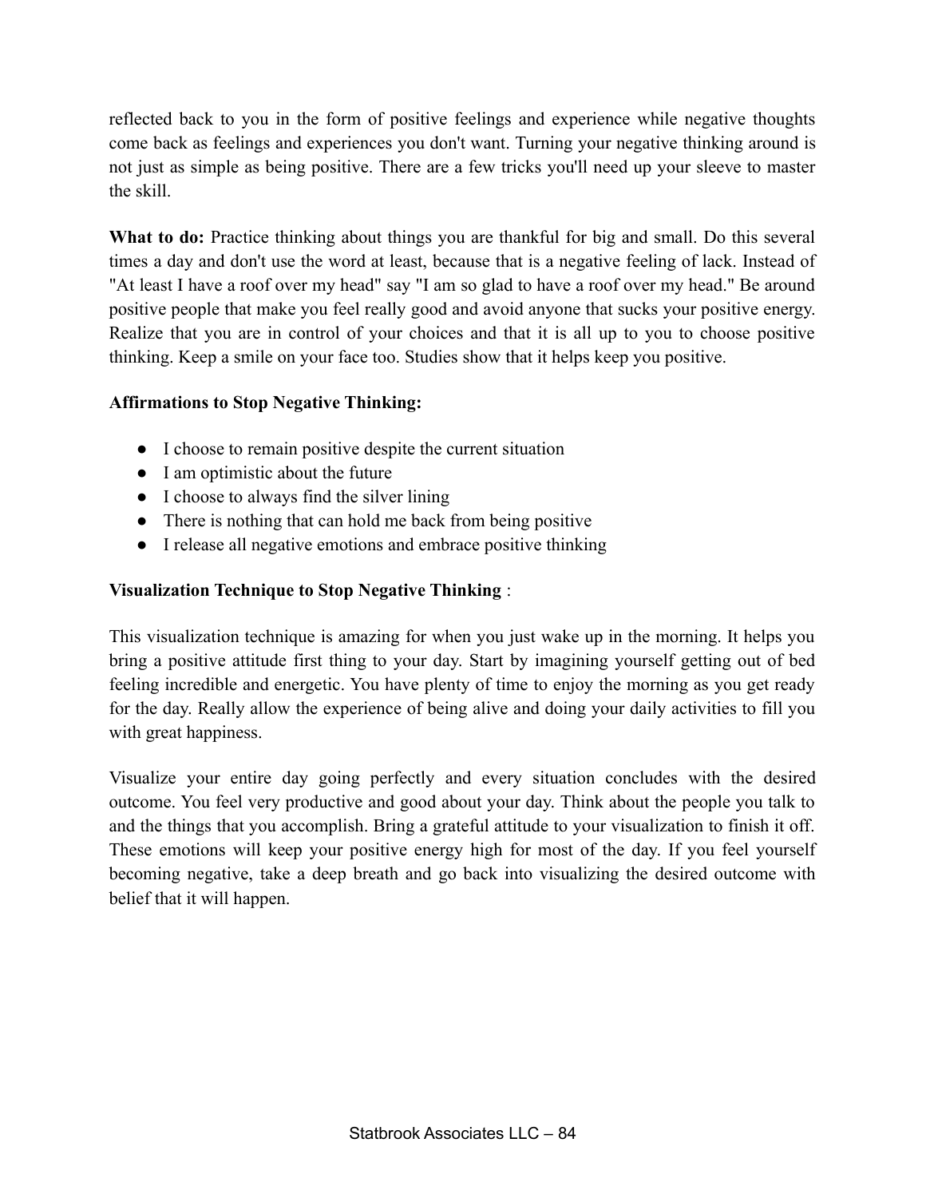reflected back to you in the form of positive feelings and experience while negative thoughts come back as feelings and experiences you don't want. Turning your negative thinking around is not just as simple as being positive. There are a few tricks you'll need up your sleeve to master the skill.

**What to do:** Practice thinking about things you are thankful for big and small. Do this several times a day and don't use the word at least, because that is a negative feeling of lack. Instead of "At least I have a roof over my head" say "I am so glad to have a roof over my head." Be around positive people that make you feel really good and avoid anyone that sucks your positive energy. Realize that you are in control of your choices and that it is all up to you to choose positive thinking. Keep a smile on your face too. Studies show that it helps keep you positive.

**Affirmations to Stop Negative Thinking:**

- I choose to remain positive despite the current situation
- I am optimistic about the future
- I choose to always find the silver lining
- There is nothing that can hold me back from being positive
- I release all negative emotions and embrace positive thinking

**Visualization Technique to Stop Negative Thinking** :

This visualization technique is amazing for when you just wake up in the morning. It helps you bring a positive attitude first thing to your day. Start by imagining yourself getting out of bed feeling incredible and energetic. You have plenty of time to enjoy the morning as you get ready for the day. Really allow the experience of being alive and doing your daily activities to fill you with great happiness.

Visualize your entire day going perfectly and every situation concludes with the desired outcome. You feel very productive and good about your day. Think about the people you talk to and the things that you accomplish. Bring a grateful attitude to your visualization to finish it off. These emotions will keep your positive energy high for most of the day. If you feel yourself becoming negative, take a deep breath and go back into visualizing the desired outcome with belief that it will happen.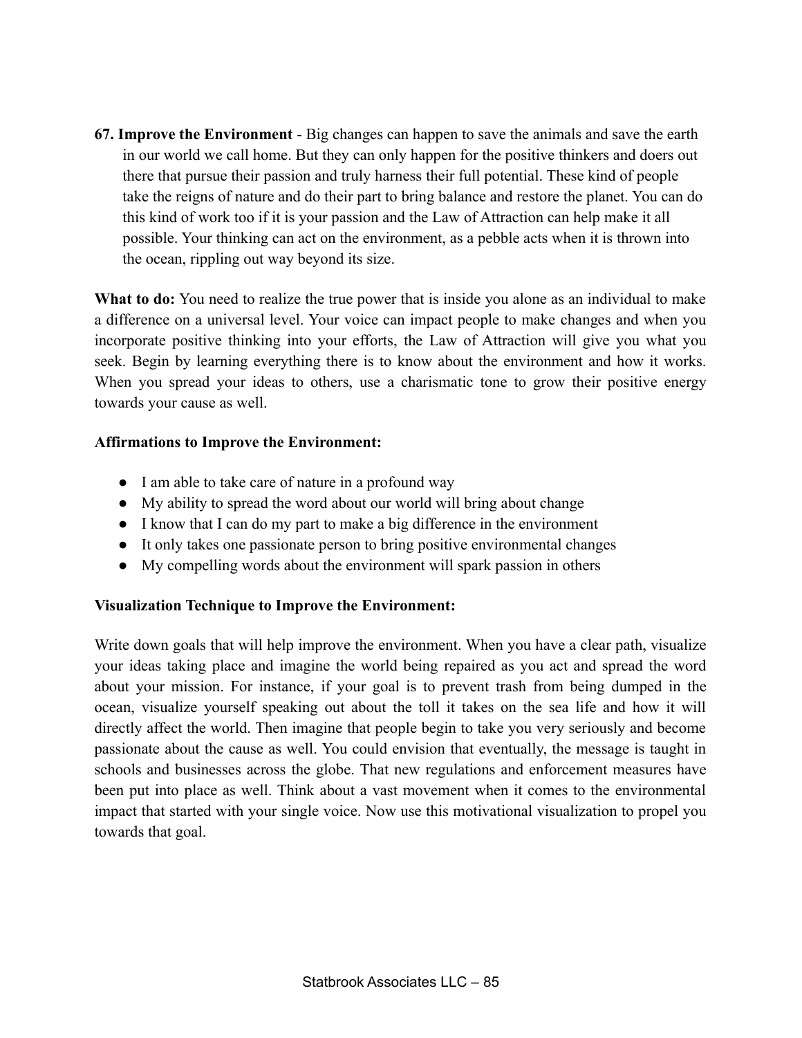**67. Improve the Environment** - Big changes can happen to save the animals and save the earth in our world we call home. But they can only happen for the positive thinkers and doers out there that pursue their passion and truly harness their full potential. These kind of people take the reigns of nature and do their part to bring balance and restore the planet. You can do this kind of work too if it is your passion and the Law of Attraction can help make it all possible. Your thinking can act on the environment, as a pebble acts when it is thrown into the ocean, rippling out way beyond its size.

**What to do:** You need to realize the true power that is inside you alone as an individual to make a difference on a universal level. Your voice can impact people to make changes and when you incorporate positive thinking into your efforts, the Law of Attraction will give you what you seek. Begin by learning everything there is to know about the environment and how it works. When you spread your ideas to others, use a charismatic tone to grow their positive energy towards your cause as well.

**Affirmations to Improve the Environment:**

- I am able to take care of nature in a profound way
- My ability to spread the word about our world will bring about change
- I know that I can do my part to make a big difference in the environment
- It only takes one passionate person to bring positive environmental changes
- My compelling words about the environment will spark passion in others

**Visualization Technique to Improve the Environment:**

Write down goals that will help improve the environment. When you have a clear path, visualize your ideas taking place and imagine the world being repaired as you act and spread the word about your mission. For instance, if your goal is to prevent trash from being dumped in the ocean, visualize yourself speaking out about the toll it takes on the sea life and how it will directly affect the world. Then imagine that people begin to take you very seriously and become passionate about the cause as well. You could envision that eventually, the message is taught in schools and businesses across the globe. That new regulations and enforcement measures have been put into place as well. Think about a vast movement when it comes to the environmental impact that started with your single voice. Now use this motivational visualization to propel you towards that goal.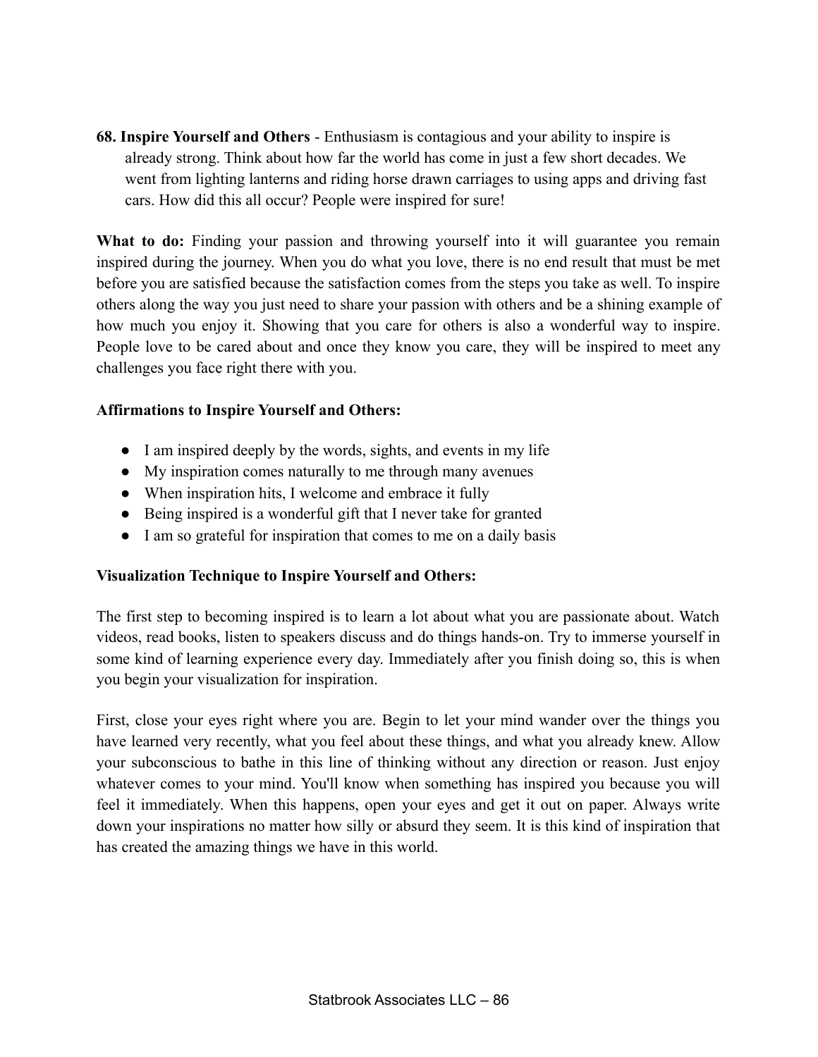**68. Inspire Yourself and Others** - Enthusiasm is contagious and your ability to inspire is already strong. Think about how far the world has come in just a few short decades. We went from lighting lanterns and riding horse drawn carriages to using apps and driving fast cars. How did this all occur? People were inspired for sure!

**What to do:** Finding your passion and throwing yourself into it will guarantee you remain inspired during the journey. When you do what you love, there is no end result that must be met before you are satisfied because the satisfaction comes from the steps you take as well. To inspire others along the way you just need to share your passion with others and be a shining example of how much you enjoy it. Showing that you care for others is also a wonderful way to inspire. People love to be cared about and once they know you care, they will be inspired to meet any challenges you face right there with you.

**Affirmations to Inspire Yourself and Others:**

- I am inspired deeply by the words, sights, and events in my life
- My inspiration comes naturally to me through many avenues
- When inspiration hits, I welcome and embrace it fully
- Being inspired is a wonderful gift that I never take for granted
- I am so grateful for inspiration that comes to me on a daily basis

**Visualization Technique to Inspire Yourself and Others:**

The first step to becoming inspired is to learn a lot about what you are passionate about. Watch videos, read books, listen to speakers discuss and do things hands-on. Try to immerse yourself in some kind of learning experience every day. Immediately after you finish doing so, this is when you begin your visualization for inspiration.

First, close your eyes right where you are. Begin to let your mind wander over the things you have learned very recently, what you feel about these things, and what you already knew. Allow your subconscious to bathe in this line of thinking without any direction or reason. Just enjoy whatever comes to your mind. You'll know when something has inspired you because you will feel it immediately. When this happens, open your eyes and get it out on paper. Always write down your inspirations no matter how silly or absurd they seem. It is this kind of inspiration that has created the amazing things we have in this world.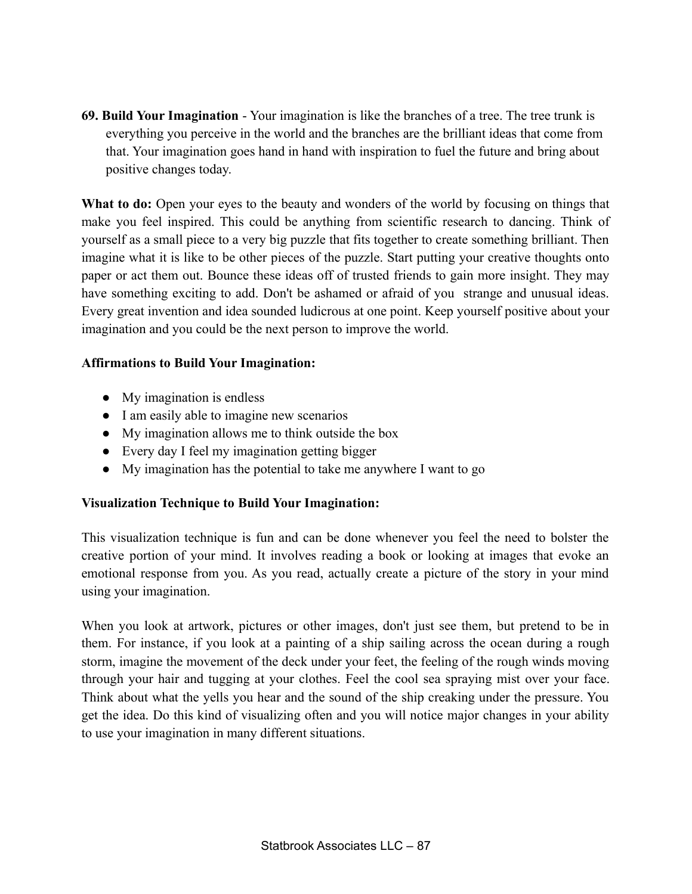**69. Build Your Imagination** - Your imagination is like the branches of a tree. The tree trunk is everything you perceive in the world and the branches are the brilliant ideas that come from that. Your imagination goes hand in hand with inspiration to fuel the future and bring about positive changes today.

**What to do:** Open your eyes to the beauty and wonders of the world by focusing on things that make you feel inspired. This could be anything from scientific research to dancing. Think of yourself as a small piece to a very big puzzle that fits together to create something brilliant. Then imagine what it is like to be other pieces of the puzzle. Start putting your creative thoughts onto paper or act them out. Bounce these ideas off of trusted friends to gain more insight. They may have something exciting to add. Don't be ashamed or afraid of you  strange and unusual ideas. Every great invention and idea sounded ludicrous at one point. Keep yourself positive about your imagination and you could be the next person to improve the world.

**Affirmations to Build Your Imagination:**

- My imagination is endless
- I am easily able to imagine new scenarios
- My imagination allows me to think outside the box
- Every day I feel my imagination getting bigger
- My imagination has the potential to take me anywhere I want to go

**Visualization Technique to Build Your Imagination:**

This visualization technique is fun and can be done whenever you feel the need to bolster the creative portion of your mind. It involves reading a book or looking at images that evoke an emotional response from you. As you read, actually create a picture of the story in your mind using your imagination.

When you look at artwork, pictures or other images, don't just see them, but pretend to be in them. For instance, if you look at a painting of a ship sailing across the ocean during a rough storm, imagine the movement of the deck under your feet, the feeling of the rough winds moving through your hair and tugging at your clothes. Feel the cool sea spraying mist over your face. Think about what the yells you hear and the sound of the ship creaking under the pressure. You get the idea. Do this kind of visualizing often and you will notice major changes in your ability to use your imagination in many different situations.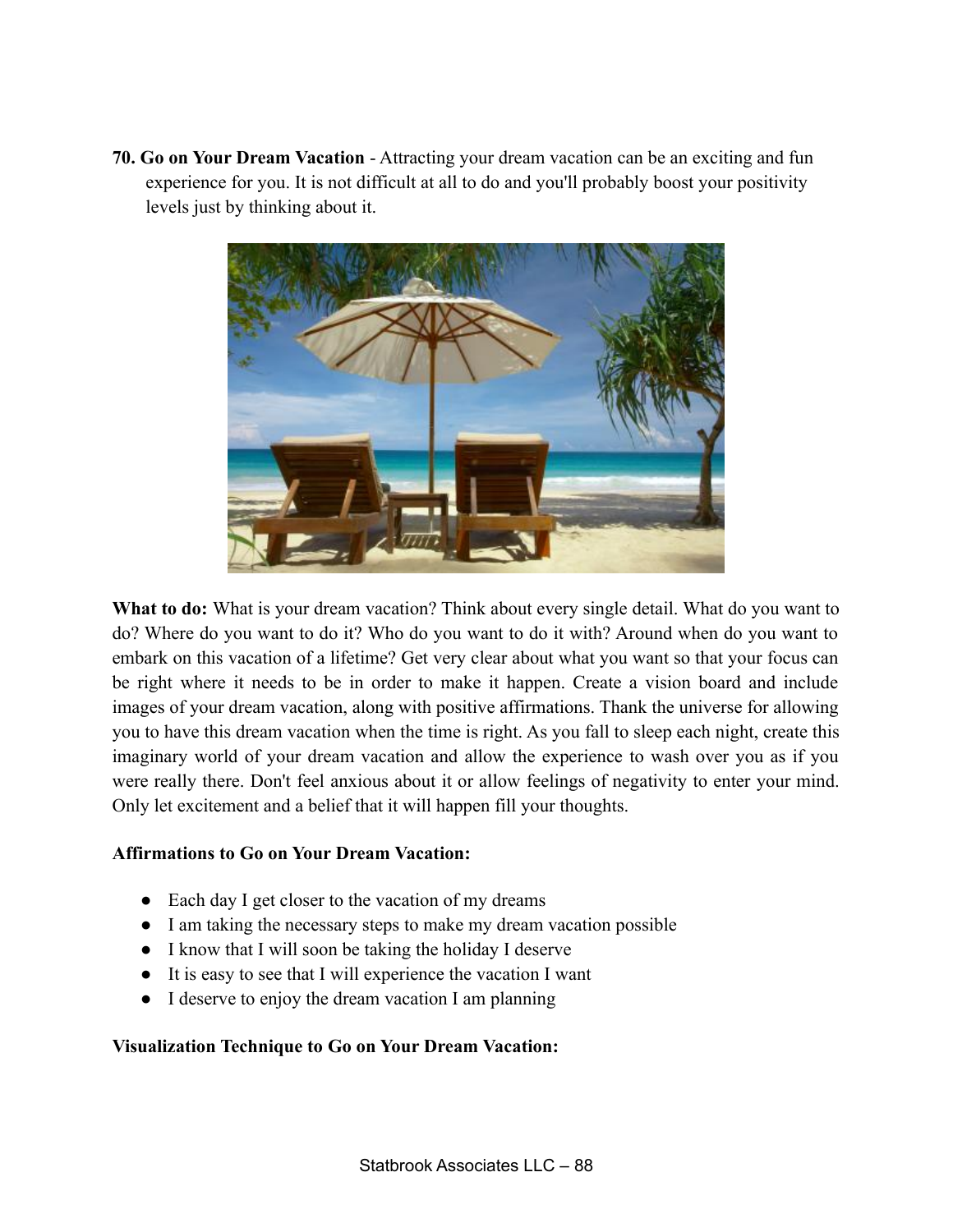**70. Go on Your Dream Vacation** - Attracting your dream vacation can be an exciting and fun experience for you. It is not difficult at all to do and you'll probably boost your positivity levels just by thinking about it.

**What to do:** What is your dream vacation? Think about every single detail. What do you want to do? Where do you want to do it? Who do you want to do it with? Around when do you want to embark on this vacation of a lifetime? Get very clear about what you want so that your focus can be right where it needs to be in order to make it happen. Create a vision board and include images of your dream vacation, along with positive affirmations. Thank the universe for allowing you to have this dream vacation when the time is right. As you fall to sleep each night, create this imaginary world of your dream vacation and allow the experience to wash over you as if you were really there. Don't feel anxious about it or allow feelings of negativity to enter your mind. Only let excitement and a belief that it will happen fill your thoughts.

**Affirmations to Go on Your Dream Vacation:**

- Each day I get closer to the vacation of my dreams
- I am taking the necessary steps to make my dream vacation possible
- I know that I will soon be taking the holiday I deserve
- It is easy to see that I will experience the vacation I want
- I deserve to enjoy the dream vacation I am planning

**Visualization Technique to Go on Your Dream Vacation:**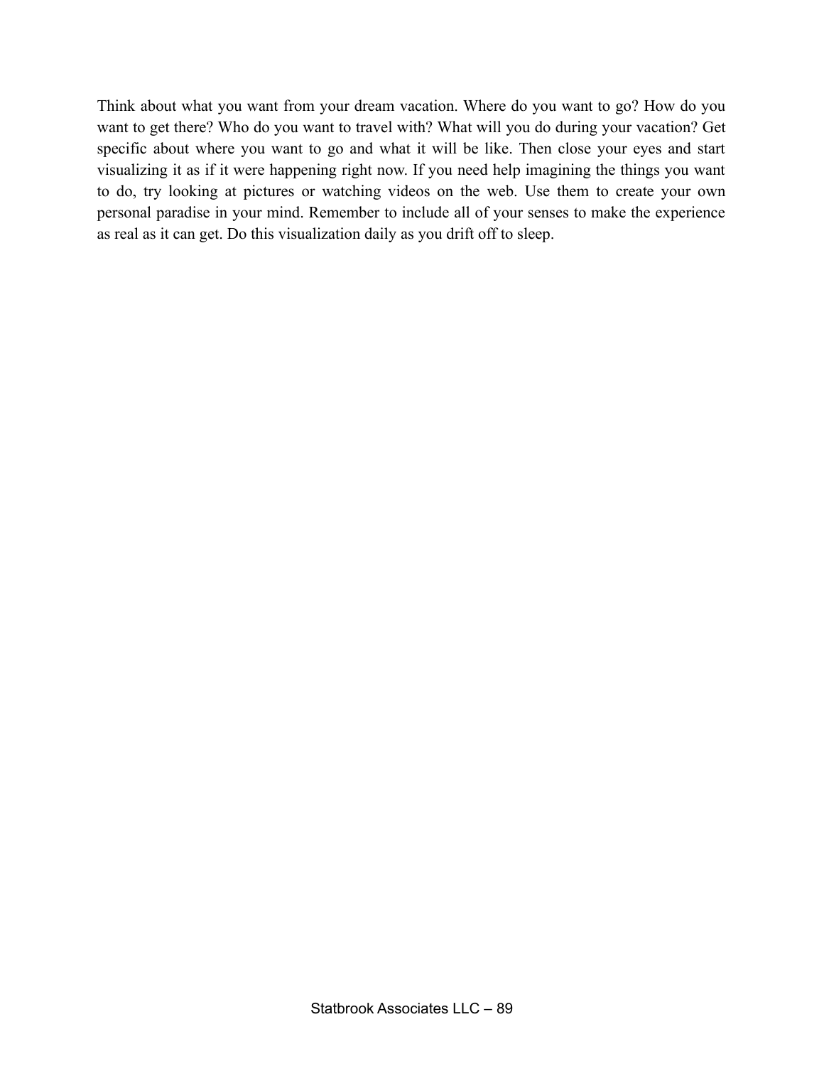Think about what you want from your dream vacation. Where do you want to go? How do you want to get there? Who do you want to travel with? What will you do during your vacation? Get specific about where you want to go and what it will be like. Then close your eyes and start visualizing it as if it were happening right now. If you need help imagining the things you want to do, try looking at pictures or watching videos on the web. Use them to create your own personal paradise in your mind. Remember to include all of your senses to make the experience as real as it can get. Do this visualization daily as you drift off to sleep.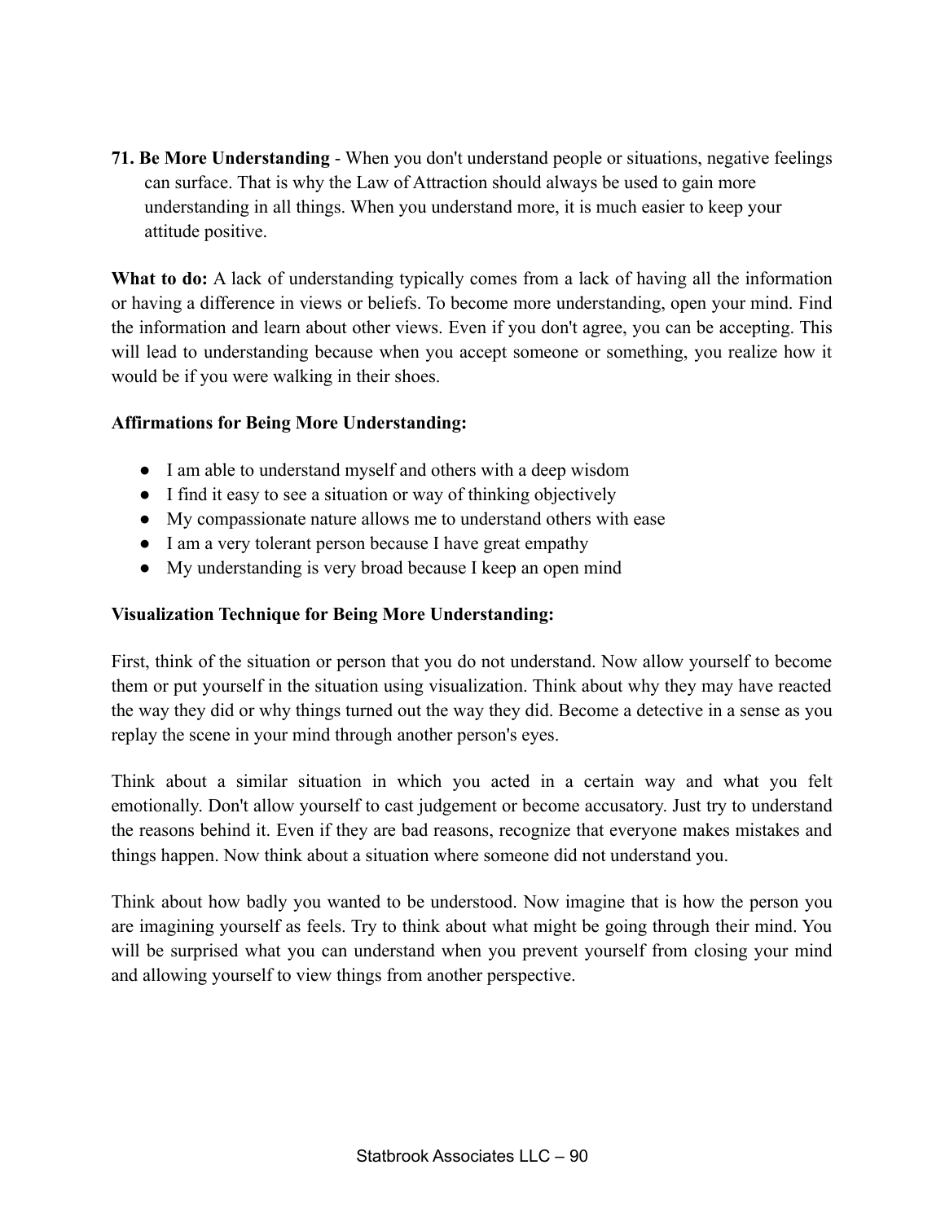**71. Be More Understanding** - When you don't understand people or situations, negative feelings can surface. That is why the Law of Attraction should always be used to gain more understanding in all things. When you understand more, it is much easier to keep your attitude positive.

**What to do:** A lack of understanding typically comes from a lack of having all the information or having a difference in views or beliefs. To become more understanding, open your mind. Find the information and learn about other views. Even if you don't agree, you can be accepting. This will lead to understanding because when you accept someone or something, you realize how it would be if you were walking in their shoes.

**Affirmations for Being More Understanding:**

- I am able to understand myself and others with a deep wisdom
- I find it easy to see a situation or way of thinking objectively
- My compassionate nature allows me to understand others with ease
- I am a very tolerant person because I have great empathy
- My understanding is very broad because I keep an open mind

**Visualization Technique for Being More Understanding:**

First, think of the situation or person that you do not understand. Now allow yourself to become them or put yourself in the situation using visualization. Think about why they may have reacted the way they did or why things turned out the way they did. Become a detective in a sense as you replay the scene in your mind through another person's eyes.

Think about a similar situation in which you acted in a certain way and what you felt emotionally. Don't allow yourself to cast judgement or become accusatory. Just try to understand the reasons behind it. Even if they are bad reasons, recognize that everyone makes mistakes and things happen. Now think about a situation where someone did not understand you.

Think about how badly you wanted to be understood. Now imagine that is how the person you are imagining yourself as feels. Try to think about what might be going through their mind. You will be surprised what you can understand when you prevent yourself from closing your mind and allowing yourself to view things from another perspective.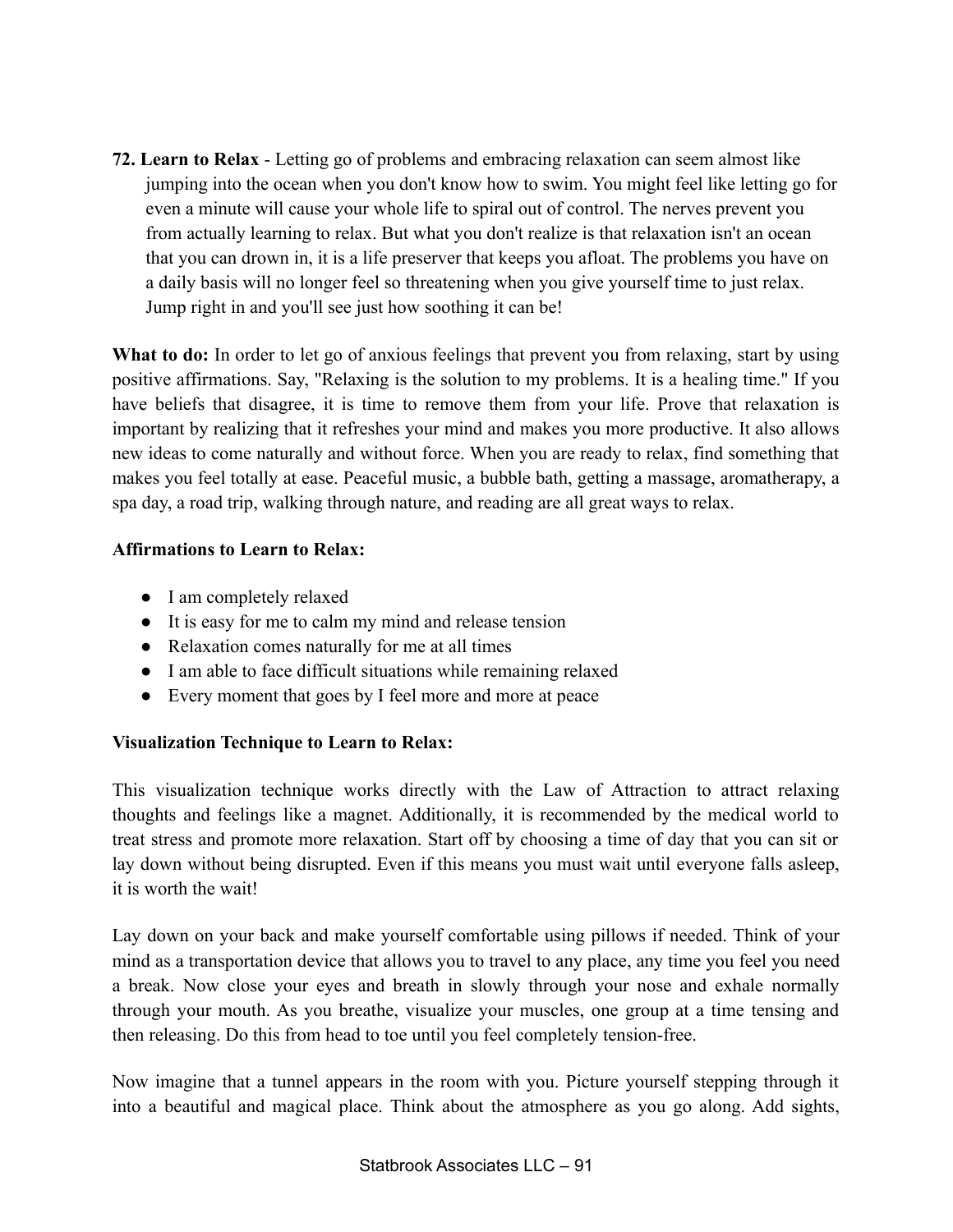**72. Learn to Relax** - Letting go of problems and embracing relaxation can seem almost like jumping into the ocean when you don't know how to swim. You might feel like letting go for even a minute will cause your whole life to spiral out of control. The nerves prevent you from actually learning to relax. But what you don't realize is that relaxation isn't an ocean that you can drown in, it is a life preserver that keeps you afloat. The problems you have on a daily basis will no longer feel so threatening when you give yourself time to just relax. Jump right in and you'll see just how soothing it can be!

**What to do:** In order to let go of anxious feelings that prevent you from relaxing, start by using positive affirmations. Say, "Relaxing is the solution to my problems. It is a healing time." If you have beliefs that disagree, it is time to remove them from your life. Prove that relaxation is important by realizing that it refreshes your mind and makes you more productive. It also allows new ideas to come naturally and without force. When you are ready to relax, find something that makes you feel totally at ease. Peaceful music, a bubble bath, getting a massage, aromatherapy, a spa day, a road trip, walking through nature, and reading are all great ways to relax.

**Affirmations to Learn to Relax:**

- I am completely relaxed
- It is easy for me to calm my mind and release tension
- Relaxation comes naturally for me at all times
- I am able to face difficult situations while remaining relaxed
- Every moment that goes by I feel more and more at peace

**Visualization Technique to Learn to Relax:**

This visualization technique works directly with the Law of Attraction to attract relaxing thoughts and feelings like a magnet. Additionally, it is recommended by the medical world to treat stress and promote more relaxation. Start off by choosing a time of day that you can sit or lay down without being disrupted. Even if this means you must wait until everyone falls asleep, it is worth the wait!

Lay down on your back and make yourself comfortable using pillows if needed. Think of your mind as a transportation device that allows you to travel to any place, any time you feel you need a break. Now close your eyes and breath in slowly through your nose and exhale normally through your mouth. As you breathe, visualize your muscles, one group at a time tensing and then releasing. Do this from head to toe until you feel completely tension-free.

Now imagine that a tunnel appears in the room with you. Picture yourself stepping through it into a beautiful and magical place. Think about the atmosphere as you go along. Add sights,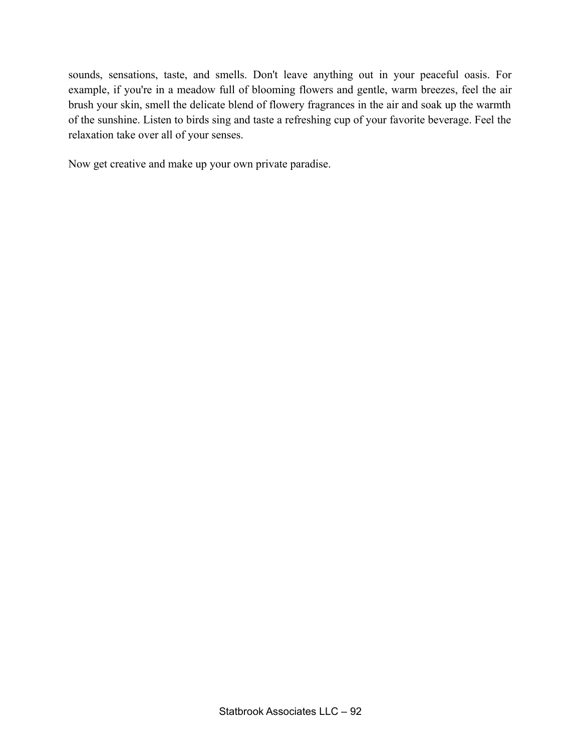sounds, sensations, taste, and smells. Don't leave anything out in your peaceful oasis. For example, if you're in a meadow full of blooming flowers and gentle, warm breezes, feel the air brush your skin, smell the delicate blend of flowery fragrances in the air and soak up the warmth of the sunshine. Listen to birds sing and taste a refreshing cup of your favorite beverage. Feel the relaxation take over all of your senses.

Now get creative and make up your own private paradise.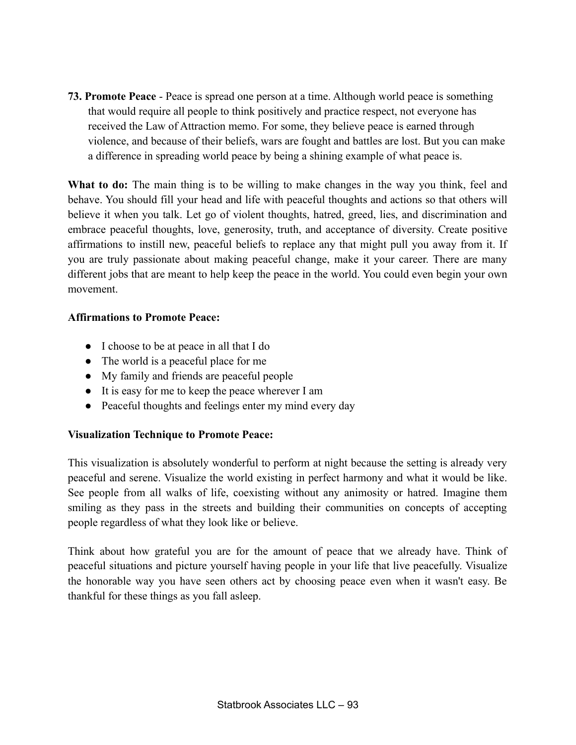**73. Promote Peace** - Peace is spread one person at a time. Although world peace is something that would require all people to think positively and practice respect, not everyone has received the Law of Attraction memo. For some, they believe peace is earned through violence, and because of their beliefs, wars are fought and battles are lost. But you can make a difference in spreading world peace by being a shining example of what peace is.

**What to do:** The main thing is to be willing to make changes in the way you think, feel and behave. You should fill your head and life with peaceful thoughts and actions so that others will believe it when you talk. Let go of violent thoughts, hatred, greed, lies, and discrimination and embrace peaceful thoughts, love, generosity, truth, and acceptance of diversity. Create positive affirmations to instill new, peaceful beliefs to replace any that might pull you away from it. If you are truly passionate about making peaceful change, make it your career. There are many different jobs that are meant to help keep the peace in the world. You could even begin your own movement.

**Affirmations to Promote Peace:**

- I choose to be at peace in all that I do
- The world is a peaceful place for me
- My family and friends are peaceful people
- It is easy for me to keep the peace wherever I am
- Peaceful thoughts and feelings enter my mind every day

**Visualization Technique to Promote Peace:**

This visualization is absolutely wonderful to perform at night because the setting is already very peaceful and serene. Visualize the world existing in perfect harmony and what it would be like. See people from all walks of life, coexisting without any animosity or hatred. Imagine them smiling as they pass in the streets and building their communities on concepts of accepting people regardless of what they look like or believe.

Think about how grateful you are for the amount of peace that we already have. Think of peaceful situations and picture yourself having people in your life that live peacefully. Visualize the honorable way you have seen others act by choosing peace even when it wasn't easy. Be thankful for these things as you fall asleep.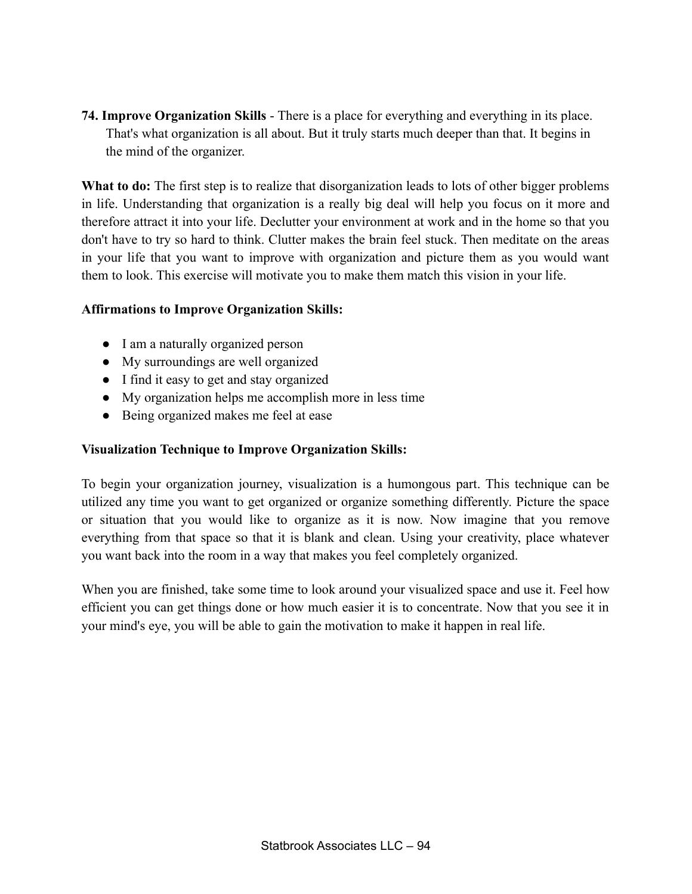**74. Improve Organization Skills** - There is a place for everything and everything in its place. That's what organization is all about. But it truly starts much deeper than that. It begins in the mind of the organizer.

**What to do:** The first step is to realize that disorganization leads to lots of other bigger problems in life. Understanding that organization is a really big deal will help you focus on it more and therefore attract it into your life. Declutter your environment at work and in the home so that you don't have to try so hard to think. Clutter makes the brain feel stuck. Then meditate on the areas in your life that you want to improve with organization and picture them as you would want them to look. This exercise will motivate you to make them match this vision in your life.

**Affirmations to Improve Organization Skills:**

- I am a naturally organized person
- My surroundings are well organized
- I find it easy to get and stay organized
- My organization helps me accomplish more in less time
- Being organized makes me feel at ease

**Visualization Technique to Improve Organization Skills:**

To begin your organization journey, visualization is a humongous part. This technique can be utilized any time you want to get organized or organize something differently. Picture the space or situation that you would like to organize as it is now. Now imagine that you remove everything from that space so that it is blank and clean. Using your creativity, place whatever you want back into the room in a way that makes you feel completely organized.

When you are finished, take some time to look around your visualized space and use it. Feel how efficient you can get things done or how much easier it is to concentrate. Now that you see it in your mind's eye, you will be able to gain the motivation to make it happen in real life.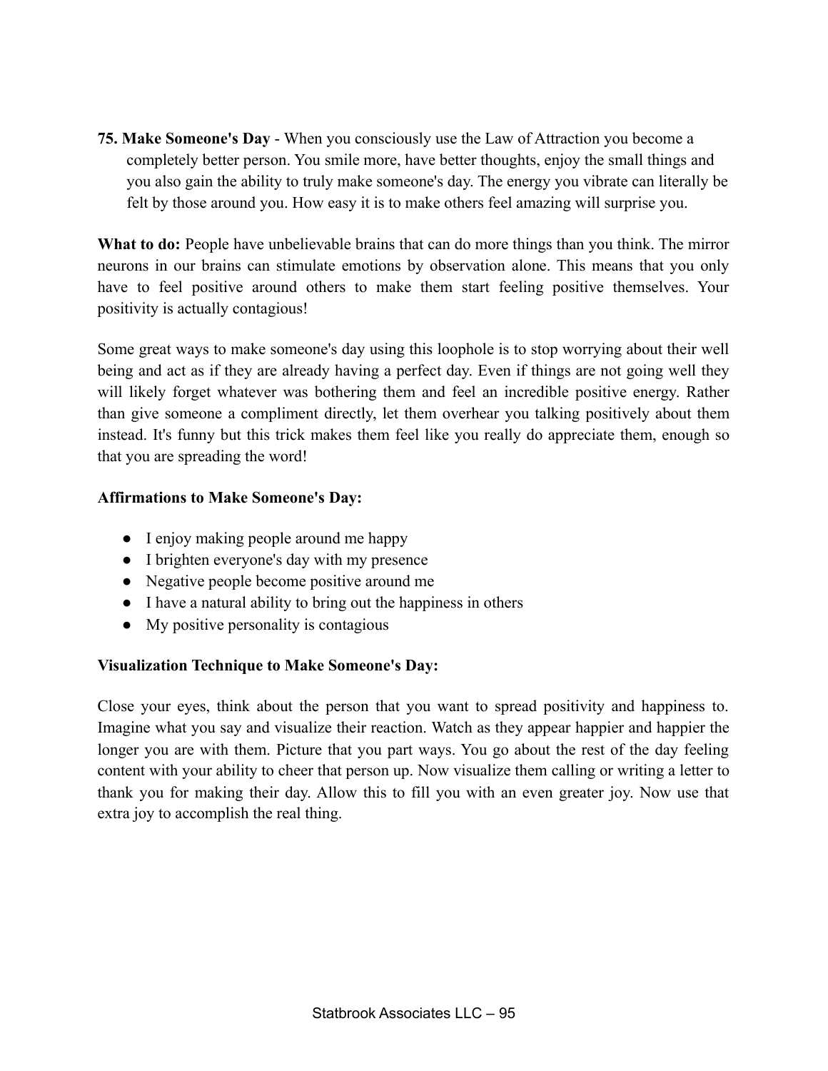**75. Make Someone's Day** - When you consciously use the Law of Attraction you become a completely better person. You smile more, have better thoughts, enjoy the small things and you also gain the ability to truly make someone's day. The energy you vibrate can literally be felt by those around you. How easy it is to make others feel amazing will surprise you.

**What to do:** People have unbelievable brains that can do more things than you think. The mirror neurons in our brains can stimulate emotions by observation alone. This means that you only have to feel positive around others to make them start feeling positive themselves. Your positivity is actually contagious!

Some great ways to make someone's day using this loophole is to stop worrying about their well being and act as if they are already having a perfect day. Even if things are not going well they will likely forget whatever was bothering them and feel an incredible positive energy. Rather than give someone a compliment directly, let them overhear you talking positively about them instead. It's funny but this trick makes them feel like you really do appreciate them, enough so that you are spreading the word!

**Affirmations to Make Someone's Day:**

- I enjoy making people around me happy
- I brighten everyone's day with my presence
- Negative people become positive around me
- I have a natural ability to bring out the happiness in others
- My positive personality is contagious

**Visualization Technique to Make Someone's Day:**

Close your eyes, think about the person that you want to spread positivity and happiness to. Imagine what you say and visualize their reaction. Watch as they appear happier and happier the longer you are with them. Picture that you part ways. You go about the rest of the day feeling content with your ability to cheer that person up. Now visualize them calling or writing a letter to thank you for making their day. Allow this to fill you with an even greater joy. Now use that extra joy to accomplish the real thing.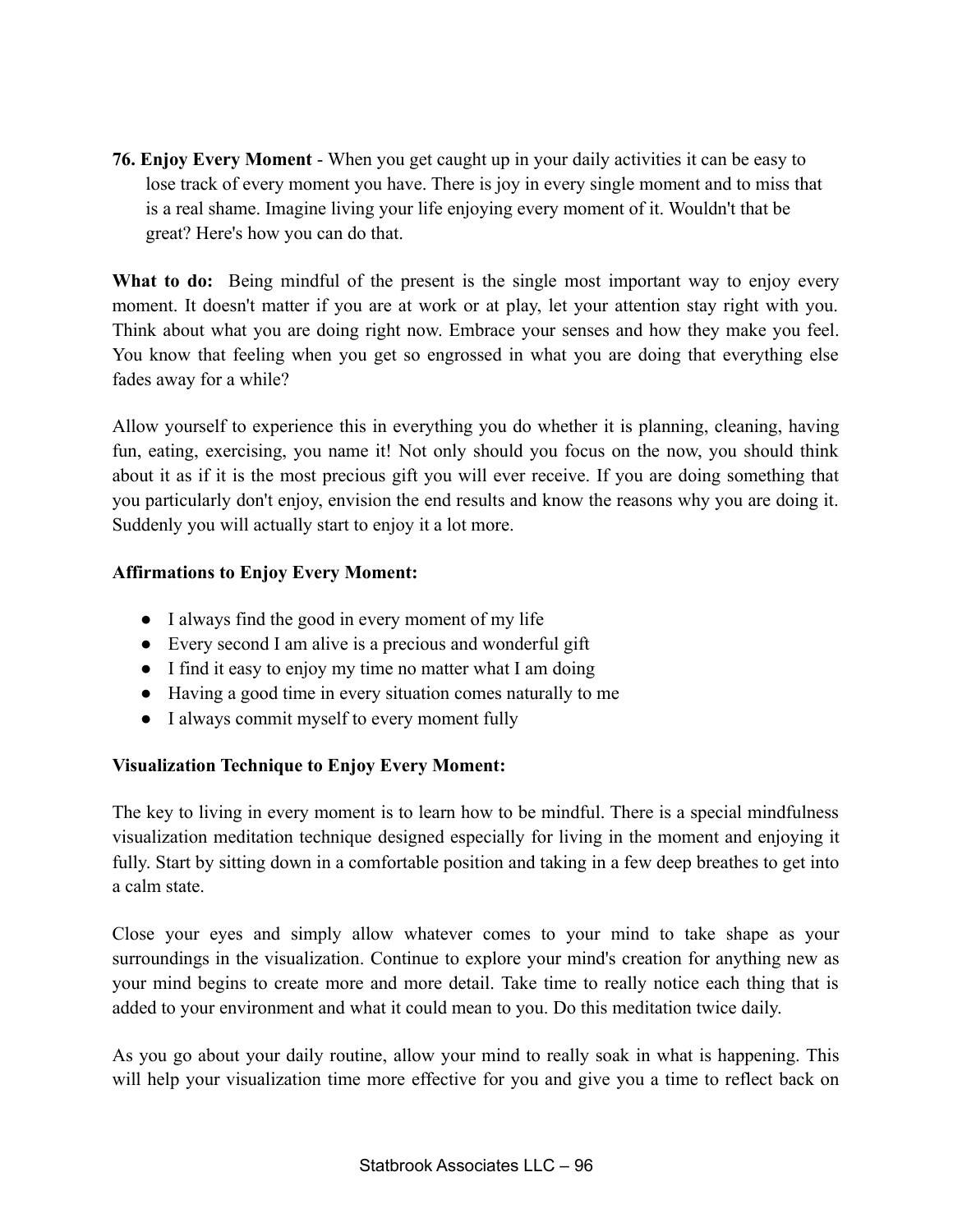**76. Enjoy Every Moment** - When you get caught up in your daily activities it can be easy to lose track of every moment you have. There is joy in every single moment and to miss that is a real shame. Imagine living your life enjoying every moment of it. Wouldn't that be great? Here's how you can do that.

**What to do:** Being mindful of the present is the single most important way to enjoy every moment. It doesn't matter if you are at work or at play, let your attention stay right with you. Think about what you are doing right now. Embrace your senses and how they make you feel. You know that feeling when you get so engrossed in what you are doing that everything else fades away for a while?

Allow yourself to experience this in everything you do whether it is planning, cleaning, having fun, eating, exercising, you name it! Not only should you focus on the now, you should think about it as if it is the most precious gift you will ever receive. If you are doing something that you particularly don't enjoy, envision the end results and know the reasons why you are doing it. Suddenly you will actually start to enjoy it a lot more.

**Affirmations to Enjoy Every Moment:**

- I always find the good in every moment of my life
- Every second I am alive is a precious and wonderful gift
- I find it easy to enjoy my time no matter what I am doing
- Having a good time in every situation comes naturally to me
- I always commit myself to every moment fully

**Visualization Technique to Enjoy Every Moment:**

The key to living in every moment is to learn how to be mindful. There is a special mindfulness visualization meditation technique designed especially for living in the moment and enjoying it fully. Start by sitting down in a comfortable position and taking in a few deep breathes to get into a calm state.

Close your eyes and simply allow whatever comes to your mind to take shape as your surroundings in the visualization. Continue to explore your mind's creation for anything new as your mind begins to create more and more detail. Take time to really notice each thing that is added to your environment and what it could mean to you. Do this meditation twice daily.

As you go about your daily routine, allow your mind to really soak in what is happening. This will help your visualization time more effective for you and give you a time to reflect back on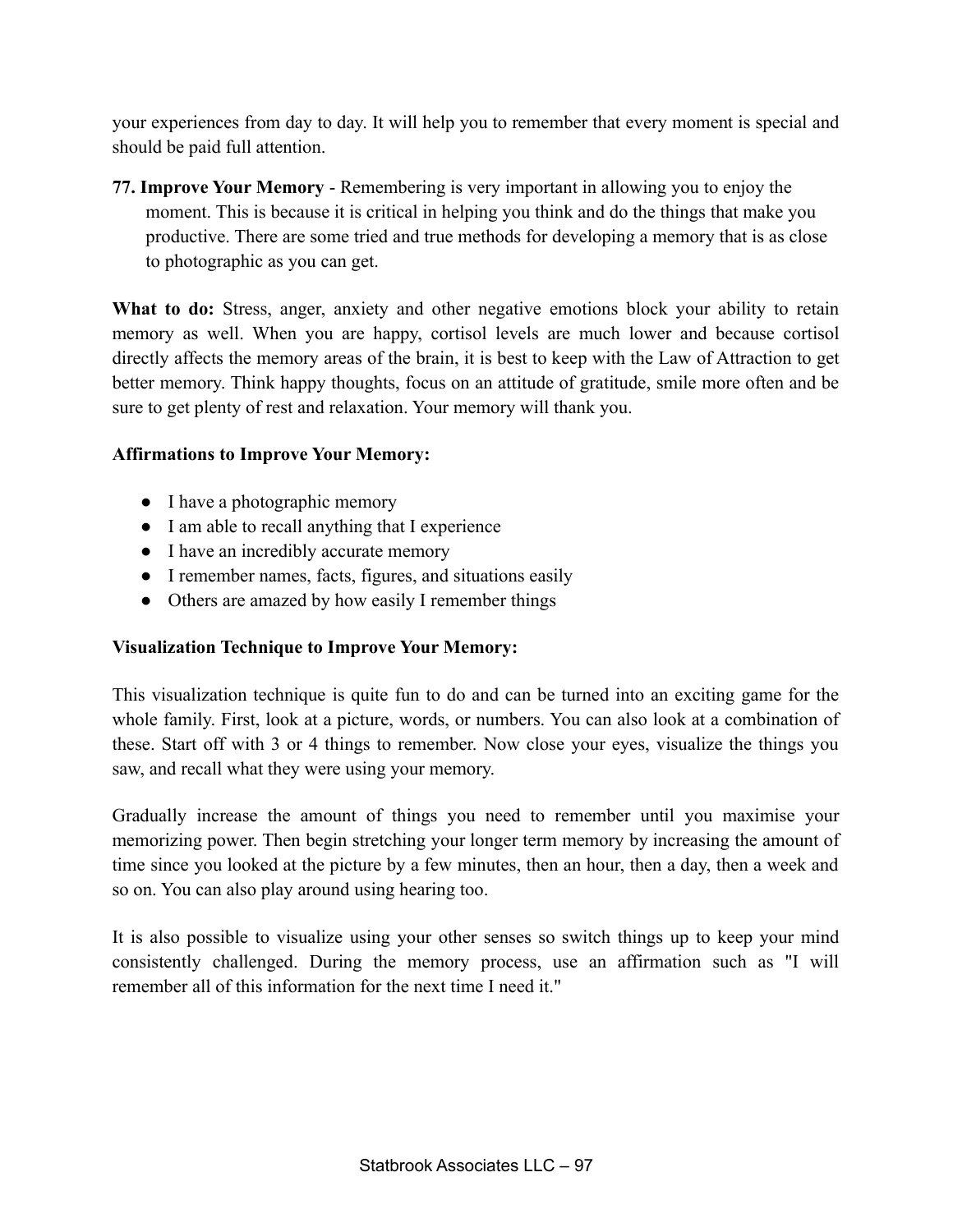your experiences from day to day. It will help you to remember that every moment is special and should be paid full attention.

**77. Improve Your Memory** - Remembering is very important in allowing you to enjoy the moment. This is because it is critical in helping you think and do the things that make you productive. There are some tried and true methods for developing a memory that is as close to photographic as you can get.

**What to do:** Stress, anger, anxiety and other negative emotions block your ability to retain memory as well. When you are happy, cortisol levels are much lower and because cortisol directly affects the memory areas of the brain, it is best to keep with the Law of Attraction to get better memory. Think happy thoughts, focus on an attitude of gratitude, smile more often and be sure to get plenty of rest and relaxation. Your memory will thank you.

**Affirmations to Improve Your Memory:**

- I have a photographic memory
- I am able to recall anything that I experience
- I have an incredibly accurate memory
- I remember names, facts, figures, and situations easily
- Others are amazed by how easily I remember things

**Visualization Technique to Improve Your Memory:**

This visualization technique is quite fun to do and can be turned into an exciting game for the whole family. First, look at a picture, words, or numbers. You can also look at a combination of these. Start off with 3 or 4 things to remember. Now close your eyes, visualize the things you saw, and recall what they were using your memory.

Gradually increase the amount of things you need to remember until you maximise your memorizing power. Then begin stretching your longer term memory by increasing the amount of time since you looked at the picture by a few minutes, then an hour, then a day, then a week and so on. You can also play around using hearing too.

It is also possible to visualize using your other senses so switch things up to keep your mind consistently challenged. During the memory process, use an affirmation such as "I will remember all of this information for the next time I need it."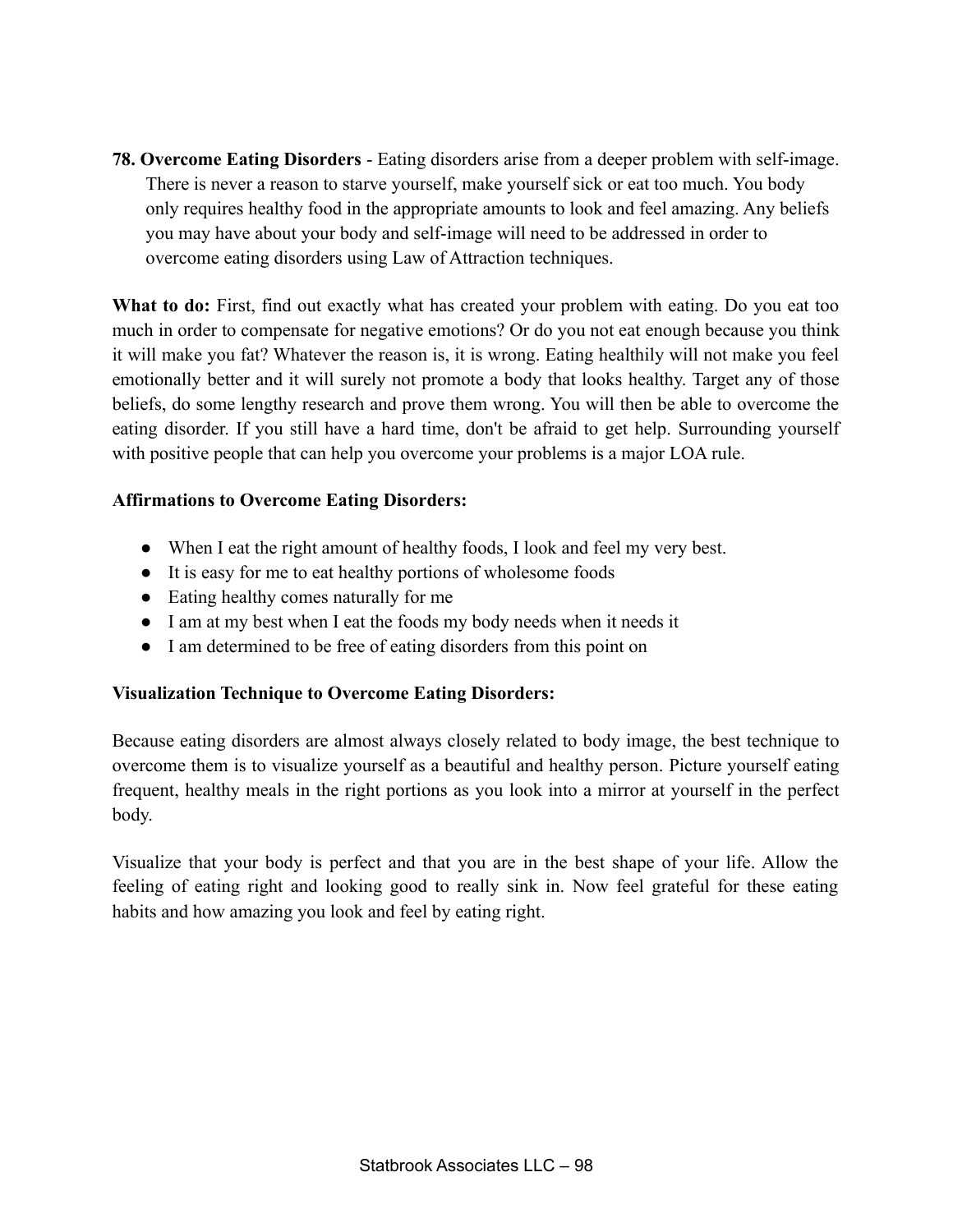**78. Overcome Eating Disorders** - Eating disorders arise from a deeper problem with self-image. There is never a reason to starve yourself, make yourself sick or eat too much. You body only requires healthy food in the appropriate amounts to look and feel amazing. Any beliefs you may have about your body and self-image will need to be addressed in order to overcome eating disorders using Law of Attraction techniques.

**What to do:** First, find out exactly what has created your problem with eating. Do you eat too much in order to compensate for negative emotions? Or do you not eat enough because you think it will make you fat? Whatever the reason is, it is wrong. Eating healthily will not make you feel emotionally better and it will surely not promote a body that looks healthy. Target any of those beliefs, do some lengthy research and prove them wrong. You will then be able to overcome the eating disorder. If you still have a hard time, don't be afraid to get help. Surrounding yourself with positive people that can help you overcome your problems is a major LOA rule.

**Affirmations to Overcome Eating Disorders:**

- When I eat the right amount of healthy foods, I look and feel my very best.
- It is easy for me to eat healthy portions of wholesome foods
- Eating healthy comes naturally for me
- I am at my best when I eat the foods my body needs when it needs it
- I am determined to be free of eating disorders from this point on

**Visualization Technique to Overcome Eating Disorders:**

Because eating disorders are almost always closely related to body image, the best technique to overcome them is to visualize yourself as a beautiful and healthy person. Picture yourself eating frequent, healthy meals in the right portions as you look into a mirror at yourself in the perfect body.

Visualize that your body is perfect and that you are in the best shape of your life. Allow the feeling of eating right and looking good to really sink in. Now feel grateful for these eating habits and how amazing you look and feel by eating right.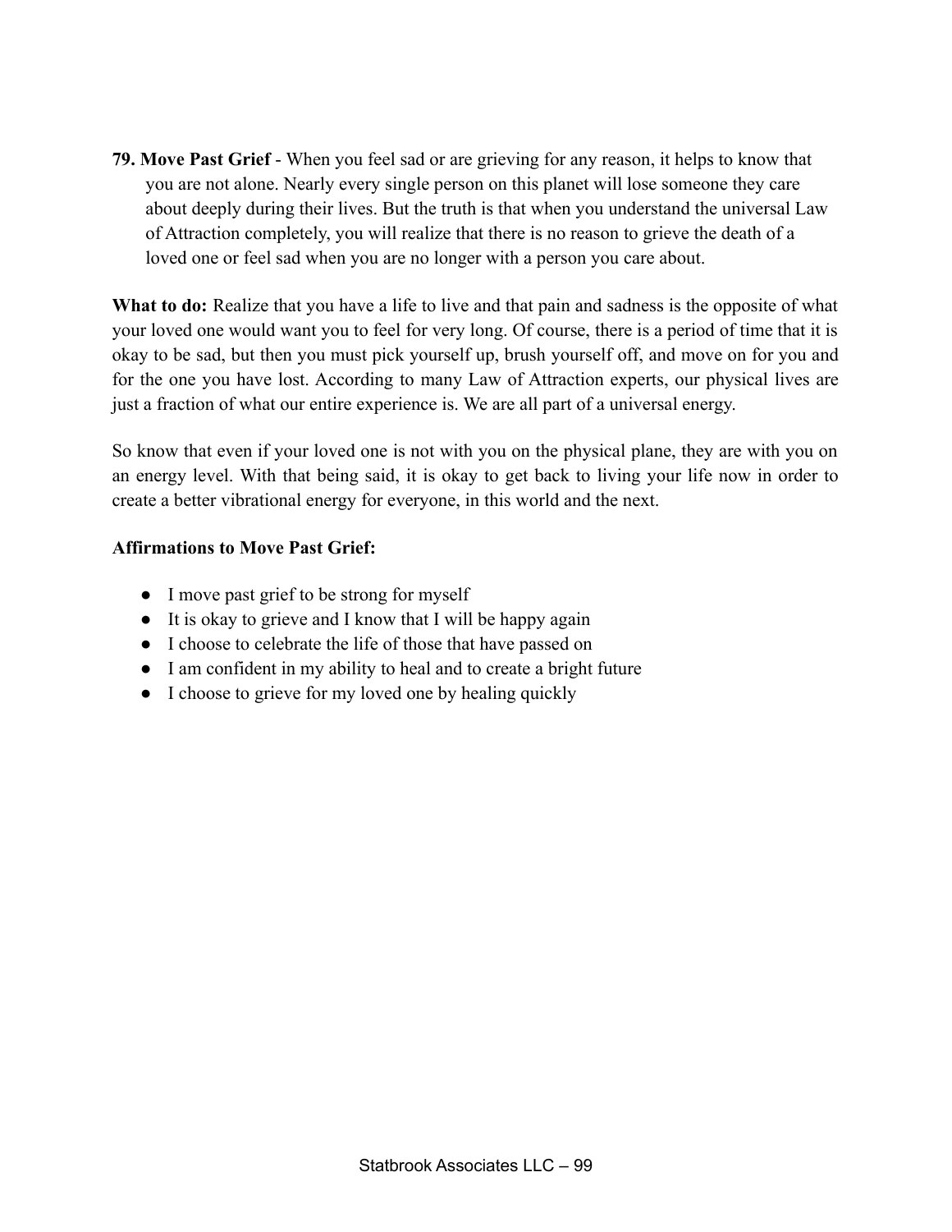**79. Move Past Grief** - When you feel sad or are grieving for any reason, it helps to know that you are not alone. Nearly every single person on this planet will lose someone they care about deeply during their lives. But the truth is that when you understand the universal Law of Attraction completely, you will realize that there is no reason to grieve the death of a loved one or feel sad when you are no longer with a person you care about.

**What to do:** Realize that you have a life to live and that pain and sadness is the opposite of what your loved one would want you to feel for very long. Of course, there is a period of time that it is okay to be sad, but then you must pick yourself up, brush yourself off, and move on for you and for the one you have lost. According to many Law of Attraction experts, our physical lives are just a fraction of what our entire experience is. We are all part of a universal energy.

So know that even if your loved one is not with you on the physical plane, they are with you on an energy level. With that being said, it is okay to get back to living your life now in order to create a better vibrational energy for everyone, in this world and the next.

**Affirmations to Move Past Grief:**

- I move past grief to be strong for myself
- It is okay to grieve and I know that I will be happy again
- I choose to celebrate the life of those that have passed on
- I am confident in my ability to heal and to create a bright future
- I choose to grieve for my loved one by healing quickly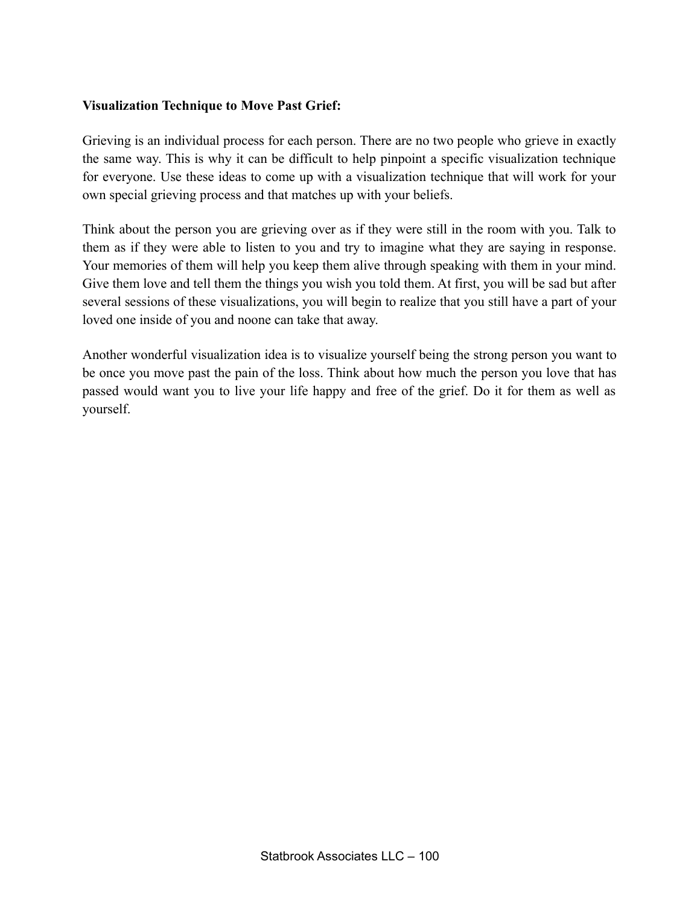**Visualization Technique to Move Past Grief:**

Grieving is an individual process for each person. There are no two people who grieve in exactly the same way. This is why it can be difficult to help pinpoint a specific visualization technique for everyone. Use these ideas to come up with a visualization technique that will work for your own special grieving process and that matches up with your beliefs.

Think about the person you are grieving over as if they were still in the room with you. Talk to them as if they were able to listen to you and try to imagine what they are saying in response. Your memories of them will help you keep them alive through speaking with them in your mind. Give them love and tell them the things you wish you told them. At first, you will be sad but after several sessions of these visualizations, you will begin to realize that you still have a part of your loved one inside of you and noone can take that away.

Another wonderful visualization idea is to visualize yourself being the strong person you want to be once you move past the pain of the loss. Think about how much the person you love that has passed would want you to live your life happy and free of the grief. Do it for them as well as yourself.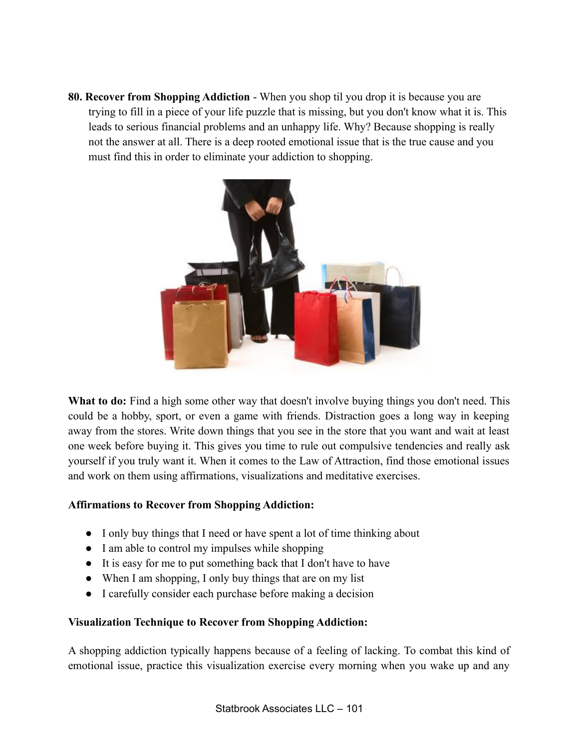**80. Recover from Shopping Addiction** - When you shop til you drop it is because you are trying to fill in a piece of your life puzzle that is missing, but you don't know what it is. This leads to serious financial problems and an unhappy life. Why? Because shopping is really not the answer at all. There is a deep rooted emotional issue that is the true cause and you must find this in order to eliminate your addiction to shopping.

**What to do:** Find a high some other way that doesn't involve buying things you don't need. This could be a hobby, sport, or even a game with friends. Distraction goes a long way in keeping away from the stores. Write down things that you see in the store that you want and wait at least one week before buying it. This gives you time to rule out compulsive tendencies and really ask yourself if you truly want it. When it comes to the Law of Attraction, find those emotional issues and work on them using affirmations, visualizations and meditative exercises.

**Affirmations to Recover from Shopping Addiction:**

- I only buy things that I need or have spent a lot of time thinking about
- I am able to control my impulses while shopping
- It is easy for me to put something back that I don't have to have
- When I am shopping, I only buy things that are on my list
- I carefully consider each purchase before making a decision

**Visualization Technique to Recover from Shopping Addiction:**

A shopping addiction typically happens because of a feeling of lacking. To combat this kind of emotional issue, practice this visualization exercise every morning when you wake up and any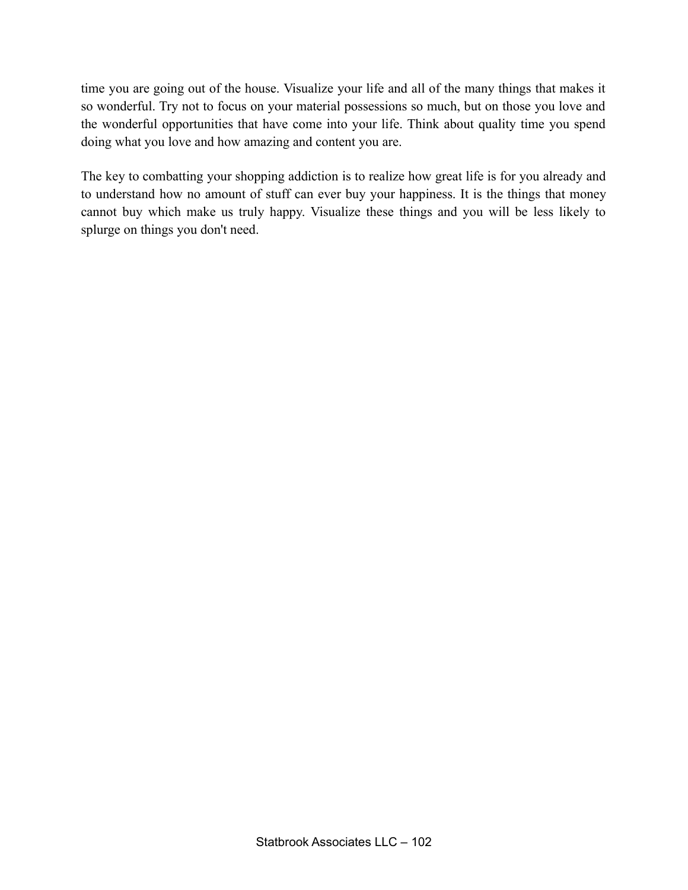time you are going out of the house. Visualize your life and all of the many things that makes it so wonderful. Try not to focus on your material possessions so much, but on those you love and the wonderful opportunities that have come into your life. Think about quality time you spend doing what you love and how amazing and content you are.

The key to combatting your shopping addiction is to realize how great life is for you already and to understand how no amount of stuff can ever buy your happiness. It is the things that money cannot buy which make us truly happy. Visualize these things and you will be less likely to splurge on things you don't need.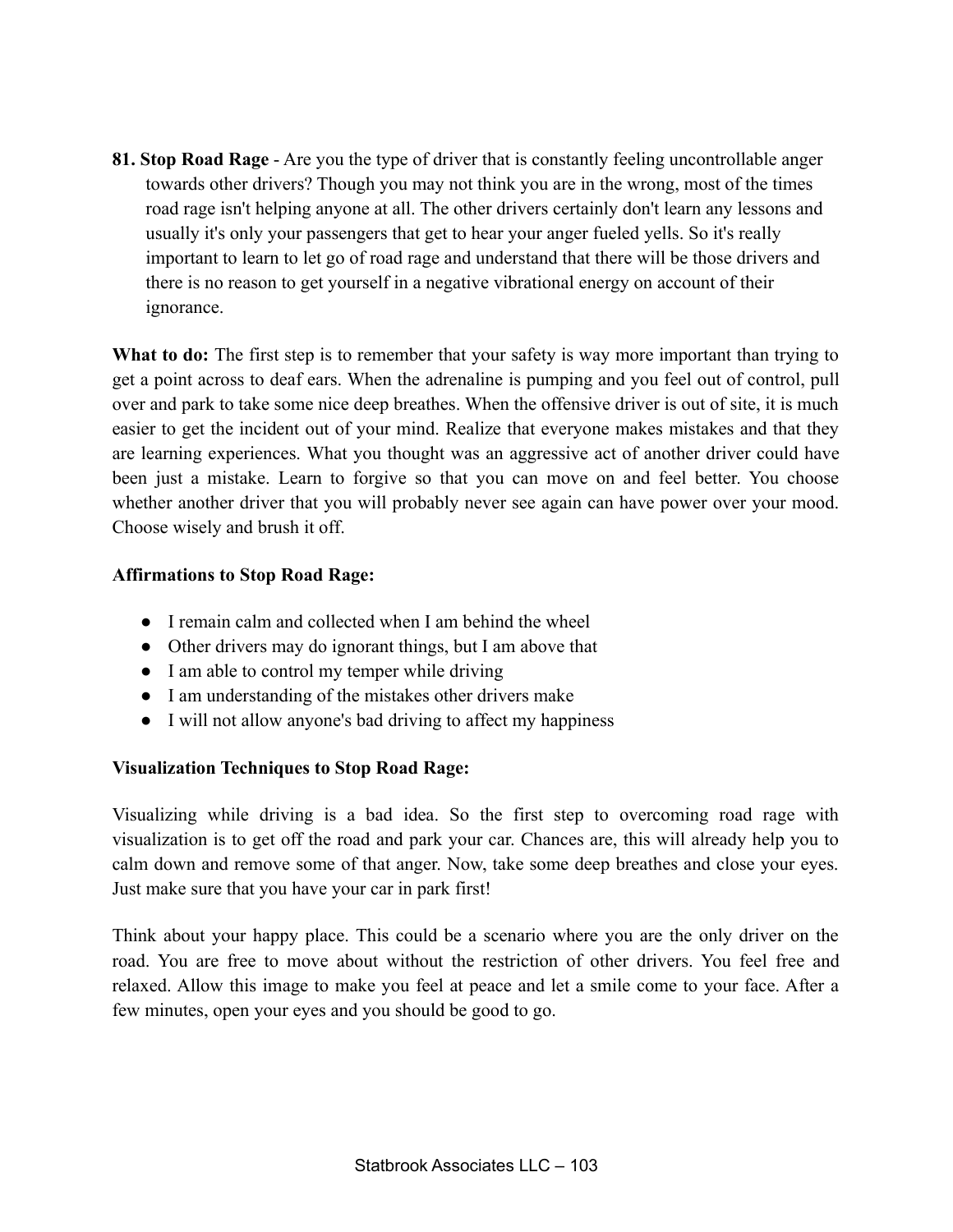**81. Stop Road Rage** - Are you the type of driver that is constantly feeling uncontrollable anger towards other drivers? Though you may not think you are in the wrong, most of the times road rage isn't helping anyone at all. The other drivers certainly don't learn any lessons and usually it's only your passengers that get to hear your anger fueled yells. So it's really important to learn to let go of road rage and understand that there will be those drivers and there is no reason to get yourself in a negative vibrational energy on account of their ignorance.

**What to do:** The first step is to remember that your safety is way more important than trying to get a point across to deaf ears. When the adrenaline is pumping and you feel out of control, pull over and park to take some nice deep breathes. When the offensive driver is out of site, it is much easier to get the incident out of your mind. Realize that everyone makes mistakes and that they are learning experiences. What you thought was an aggressive act of another driver could have been just a mistake. Learn to forgive so that you can move on and feel better. You choose whether another driver that you will probably never see again can have power over your mood. Choose wisely and brush it off.

**Affirmations to Stop Road Rage:**

- I remain calm and collected when I am behind the wheel
- Other drivers may do ignorant things, but I am above that
- I am able to control my temper while driving
- I am understanding of the mistakes other drivers make
- I will not allow anyone's bad driving to affect my happiness

**Visualization Techniques to Stop Road Rage:**

Visualizing while driving is a bad idea. So the first step to overcoming road rage with visualization is to get off the road and park your car. Chances are, this will already help you to calm down and remove some of that anger. Now, take some deep breathes and close your eyes. Just make sure that you have your car in park first!

Think about your happy place. This could be a scenario where you are the only driver on the road. You are free to move about without the restriction of other drivers. You feel free and relaxed. Allow this image to make you feel at peace and let a smile come to your face. After a few minutes, open your eyes and you should be good to go.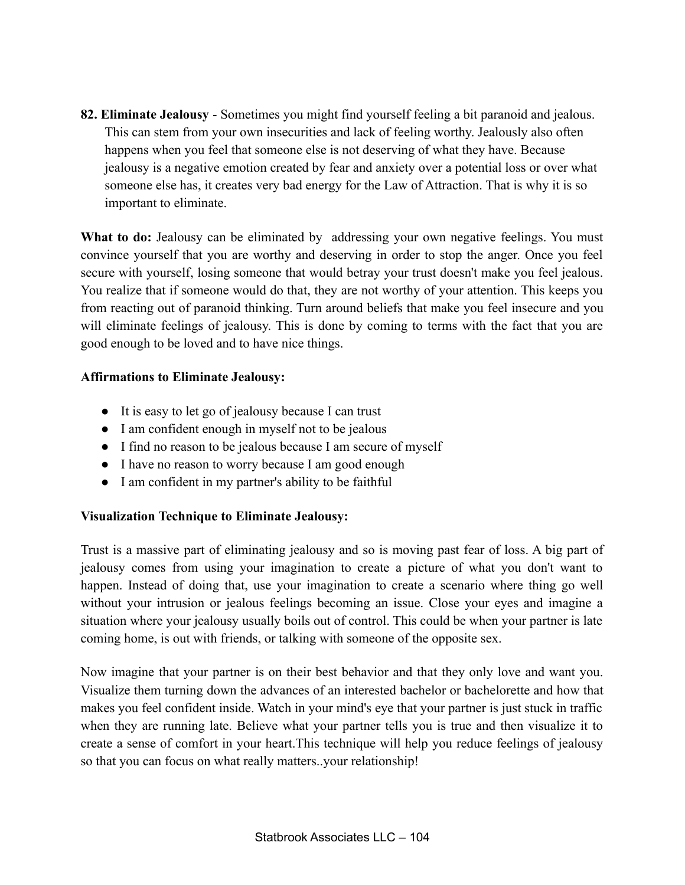**82. Eliminate Jealousy** - Sometimes you might find yourself feeling a bit paranoid and jealous. This can stem from your own insecurities and lack of feeling worthy. Jealously also often happens when you feel that someone else is not deserving of what they have. Because jealousy is a negative emotion created by fear and anxiety over a potential loss or over what someone else has, it creates very bad energy for the Law of Attraction. That is why it is so important to eliminate.

**What to do:** Jealousy can be eliminated by addressing your own negative feelings. You must convince yourself that you are worthy and deserving in order to stop the anger. Once you feel secure with yourself, losing someone that would betray your trust doesn't make you feel jealous. You realize that if someone would do that, they are not worthy of your attention. This keeps you from reacting out of paranoid thinking. Turn around beliefs that make you feel insecure and you will eliminate feelings of jealousy. This is done by coming to terms with the fact that you are good enough to be loved and to have nice things.

**Affirmations to Eliminate Jealousy:**

- It is easy to let go of jealousy because I can trust
- I am confident enough in myself not to be jealous
- I find no reason to be jealous because I am secure of myself
- I have no reason to worry because I am good enough
- I am confident in my partner's ability to be faithful

**Visualization Technique to Eliminate Jealousy:**

Trust is a massive part of eliminating jealousy and so is moving past fear of loss. A big part of jealousy comes from using your imagination to create a picture of what you don't want to happen. Instead of doing that, use your imagination to create a scenario where thing go well without your intrusion or jealous feelings becoming an issue. Close your eyes and imagine a situation where your jealousy usually boils out of control. This could be when your partner is late coming home, is out with friends, or talking with someone of the opposite sex.

Now imagine that your partner is on their best behavior and that they only love and want you. Visualize them turning down the advances of an interested bachelor or bachelorette and how that makes you feel confident inside. Watch in your mind's eye that your partner is just stuck in traffic when they are running late. Believe what your partner tells you is true and then visualize it to create a sense of comfort in your heart.This technique will help you reduce feelings of jealousy so that you can focus on what really matters..your relationship!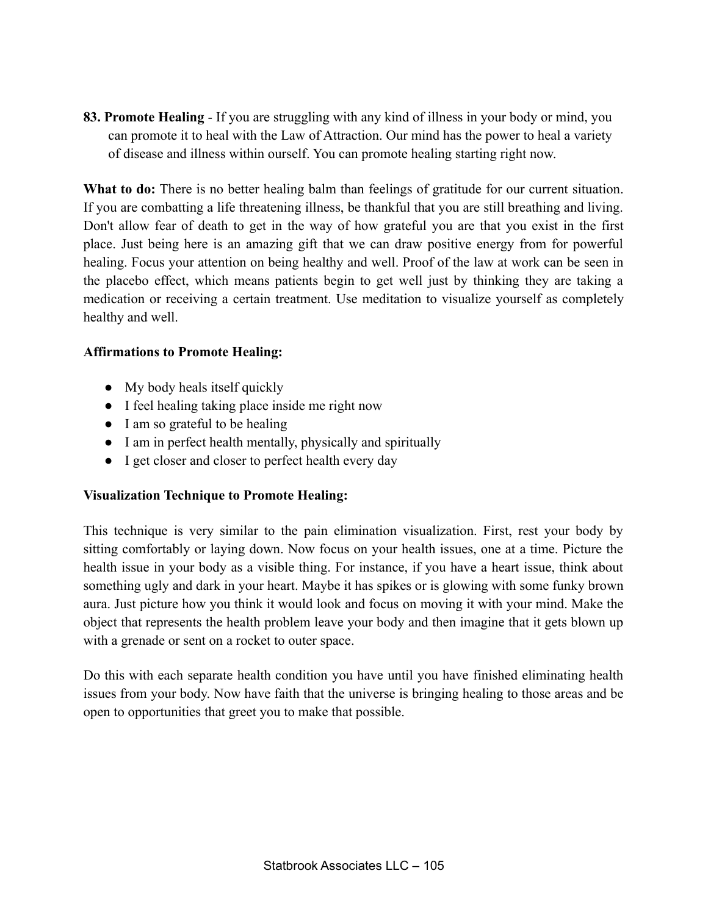**83. Promote Healing** - If you are struggling with any kind of illness in your body or mind, you can promote it to heal with the Law of Attraction. Our mind has the power to heal a variety of disease and illness within ourself. You can promote healing starting right now.

**What to do:** There is no better healing balm than feelings of gratitude for our current situation. If you are combatting a life threatening illness, be thankful that you are still breathing and living. Don't allow fear of death to get in the way of how grateful you are that you exist in the first place. Just being here is an amazing gift that we can draw positive energy from for powerful healing. Focus your attention on being healthy and well. Proof of the law at work can be seen in the placebo effect, which means patients begin to get well just by thinking they are taking a medication or receiving a certain treatment. Use meditation to visualize yourself as completely healthy and well.

**Affirmations to Promote Healing:**

- My body heals itself quickly
- I feel healing taking place inside me right now
- I am so grateful to be healing
- I am in perfect health mentally, physically and spiritually
- I get closer and closer to perfect health every day

**Visualization Technique to Promote Healing:**

This technique is very similar to the pain elimination visualization. First, rest your body by sitting comfortably or laying down. Now focus on your health issues, one at a time. Picture the health issue in your body as a visible thing. For instance, if you have a heart issue, think about something ugly and dark in your heart. Maybe it has spikes or is glowing with some funky brown aura. Just picture how you think it would look and focus on moving it with your mind. Make the object that represents the health problem leave your body and then imagine that it gets blown up with a grenade or sent on a rocket to outer space.

Do this with each separate health condition you have until you have finished eliminating health issues from your body. Now have faith that the universe is bringing healing to those areas and be open to opportunities that greet you to make that possible.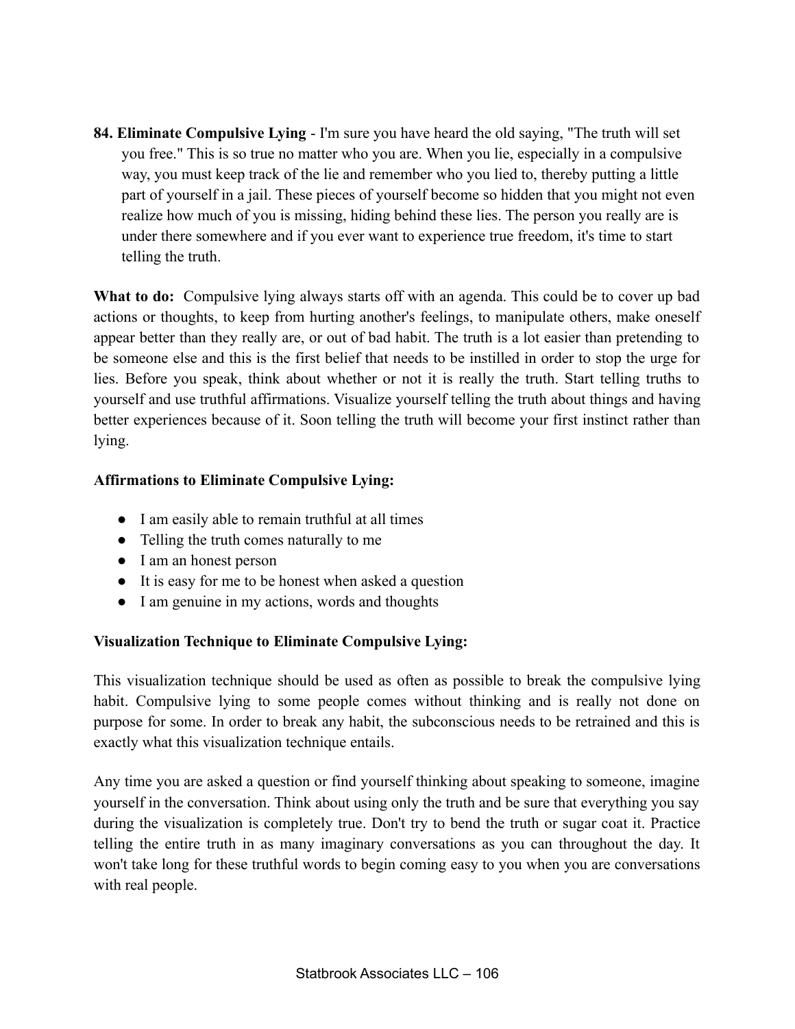**84. Eliminate Compulsive Lying** - I'm sure you have heard the old saying, "The truth will set you free." This is so true no matter who you are. When you lie, especially in a compulsive way, you must keep track of the lie and remember who you lied to, thereby putting a little part of yourself in a jail. These pieces of yourself become so hidden that you might not even realize how much of you is missing, hiding behind these lies. The person you really are is under there somewhere and if you ever want to experience true freedom, it's time to start telling the truth.

**What to do:** Compulsive lying always starts off with an agenda. This could be to cover up bad actions or thoughts, to keep from hurting another's feelings, to manipulate others, make oneself appear better than they really are, or out of bad habit. The truth is a lot easier than pretending to be someone else and this is the first belief that needs to be instilled in order to stop the urge for lies. Before you speak, think about whether or not it is really the truth. Start telling truths to yourself and use truthful affirmations. Visualize yourself telling the truth about things and having better experiences because of it. Soon telling the truth will become your first instinct rather than lying.

**Affirmations to Eliminate Compulsive Lying:**

- I am easily able to remain truthful at all times
- Telling the truth comes naturally to me
- I am an honest person
- It is easy for me to be honest when asked a question
- I am genuine in my actions, words and thoughts

**Visualization Technique to Eliminate Compulsive Lying:**

This visualization technique should be used as often as possible to break the compulsive lying habit. Compulsive lying to some people comes without thinking and is really not done on purpose for some. In order to break any habit, the subconscious needs to be retrained and this is exactly what this visualization technique entails.

Any time you are asked a question or find yourself thinking about speaking to someone, imagine yourself in the conversation. Think about using only the truth and be sure that everything you say during the visualization is completely true. Don't try to bend the truth or sugar coat it. Practice telling the entire truth in as many imaginary conversations as you can throughout the day. It won't take long for these truthful words to begin coming easy to you when you are conversations with real people.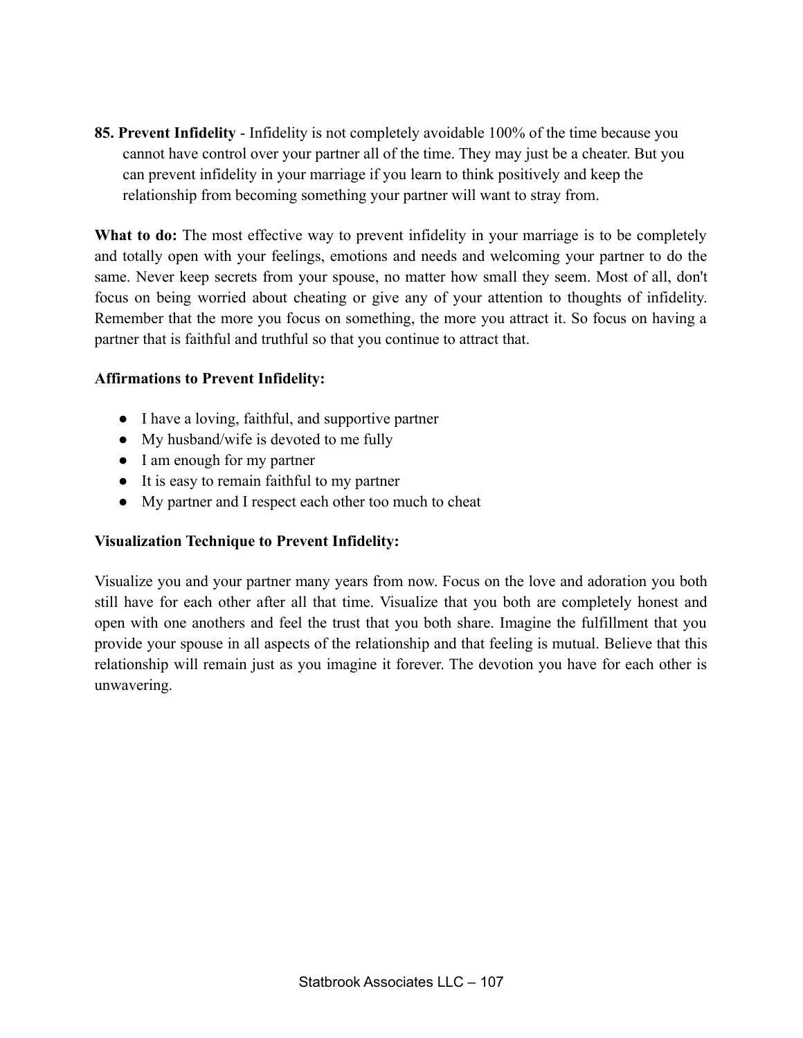**85. Prevent Infidelity** - Infidelity is not completely avoidable 100% of the time because you cannot have control over your partner all of the time. They may just be a cheater. But you can prevent infidelity in your marriage if you learn to think positively and keep the relationship from becoming something your partner will want to stray from.

**What to do:** The most effective way to prevent infidelity in your marriage is to be completely and totally open with your feelings, emotions and needs and welcoming your partner to do the same. Never keep secrets from your spouse, no matter how small they seem. Most of all, don't focus on being worried about cheating or give any of your attention to thoughts of infidelity. Remember that the more you focus on something, the more you attract it. So focus on having a partner that is faithful and truthful so that you continue to attract that.

**Affirmations to Prevent Infidelity:**

- I have a loving, faithful, and supportive partner
- My husband/wife is devoted to me fully
- I am enough for my partner
- It is easy to remain faithful to my partner
- My partner and I respect each other too much to cheat

**Visualization Technique to Prevent Infidelity:**

Visualize you and your partner many years from now. Focus on the love and adoration you both still have for each other after all that time. Visualize that you both are completely honest and open with one anothers and feel the trust that you both share. Imagine the fulfillment that you provide your spouse in all aspects of the relationship and that feeling is mutual. Believe that this relationship will remain just as you imagine it forever. The devotion you have for each other is unwavering.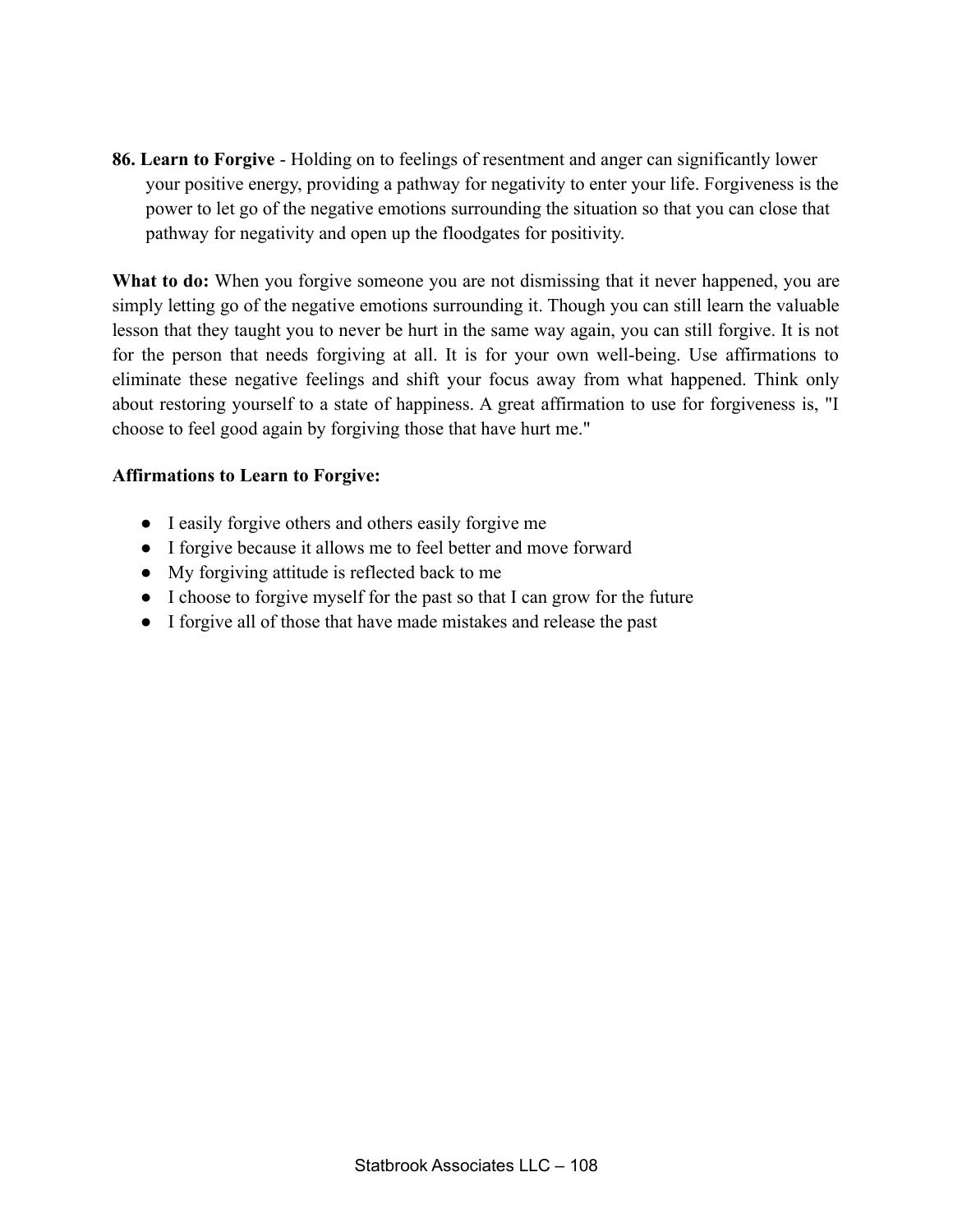**86. Learn to Forgive** - Holding on to feelings of resentment and anger can significantly lower your positive energy, providing a pathway for negativity to enter your life. Forgiveness is the power to let go of the negative emotions surrounding the situation so that you can close that pathway for negativity and open up the floodgates for positivity.

**What to do:** When you forgive someone you are not dismissing that it never happened, you are simply letting go of the negative emotions surrounding it. Though you can still learn the valuable lesson that they taught you to never be hurt in the same way again, you can still forgive. It is not for the person that needs forgiving at all. It is for your own well-being. Use affirmations to eliminate these negative feelings and shift your focus away from what happened. Think only about restoring yourself to a state of happiness. A great affirmation to use for forgiveness is, "I choose to feel good again by forgiving those that have hurt me."

**Affirmations to Learn to Forgive:**

- I easily forgive others and others easily forgive me
- I forgive because it allows me to feel better and move forward
- My forgiving attitude is reflected back to me
- I choose to forgive myself for the past so that I can grow for the future
- I forgive all of those that have made mistakes and release the past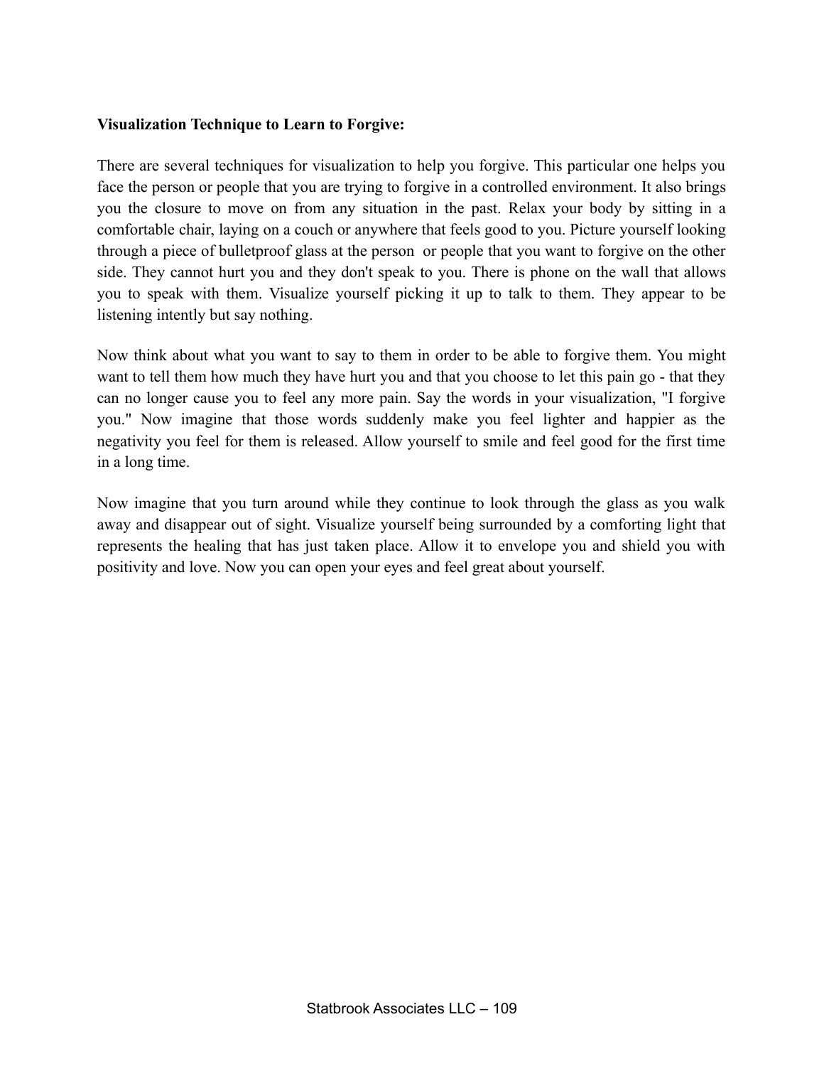**Visualization Technique to Learn to Forgive:**

There are several techniques for visualization to help you forgive. This particular one helps you face the person or people that you are trying to forgive in a controlled environment. It also brings you the closure to move on from any situation in the past. Relax your body by sitting in a comfortable chair, laying on a couch or anywhere that feels good to you. Picture yourself looking through a piece of bulletproof glass at the person or people that you want to forgive on the other side. They cannot hurt you and they don't speak to you. There is phone on the wall that allows you to speak with them. Visualize yourself picking it up to talk to them. They appear to be listening intently but say nothing.

Now think about what you want to say to them in order to be able to forgive them. You might want to tell them how much they have hurt you and that you choose to let this pain go - that they can no longer cause you to feel any more pain. Say the words in your visualization, "I forgive you." Now imagine that those words suddenly make you feel lighter and happier as the negativity you feel for them is released. Allow yourself to smile and feel good for the first time in a long time.

Now imagine that you turn around while they continue to look through the glass as you walk away and disappear out of sight. Visualize yourself being surrounded by a comforting light that represents the healing that has just taken place. Allow it to envelope you and shield you with positivity and love. Now you can open your eyes and feel great about yourself.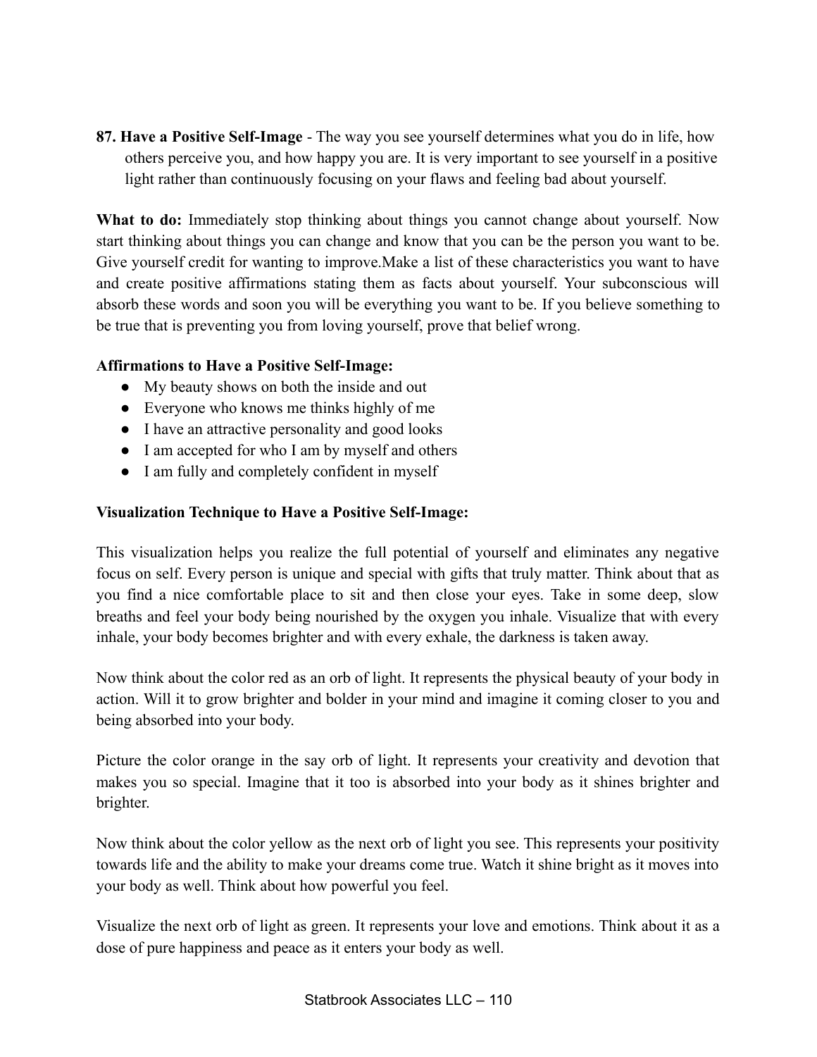**87. Have a Positive Self-Image** - The way you see yourself determines what you do in life, how others perceive you, and how happy you are. It is very important to see yourself in a positive light rather than continuously focusing on your flaws and feeling bad about yourself.

**What to do:** Immediately stop thinking about things you cannot change about yourself. Now start thinking about things you can change and know that you can be the person you want to be. Give yourself credit for wanting to improve.Make a list of these characteristics you want to have and create positive affirmations stating them as facts about yourself. Your subconscious will absorb these words and soon you will be everything you want to be. If you believe something to be true that is preventing you from loving yourself, prove that belief wrong.

**Affirmations to Have a Positive Self-Image:**

- My beauty shows on both the inside and out
- Everyone who knows me thinks highly of me
- I have an attractive personality and good looks
- I am accepted for who I am by myself and others
- I am fully and completely confident in myself

**Visualization Technique to Have a Positive Self-Image:**

This visualization helps you realize the full potential of yourself and eliminates any negative focus on self. Every person is unique and special with gifts that truly matter. Think about that as you find a nice comfortable place to sit and then close your eyes. Take in some deep, slow breaths and feel your body being nourished by the oxygen you inhale. Visualize that with every inhale, your body becomes brighter and with every exhale, the darkness is taken away.

Now think about the color red as an orb of light. It represents the physical beauty of your body in action. Will it to grow brighter and bolder in your mind and imagine it coming closer to you and being absorbed into your body.

Picture the color orange in the say orb of light. It represents your creativity and devotion that makes you so special. Imagine that it too is absorbed into your body as it shines brighter and brighter.

Now think about the color yellow as the next orb of light you see. This represents your positivity towards life and the ability to make your dreams come true. Watch it shine bright as it moves into your body as well. Think about how powerful you feel.

Visualize the next orb of light as green. It represents your love and emotions. Think about it as a dose of pure happiness and peace as it enters your body as well.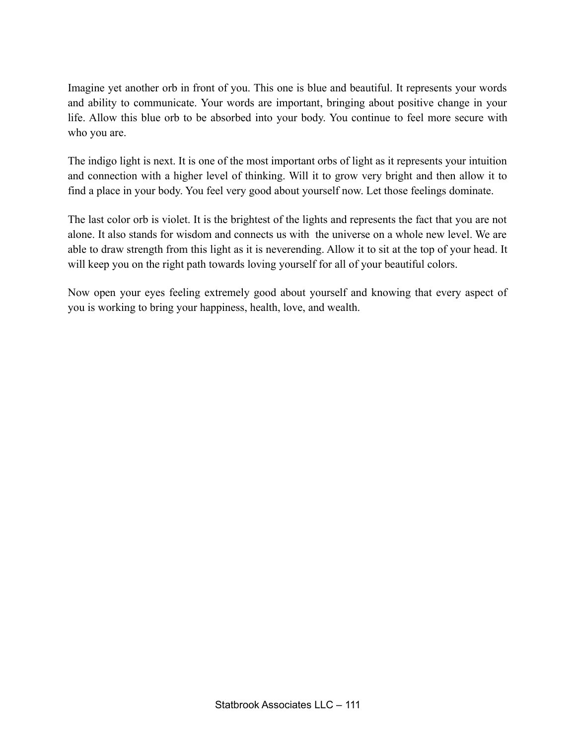Imagine yet another orb in front of you. This one is blue and beautiful. It represents your words and ability to communicate. Your words are important, bringing about positive change in your life. Allow this blue orb to be absorbed into your body. You continue to feel more secure with who you are.

The indigo light is next. It is one of the most important orbs of light as it represents your intuition and connection with a higher level of thinking. Will it to grow very bright and then allow it to find a place in your body. You feel very good about yourself now. Let those feelings dominate.

The last color orb is violet. It is the brightest of the lights and represents the fact that you are not alone. It also stands for wisdom and connects us with the universe on a whole new level. We are able to draw strength from this light as it is neverending. Allow it to sit at the top of your head. It will keep you on the right path towards loving yourself for all of your beautiful colors.

Now open your eyes feeling extremely good about yourself and knowing that every aspect of you is working to bring your happiness, health, love, and wealth.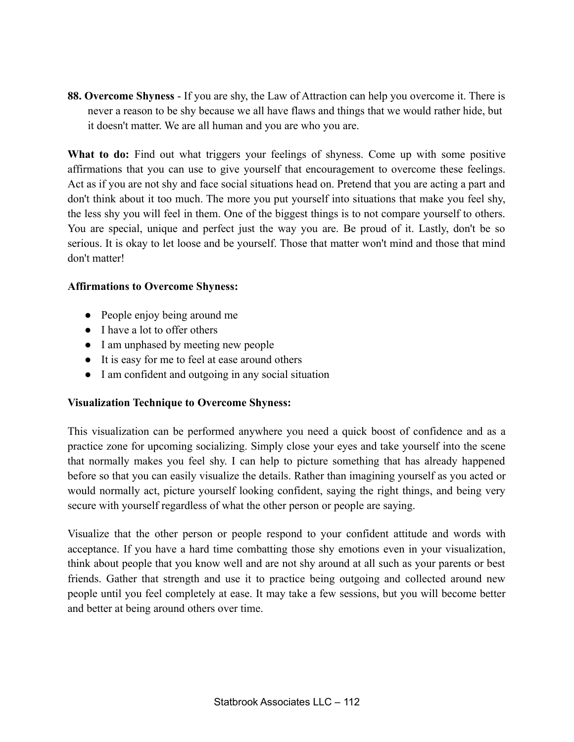**88. Overcome Shyness** - If you are shy, the Law of Attraction can help you overcome it. There is never a reason to be shy because we all have flaws and things that we would rather hide, but it doesn't matter. We are all human and you are who you are.

**What to do:** Find out what triggers your feelings of shyness. Come up with some positive affirmations that you can use to give yourself that encouragement to overcome these feelings. Act as if you are not shy and face social situations head on. Pretend that you are acting a part and don't think about it too much. The more you put yourself into situations that make you feel shy, the less shy you will feel in them. One of the biggest things is to not compare yourself to others. You are special, unique and perfect just the way you are. Be proud of it. Lastly, don't be so serious. It is okay to let loose and be yourself. Those that matter won't mind and those that mind don't matter!

**Affirmations to Overcome Shyness:**

- People enjoy being around me
- I have a lot to offer others
- I am unphased by meeting new people
- It is easy for me to feel at ease around others
- I am confident and outgoing in any social situation

**Visualization Technique to Overcome Shyness:**

This visualization can be performed anywhere you need a quick boost of confidence and as a practice zone for upcoming socializing. Simply close your eyes and take yourself into the scene that normally makes you feel shy. I can help to picture something that has already happened before so that you can easily visualize the details. Rather than imagining yourself as you acted or would normally act, picture yourself looking confident, saying the right things, and being very secure with yourself regardless of what the other person or people are saying.

Visualize that the other person or people respond to your confident attitude and words with acceptance. If you have a hard time combatting those shy emotions even in your visualization, think about people that you know well and are not shy around at all such as your parents or best friends. Gather that strength and use it to practice being outgoing and collected around new people until you feel completely at ease. It may take a few sessions, but you will become better and better at being around others over time.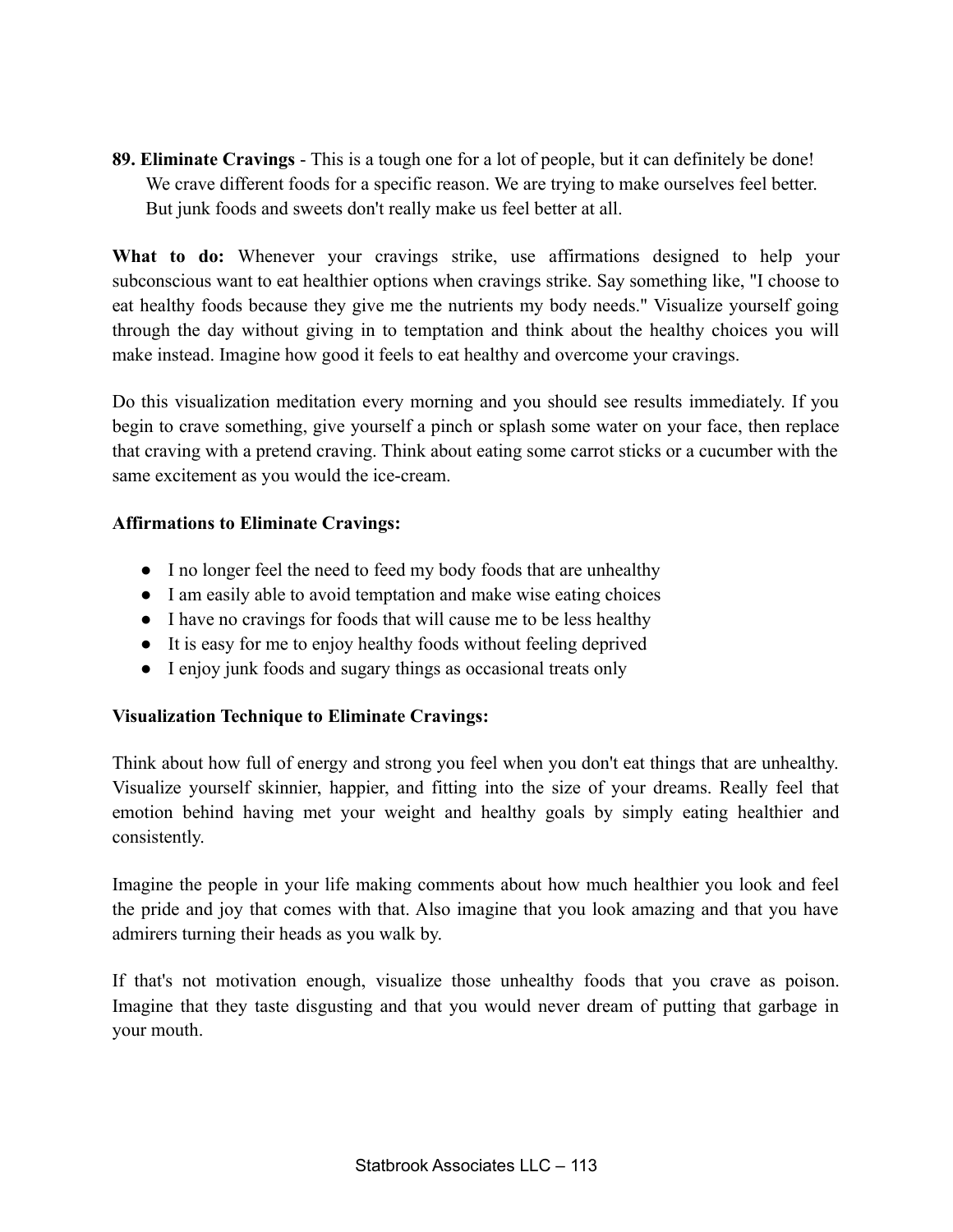**89. Eliminate Cravings** - This is a tough one for a lot of people, but it can definitely be done! We crave different foods for a specific reason. We are trying to make ourselves feel better. But junk foods and sweets don't really make us feel better at all.

**What to do:** Whenever your cravings strike, use affirmations designed to help your subconscious want to eat healthier options when cravings strike. Say something like, "I choose to eat healthy foods because they give me the nutrients my body needs." Visualize yourself going through the day without giving in to temptation and think about the healthy choices you will make instead. Imagine how good it feels to eat healthy and overcome your cravings.

Do this visualization meditation every morning and you should see results immediately. If you begin to crave something, give yourself a pinch or splash some water on your face, then replace that craving with a pretend craving. Think about eating some carrot sticks or a cucumber with the same excitement as you would the ice-cream.

**Affirmations to Eliminate Cravings:**

- I no longer feel the need to feed my body foods that are unhealthy
- I am easily able to avoid temptation and make wise eating choices
- I have no cravings for foods that will cause me to be less healthy
- It is easy for me to enjoy healthy foods without feeling deprived
- I enjoy junk foods and sugary things as occasional treats only

**Visualization Technique to Eliminate Cravings:**

Think about how full of energy and strong you feel when you don't eat things that are unhealthy. Visualize yourself skinnier, happier, and fitting into the size of your dreams. Really feel that emotion behind having met your weight and healthy goals by simply eating healthier and consistently.

Imagine the people in your life making comments about how much healthier you look and feel the pride and joy that comes with that. Also imagine that you look amazing and that you have admirers turning their heads as you walk by.

If that's not motivation enough, visualize those unhealthy foods that you crave as poison. Imagine that they taste disgusting and that you would never dream of putting that garbage in your mouth.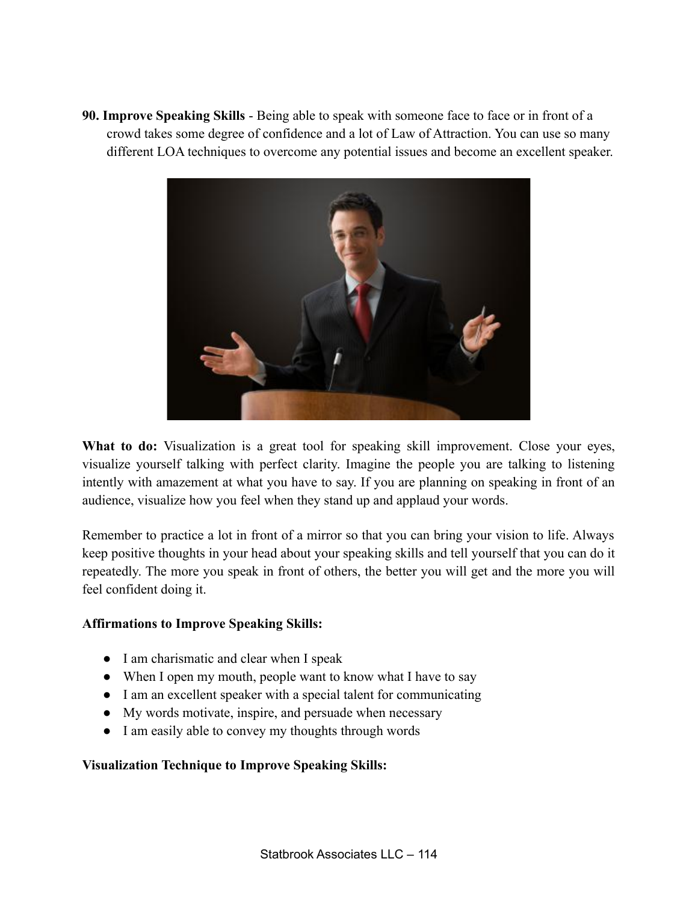**90. Improve Speaking Skills** - Being able to speak with someone face to face or in front of a crowd takes some degree of confidence and a lot of Law of Attraction. You can use so many different LOA techniques to overcome any potential issues and become an excellent speaker.

**What to do:** Visualization is a great tool for speaking skill improvement. Close your eyes, visualize yourself talking with perfect clarity. Imagine the people you are talking to listening intently with amazement at what you have to say. If you are planning on speaking in front of an audience, visualize how you feel when they stand up and applaud your words.

Remember to practice a lot in front of a mirror so that you can bring your vision to life. Always keep positive thoughts in your head about your speaking skills and tell yourself that you can do it repeatedly. The more you speak in front of others, the better you will get and the more you will feel confident doing it.

**Affirmations to Improve Speaking Skills:**

- I am charismatic and clear when I speak
- When I open my mouth, people want to know what I have to say
- I am an excellent speaker with a special talent for communicating
- My words motivate, inspire, and persuade when necessary
- I am easily able to convey my thoughts through words

**Visualization Technique to Improve Speaking Skills:**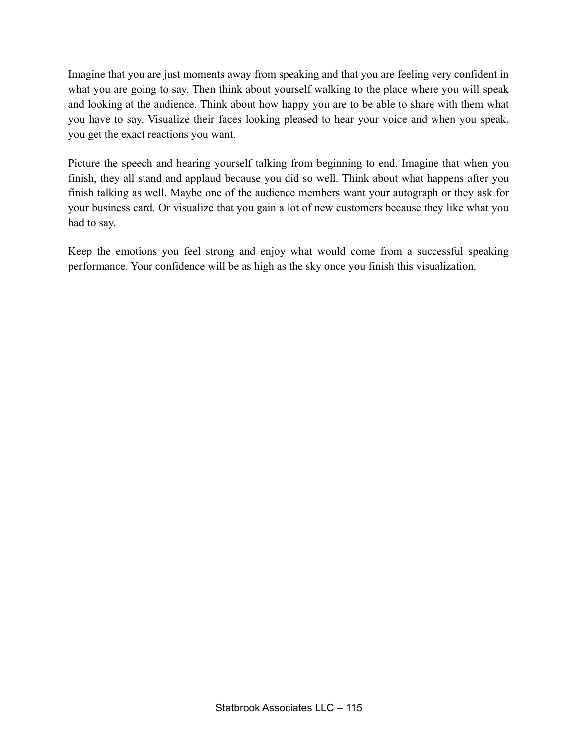Imagine that you are just moments away from speaking and that you are feeling very confident in what you are going to say. Then think about yourself walking to the place where you will speak and looking at the audience. Think about how happy you are to be able to share with them what you have to say. Visualize their faces looking pleased to hear your voice and when you speak, you get the exact reactions you want.

Picture the speech and hearing yourself talking from beginning to end. Imagine that when you finish, they all stand and applaud because you did so well. Think about what happens after you finish talking as well. Maybe one of the audience members want your autograph or they ask for your business card. Or visualize that you gain a lot of new customers because they like what you had to say.

Keep the emotions you feel strong and enjoy what would come from a successful speaking performance. Your confidence will be as high as the sky once you finish this visualization.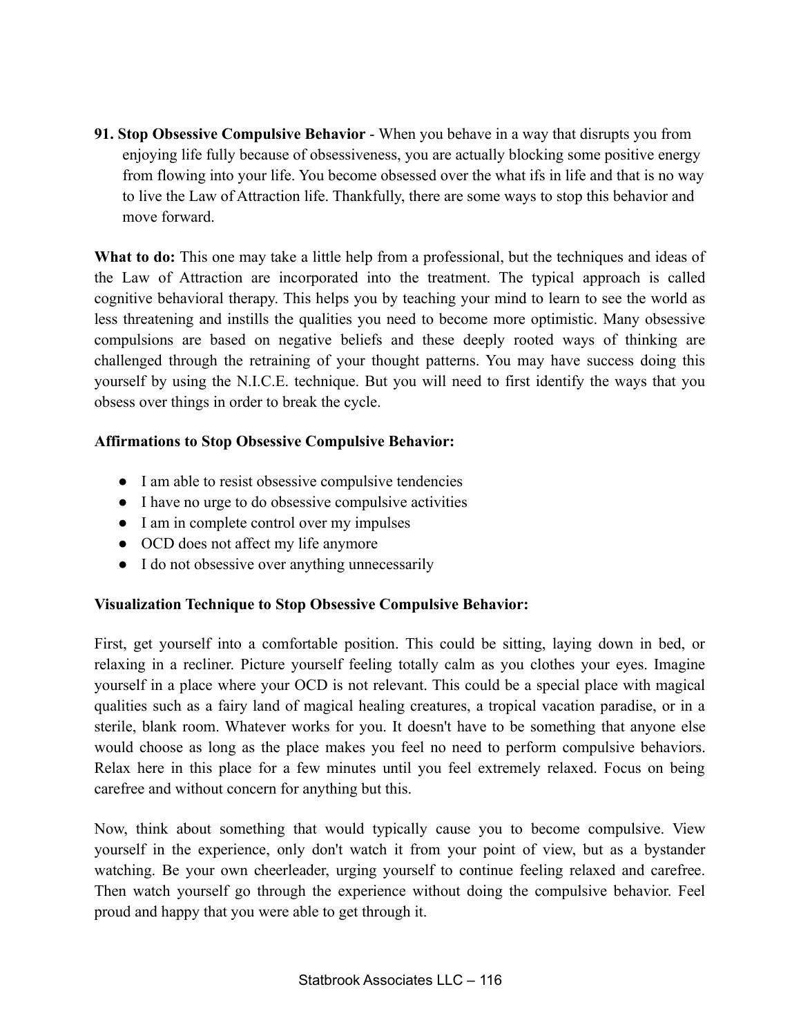**91. Stop Obsessive Compulsive Behavior** - When you behave in a way that disrupts you from enjoying life fully because of obsessiveness, you are actually blocking some positive energy from flowing into your life. You become obsessed over the what ifs in life and that is no way to live the Law of Attraction life. Thankfully, there are some ways to stop this behavior and move forward.

**What to do:** This one may take a little help from a professional, but the techniques and ideas of the Law of Attraction are incorporated into the treatment. The typical approach is called cognitive behavioral therapy. This helps you by teaching your mind to learn to see the world as less threatening and instills the qualities you need to become more optimistic. Many obsessive compulsions are based on negative beliefs and these deeply rooted ways of thinking are challenged through the retraining of your thought patterns. You may have success doing this yourself by using the N.I.C.E. technique. But you will need to first identify the ways that you obsess over things in order to break the cycle.

**Affirmations to Stop Obsessive Compulsive Behavior:**

- I am able to resist obsessive compulsive tendencies
- I have no urge to do obsessive compulsive activities
- I am in complete control over my impulses
- OCD does not affect my life anymore
- I do not obsessive over anything unnecessarily

**Visualization Technique to Stop Obsessive Compulsive Behavior:**

First, get yourself into a comfortable position. This could be sitting, laying down in bed, or relaxing in a recliner. Picture yourself feeling totally calm as you clothes your eyes. Imagine yourself in a place where your OCD is not relevant. This could be a special place with magical qualities such as a fairy land of magical healing creatures, a tropical vacation paradise, or in a sterile, blank room. Whatever works for you. It doesn't have to be something that anyone else would choose as long as the place makes you feel no need to perform compulsive behaviors. Relax here in this place for a few minutes until you feel extremely relaxed. Focus on being carefree and without concern for anything but this.

Now, think about something that would typically cause you to become compulsive. View yourself in the experience, only don't watch it from your point of view, but as a bystander watching. Be your own cheerleader, urging yourself to continue feeling relaxed and carefree. Then watch yourself go through the experience without doing the compulsive behavior. Feel proud and happy that you were able to get through it.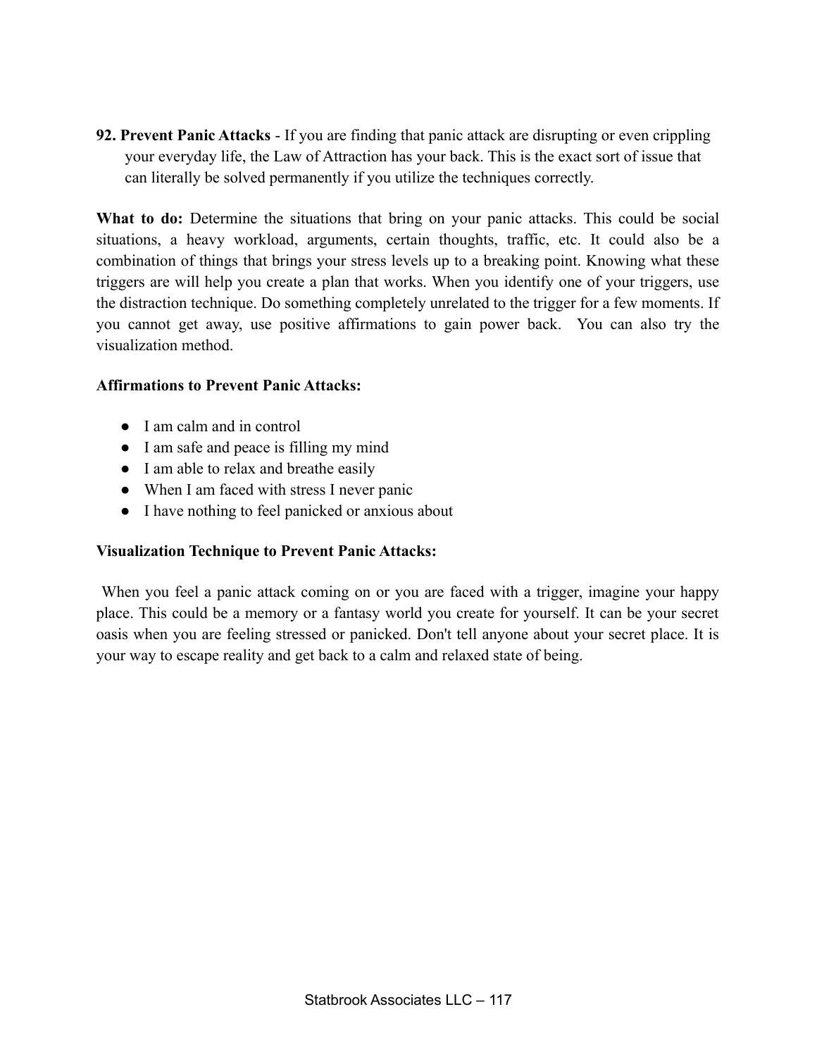**92. Prevent Panic Attacks** - If you are finding that panic attack are disrupting or even crippling your everyday life, the Law of Attraction has your back. This is the exact sort of issue that can literally be solved permanently if you utilize the techniques correctly.

**What to do:** Determine the situations that bring on your panic attacks. This could be social situations, a heavy workload, arguments, certain thoughts, traffic, etc. It could also be a combination of things that brings your stress levels up to a breaking point. Knowing what these triggers are will help you create a plan that works. When you identify one of your triggers, use the distraction technique. Do something completely unrelated to the trigger for a few moments. If you cannot get away, use positive affirmations to gain power back. You can also try the visualization method.

**Affirmations to Prevent Panic Attacks:**

- I am calm and in control
- I am safe and peace is filling my mind
- I am able to relax and breathe easily
- When I am faced with stress I never panic
- I have nothing to feel panicked or anxious about

**Visualization Technique to Prevent Panic Attacks:**

When you feel a panic attack coming on or you are faced with a trigger, imagine your happy place. This could be a memory or a fantasy world you create for yourself. It can be your secret oasis when you are feeling stressed or panicked. Don't tell anyone about your secret place. It is your way to escape reality and get back to a calm and relaxed state of being.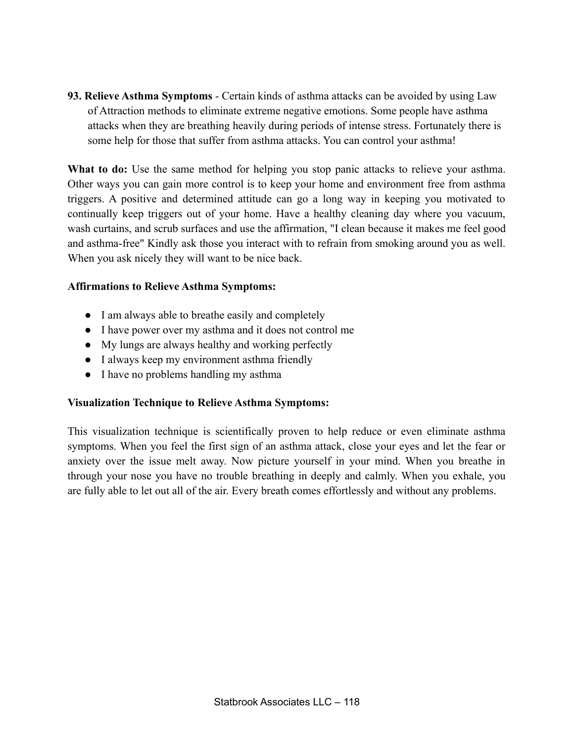**93. Relieve Asthma Symptoms** - Certain kinds of asthma attacks can be avoided by using Law of Attraction methods to eliminate extreme negative emotions. Some people have asthma attacks when they are breathing heavily during periods of intense stress. Fortunately there is some help for those that suffer from asthma attacks. You can control your asthma!

**What to do:** Use the same method for helping you stop panic attacks to relieve your asthma. Other ways you can gain more control is to keep your home and environment free from asthma triggers. A positive and determined attitude can go a long way in keeping you motivated to continually keep triggers out of your home. Have a healthy cleaning day where you vacuum, wash curtains, and scrub surfaces and use the affirmation, "I clean because it makes me feel good and asthma-free" Kindly ask those you interact with to refrain from smoking around you as well. When you ask nicely they will want to be nice back.

**Affirmations to Relieve Asthma Symptoms:**

- I am always able to breathe easily and completely
- I have power over my asthma and it does not control me
- My lungs are always healthy and working perfectly
- I always keep my environment asthma friendly
- I have no problems handling my asthma

**Visualization Technique to Relieve Asthma Symptoms:**

This visualization technique is scientifically proven to help reduce or even eliminate asthma symptoms. When you feel the first sign of an asthma attack, close your eyes and let the fear or anxiety over the issue melt away. Now picture yourself in your mind. When you breathe in through your nose you have no trouble breathing in deeply and calmly. When you exhale, you are fully able to let out all of the air. Every breath comes effortlessly and without any problems.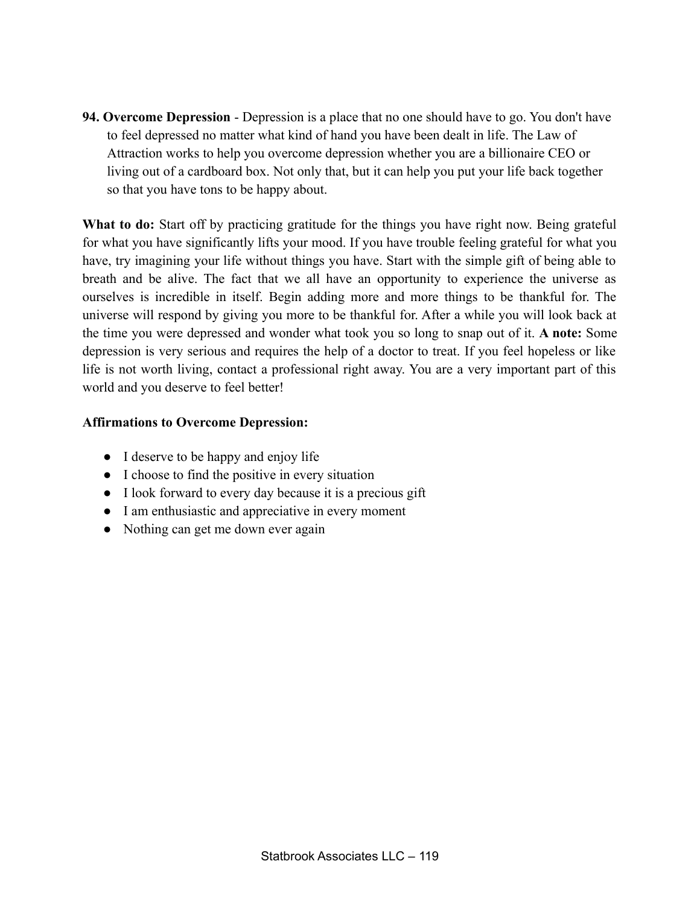**94. Overcome Depression** - Depression is a place that no one should have to go. You don't have to feel depressed no matter what kind of hand you have been dealt in life. The Law of Attraction works to help you overcome depression whether you are a billionaire CEO or living out of a cardboard box. Not only that, but it can help you put your life back together so that you have tons to be happy about.

**What to do:** Start off by practicing gratitude for the things you have right now. Being grateful for what you have significantly lifts your mood. If you have trouble feeling grateful for what you have, try imagining your life without things you have. Start with the simple gift of being able to breath and be alive. The fact that we all have an opportunity to experience the universe as ourselves is incredible in itself. Begin adding more and more things to be thankful for. The universe will respond by giving you more to be thankful for. After a while you will look back at the time you were depressed and wonder what took you so long to snap out of it. **A note:** Some depression is very serious and requires the help of a doctor to treat. If you feel hopeless or like life is not worth living, contact a professional right away. You are a very important part of this world and you deserve to feel better!

**Affirmations to Overcome Depression:**

- I deserve to be happy and enjoy life
- I choose to find the positive in every situation
- I look forward to every day because it is a precious gift
- I am enthusiastic and appreciative in every moment
- Nothing can get me down ever again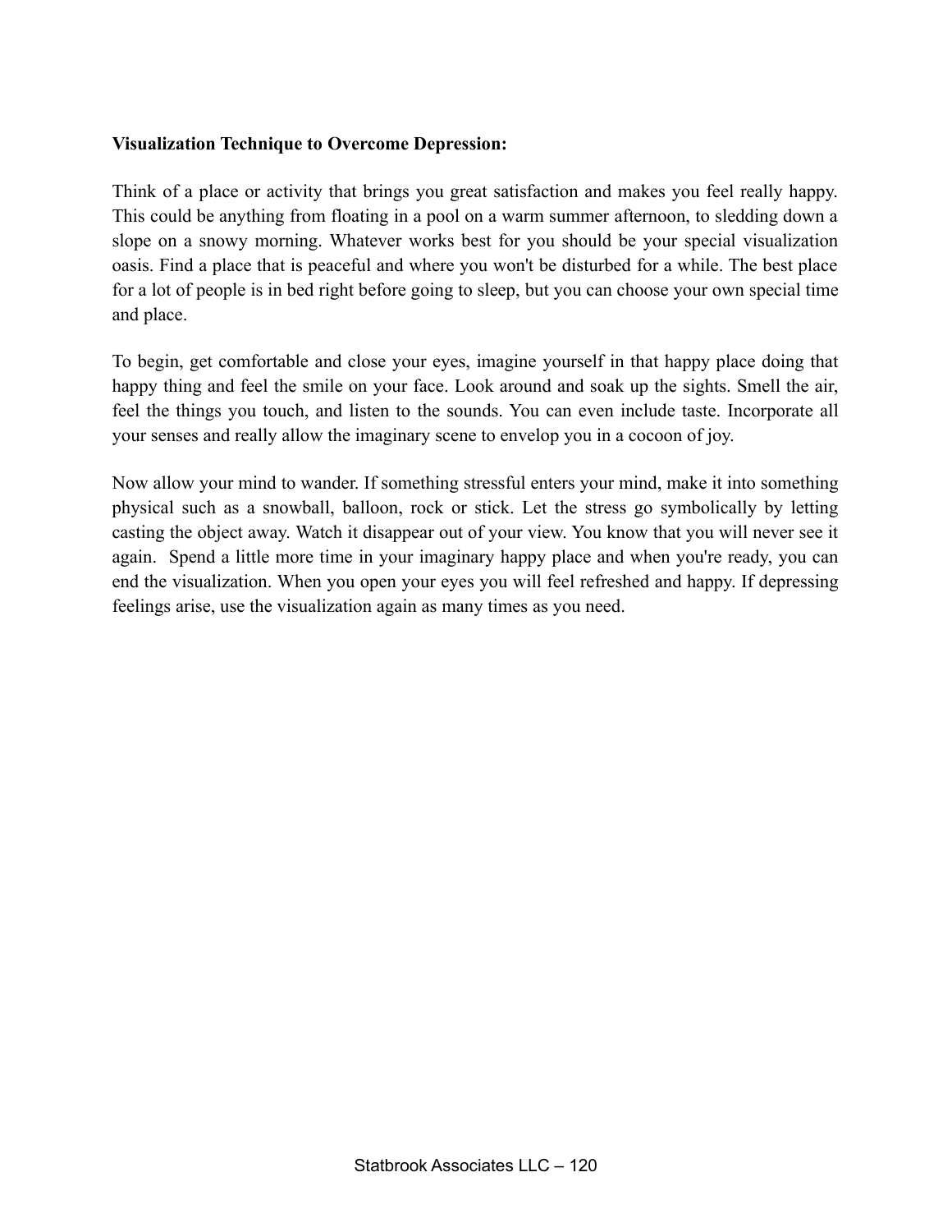**Visualization Technique to Overcome Depression:**

Think of a place or activity that brings you great satisfaction and makes you feel really happy. This could be anything from floating in a pool on a warm summer afternoon, to sledding down a slope on a snowy morning. Whatever works best for you should be your special visualization oasis. Find a place that is peaceful and where you won't be disturbed for a while. The best place for a lot of people is in bed right before going to sleep, but you can choose your own special time and place.

To begin, get comfortable and close your eyes, imagine yourself in that happy place doing that happy thing and feel the smile on your face. Look around and soak up the sights. Smell the air, feel the things you touch, and listen to the sounds. You can even include taste. Incorporate all your senses and really allow the imaginary scene to envelop you in a cocoon of joy.

Now allow your mind to wander. If something stressful enters your mind, make it into something physical such as a snowball, balloon, rock or stick. Let the stress go symbolically by letting casting the object away. Watch it disappear out of your view. You know that you will never see it again. Spend a little more time in your imaginary happy place and when you're ready, you can end the visualization. When you open your eyes you will feel refreshed and happy. If depressing feelings arise, use the visualization again as many times as you need.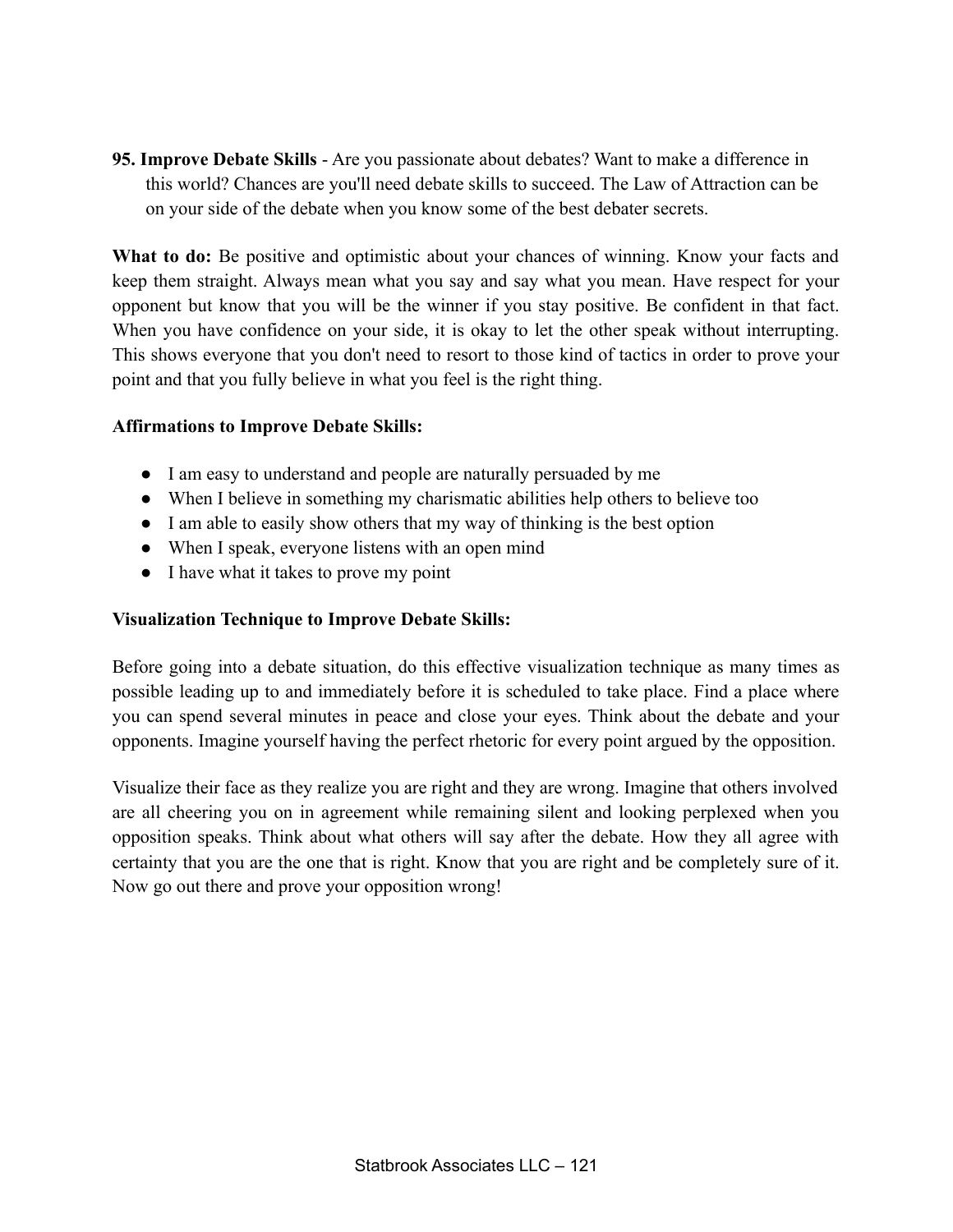**95. Improve Debate Skills** - Are you passionate about debates? Want to make a difference in this world? Chances are you'll need debate skills to succeed. The Law of Attraction can be on your side of the debate when you know some of the best debater secrets.

**What to do:** Be positive and optimistic about your chances of winning. Know your facts and keep them straight. Always mean what you say and say what you mean. Have respect for your opponent but know that you will be the winner if you stay positive. Be confident in that fact. When you have confidence on your side, it is okay to let the other speak without interrupting. This shows everyone that you don't need to resort to those kind of tactics in order to prove your point and that you fully believe in what you feel is the right thing.

**Affirmations to Improve Debate Skills:**

- I am easy to understand and people are naturally persuaded by me
- When I believe in something my charismatic abilities help others to believe too
- I am able to easily show others that my way of thinking is the best option
- When I speak, everyone listens with an open mind
- I have what it takes to prove my point

**Visualization Technique to Improve Debate Skills:**

Before going into a debate situation, do this effective visualization technique as many times as possible leading up to and immediately before it is scheduled to take place. Find a place where you can spend several minutes in peace and close your eyes. Think about the debate and your opponents. Imagine yourself having the perfect rhetoric for every point argued by the opposition.

Visualize their face as they realize you are right and they are wrong. Imagine that others involved are all cheering you on in agreement while remaining silent and looking perplexed when you opposition speaks. Think about what others will say after the debate. How they all agree with certainty that you are the one that is right. Know that you are right and be completely sure of it. Now go out there and prove your opposition wrong!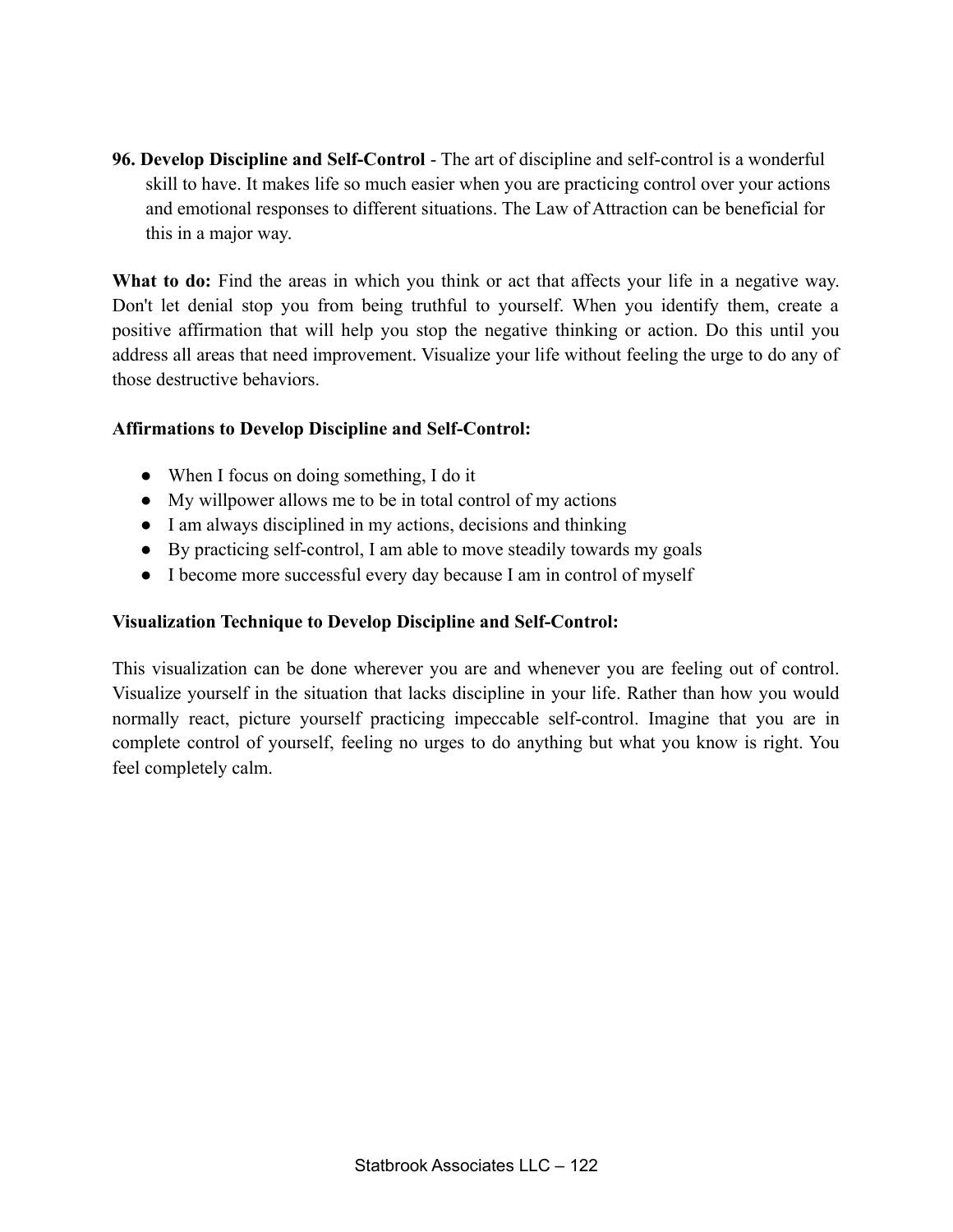**96. Develop Discipline and Self-Control** - The art of discipline and self-control is a wonderful skill to have. It makes life so much easier when you are practicing control over your actions and emotional responses to different situations. The Law of Attraction can be beneficial for this in a major way.

**What to do:** Find the areas in which you think or act that affects your life in a negative way. Don't let denial stop you from being truthful to yourself. When you identify them, create a positive affirmation that will help you stop the negative thinking or action. Do this until you address all areas that need improvement. Visualize your life without feeling the urge to do any of those destructive behaviors.

**Affirmations to Develop Discipline and Self-Control:**

- When I focus on doing something, I do it
- My willpower allows me to be in total control of my actions
- I am always disciplined in my actions, decisions and thinking
- By practicing self-control, I am able to move steadily towards my goals
- I become more successful every day because I am in control of myself

**Visualization Technique to Develop Discipline and Self-Control:**

This visualization can be done wherever you are and whenever you are feeling out of control. Visualize yourself in the situation that lacks discipline in your life. Rather than how you would normally react, picture yourself practicing impeccable self-control. Imagine that you are in complete control of yourself, feeling no urges to do anything but what you know is right. You feel completely calm.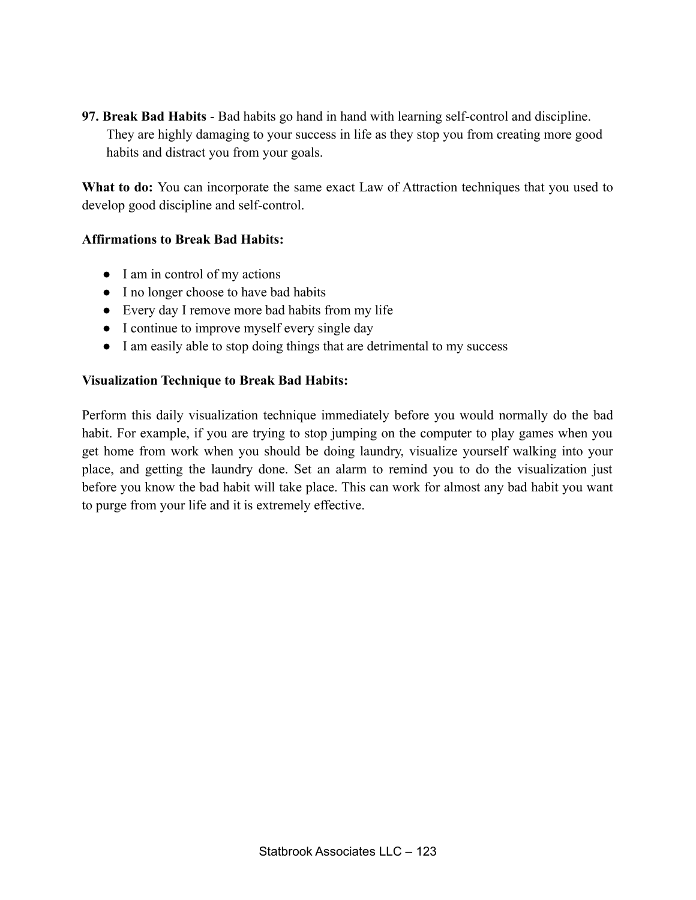**97. Break Bad Habits** - Bad habits go hand in hand with learning self-control and discipline. They are highly damaging to your success in life as they stop you from creating more good habits and distract you from your goals.

**What to do:** You can incorporate the same exact Law of Attraction techniques that you used to develop good discipline and self-control.

**Affirmations to Break Bad Habits:**

- I am in control of my actions
- I no longer choose to have bad habits
- Every day I remove more bad habits from my life
- I continue to improve myself every single day
- I am easily able to stop doing things that are detrimental to my success

**Visualization Technique to Break Bad Habits:**

Perform this daily visualization technique immediately before you would normally do the bad habit. For example, if you are trying to stop jumping on the computer to play games when you get home from work when you should be doing laundry, visualize yourself walking into your place, and getting the laundry done. Set an alarm to remind you to do the visualization just before you know the bad habit will take place. This can work for almost any bad habit you want to purge from your life and it is extremely effective.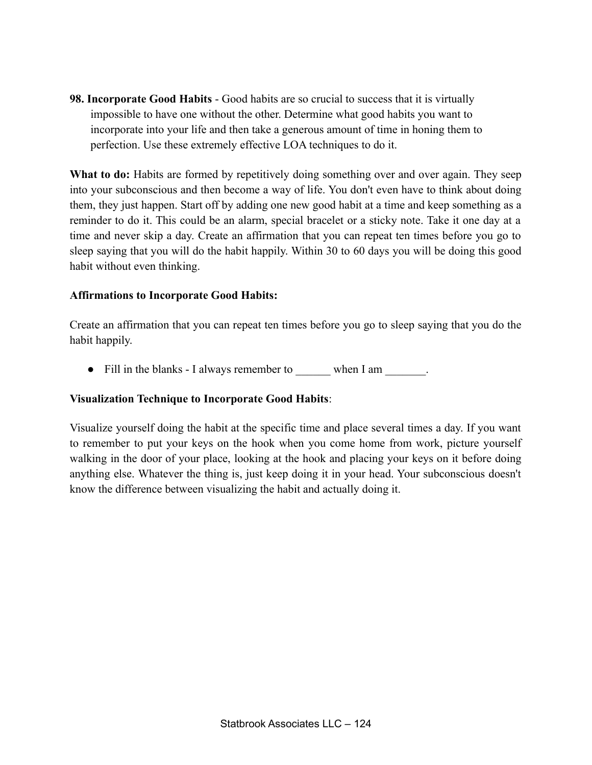**98. Incorporate Good Habits** - Good habits are so crucial to success that it is virtually impossible to have one without the other. Determine what good habits you want to incorporate into your life and then take a generous amount of time in honing them to perfection. Use these extremely effective LOA techniques to do it.

**What to do:** Habits are formed by repetitively doing something over and over again. They seep into your subconscious and then become a way of life. You don't even have to think about doing them, they just happen. Start off by adding one new good habit at a time and keep something as a reminder to do it. This could be an alarm, special bracelet or a sticky note. Take it one day at a time and never skip a day. Create an affirmation that you can repeat ten times before you go to sleep saying that you will do the habit happily. Within 30 to 60 days you will be doing this good habit without even thinking.

**Affirmations to Incorporate Good Habits:**

Create an affirmation that you can repeat ten times before you go to sleep saying that you do the habit happily.

- Fill in the blanks - I always remember to ______ when I am _______.

**Visualization Technique to Incorporate Good Habits**:

Visualize yourself doing the habit at the specific time and place several times a day. If you want to remember to put your keys on the hook when you come home from work, picture yourself walking in the door of your place, looking at the hook and placing your keys on it before doing anything else. Whatever the thing is, just keep doing it in your head. Your subconscious doesn't know the difference between visualizing the habit and actually doing it.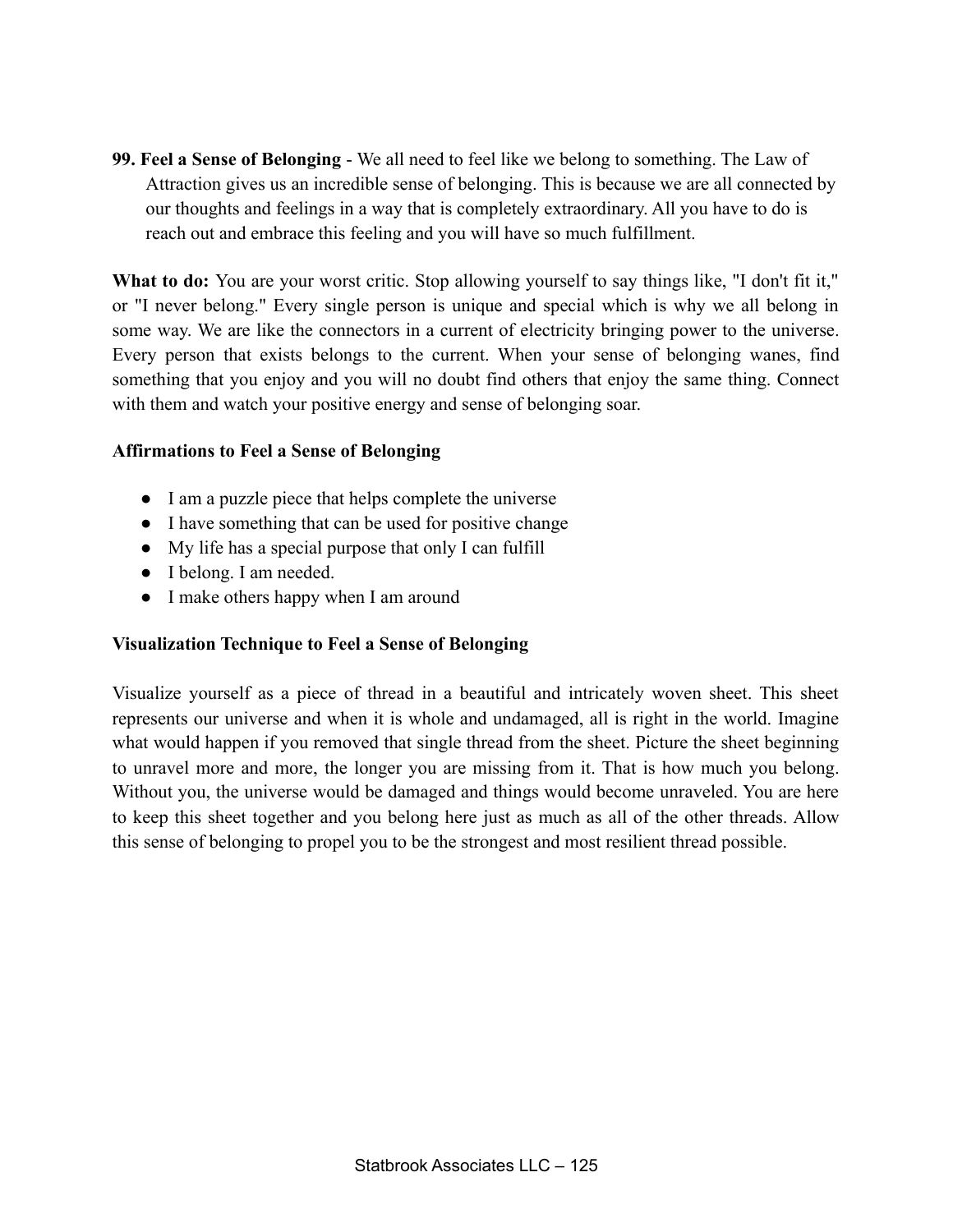**99. Feel a Sense of Belonging** - We all need to feel like we belong to something. The Law of Attraction gives us an incredible sense of belonging. This is because we are all connected by our thoughts and feelings in a way that is completely extraordinary. All you have to do is reach out and embrace this feeling and you will have so much fulfillment.

**What to do:** You are your worst critic. Stop allowing yourself to say things like, "I don't fit it," or "I never belong." Every single person is unique and special which is why we all belong in some way. We are like the connectors in a current of electricity bringing power to the universe. Every person that exists belongs to the current. When your sense of belonging wanes, find something that you enjoy and you will no doubt find others that enjoy the same thing. Connect with them and watch your positive energy and sense of belonging soar.

**Affirmations to Feel a Sense of Belonging**

- I am a puzzle piece that helps complete the universe
- I have something that can be used for positive change
- My life has a special purpose that only I can fulfill
- I belong. I am needed.
- I make others happy when I am around

**Visualization Technique to Feel a Sense of Belonging**

Visualize yourself as a piece of thread in a beautiful and intricately woven sheet. This sheet represents our universe and when it is whole and undamaged, all is right in the world. Imagine what would happen if you removed that single thread from the sheet. Picture the sheet beginning to unravel more and more, the longer you are missing from it. That is how much you belong. Without you, the universe would be damaged and things would become unraveled. You are here to keep this sheet together and you belong here just as much as all of the other threads. Allow this sense of belonging to propel you to be the strongest and most resilient thread possible.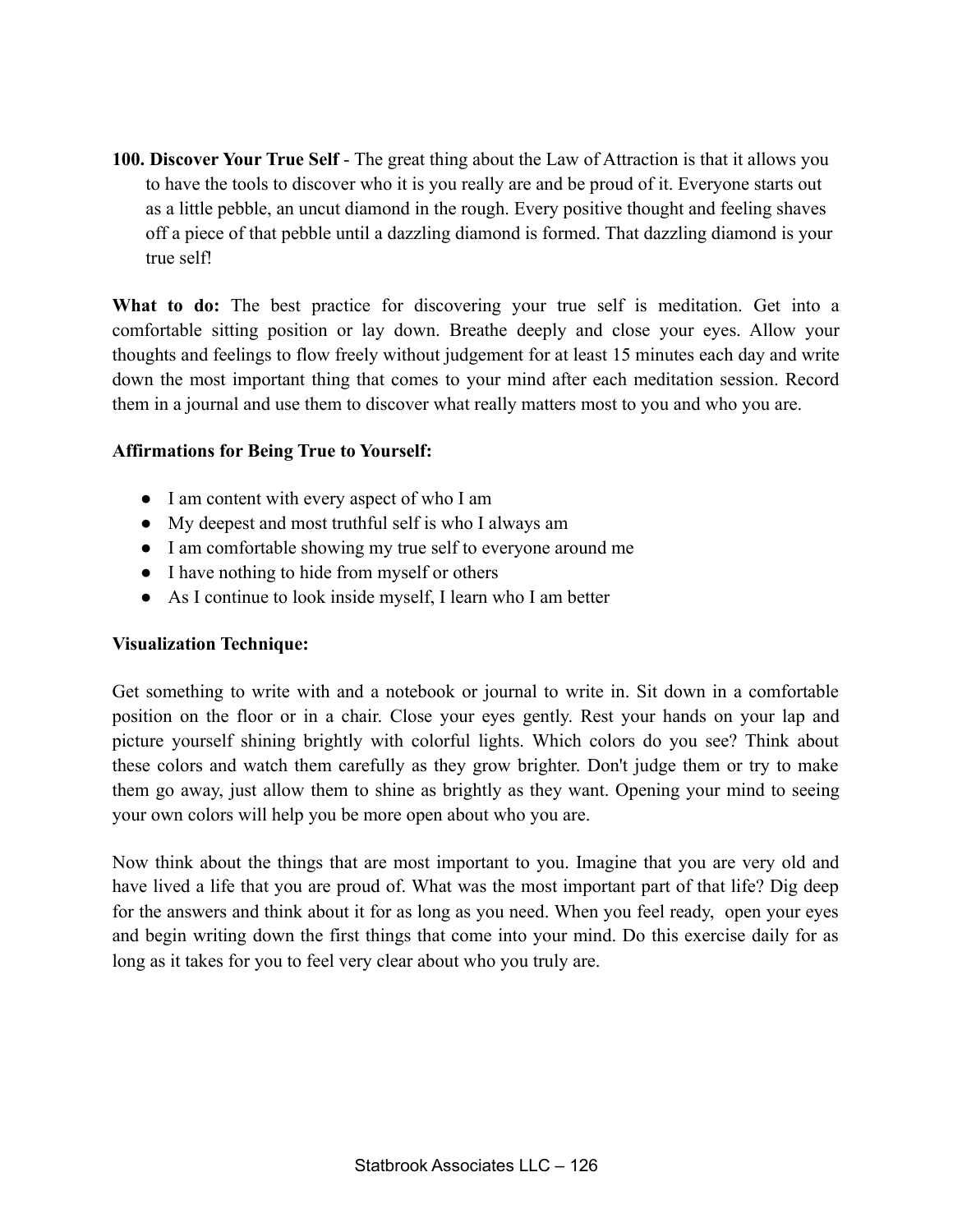**100. Discover Your True Self** - The great thing about the Law of Attraction is that it allows you to have the tools to discover who it is you really are and be proud of it. Everyone starts out as a little pebble, an uncut diamond in the rough. Every positive thought and feeling shaves off a piece of that pebble until a dazzling diamond is formed. That dazzling diamond is your true self!

**What to do:** The best practice for discovering your true self is meditation. Get into a comfortable sitting position or lay down. Breathe deeply and close your eyes. Allow your thoughts and feelings to flow freely without judgement for at least 15 minutes each day and write down the most important thing that comes to your mind after each meditation session. Record them in a journal and use them to discover what really matters most to you and who you are.

**Affirmations for Being True to Yourself:**

- I am content with every aspect of who I am
- My deepest and most truthful self is who I always am
- I am comfortable showing my true self to everyone around me
- I have nothing to hide from myself or others
- As I continue to look inside myself, I learn who I am better

**Visualization Technique:**

Get something to write with and a notebook or journal to write in. Sit down in a comfortable position on the floor or in a chair. Close your eyes gently. Rest your hands on your lap and picture yourself shining brightly with colorful lights. Which colors do you see? Think about these colors and watch them carefully as they grow brighter. Don't judge them or try to make them go away, just allow them to shine as brightly as they want. Opening your mind to seeing your own colors will help you be more open about who you are.

Now think about the things that are most important to you. Imagine that you are very old and have lived a life that you are proud of. What was the most important part of that life? Dig deep for the answers and think about it for as long as you need. When you feel ready, open your eyes and begin writing down the first things that come into your mind. Do this exercise daily for as long as it takes for you to feel very clear about who you truly are.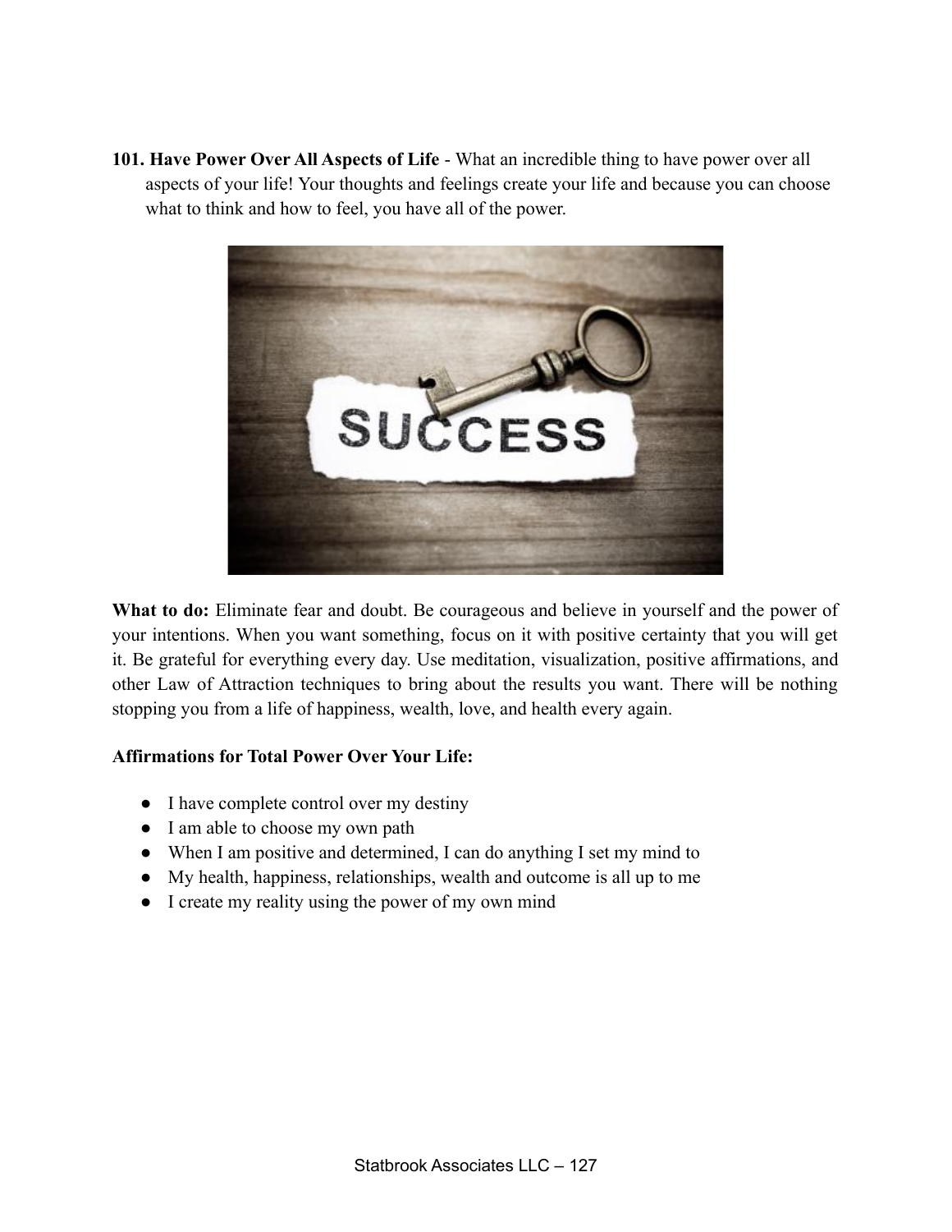**101. Have Power Over All Aspects of Life** - What an incredible thing to have power over all aspects of your life! Your thoughts and feelings create your life and because you can choose what to think and how to feel, you have all of the power.

**What to do:** Eliminate fear and doubt. Be courageous and believe in yourself and the power of your intentions. When you want something, focus on it with positive certainty that you will get it. Be grateful for everything every day. Use meditation, visualization, positive affirmations, and other Law of Attraction techniques to bring about the results you want. There will be nothing stopping you from a life of happiness, wealth, love, and health every again.

**Affirmations for Total Power Over Your Life:**

- I have complete control over my destiny
- I am able to choose my own path
- When I am positive and determined, I can do anything I set my mind to
- My health, happiness, relationships, wealth and outcome is all up to me
- I create my reality using the power of my own mind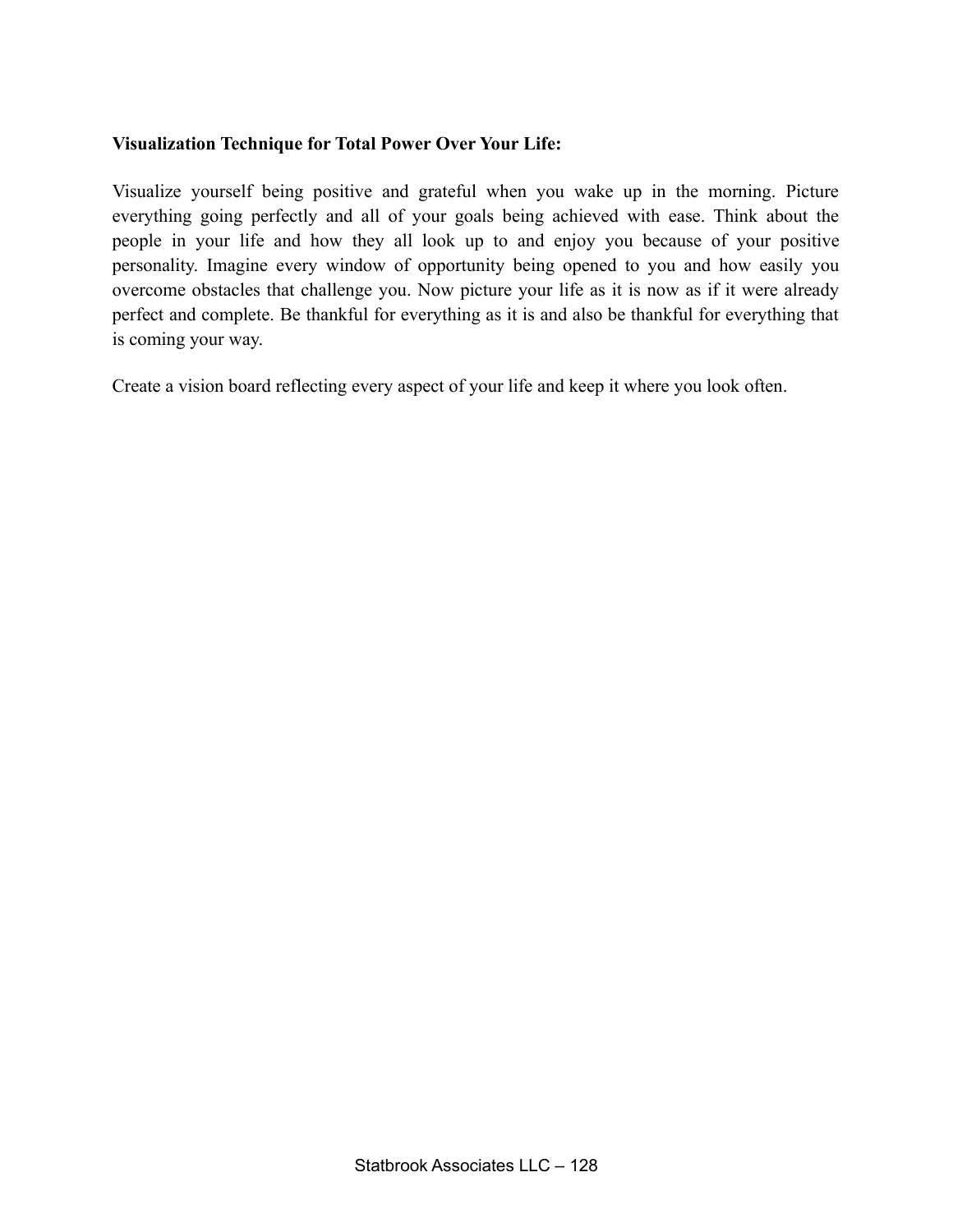**Visualization Technique for Total Power Over Your Life:**

Visualize yourself being positive and grateful when you wake up in the morning. Picture everything going perfectly and all of your goals being achieved with ease. Think about the people in your life and how they all look up to and enjoy you because of your positive personality. Imagine every window of opportunity being opened to you and how easily you overcome obstacles that challenge you. Now picture your life as it is now as if it were already perfect and complete. Be thankful for everything as it is and also be thankful for everything that is coming your way.

Create a vision board reflecting every aspect of your life and keep it where you look often.